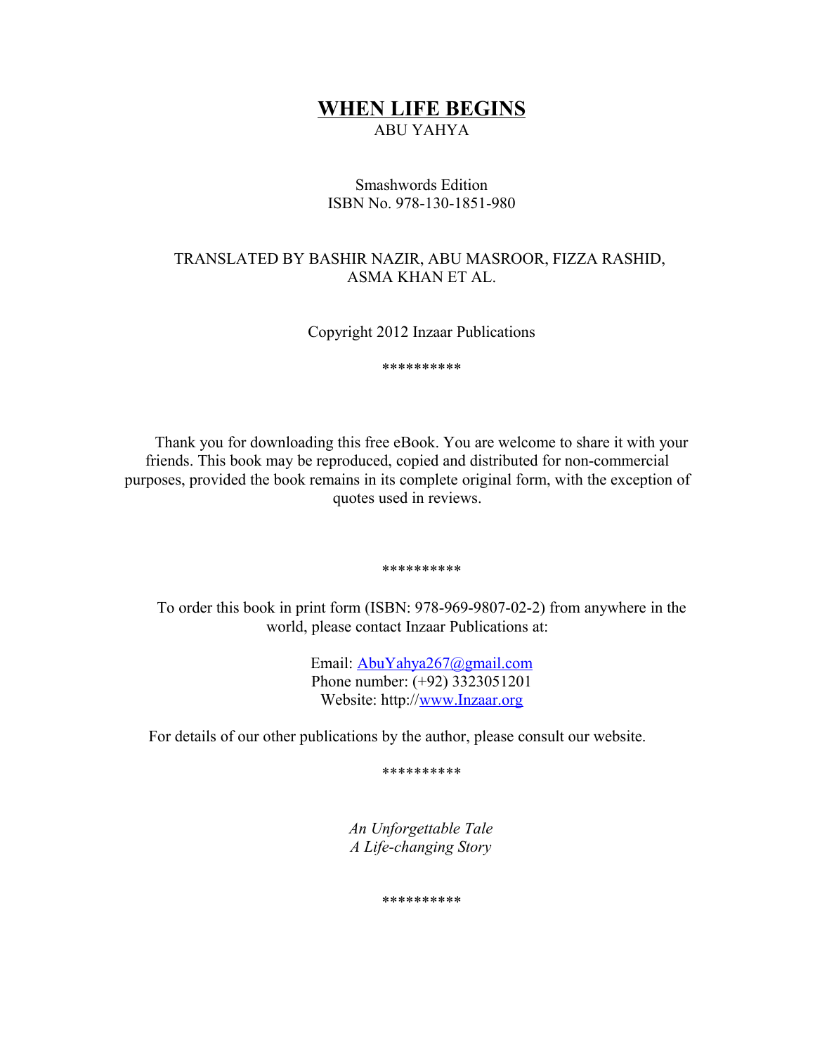# WHEN LIFE BEGINS

ABU YAHYA

Smashwords Edition
ISBN No. 978-130-1851-980

TRANSLATED BY BASHIR NAZIR, ABU MASROOR, FIZZA RASHID, ASMA KHAN ET AL.

Copyright 2012 Inzaar Publications

**********

Thank you for downloading this free eBook. You are welcome to share it with your friends. This book may be reproduced, copied and distributed for non-commercial purposes, provided the book remains in its complete original form, with the exception of quotes used in reviews.

**********

To order this book in print form (ISBN: 978-969-9807-02-2) from anywhere in the world, please contact Inzaar Publications at:

Email: AbuYahya267@gmail.com
Phone number: (+92) 3323051201
Website: http://www.Inzaar.org

For details of our other publications by the author, please consult our website.

**********

*An Unforgettable Tale*
*A Life-changing Story*

**********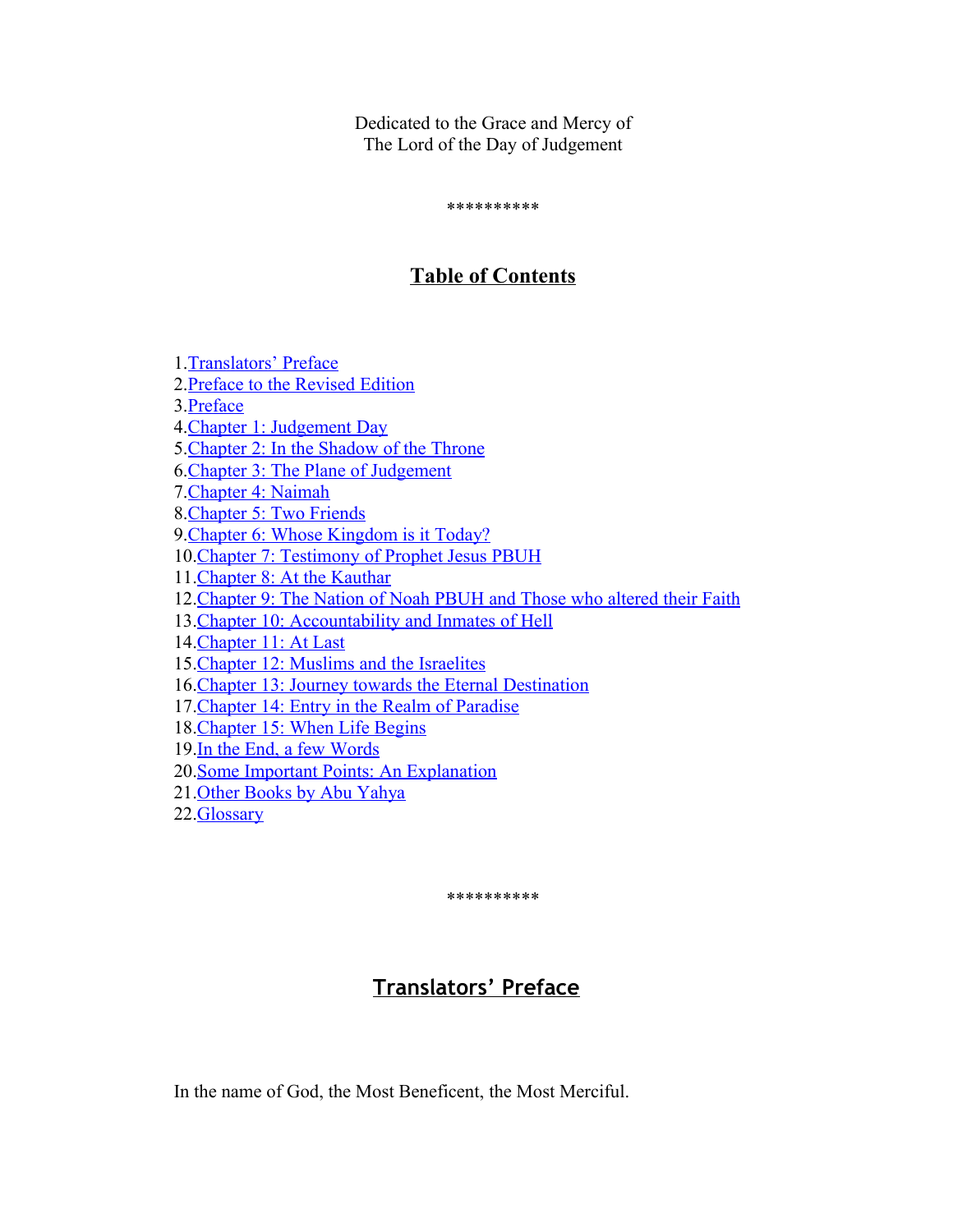Dedicated to the Grace and Mercy of
The Lord of the Day of Judgement

**********

## Table of Contents

1. Translators' Preface
2. Preface to the Revised Edition
3. Preface
4. Chapter 1: Judgement Day
5. Chapter 2: In the Shadow of the Throne
6. Chapter 3: The Plane of Judgement
7. Chapter 4: Naimah
8. Chapter 5: Two Friends
9. Chapter 6: Whose Kingdom is it Today?
10. Chapter 7: Testimony of Prophet Jesus PBUH
11. Chapter 8: At the Kauthar
12. Chapter 9: The Nation of Noah PBUH and Those who altered their Faith
13. Chapter 10: Accountability and Inmates of Hell
14. Chapter 11: At Last
15. Chapter 12: Muslims and the Israelites
16. Chapter 13: Journey towards the Eternal Destination
17. Chapter 14: Entry in the Realm of Paradise
18. Chapter 15: When Life Begins
19. In the End, a few Words
20. Some Important Points: An Explanation
21. Other Books by Abu Yahya
22. Glossary

**********

## Translators' Preface

In the name of God, the Most Beneficent, the Most Merciful.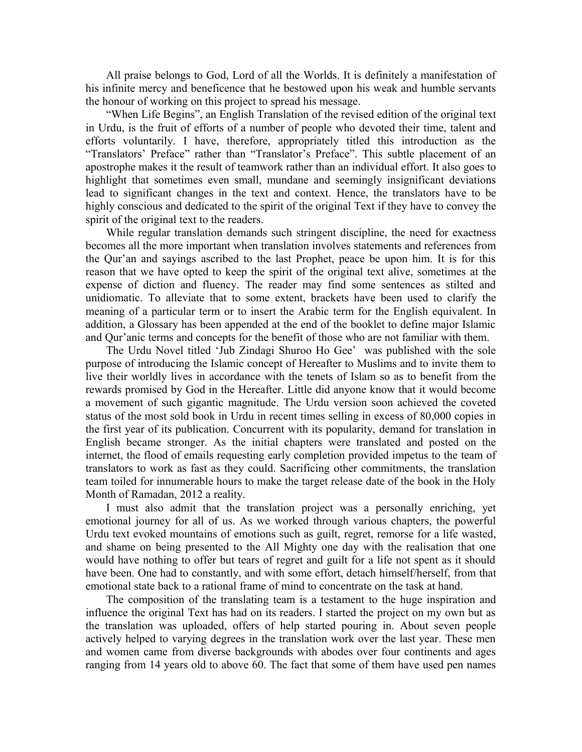All praise belongs to God, Lord of all the Worlds. It is definitely a manifestation of his infinite mercy and beneficence that he bestowed upon his weak and humble servants the honour of working on this project to spread his message.

"When Life Begins", an English Translation of the revised edition of the original text in Urdu, is the fruit of efforts of a number of people who devoted their time, talent and efforts voluntarily. I have, therefore, appropriately titled this introduction as the "Translators' Preface" rather than "Translator's Preface". This subtle placement of an apostrophe makes it the result of teamwork rather than an individual effort. It also goes to highlight that sometimes even small, mundane and seemingly insignificant deviations lead to significant changes in the text and context. Hence, the translators have to be highly conscious and dedicated to the spirit of the original Text if they have to convey the spirit of the original text to the readers.

While regular translation demands such stringent discipline, the need for exactness becomes all the more important when translation involves statements and references from the Qur'an and sayings ascribed to the last Prophet, peace be upon him. It is for this reason that we have opted to keep the spirit of the original text alive, sometimes at the expense of diction and fluency. The reader may find some sentences as stilted and unidiomatic. To alleviate that to some extent, brackets have been used to clarify the meaning of a particular term or to insert the Arabic term for the English equivalent. In addition, a Glossary has been appended at the end of the booklet to define major Islamic and Qur'anic terms and concepts for the benefit of those who are not familiar with them.

The Urdu Novel titled 'Jub Zindagi Shuroo Ho Gee' was published with the sole purpose of introducing the Islamic concept of Hereafter to Muslims and to invite them to live their worldly lives in accordance with the tenets of Islam so as to benefit from the rewards promised by God in the Hereafter. Little did anyone know that it would become a movement of such gigantic magnitude. The Urdu version soon achieved the coveted status of the most sold book in Urdu in recent times selling in excess of 80,000 copies in the first year of its publication. Concurrent with its popularity, demand for translation in English became stronger. As the initial chapters were translated and posted on the internet, the flood of emails requesting early completion provided impetus to the team of translators to work as fast as they could. Sacrificing other commitments, the translation team toiled for innumerable hours to make the target release date of the book in the Holy Month of Ramadan, 2012 a reality.

I must also admit that the translation project was a personally enriching, yet emotional journey for all of us. As we worked through various chapters, the powerful Urdu text evoked mountains of emotions such as guilt, regret, remorse for a life wasted, and shame on being presented to the All Mighty one day with the realisation that one would have nothing to offer but tears of regret and guilt for a life not spent as it should have been. One had to constantly, and with some effort, detach himself/herself, from that emotional state back to a rational frame of mind to concentrate on the task at hand.

The composition of the translating team is a testament to the huge inspiration and influence the original Text has had on its readers. I started the project on my own but as the translation was uploaded, offers of help started pouring in. About seven people actively helped to varying degrees in the translation work over the last year. These men and women came from diverse backgrounds with abodes over four continents and ages ranging from 14 years old to above 60. The fact that some of them have used pen names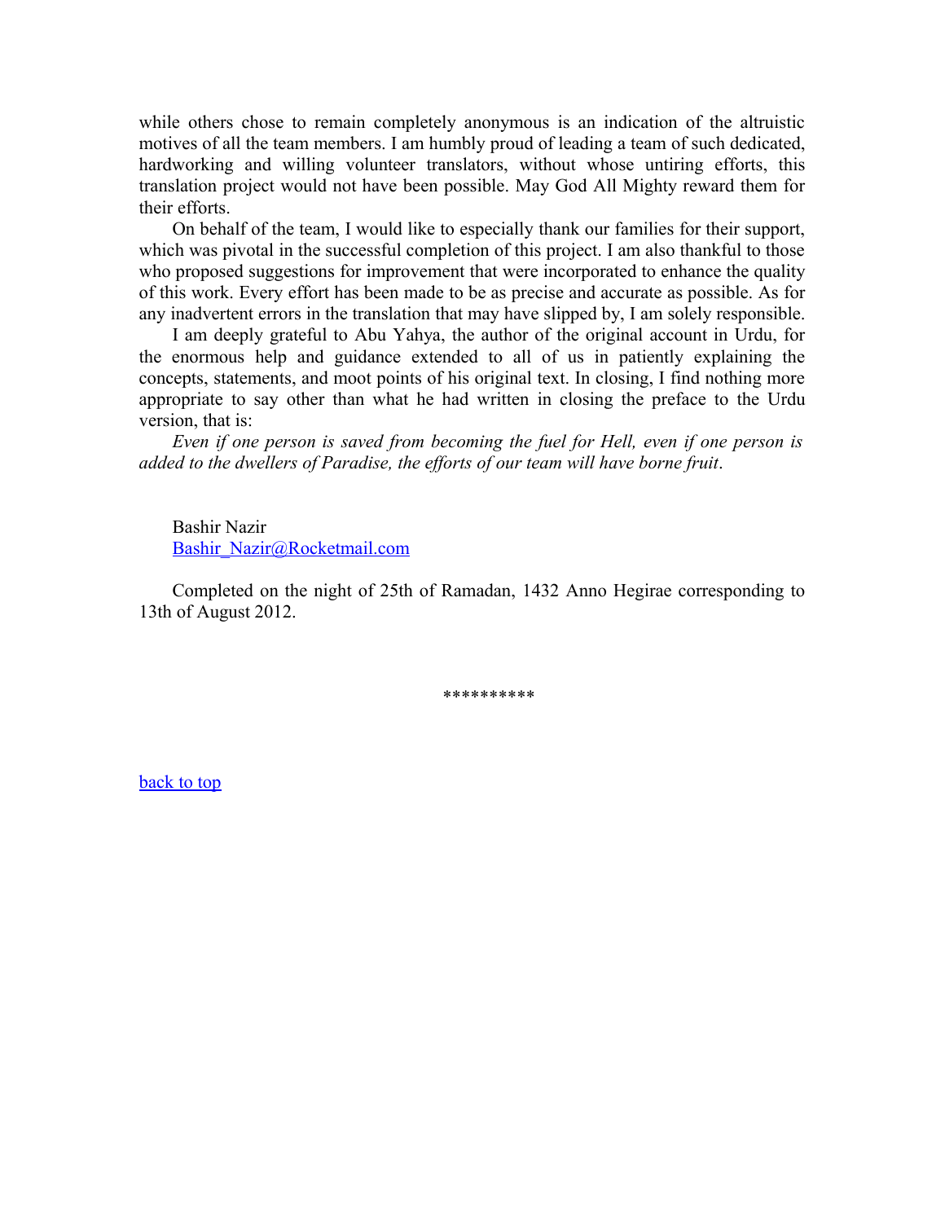while others chose to remain completely anonymous is an indication of the altruistic motives of all the team members. I am humbly proud of leading a team of such dedicated, hardworking and willing volunteer translators, without whose untiring efforts, this translation project would not have been possible. May God All Mighty reward them for their efforts.

On behalf of the team, I would like to especially thank our families for their support, which was pivotal in the successful completion of this project. I am also thankful to those who proposed suggestions for improvement that were incorporated to enhance the quality of this work. Every effort has been made to be as precise and accurate as possible. As for any inadvertent errors in the translation that may have slipped by, I am solely responsible.

I am deeply grateful to Abu Yahya, the author of the original account in Urdu, for the enormous help and guidance extended to all of us in patiently explaining the concepts, statements, and moot points of his original text. In closing, I find nothing more appropriate to say other than what he had written in closing the preface to the Urdu version, that is:

*Even if one person is saved from becoming the fuel for Hell, even if one person is added to the dwellers of Paradise, the efforts of our team will have borne fruit*.

Bashir Nazir
[Bashir_Nazir@Rocketmail.com](mailto:Bashir_Nazir@Rocketmail.com)

Completed on the night of 25th of Ramadan, 1432 Anno Hegirae corresponding to 13th of August 2012.

**********

[back to top](#)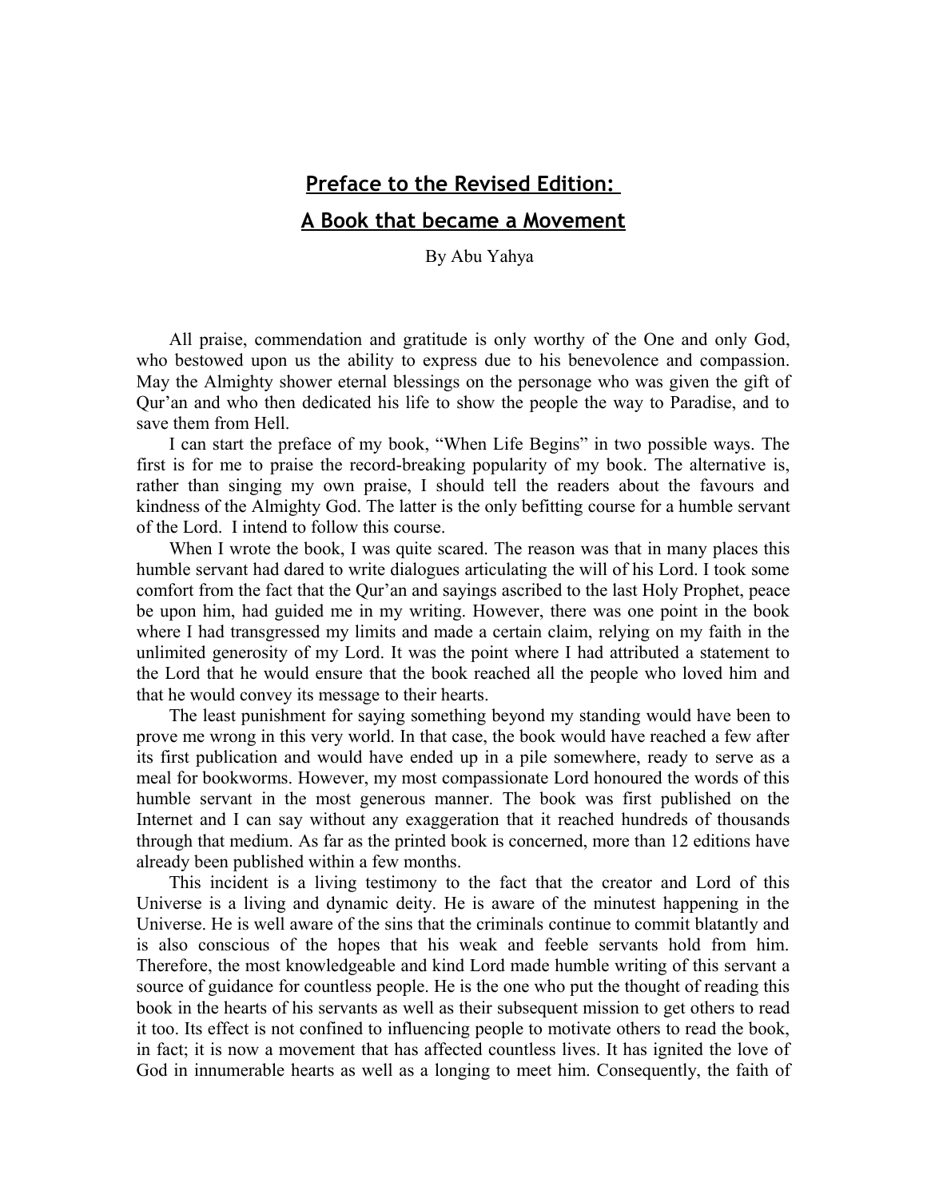## Preface to the Revised Edition: A Book that became a Movement

By Abu Yahya

All praise, commendation and gratitude is only worthy of the One and only God, who bestowed upon us the ability to express due to his benevolence and compassion. May the Almighty shower eternal blessings on the personage who was given the gift of Qur'an and who then dedicated his life to show the people the way to Paradise, and to save them from Hell.

I can start the preface of my book, "When Life Begins" in two possible ways. The first is for me to praise the record-breaking popularity of my book. The alternative is, rather than singing my own praise, I should tell the readers about the favours and kindness of the Almighty God. The latter is the only befitting course for a humble servant of the Lord. I intend to follow this course.

When I wrote the book, I was quite scared. The reason was that in many places this humble servant had dared to write dialogues articulating the will of his Lord. I took some comfort from the fact that the Qur'an and sayings ascribed to the last Holy Prophet, peace be upon him, had guided me in my writing. However, there was one point in the book where I had transgressed my limits and made a certain claim, relying on my faith in the unlimited generosity of my Lord. It was the point where I had attributed a statement to the Lord that he would ensure that the book reached all the people who loved him and that he would convey its message to their hearts.

The least punishment for saying something beyond my standing would have been to prove me wrong in this very world. In that case, the book would have reached a few after its first publication and would have ended up in a pile somewhere, ready to serve as a meal for bookworms. However, my most compassionate Lord honoured the words of this humble servant in the most generous manner. The book was first published on the Internet and I can say without any exaggeration that it reached hundreds of thousands through that medium. As far as the printed book is concerned, more than 12 editions have already been published within a few months.

This incident is a living testimony to the fact that the creator and Lord of this Universe is a living and dynamic deity. He is aware of the minutest happening in the Universe. He is well aware of the sins that the criminals continue to commit blatantly and is also conscious of the hopes that his weak and feeble servants hold from him. Therefore, the most knowledgeable and kind Lord made humble writing of this servant a source of guidance for countless people. He is the one who put the thought of reading this book in the hearts of his servants as well as their subsequent mission to get others to read it too. Its effect is not confined to influencing people to motivate others to read the book, in fact; it is now a movement that has affected countless lives. It has ignited the love of God in innumerable hearts as well as a longing to meet him. Consequently, the faith of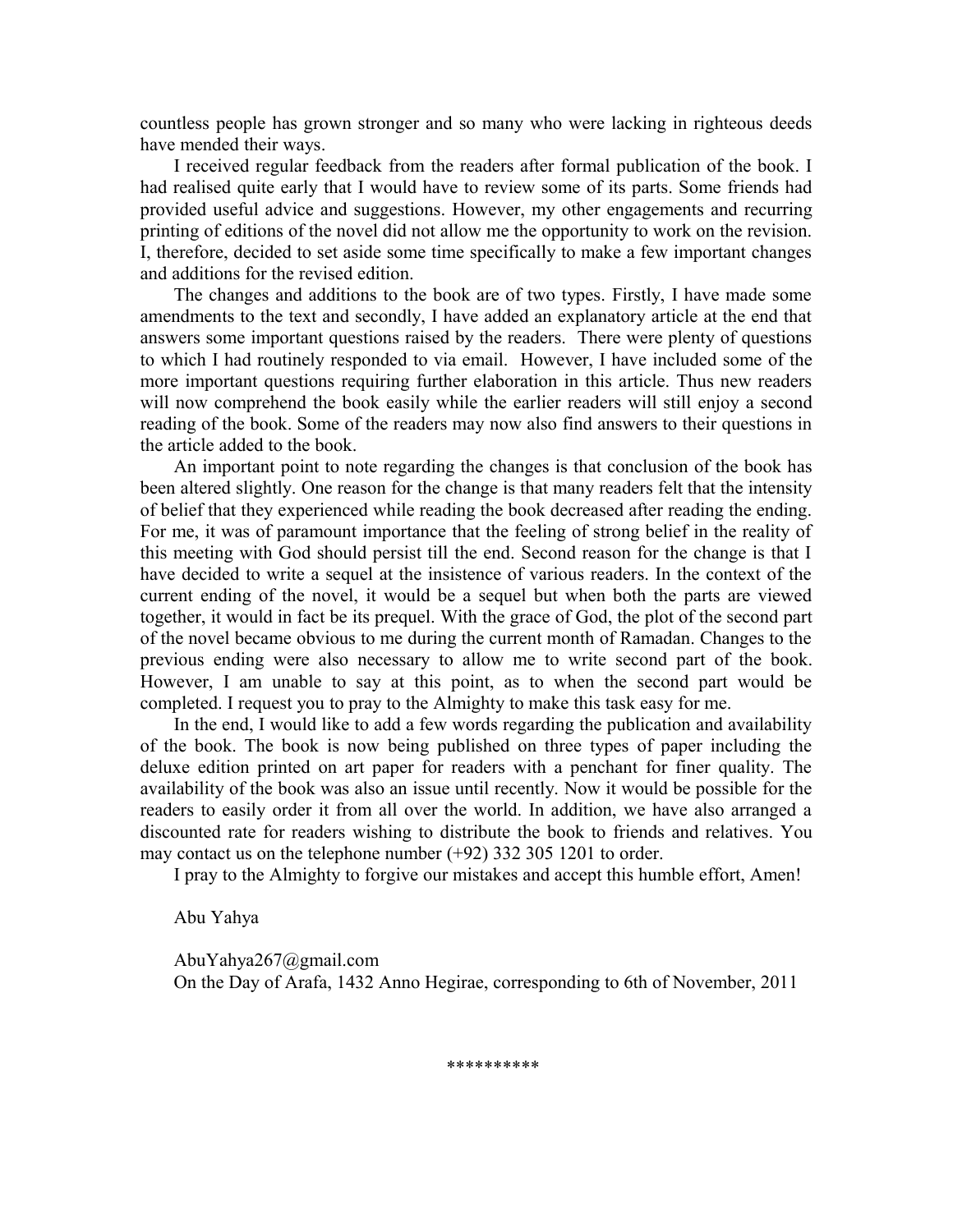countless people has grown stronger and so many who were lacking in righteous deeds have mended their ways.

I received regular feedback from the readers after formal publication of the book. I had realised quite early that I would have to review some of its parts. Some friends had provided useful advice and suggestions. However, my other engagements and recurring printing of editions of the novel did not allow me the opportunity to work on the revision. I, therefore, decided to set aside some time specifically to make a few important changes and additions for the revised edition.

The changes and additions to the book are of two types. Firstly, I have made some amendments to the text and secondly, I have added an explanatory article at the end that answers some important questions raised by the readers. There were plenty of questions to which I had routinely responded to via email. However, I have included some of the more important questions requiring further elaboration in this article. Thus new readers will now comprehend the book easily while the earlier readers will still enjoy a second reading of the book. Some of the readers may now also find answers to their questions in the article added to the book.

An important point to note regarding the changes is that conclusion of the book has been altered slightly. One reason for the change is that many readers felt that the intensity of belief that they experienced while reading the book decreased after reading the ending. For me, it was of paramount importance that the feeling of strong belief in the reality of this meeting with God should persist till the end. Second reason for the change is that I have decided to write a sequel at the insistence of various readers. In the context of the current ending of the novel, it would be a sequel but when both the parts are viewed together, it would in fact be its prequel. With the grace of God, the plot of the second part of the novel became obvious to me during the current month of Ramadan. Changes to the previous ending were also necessary to allow me to write second part of the book. However, I am unable to say at this point, as to when the second part would be completed. I request you to pray to the Almighty to make this task easy for me.

In the end, I would like to add a few words regarding the publication and availability of the book. The book is now being published on three types of paper including the deluxe edition printed on art paper for readers with a penchant for finer quality. The availability of the book was also an issue until recently. Now it would be possible for the readers to easily order it from all over the world. In addition, we have also arranged a discounted rate for readers wishing to distribute the book to friends and relatives. You may contact us on the telephone number (+92) 332 305 1201 to order.

I pray to the Almighty to forgive our mistakes and accept this humble effort, Amen!

Abu Yahya

AbuYahya267@gmail.com
On the Day of Arafa, 1432 Anno Hegirae, corresponding to 6th of November, 2011

\*\*\*\*\*\*\*\*\*\*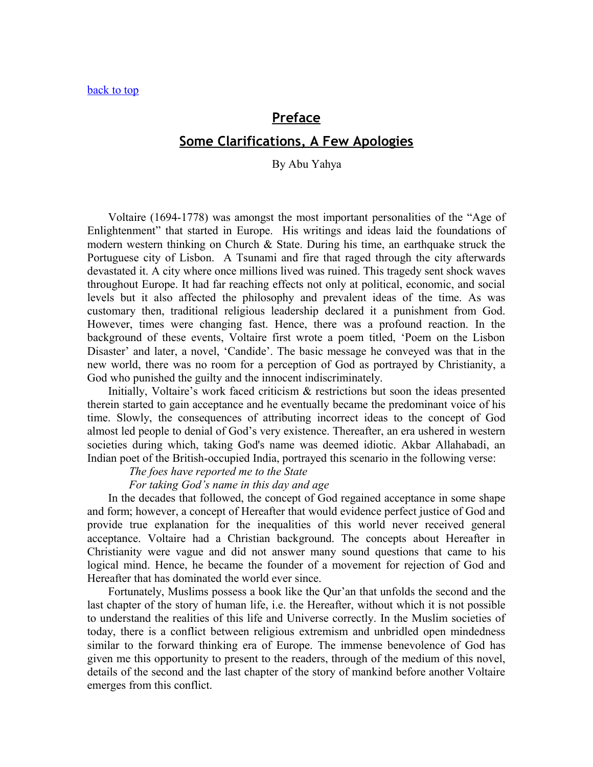[back to top]

## Preface

## Some Clarifications, A Few Apologies

By Abu Yahya

Voltaire (1694-1778) was amongst the most important personalities of the "Age of Enlightenment" that started in Europe. His writings and ideas laid the foundations of modern western thinking on Church & State. During his time, an earthquake struck the Portuguese city of Lisbon. A Tsunami and fire that raged through the city afterwards devastated it. A city where once millions lived was ruined. This tragedy sent shock waves throughout Europe. It had far reaching effects not only at political, economic, and social levels but it also affected the philosophy and prevalent ideas of the time. As was customary then, traditional religious leadership declared it a punishment from God. However, times were changing fast. Hence, there was a profound reaction. In the background of these events, Voltaire first wrote a poem titled, 'Poem on the Lisbon Disaster' and later, a novel, 'Candide'. The basic message he conveyed was that in the new world, there was no room for a perception of God as portrayed by Christianity, a God who punished the guilty and the innocent indiscriminately.

Initially, Voltaire's work faced criticism & restrictions but soon the ideas presented therein started to gain acceptance and he eventually became the predominant voice of his time. Slowly, the consequences of attributing incorrect ideas to the concept of God almost led people to denial of God's very existence. Thereafter, an era ushered in western societies during which, taking God's name was deemed idiotic. Akbar Allahabadi, an Indian poet of the British-occupied India, portrayed this scenario in the following verse:

*The foes have reported me to the State*
*For taking God's name in this day and age*

In the decades that followed, the concept of God regained acceptance in some shape and form; however, a concept of Hereafter that would evidence perfect justice of God and provide true explanation for the inequalities of this world never received general acceptance. Voltaire had a Christian background. The concepts about Hereafter in Christianity were vague and did not answer many sound questions that came to his logical mind. Hence, he became the founder of a movement for rejection of God and Hereafter that has dominated the world ever since.

Fortunately, Muslims possess a book like the Qur'an that unfolds the second and the last chapter of the story of human life, i.e. the Hereafter, without which it is not possible to understand the realities of this life and Universe correctly. In the Muslim societies of today, there is a conflict between religious extremism and unbridled open mindedness similar to the forward thinking era of Europe. The immense benevolence of God has given me this opportunity to present to the readers, through of the medium of this novel, details of the second and the last chapter of the story of mankind before another Voltaire emerges from this conflict.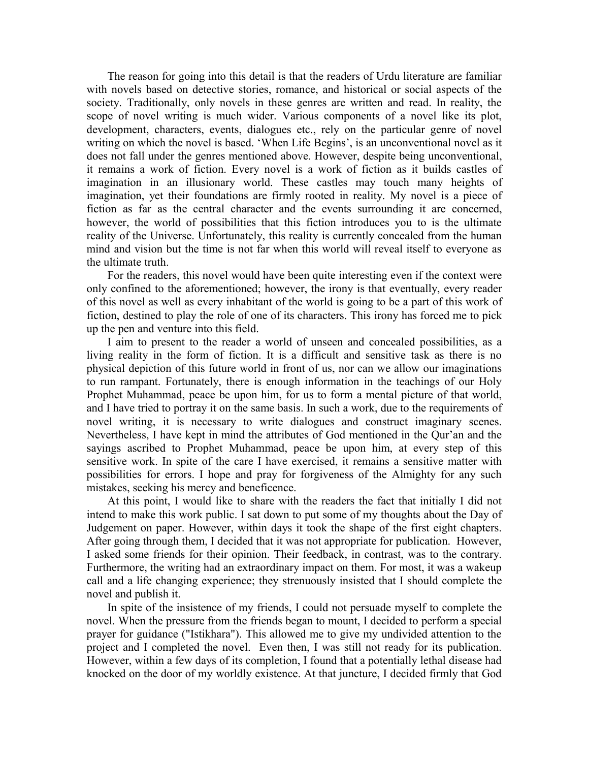The reason for going into this detail is that the readers of Urdu literature are familiar with novels based on detective stories, romance, and historical or social aspects of the society. Traditionally, only novels in these genres are written and read. In reality, the scope of novel writing is much wider. Various components of a novel like its plot, development, characters, events, dialogues etc., rely on the particular genre of novel writing on which the novel is based. 'When Life Begins', is an unconventional novel as it does not fall under the genres mentioned above. However, despite being unconventional, it remains a work of fiction. Every novel is a work of fiction as it builds castles of imagination in an illusionary world. These castles may touch many heights of imagination, yet their foundations are firmly rooted in reality. My novel is a piece of fiction as far as the central character and the events surrounding it are concerned, however, the world of possibilities that this fiction introduces you to is the ultimate reality of the Universe. Unfortunately, this reality is currently concealed from the human mind and vision but the time is not far when this world will reveal itself to everyone as the ultimate truth.

For the readers, this novel would have been quite interesting even if the context were only confined to the aforementioned; however, the irony is that eventually, every reader of this novel as well as every inhabitant of the world is going to be a part of this work of fiction, destined to play the role of one of its characters. This irony has forced me to pick up the pen and venture into this field.

I aim to present to the reader a world of unseen and concealed possibilities, as a living reality in the form of fiction. It is a difficult and sensitive task as there is no physical depiction of this future world in front of us, nor can we allow our imaginations to run rampant. Fortunately, there is enough information in the teachings of our Holy Prophet Muhammad, peace be upon him, for us to form a mental picture of that world, and I have tried to portray it on the same basis. In such a work, due to the requirements of novel writing, it is necessary to write dialogues and construct imaginary scenes. Nevertheless, I have kept in mind the attributes of God mentioned in the Qur'an and the sayings ascribed to Prophet Muhammad, peace be upon him, at every step of this sensitive work. In spite of the care I have exercised, it remains a sensitive matter with possibilities for errors. I hope and pray for forgiveness of the Almighty for any such mistakes, seeking his mercy and beneficence.

At this point, I would like to share with the readers the fact that initially I did not intend to make this work public. I sat down to put some of my thoughts about the Day of Judgement on paper. However, within days it took the shape of the first eight chapters. After going through them, I decided that it was not appropriate for publication. However, I asked some friends for their opinion. Their feedback, in contrast, was to the contrary. Furthermore, the writing had an extraordinary impact on them. For most, it was a wakeup call and a life changing experience; they strenuously insisted that I should complete the novel and publish it.

In spite of the insistence of my friends, I could not persuade myself to complete the novel. When the pressure from the friends began to mount, I decided to perform a special prayer for guidance ("Istikhara"). This allowed me to give my undivided attention to the project and I completed the novel. Even then, I was still not ready for its publication. However, within a few days of its completion, I found that a potentially lethal disease had knocked on the door of my worldly existence. At that juncture, I decided firmly that God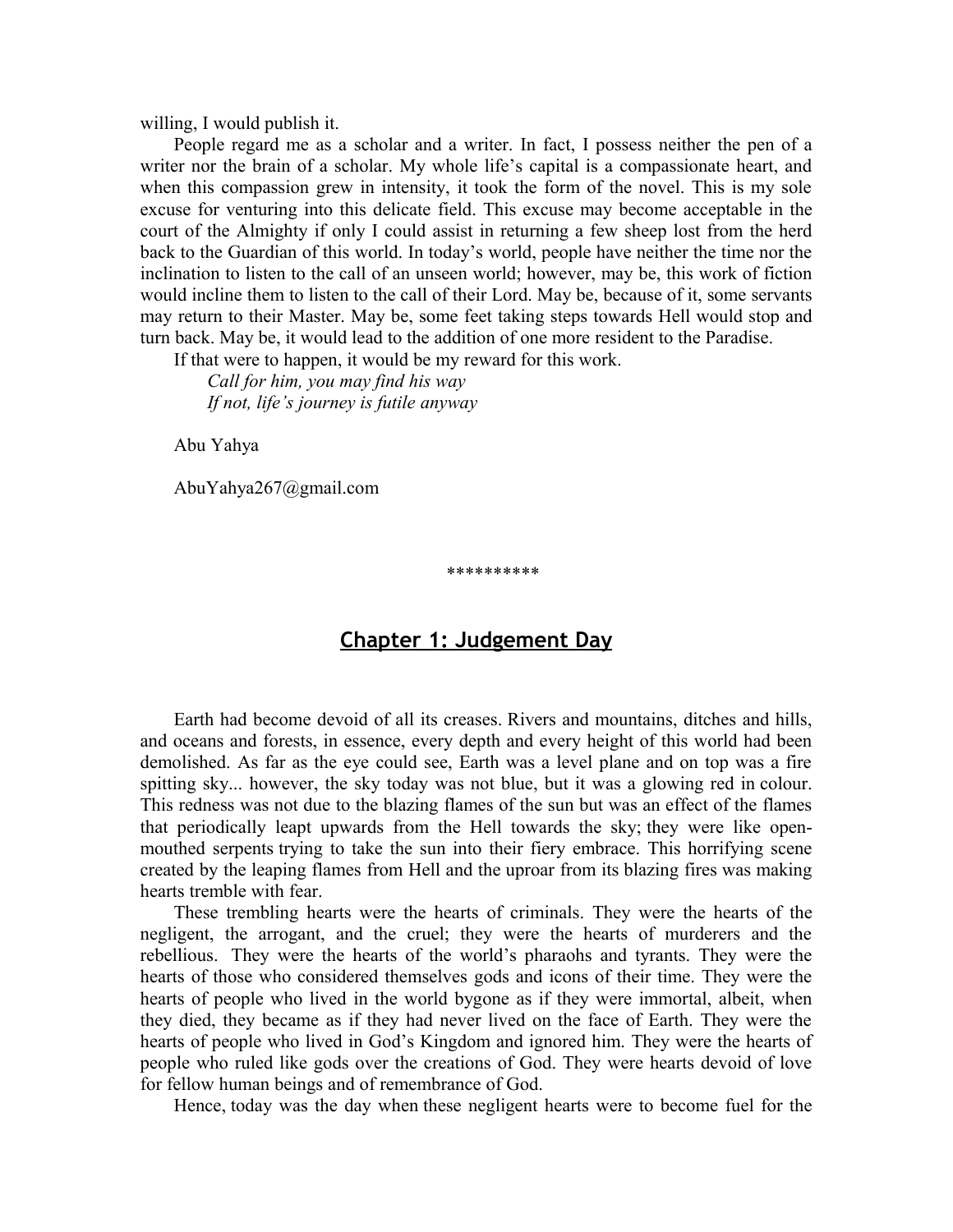willing, I would publish it.

People regard me as a scholar and a writer. In fact, I possess neither the pen of a writer nor the brain of a scholar. My whole life's capital is a compassionate heart, and when this compassion grew in intensity, it took the form of the novel. This is my sole excuse for venturing into this delicate field. This excuse may become acceptable in the court of the Almighty if only I could assist in returning a few sheep lost from the herd back to the Guardian of this world. In today's world, people have neither the time nor the inclination to listen to the call of an unseen world; however, may be, this work of fiction would incline them to listen to the call of their Lord. May be, because of it, some servants may return to their Master. May be, some feet taking steps towards Hell would stop and turn back. May be, it would lead to the addition of one more resident to the Paradise.

If that were to happen, it would be my reward for this work.

*Call for him, you may find his way*
*If not, life's journey is futile anyway*

Abu Yahya

AbuYahya267@gmail.com

**********

## Chapter 1: Judgement Day

Earth had become devoid of all its creases. Rivers and mountains, ditches and hills, and oceans and forests, in essence, every depth and every height of this world had been demolished. As far as the eye could see, Earth was a level plane and on top was a fire spitting sky... however, the sky today was not blue, but it was a glowing red in colour. This redness was not due to the blazing flames of the sun but was an effect of the flames that periodically leapt upwards from the Hell towards the sky; they were like open-mouthed serpents trying to take the sun into their fiery embrace. This horrifying scene created by the leaping flames from Hell and the uproar from its blazing fires was making hearts tremble with fear.

These trembling hearts were the hearts of criminals. They were the hearts of the negligent, the arrogant, and the cruel; they were the hearts of murderers and the rebellious. They were the hearts of the world's pharaohs and tyrants. They were the hearts of those who considered themselves gods and icons of their time. They were the hearts of people who lived in the world bygone as if they were immortal, albeit, when they died, they became as if they had never lived on the face of Earth. They were the hearts of people who lived in God's Kingdom and ignored him. They were the hearts of people who ruled like gods over the creations of God. They were hearts devoid of love for fellow human beings and of remembrance of God.

Hence, today was the day when these negligent hearts were to become fuel for the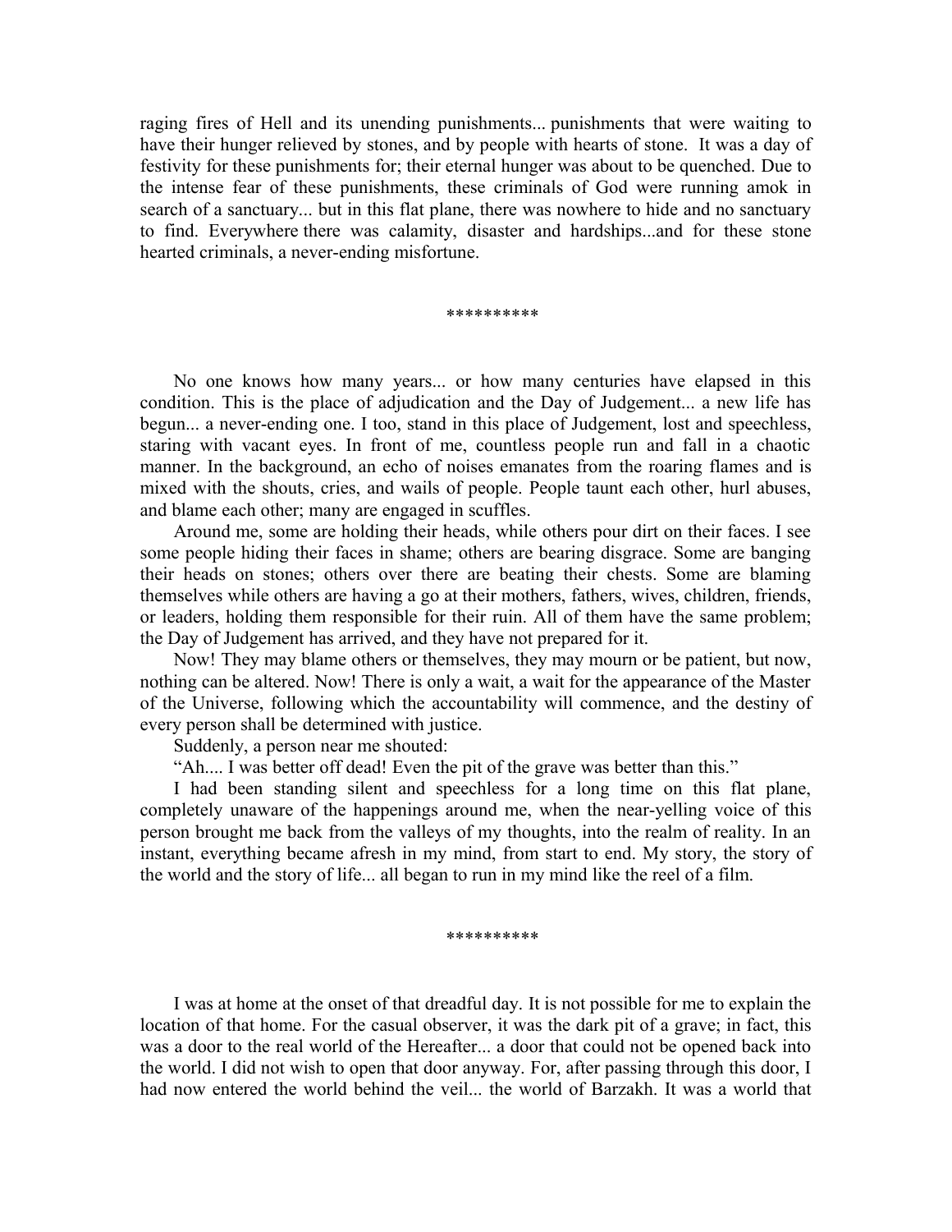raging fires of Hell and its unending punishments... punishments that were waiting to have their hunger relieved by stones, and by people with hearts of stone. It was a day of festivity for these punishments for; their eternal hunger was about to be quenched. Due to the intense fear of these punishments, these criminals of God were running amok in search of a sanctuary... but in this flat plane, there was nowhere to hide and no sanctuary to find. Everywhere there was calamity, disaster and hardships...and for these stone hearted criminals, a never-ending misfortune.

**********

No one knows how many years... or how many centuries have elapsed in this condition. This is the place of adjudication and the Day of Judgement... a new life has begun... a never-ending one. I too, stand in this place of Judgement, lost and speechless, staring with vacant eyes. In front of me, countless people run and fall in a chaotic manner. In the background, an echo of noises emanates from the roaring flames and is mixed with the shouts, cries, and wails of people. People taunt each other, hurl abuses, and blame each other; many are engaged in scuffles.

Around me, some are holding their heads, while others pour dirt on their faces. I see some people hiding their faces in shame; others are bearing disgrace. Some are banging their heads on stones; others over there are beating their chests. Some are blaming themselves while others are having a go at their mothers, fathers, wives, children, friends, or leaders, holding them responsible for their ruin. All of them have the same problem; the Day of Judgement has arrived, and they have not prepared for it.

Now! They may blame others or themselves, they may mourn or be patient, but now, nothing can be altered. Now! There is only a wait, a wait for the appearance of the Master of the Universe, following which the accountability will commence, and the destiny of every person shall be determined with justice.

Suddenly, a person near me shouted:

"Ah.... I was better off dead! Even the pit of the grave was better than this."

I had been standing silent and speechless for a long time on this flat plane, completely unaware of the happenings around me, when the near-yelling voice of this person brought me back from the valleys of my thoughts, into the realm of reality. In an instant, everything became afresh in my mind, from start to end. My story, the story of the world and the story of life... all began to run in my mind like the reel of a film.

**********

I was at home at the onset of that dreadful day. It is not possible for me to explain the location of that home. For the casual observer, it was the dark pit of a grave; in fact, this was a door to the real world of the Hereafter... a door that could not be opened back into the world. I did not wish to open that door anyway. For, after passing through this door, I had now entered the world behind the veil... the world of Barzakh. It was a world that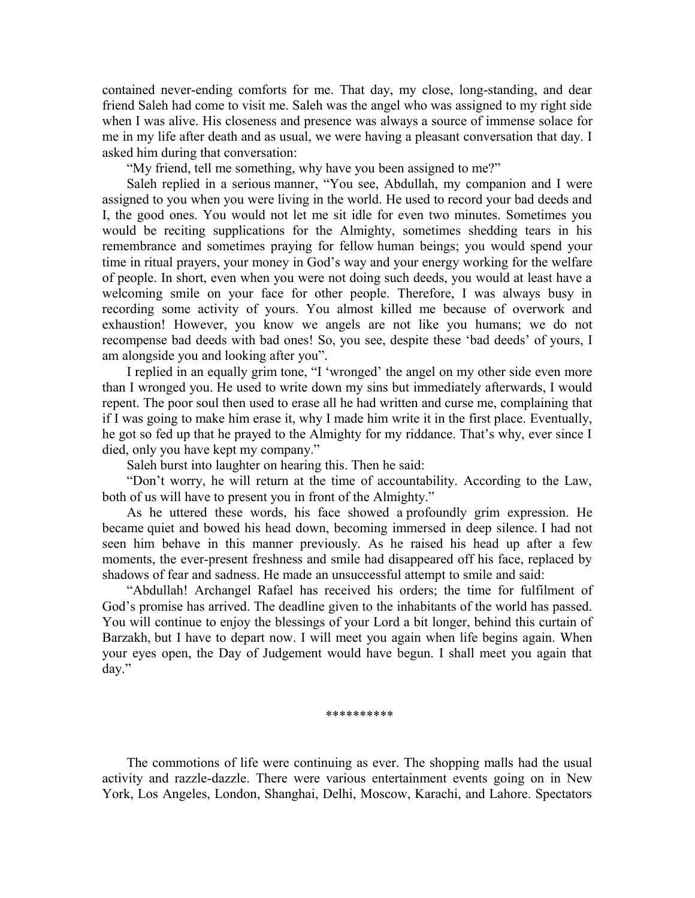contained never-ending comforts for me. That day, my close, long-standing, and dear friend Saleh had come to visit me. Saleh was the angel who was assigned to my right side when I was alive. His closeness and presence was always a source of immense solace for me in my life after death and as usual, we were having a pleasant conversation that day. I asked him during that conversation:

"My friend, tell me something, why have you been assigned to me?"

Saleh replied in a serious manner, "You see, Abdullah, my companion and I were assigned to you when you were living in the world. He used to record your bad deeds and I, the good ones. You would not let me sit idle for even two minutes. Sometimes you would be reciting supplications for the Almighty, sometimes shedding tears in his remembrance and sometimes praying for fellow human beings; you would spend your time in ritual prayers, your money in God's way and your energy working for the welfare of people. In short, even when you were not doing such deeds, you would at least have a welcoming smile on your face for other people. Therefore, I was always busy in recording some activity of yours. You almost killed me because of overwork and exhaustion! However, you know we angels are not like you humans; we do not recompense bad deeds with bad ones! So, you see, despite these 'bad deeds' of yours, I am alongside you and looking after you".

I replied in an equally grim tone, "I 'wronged' the angel on my other side even more than I wronged you. He used to write down my sins but immediately afterwards, I would repent. The poor soul then used to erase all he had written and curse me, complaining that if I was going to make him erase it, why I made him write it in the first place. Eventually, he got so fed up that he prayed to the Almighty for my riddance. That's why, ever since I died, only you have kept my company."

Saleh burst into laughter on hearing this. Then he said:

"Don't worry, he will return at the time of accountability. According to the Law, both of us will have to present you in front of the Almighty."

As he uttered these words, his face showed a profoundly grim expression. He became quiet and bowed his head down, becoming immersed in deep silence. I had not seen him behave in this manner previously. As he raised his head up after a few moments, the ever-present freshness and smile had disappeared off his face, replaced by shadows of fear and sadness. He made an unsuccessful attempt to smile and said:

"Abdullah! Archangel Rafael has received his orders; the time for fulfilment of God's promise has arrived. The deadline given to the inhabitants of the world has passed. You will continue to enjoy the blessings of your Lord a bit longer, behind this curtain of Barzakh, but I have to depart now. I will meet you again when life begins again. When your eyes open, the Day of Judgement would have begun. I shall meet you again that day."

**********

The commotions of life were continuing as ever. The shopping malls had the usual activity and razzle-dazzle. There were various entertainment events going on in New York, Los Angeles, London, Shanghai, Delhi, Moscow, Karachi, and Lahore. Spectators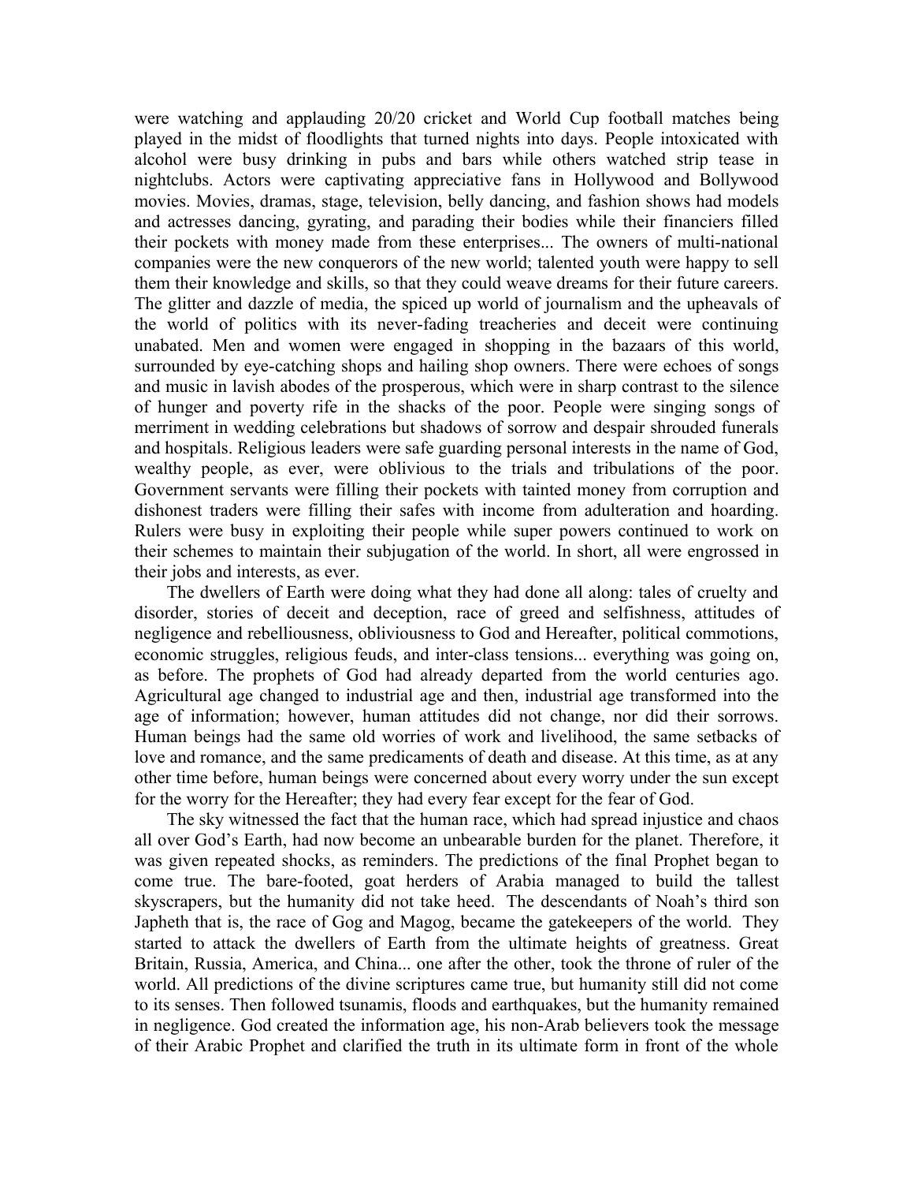were watching and applauding 20/20 cricket and World Cup football matches being played in the midst of floodlights that turned nights into days. People intoxicated with alcohol were busy drinking in pubs and bars while others watched strip tease in nightclubs. Actors were captivating appreciative fans in Hollywood and Bollywood movies. Movies, dramas, stage, television, belly dancing, and fashion shows had models and actresses dancing, gyrating, and parading their bodies while their financiers filled their pockets with money made from these enterprises... The owners of multi-national companies were the new conquerors of the new world; talented youth were happy to sell them their knowledge and skills, so that they could weave dreams for their future careers. The glitter and dazzle of media, the spiced up world of journalism and the upheavals of the world of politics with its never-fading treacheries and deceit were continuing unabated. Men and women were engaged in shopping in the bazaars of this world, surrounded by eye-catching shops and hailing shop owners. There were echoes of songs and music in lavish abodes of the prosperous, which were in sharp contrast to the silence of hunger and poverty rife in the shacks of the poor. People were singing songs of merriment in wedding celebrations but shadows of sorrow and despair shrouded funerals and hospitals. Religious leaders were safe guarding personal interests in the name of God, wealthy people, as ever, were oblivious to the trials and tribulations of the poor. Government servants were filling their pockets with tainted money from corruption and dishonest traders were filling their safes with income from adulteration and hoarding. Rulers were busy in exploiting their people while super powers continued to work on their schemes to maintain their subjugation of the world. In short, all were engrossed in their jobs and interests, as ever.

The dwellers of Earth were doing what they had done all along: tales of cruelty and disorder, stories of deceit and deception, race of greed and selfishness, attitudes of negligence and rebelliousness, obliviousness to God and Hereafter, political commotions, economic struggles, religious feuds, and inter-class tensions... everything was going on, as before. The prophets of God had already departed from the world centuries ago. Agricultural age changed to industrial age and then, industrial age transformed into the age of information; however, human attitudes did not change, nor did their sorrows. Human beings had the same old worries of work and livelihood, the same setbacks of love and romance, and the same predicaments of death and disease. At this time, as at any other time before, human beings were concerned about every worry under the sun except for the worry for the Hereafter; they had every fear except for the fear of God.

The sky witnessed the fact that the human race, which had spread injustice and chaos all over God's Earth, had now become an unbearable burden for the planet. Therefore, it was given repeated shocks, as reminders. The predictions of the final Prophet began to come true. The bare-footed, goat herders of Arabia managed to build the tallest skyscrapers, but the humanity did not take heed. The descendants of Noah's third son Japheth that is, the race of Gog and Magog, became the gatekeepers of the world. They started to attack the dwellers of Earth from the ultimate heights of greatness. Great Britain, Russia, America, and China... one after the other, took the throne of ruler of the world. All predictions of the divine scriptures came true, but humanity still did not come to its senses. Then followed tsunamis, floods and earthquakes, but the humanity remained in negligence. God created the information age, his non-Arab believers took the message of their Arabic Prophet and clarified the truth in its ultimate form in front of the whole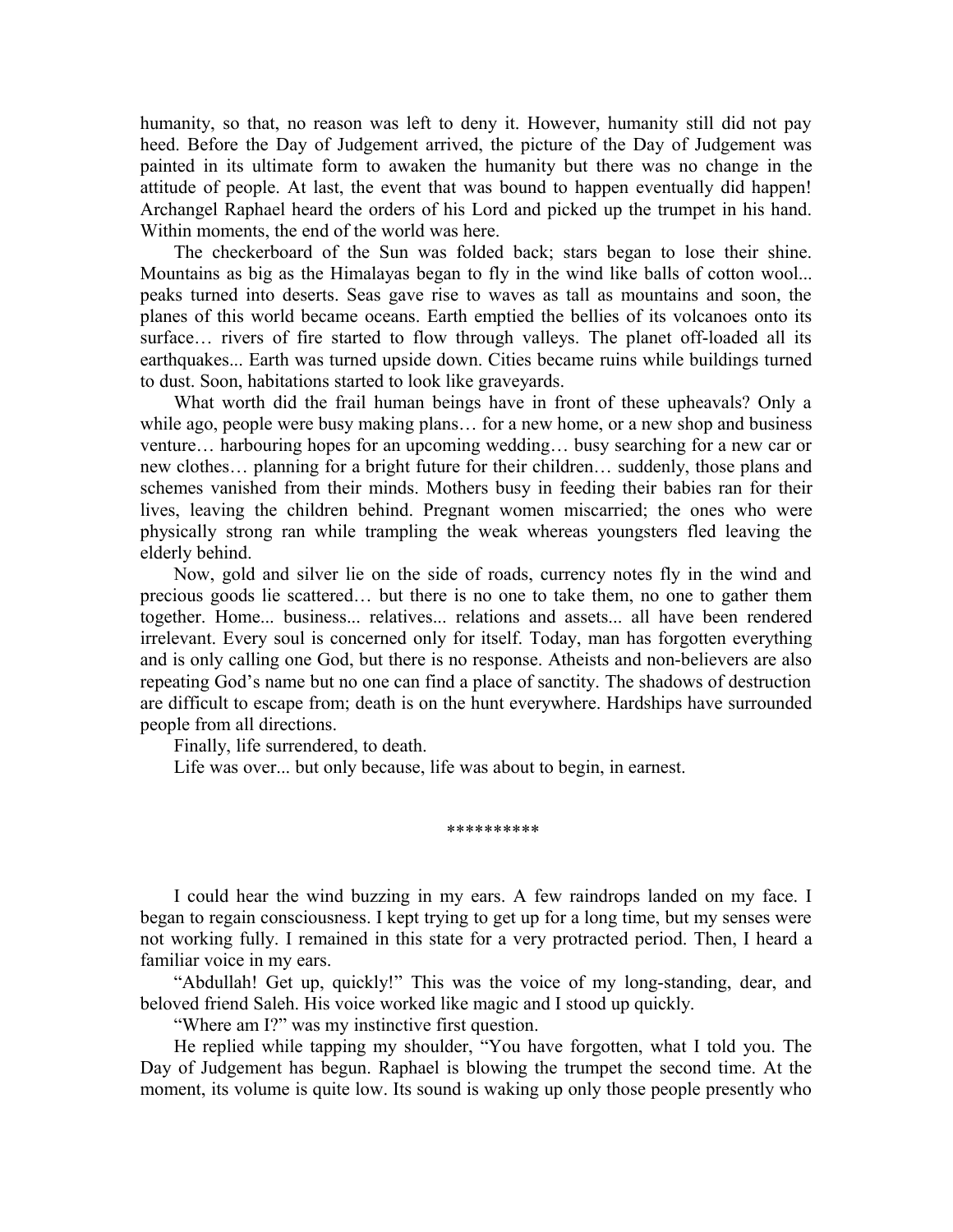humanity, so that, no reason was left to deny it. However, humanity still did not pay heed. Before the Day of Judgement arrived, the picture of the Day of Judgement was painted in its ultimate form to awaken the humanity but there was no change in the attitude of people. At last, the event that was bound to happen eventually did happen! Archangel Raphael heard the orders of his Lord and picked up the trumpet in his hand. Within moments, the end of the world was here.

The checkerboard of the Sun was folded back; stars began to lose their shine. Mountains as big as the Himalayas began to fly in the wind like balls of cotton wool... peaks turned into deserts. Seas gave rise to waves as tall as mountains and soon, the planes of this world became oceans. Earth emptied the bellies of its volcanoes onto its surface… rivers of fire started to flow through valleys. The planet off-loaded all its earthquakes... Earth was turned upside down. Cities became ruins while buildings turned to dust. Soon, habitations started to look like graveyards.

What worth did the frail human beings have in front of these upheavals? Only a while ago, people were busy making plans… for a new home, or a new shop and business venture… harbouring hopes for an upcoming wedding… busy searching for a new car or new clothes… planning for a bright future for their children… suddenly, those plans and schemes vanished from their minds. Mothers busy in feeding their babies ran for their lives, leaving the children behind. Pregnant women miscarried; the ones who were physically strong ran while trampling the weak whereas youngsters fled leaving the elderly behind.

Now, gold and silver lie on the side of roads, currency notes fly in the wind and precious goods lie scattered… but there is no one to take them, no one to gather them together. Home... business... relatives... relations and assets... all have been rendered irrelevant. Every soul is concerned only for itself. Today, man has forgotten everything and is only calling one God, but there is no response. Atheists and non-believers are also repeating God's name but no one can find a place of sanctity. The shadows of destruction are difficult to escape from; death is on the hunt everywhere. Hardships have surrounded people from all directions.

Finally, life surrendered, to death.

Life was over... but only because, life was about to begin, in earnest.

**********

I could hear the wind buzzing in my ears. A few raindrops landed on my face. I began to regain consciousness. I kept trying to get up for a long time, but my senses were not working fully. I remained in this state for a very protracted period. Then, I heard a familiar voice in my ears.

"Abdullah! Get up, quickly!" This was the voice of my long-standing, dear, and beloved friend Saleh. His voice worked like magic and I stood up quickly.

"Where am I?" was my instinctive first question.

He replied while tapping my shoulder, "You have forgotten, what I told you. The Day of Judgement has begun. Raphael is blowing the trumpet the second time. At the moment, its volume is quite low. Its sound is waking up only those people presently who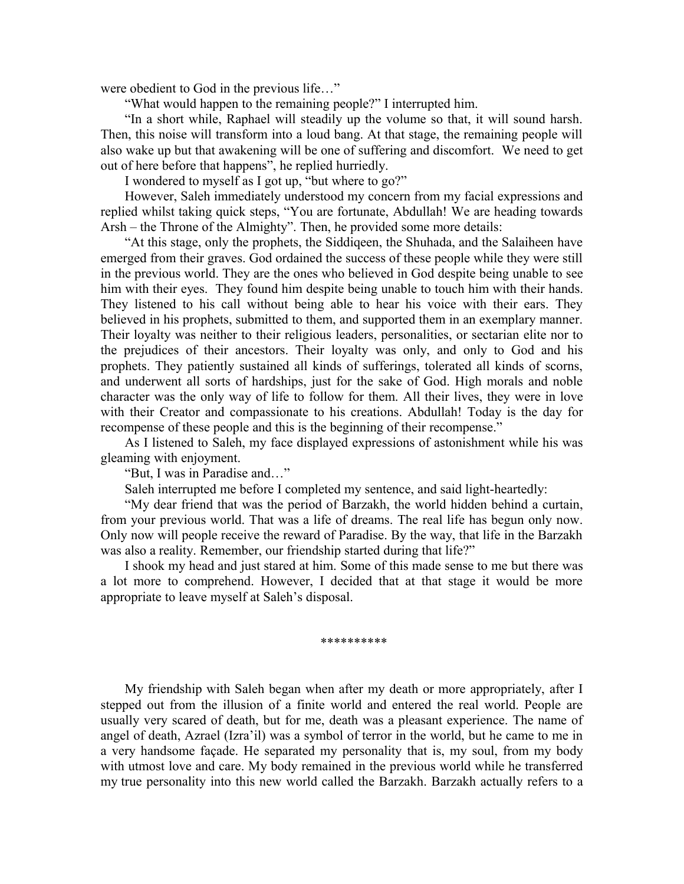were obedient to God in the previous life…"

"What would happen to the remaining people?" I interrupted him.

"In a short while, Raphael will steadily up the volume so that, it will sound harsh. Then, this noise will transform into a loud bang. At that stage, the remaining people will also wake up but that awakening will be one of suffering and discomfort. We need to get out of here before that happens", he replied hurriedly.

I wondered to myself as I got up, "but where to go?"

However, Saleh immediately understood my concern from my facial expressions and replied whilst taking quick steps, "You are fortunate, Abdullah! We are heading towards Arsh – the Throne of the Almighty". Then, he provided some more details:

"At this stage, only the prophets, the Siddiqeen, the Shuhada, and the Salaiheen have emerged from their graves. God ordained the success of these people while they were still in the previous world. They are the ones who believed in God despite being unable to see him with their eyes. They found him despite being unable to touch him with their hands. They listened to his call without being able to hear his voice with their ears. They believed in his prophets, submitted to them, and supported them in an exemplary manner. Their loyalty was neither to their religious leaders, personalities, or sectarian elite nor to the prejudices of their ancestors. Their loyalty was only, and only to God and his prophets. They patiently sustained all kinds of sufferings, tolerated all kinds of scorns, and underwent all sorts of hardships, just for the sake of God. High morals and noble character was the only way of life to follow for them. All their lives, they were in love with their Creator and compassionate to his creations. Abdullah! Today is the day for recompense of these people and this is the beginning of their recompense."

As I listened to Saleh, my face displayed expressions of astonishment while his was gleaming with enjoyment.

"But, I was in Paradise and…"

Saleh interrupted me before I completed my sentence, and said light-heartedly:

"My dear friend that was the period of Barzakh, the world hidden behind a curtain, from your previous world. That was a life of dreams. The real life has begun only now. Only now will people receive the reward of Paradise. By the way, that life in the Barzakh was also a reality. Remember, our friendship started during that life?"

I shook my head and just stared at him. Some of this made sense to me but there was a lot more to comprehend. However, I decided that at that stage it would be more appropriate to leave myself at Saleh's disposal.

**********

My friendship with Saleh began when after my death or more appropriately, after I stepped out from the illusion of a finite world and entered the real world. People are usually very scared of death, but for me, death was a pleasant experience. The name of angel of death, Azrael (Izra'il) was a symbol of terror in the world, but he came to me in a very handsome façade. He separated my personality that is, my soul, from my body with utmost love and care. My body remained in the previous world while he transferred my true personality into this new world called the Barzakh. Barzakh actually refers to a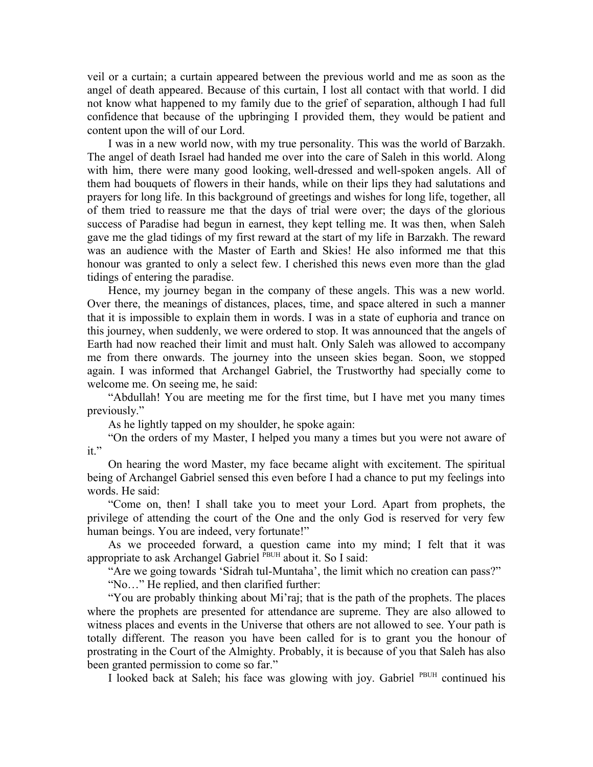veil or a curtain; a curtain appeared between the previous world and me as soon as the angel of death appeared. Because of this curtain, I lost all contact with that world. I did not know what happened to my family due to the grief of separation, although I had full confidence that because of the upbringing I provided them, they would be patient and content upon the will of our Lord.

I was in a new world now, with my true personality. This was the world of Barzakh. The angel of death Israel had handed me over into the care of Saleh in this world. Along with him, there were many good looking, well-dressed and well-spoken angels. All of them had bouquets of flowers in their hands, while on their lips they had salutations and prayers for long life. In this background of greetings and wishes for long life, together, all of them tried to reassure me that the days of trial were over; the days of the glorious success of Paradise had begun in earnest, they kept telling me. It was then, when Saleh gave me the glad tidings of my first reward at the start of my life in Barzakh. The reward was an audience with the Master of Earth and Skies! He also informed me that this honour was granted to only a select few. I cherished this news even more than the glad tidings of entering the paradise.

Hence, my journey began in the company of these angels. This was a new world. Over there, the meanings of distances, places, time, and space altered in such a manner that it is impossible to explain them in words. I was in a state of euphoria and trance on this journey, when suddenly, we were ordered to stop. It was announced that the angels of Earth had now reached their limit and must halt. Only Saleh was allowed to accompany me from there onwards. The journey into the unseen skies began. Soon, we stopped again. I was informed that Archangel Gabriel, the Trustworthy had specially come to welcome me. On seeing me, he said:

"Abdullah! You are meeting me for the first time, but I have met you many times previously."

As he lightly tapped on my shoulder, he spoke again:

"On the orders of my Master, I helped you many a times but you were not aware of it."

On hearing the word Master, my face became alight with excitement. The spiritual being of Archangel Gabriel sensed this even before I had a chance to put my feelings into words. He said:

"Come on, then! I shall take you to meet your Lord. Apart from prophets, the privilege of attending the court of the One and the only God is reserved for very few human beings. You are indeed, very fortunate!"

As we proceeded forward, a question came into my mind; I felt that it was appropriate to ask Archangel Gabriel PBUH about it. So I said:

"Are we going towards 'Sidrah tul-Muntaha', the limit which no creation can pass?"

"No…" He replied, and then clarified further:

"You are probably thinking about Mi'raj; that is the path of the prophets. The places where the prophets are presented for attendance are supreme. They are also allowed to witness places and events in the Universe that others are not allowed to see. Your path is totally different. The reason you have been called for is to grant you the honour of prostrating in the Court of the Almighty. Probably, it is because of you that Saleh has also been granted permission to come so far."

I looked back at Saleh; his face was glowing with joy. Gabriel PBUH continued his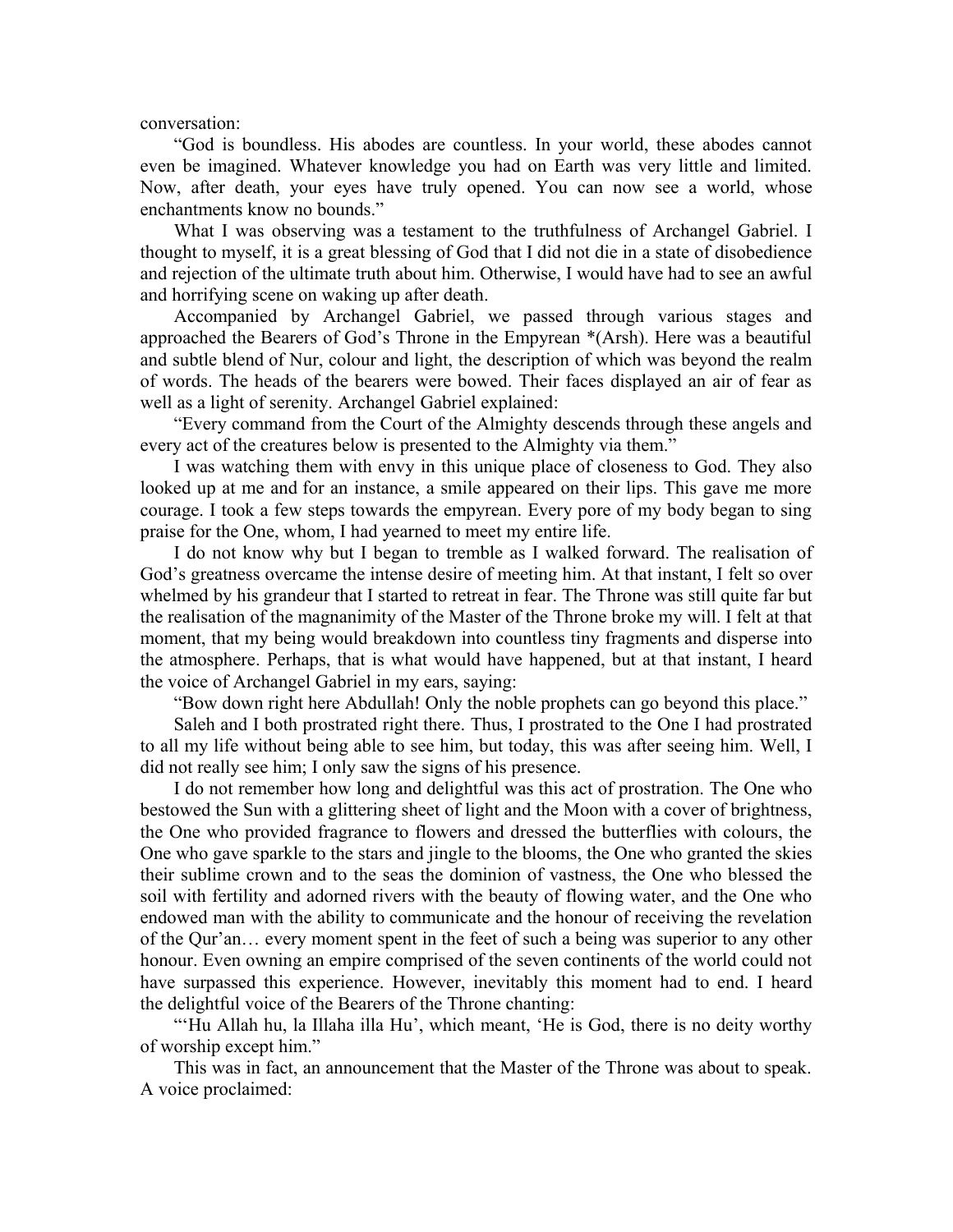conversation:

"God is boundless. His abodes are countless. In your world, these abodes cannot even be imagined. Whatever knowledge you had on Earth was very little and limited. Now, after death, your eyes have truly opened. You can now see a world, whose enchantments know no bounds."

What I was observing was a testament to the truthfulness of Archangel Gabriel. I thought to myself, it is a great blessing of God that I did not die in a state of disobedience and rejection of the ultimate truth about him. Otherwise, I would have had to see an awful and horrifying scene on waking up after death.

Accompanied by Archangel Gabriel, we passed through various stages and approached the Bearers of God's Throne in the Empyrean *(Arsh). Here was a beautiful and subtle blend of Nur, colour and light, the description of which was beyond the realm of words. The heads of the bearers were bowed. Their faces displayed an air of fear as well as a light of serenity. Archangel Gabriel explained:

"Every command from the Court of the Almighty descends through these angels and every act of the creatures below is presented to the Almighty via them."

I was watching them with envy in this unique place of closeness to God. They also looked up at me and for an instance, a smile appeared on their lips. This gave me more courage. I took a few steps towards the empyrean. Every pore of my body began to sing praise for the One, whom, I had yearned to meet my entire life.

I do not know why but I began to tremble as I walked forward. The realisation of God's greatness overcame the intense desire of meeting him. At that instant, I felt so over whelmed by his grandeur that I started to retreat in fear. The Throne was still quite far but the realisation of the magnanimity of the Master of the Throne broke my will. I felt at that moment, that my being would breakdown into countless tiny fragments and disperse into the atmosphere. Perhaps, that is what would have happened, but at that instant, I heard the voice of Archangel Gabriel in my ears, saying:

"Bow down right here Abdullah! Only the noble prophets can go beyond this place."

Saleh and I both prostrated right there. Thus, I prostrated to the One I had prostrated to all my life without being able to see him, but today, this was after seeing him. Well, I did not really see him; I only saw the signs of his presence.

I do not remember how long and delightful was this act of prostration. The One who bestowed the Sun with a glittering sheet of light and the Moon with a cover of brightness, the One who provided fragrance to flowers and dressed the butterflies with colours, the One who gave sparkle to the stars and jingle to the blooms, the One who granted the skies their sublime crown and to the seas the dominion of vastness, the One who blessed the soil with fertility and adorned rivers with the beauty of flowing water, and the One who endowed man with the ability to communicate and the honour of receiving the revelation of the Qur'an… every moment spent in the feet of such a being was superior to any other honour. Even owning an empire comprised of the seven continents of the world could not have surpassed this experience. However, inevitably this moment had to end. I heard the delightful voice of the Bearers of the Throne chanting:

"'Hu Allah hu, la Illaha illa Hu', which meant, 'He is God, there is no deity worthy of worship except him."

This was in fact, an announcement that the Master of the Throne was about to speak. A voice proclaimed: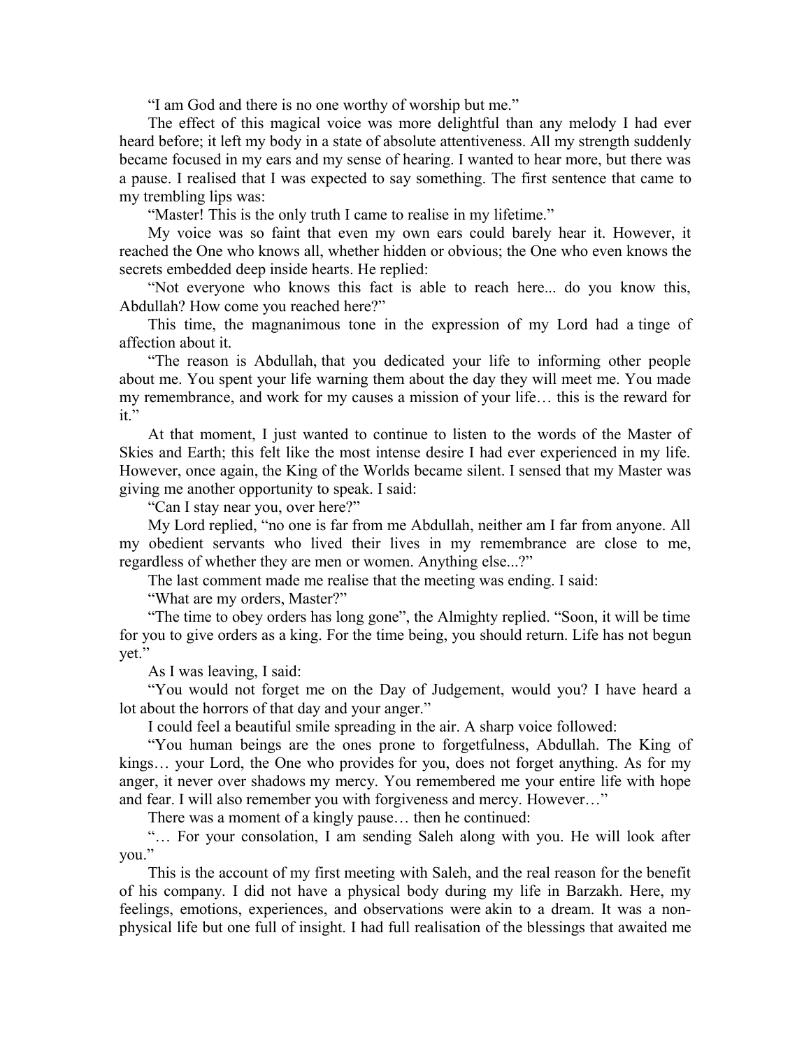"I am God and there is no one worthy of worship but me."

The effect of this magical voice was more delightful than any melody I had ever heard before; it left my body in a state of absolute attentiveness. All my strength suddenly became focused in my ears and my sense of hearing. I wanted to hear more, but there was a pause. I realised that I was expected to say something. The first sentence that came to my trembling lips was:

"Master! This is the only truth I came to realise in my lifetime."

My voice was so faint that even my own ears could barely hear it. However, it reached the One who knows all, whether hidden or obvious; the One who even knows the secrets embedded deep inside hearts. He replied:

"Not everyone who knows this fact is able to reach here... do you know this, Abdullah? How come you reached here?"

This time, the magnanimous tone in the expression of my Lord had a tinge of affection about it.

"The reason is Abdullah, that you dedicated your life to informing other people about me. You spent your life warning them about the day they will meet me. You made my remembrance, and work for my causes a mission of your life… this is the reward for it."

At that moment, I just wanted to continue to listen to the words of the Master of Skies and Earth; this felt like the most intense desire I had ever experienced in my life. However, once again, the King of the Worlds became silent. I sensed that my Master was giving me another opportunity to speak. I said:

"Can I stay near you, over here?"

My Lord replied, "no one is far from me Abdullah, neither am I far from anyone. All my obedient servants who lived their lives in my remembrance are close to me, regardless of whether they are men or women. Anything else...?"

The last comment made me realise that the meeting was ending. I said:

"What are my orders, Master?"

"The time to obey orders has long gone", the Almighty replied. "Soon, it will be time for you to give orders as a king. For the time being, you should return. Life has not begun yet."

As I was leaving, I said:

"You would not forget me on the Day of Judgement, would you? I have heard a lot about the horrors of that day and your anger."

I could feel a beautiful smile spreading in the air. A sharp voice followed:

"You human beings are the ones prone to forgetfulness, Abdullah. The King of kings… your Lord, the One who provides for you, does not forget anything. As for my anger, it never over shadows my mercy. You remembered me your entire life with hope and fear. I will also remember you with forgiveness and mercy. However…"

There was a moment of a kingly pause… then he continued:

"… For your consolation, I am sending Saleh along with you. He will look after you."

This is the account of my first meeting with Saleh, and the real reason for the benefit of his company. I did not have a physical body during my life in Barzakh. Here, my feelings, emotions, experiences, and observations were akin to a dream. It was a non-physical life but one full of insight. I had full realisation of the blessings that awaited me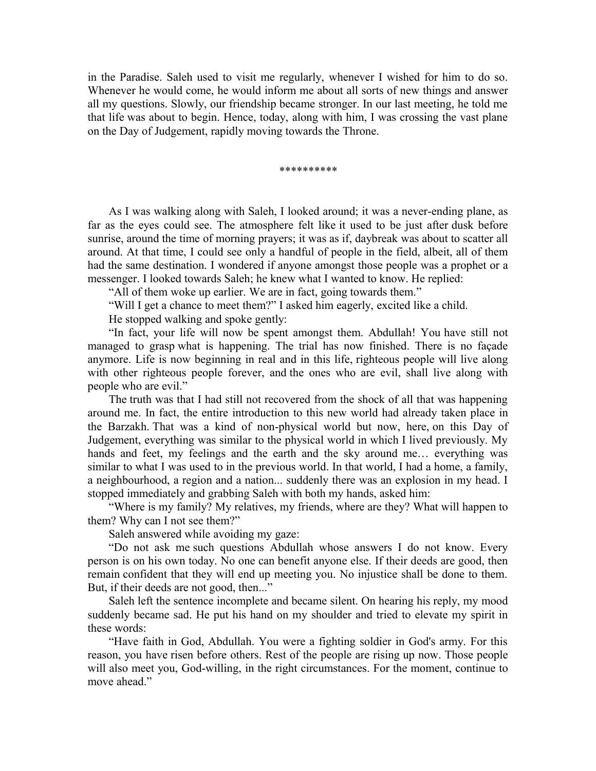in the Paradise. Saleh used to visit me regularly, whenever I wished for him to do so. Whenever he would come, he would inform me about all sorts of new things and answer all my questions. Slowly, our friendship became stronger. In our last meeting, he told me that life was about to begin. Hence, today, along with him, I was crossing the vast plane on the Day of Judgement, rapidly moving towards the Throne.

**********

As I was walking along with Saleh, I looked around; it was a never-ending plane, as far as the eyes could see. The atmosphere felt like it used to be just after dusk before sunrise, around the time of morning prayers; it was as if, daybreak was about to scatter all around. At that time, I could see only a handful of people in the field, albeit, all of them had the same destination. I wondered if anyone amongst those people was a prophet or a messenger. I looked towards Saleh; he knew what I wanted to know. He replied:

"All of them woke up earlier. We are in fact, going towards them."

"Will I get a chance to meet them?" I asked him eagerly, excited like a child.

He stopped walking and spoke gently:

"In fact, your life will now be spent amongst them. Abdullah! You have still not managed to grasp what is happening. The trial has now finished. There is no façade anymore. Life is now beginning in real and in this life, righteous people will live along with other righteous people forever, and the ones who are evil, shall live along with people who are evil."

The truth was that I had still not recovered from the shock of all that was happening around me. In fact, the entire introduction to this new world had already taken place in the Barzakh. That was a kind of non-physical world but now, here, on this Day of Judgement, everything was similar to the physical world in which I lived previously. My hands and feet, my feelings and the earth and the sky around me… everything was similar to what I was used to in the previous world. In that world, I had a home, a family, a neighbourhood, a region and a nation... suddenly there was an explosion in my head. I stopped immediately and grabbing Saleh with both my hands, asked him:

"Where is my family? My relatives, my friends, where are they? What will happen to them? Why can I not see them?"

Saleh answered while avoiding my gaze:

"Do not ask me such questions Abdullah whose answers I do not know. Every person is on his own today. No one can benefit anyone else. If their deeds are good, then remain confident that they will end up meeting you. No injustice shall be done to them. But, if their deeds are not good, then..."

Saleh left the sentence incomplete and became silent. On hearing his reply, my mood suddenly became sad. He put his hand on my shoulder and tried to elevate my spirit in these words:

"Have faith in God, Abdullah. You were a fighting soldier in God's army. For this reason, you have risen before others. Rest of the people are rising up now. Those people will also meet you, God-willing, in the right circumstances. For the moment, continue to move ahead."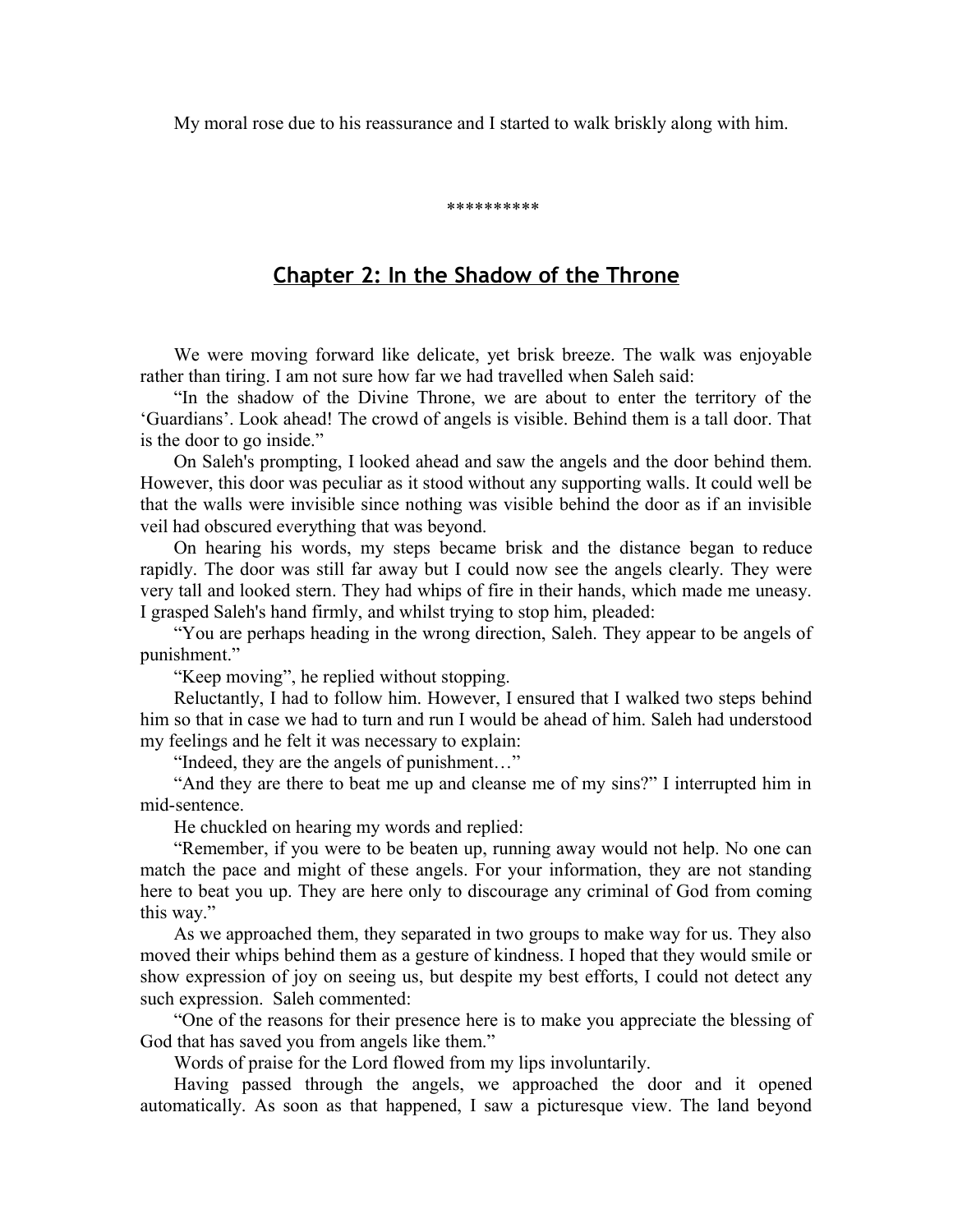My moral rose due to his reassurance and I started to walk briskly along with him.

**********

## Chapter 2: In the Shadow of the Throne

We were moving forward like delicate, yet brisk breeze. The walk was enjoyable rather than tiring. I am not sure how far we had travelled when Saleh said:

"In the shadow of the Divine Throne, we are about to enter the territory of the 'Guardians'. Look ahead! The crowd of angels is visible. Behind them is a tall door. That is the door to go inside."

On Saleh's prompting, I looked ahead and saw the angels and the door behind them. However, this door was peculiar as it stood without any supporting walls. It could well be that the walls were invisible since nothing was visible behind the door as if an invisible veil had obscured everything that was beyond.

On hearing his words, my steps became brisk and the distance began to reduce rapidly. The door was still far away but I could now see the angels clearly. They were very tall and looked stern. They had whips of fire in their hands, which made me uneasy. I grasped Saleh's hand firmly, and whilst trying to stop him, pleaded:

"You are perhaps heading in the wrong direction, Saleh. They appear to be angels of punishment."

"Keep moving", he replied without stopping.

Reluctantly, I had to follow him. However, I ensured that I walked two steps behind him so that in case we had to turn and run I would be ahead of him. Saleh had understood my feelings and he felt it was necessary to explain:

"Indeed, they are the angels of punishment…"

"And they are there to beat me up and cleanse me of my sins?" I interrupted him in mid-sentence.

He chuckled on hearing my words and replied:

"Remember, if you were to be beaten up, running away would not help. No one can match the pace and might of these angels. For your information, they are not standing here to beat you up. They are here only to discourage any criminal of God from coming this way."

As we approached them, they separated in two groups to make way for us. They also moved their whips behind them as a gesture of kindness. I hoped that they would smile or show expression of joy on seeing us, but despite my best efforts, I could not detect any such expression. Saleh commented:

"One of the reasons for their presence here is to make you appreciate the blessing of God that has saved you from angels like them."

Words of praise for the Lord flowed from my lips involuntarily.

Having passed through the angels, we approached the door and it opened automatically. As soon as that happened, I saw a picturesque view. The land beyond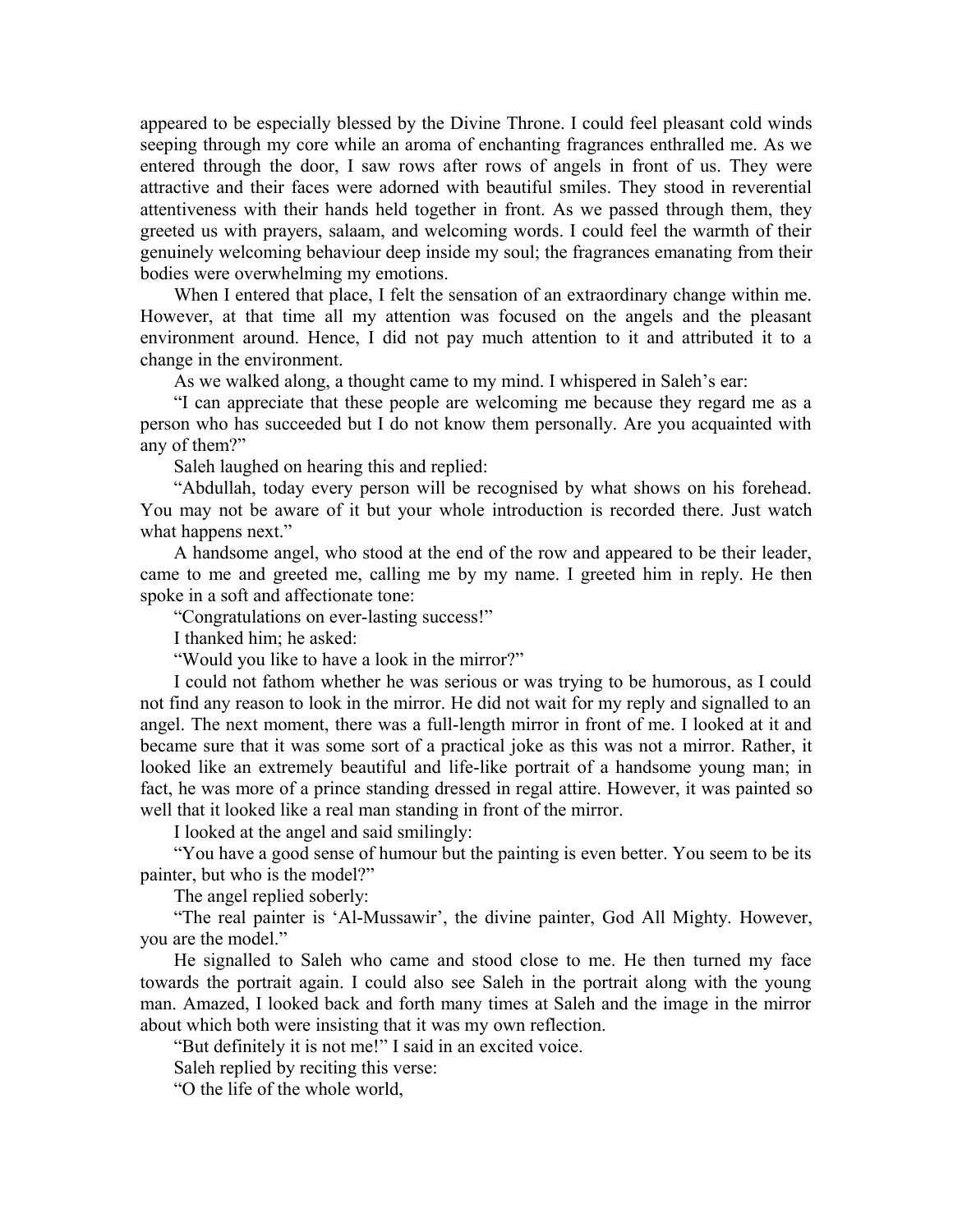appeared to be especially blessed by the Divine Throne. I could feel pleasant cold winds seeping through my core while an aroma of enchanting fragrances enthralled me. As we entered through the door, I saw rows after rows of angels in front of us. They were attractive and their faces were adorned with beautiful smiles. They stood in reverential attentiveness with their hands held together in front. As we passed through them, they greeted us with prayers, salaam, and welcoming words. I could feel the warmth of their genuinely welcoming behaviour deep inside my soul; the fragrances emanating from their bodies were overwhelming my emotions.

When I entered that place, I felt the sensation of an extraordinary change within me. However, at that time all my attention was focused on the angels and the pleasant environment around. Hence, I did not pay much attention to it and attributed it to a change in the environment.

As we walked along, a thought came to my mind. I whispered in Saleh's ear:

"I can appreciate that these people are welcoming me because they regard me as a person who has succeeded but I do not know them personally. Are you acquainted with any of them?"

Saleh laughed on hearing this and replied:

"Abdullah, today every person will be recognised by what shows on his forehead. You may not be aware of it but your whole introduction is recorded there. Just watch what happens next."

A handsome angel, who stood at the end of the row and appeared to be their leader, came to me and greeted me, calling me by my name. I greeted him in reply. He then spoke in a soft and affectionate tone:

"Congratulations on ever-lasting success!"

I thanked him; he asked:

"Would you like to have a look in the mirror?"

I could not fathom whether he was serious or was trying to be humorous, as I could not find any reason to look in the mirror. He did not wait for my reply and signalled to an angel. The next moment, there was a full-length mirror in front of me. I looked at it and became sure that it was some sort of a practical joke as this was not a mirror. Rather, it looked like an extremely beautiful and life-like portrait of a handsome young man; in fact, he was more of a prince standing dressed in regal attire. However, it was painted so well that it looked like a real man standing in front of the mirror.

I looked at the angel and said smilingly:

"You have a good sense of humour but the painting is even better. You seem to be its painter, but who is the model?"

The angel replied soberly:

"The real painter is 'Al-Mussawir', the divine painter, God All Mighty. However, you are the model."

He signalled to Saleh who came and stood close to me. He then turned my face towards the portrait again. I could also see Saleh in the portrait along with the young man. Amazed, I looked back and forth many times at Saleh and the image in the mirror about which both were insisting that it was my own reflection.

"But definitely it is not me!" I said in an excited voice.

Saleh replied by reciting this verse:

"O the life of the whole world,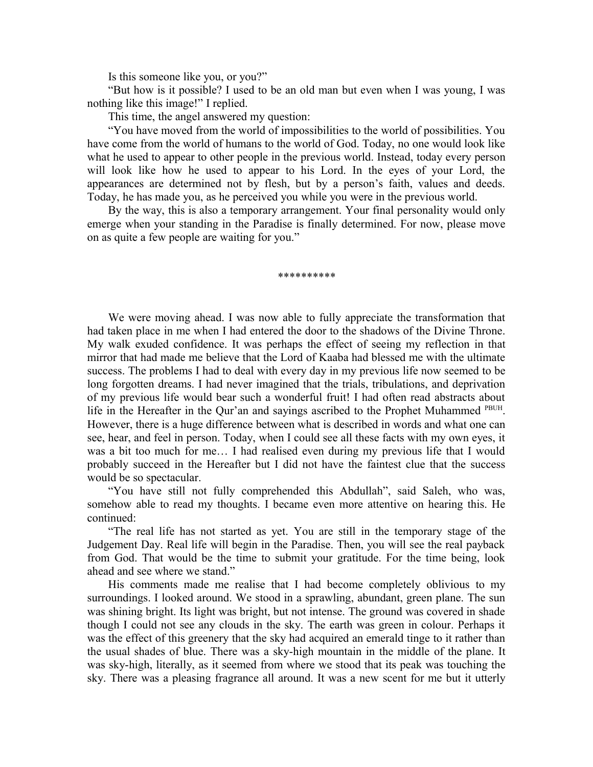Is this someone like you, or you?"

"But how is it possible? I used to be an old man but even when I was young, I was nothing like this image!" I replied.

This time, the angel answered my question:

"You have moved from the world of impossibilities to the world of possibilities. You have come from the world of humans to the world of God. Today, no one would look like what he used to appear to other people in the previous world. Instead, today every person will look like how he used to appear to his Lord. In the eyes of your Lord, the appearances are determined not by flesh, but by a person's faith, values and deeds. Today, he has made you, as he perceived you while you were in the previous world.

By the way, this is also a temporary arrangement. Your final personality would only emerge when your standing in the Paradise is finally determined. For now, please move on as quite a few people are waiting for you."

**********

We were moving ahead. I was now able to fully appreciate the transformation that had taken place in me when I had entered the door to the shadows of the Divine Throne. My walk exuded confidence. It was perhaps the effect of seeing my reflection in that mirror that had made me believe that the Lord of Kaaba had blessed me with the ultimate success. The problems I had to deal with every day in my previous life now seemed to be long forgotten dreams. I had never imagined that the trials, tribulations, and deprivation of my previous life would bear such a wonderful fruit! I had often read abstracts about life in the Hereafter in the Qur'an and sayings ascribed to the Prophet Muhammed [PBUH]. However, there is a huge difference between what is described in words and what one can see, hear, and feel in person. Today, when I could see all these facts with my own eyes, it was a bit too much for me… I had realised even during my previous life that I would probably succeed in the Hereafter but I did not have the faintest clue that the success would be so spectacular.

"You have still not fully comprehended this Abdullah", said Saleh, who was, somehow able to read my thoughts. I became even more attentive on hearing this. He continued:

"The real life has not started as yet. You are still in the temporary stage of the Judgement Day. Real life will begin in the Paradise. Then, you will see the real payback from God. That would be the time to submit your gratitude. For the time being, look ahead and see where we stand."

His comments made me realise that I had become completely oblivious to my surroundings. I looked around. We stood in a sprawling, abundant, green plane. The sun was shining bright. Its light was bright, but not intense. The ground was covered in shade though I could not see any clouds in the sky. The earth was green in colour. Perhaps it was the effect of this greenery that the sky had acquired an emerald tinge to it rather than the usual shades of blue. There was a sky-high mountain in the middle of the plane. It was sky-high, literally, as it seemed from where we stood that its peak was touching the sky. There was a pleasing fragrance all around. It was a new scent for me but it utterly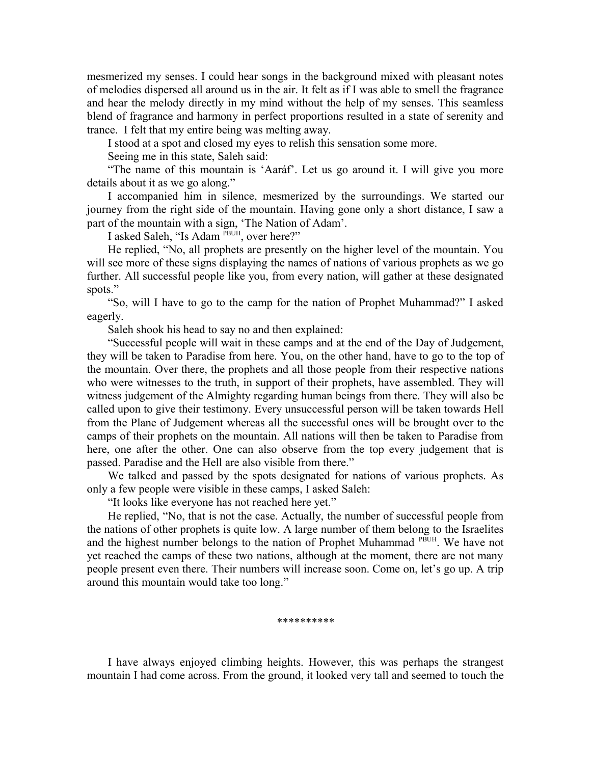mesmerized my senses. I could hear songs in the background mixed with pleasant notes of melodies dispersed all around us in the air. It felt as if I was able to smell the fragrance and hear the melody directly in my mind without the help of my senses. This seamless blend of fragrance and harmony in perfect proportions resulted in a state of serenity and trance. I felt that my entire being was melting away.

I stood at a spot and closed my eyes to relish this sensation some more.

Seeing me in this state, Saleh said:

"The name of this mountain is 'Aaráf'. Let us go around it. I will give you more details about it as we go along."

I accompanied him in silence, mesmerized by the surroundings. We started our journey from the right side of the mountain. Having gone only a short distance, I saw a part of the mountain with a sign, 'The Nation of Adam'.

I asked Saleh, "Is Adam [PBUH], over here?"

He replied, "No, all prophets are presently on the higher level of the mountain. You will see more of these signs displaying the names of nations of various prophets as we go further. All successful people like you, from every nation, will gather at these designated spots."

"So, will I have to go to the camp for the nation of Prophet Muhammad?" I asked eagerly.

Saleh shook his head to say no and then explained:

"Successful people will wait in these camps and at the end of the Day of Judgement, they will be taken to Paradise from here. You, on the other hand, have to go to the top of the mountain. Over there, the prophets and all those people from their respective nations who were witnesses to the truth, in support of their prophets, have assembled. They will witness judgement of the Almighty regarding human beings from there. They will also be called upon to give their testimony. Every unsuccessful person will be taken towards Hell from the Plane of Judgement whereas all the successful ones will be brought over to the camps of their prophets on the mountain. All nations will then be taken to Paradise from here, one after the other. One can also observe from the top every judgement that is passed. Paradise and the Hell are also visible from there."

We talked and passed by the spots designated for nations of various prophets. As only a few people were visible in these camps, I asked Saleh:

"It looks like everyone has not reached here yet."

He replied, "No, that is not the case. Actually, the number of successful people from the nations of other prophets is quite low. A large number of them belong to the Israelites and the highest number belongs to the nation of Prophet Muhammad [PBUH]. We have not yet reached the camps of these two nations, although at the moment, there are not many people present even there. Their numbers will increase soon. Come on, let's go up. A trip around this mountain would take too long."

**********

I have always enjoyed climbing heights. However, this was perhaps the strangest mountain I had come across. From the ground, it looked very tall and seemed to touch the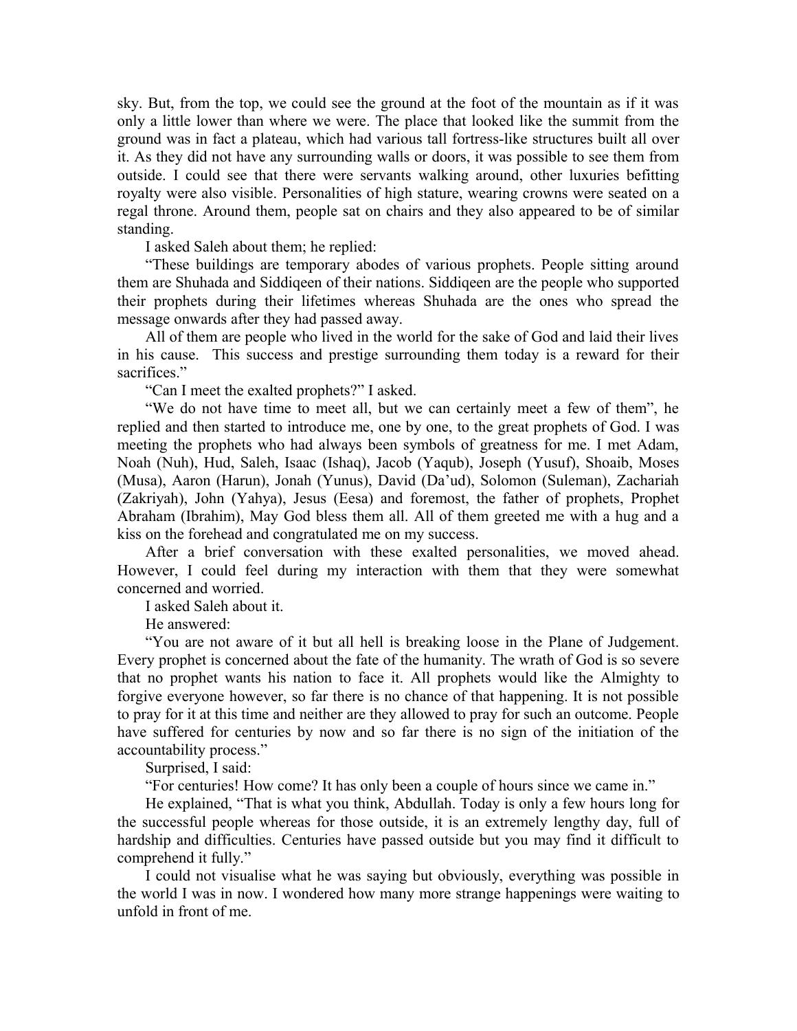sky. But, from the top, we could see the ground at the foot of the mountain as if it was only a little lower than where we were. The place that looked like the summit from the ground was in fact a plateau, which had various tall fortress-like structures built all over it. As they did not have any surrounding walls or doors, it was possible to see them from outside. I could see that there were servants walking around, other luxuries befitting royalty were also visible. Personalities of high stature, wearing crowns were seated on a regal throne. Around them, people sat on chairs and they also appeared to be of similar standing.

I asked Saleh about them; he replied:

"These buildings are temporary abodes of various prophets. People sitting around them are Shuhada and Siddiqeen of their nations. Siddiqeen are the people who supported their prophets during their lifetimes whereas Shuhada are the ones who spread the message onwards after they had passed away.

All of them are people who lived in the world for the sake of God and laid their lives in his cause. This success and prestige surrounding them today is a reward for their sacrifices."

"Can I meet the exalted prophets?" I asked.

"We do not have time to meet all, but we can certainly meet a few of them", he replied and then started to introduce me, one by one, to the great prophets of God. I was meeting the prophets who had always been symbols of greatness for me. I met Adam, Noah (Nuh), Hud, Saleh, Isaac (Ishaq), Jacob (Yaqub), Joseph (Yusuf), Shoaib, Moses (Musa), Aaron (Harun), Jonah (Yunus), David (Da'ud), Solomon (Suleman), Zachariah (Zakriyah), John (Yahya), Jesus (Eesa) and foremost, the father of prophets, Prophet Abraham (Ibrahim), May God bless them all. All of them greeted me with a hug and a kiss on the forehead and congratulated me on my success.

After a brief conversation with these exalted personalities, we moved ahead. However, I could feel during my interaction with them that they were somewhat concerned and worried.

I asked Saleh about it.

He answered:

"You are not aware of it but all hell is breaking loose in the Plane of Judgement. Every prophet is concerned about the fate of the humanity. The wrath of God is so severe that no prophet wants his nation to face it. All prophets would like the Almighty to forgive everyone however, so far there is no chance of that happening. It is not possible to pray for it at this time and neither are they allowed to pray for such an outcome. People have suffered for centuries by now and so far there is no sign of the initiation of the accountability process."

Surprised, I said:

"For centuries! How come? It has only been a couple of hours since we came in."

He explained, "That is what you think, Abdullah. Today is only a few hours long for the successful people whereas for those outside, it is an extremely lengthy day, full of hardship and difficulties. Centuries have passed outside but you may find it difficult to comprehend it fully."

I could not visualise what he was saying but obviously, everything was possible in the world I was in now. I wondered how many more strange happenings were waiting to unfold in front of me.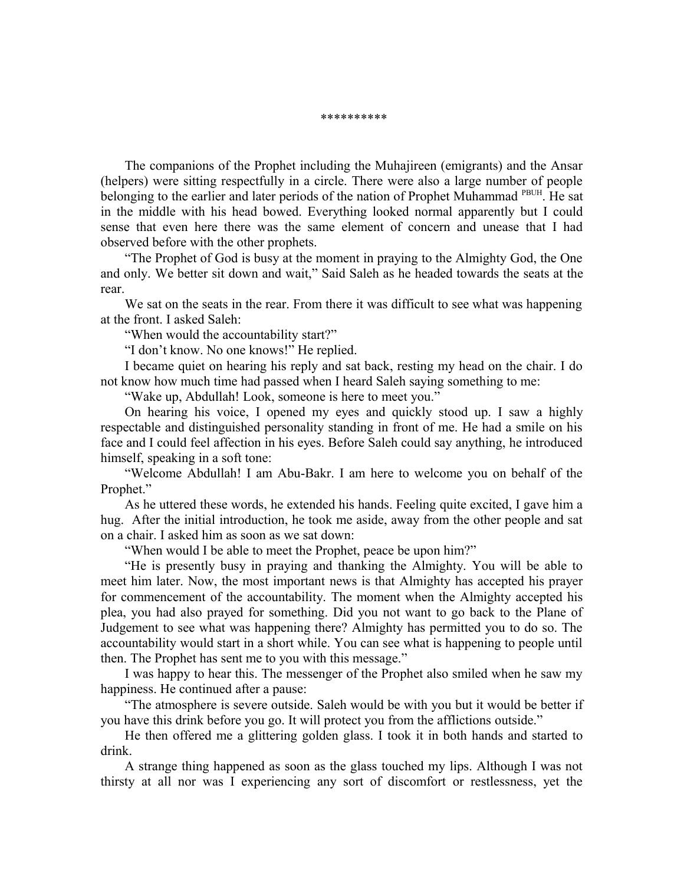\*\*\*\*\*\*\*\*\*\*

The companions of the Prophet including the Muhajireen (emigrants) and the Ansar (helpers) were sitting respectfully in a circle. There were also a large number of people belonging to the earlier and later periods of the nation of Prophet Muhammad PBUH. He sat in the middle with his head bowed. Everything looked normal apparently but I could sense that even here there was the same element of concern and unease that I had observed before with the other prophets.

"The Prophet of God is busy at the moment in praying to the Almighty God, the One and only. We better sit down and wait," Said Saleh as he headed towards the seats at the rear.

We sat on the seats in the rear. From there it was difficult to see what was happening at the front. I asked Saleh:

"When would the accountability start?"

"I don't know. No one knows!" He replied.

I became quiet on hearing his reply and sat back, resting my head on the chair. I do not know how much time had passed when I heard Saleh saying something to me:

"Wake up, Abdullah! Look, someone is here to meet you."

On hearing his voice, I opened my eyes and quickly stood up. I saw a highly respectable and distinguished personality standing in front of me. He had a smile on his face and I could feel affection in his eyes. Before Saleh could say anything, he introduced himself, speaking in a soft tone:

"Welcome Abdullah! I am Abu-Bakr. I am here to welcome you on behalf of the Prophet."

As he uttered these words, he extended his hands. Feeling quite excited, I gave him a hug. After the initial introduction, he took me aside, away from the other people and sat on a chair. I asked him as soon as we sat down:

"When would I be able to meet the Prophet, peace be upon him?"

"He is presently busy in praying and thanking the Almighty. You will be able to meet him later. Now, the most important news is that Almighty has accepted his prayer for commencement of the accountability. The moment when the Almighty accepted his plea, you had also prayed for something. Did you not want to go back to the Plane of Judgement to see what was happening there? Almighty has permitted you to do so. The accountability would start in a short while. You can see what is happening to people until then. The Prophet has sent me to you with this message."

I was happy to hear this. The messenger of the Prophet also smiled when he saw my happiness. He continued after a pause:

"The atmosphere is severe outside. Saleh would be with you but it would be better if you have this drink before you go. It will protect you from the afflictions outside."

He then offered me a glittering golden glass. I took it in both hands and started to drink.

A strange thing happened as soon as the glass touched my lips. Although I was not thirsty at all nor was I experiencing any sort of discomfort or restlessness, yet the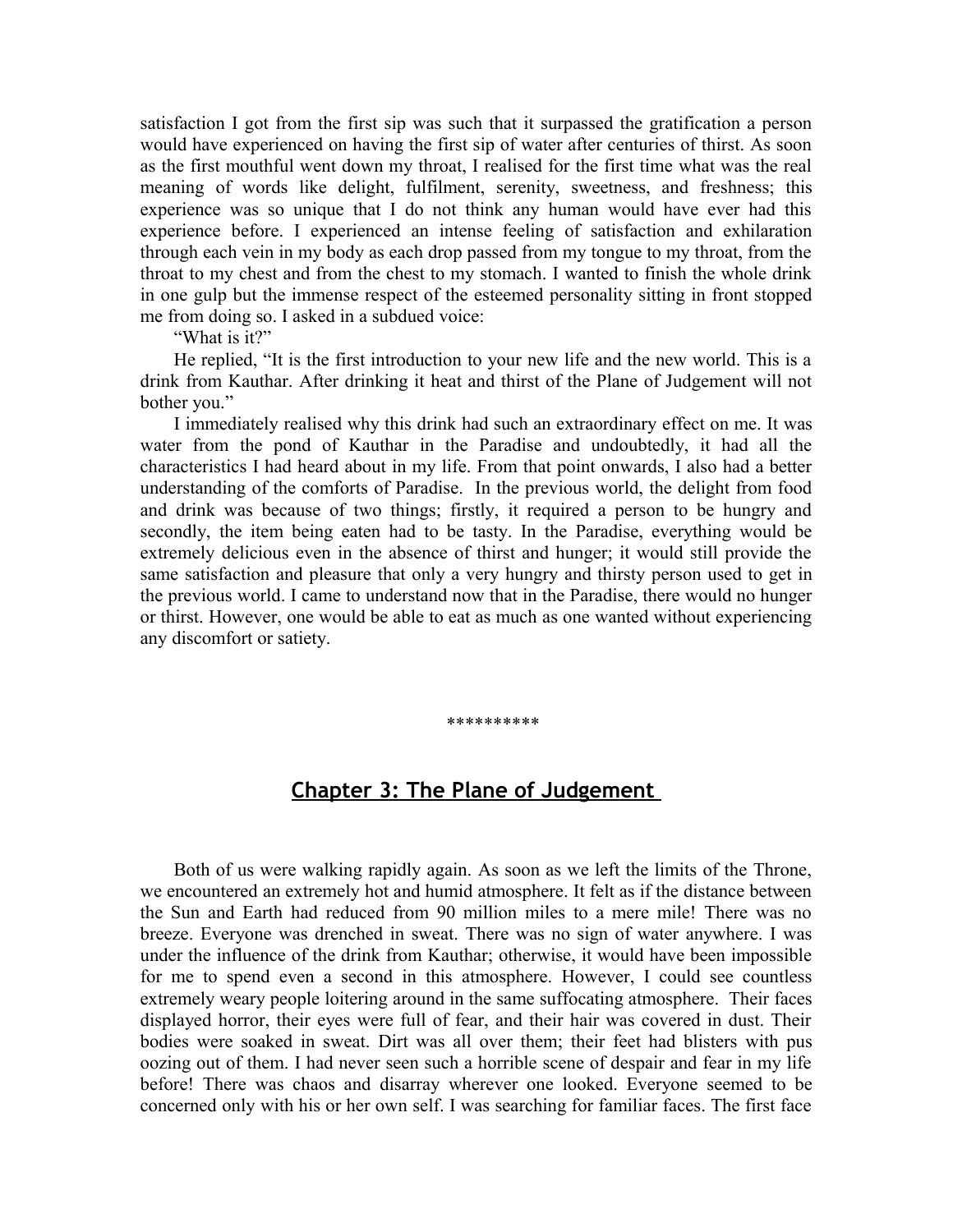satisfaction I got from the first sip was such that it surpassed the gratification a person would have experienced on having the first sip of water after centuries of thirst. As soon as the first mouthful went down my throat, I realised for the first time what was the real meaning of words like delight, fulfilment, serenity, sweetness, and freshness; this experience was so unique that I do not think any human would have ever had this experience before. I experienced an intense feeling of satisfaction and exhilaration through each vein in my body as each drop passed from my tongue to my throat, from the throat to my chest and from the chest to my stomach. I wanted to finish the whole drink in one gulp but the immense respect of the esteemed personality sitting in front stopped me from doing so. I asked in a subdued voice:

"What is it?"

He replied, "It is the first introduction to your new life and the new world. This is a drink from Kauthar. After drinking it heat and thirst of the Plane of Judgement will not bother you."

I immediately realised why this drink had such an extraordinary effect on me. It was water from the pond of Kauthar in the Paradise and undoubtedly, it had all the characteristics I had heard about in my life. From that point onwards, I also had a better understanding of the comforts of Paradise. In the previous world, the delight from food and drink was because of two things; firstly, it required a person to be hungry and secondly, the item being eaten had to be tasty. In the Paradise, everything would be extremely delicious even in the absence of thirst and hunger; it would still provide the same satisfaction and pleasure that only a very hungry and thirsty person used to get in the previous world. I came to understand now that in the Paradise, there would no hunger or thirst. However, one would be able to eat as much as one wanted without experiencing any discomfort or satiety.

**********

## Chapter 3: The Plane of Judgement

Both of us were walking rapidly again. As soon as we left the limits of the Throne, we encountered an extremely hot and humid atmosphere. It felt as if the distance between the Sun and Earth had reduced from 90 million miles to a mere mile! There was no breeze. Everyone was drenched in sweat. There was no sign of water anywhere. I was under the influence of the drink from Kauthar; otherwise, it would have been impossible for me to spend even a second in this atmosphere. However, I could see countless extremely weary people loitering around in the same suffocating atmosphere. Their faces displayed horror, their eyes were full of fear, and their hair was covered in dust. Their bodies were soaked in sweat. Dirt was all over them; their feet had blisters with pus oozing out of them. I had never seen such a horrible scene of despair and fear in my life before! There was chaos and disarray wherever one looked. Everyone seemed to be concerned only with his or her own self. I was searching for familiar faces. The first face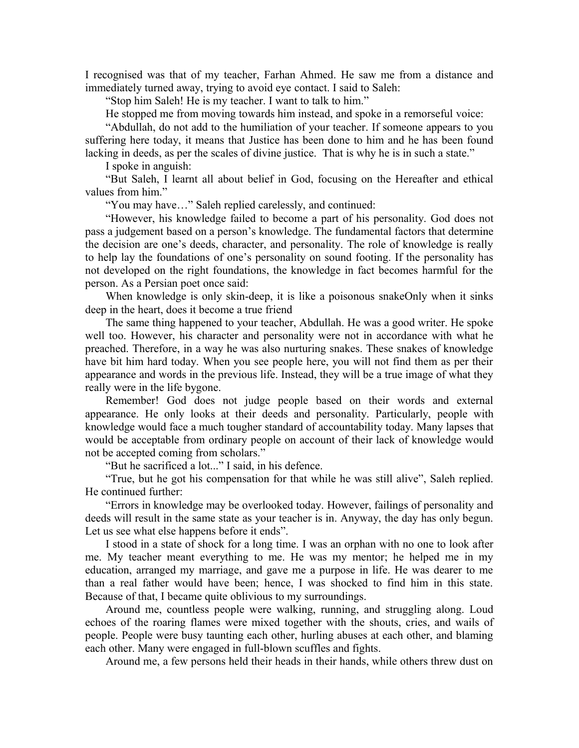I recognised was that of my teacher, Farhan Ahmed. He saw me from a distance and immediately turned away, trying to avoid eye contact. I said to Saleh:

"Stop him Saleh! He is my teacher. I want to talk to him."

He stopped me from moving towards him instead, and spoke in a remorseful voice:

"Abdullah, do not add to the humiliation of your teacher. If someone appears to you suffering here today, it means that Justice has been done to him and he has been found lacking in deeds, as per the scales of divine justice. That is why he is in such a state."

I spoke in anguish:

"But Saleh, I learnt all about belief in God, focusing on the Hereafter and ethical values from him."

"You may have…" Saleh replied carelessly, and continued:

"However, his knowledge failed to become a part of his personality. God does not pass a judgement based on a person's knowledge. The fundamental factors that determine the decision are one's deeds, character, and personality. The role of knowledge is really to help lay the foundations of one's personality on sound footing. If the personality has not developed on the right foundations, the knowledge in fact becomes harmful for the person. As a Persian poet once said:

When knowledge is only skin-deep, it is like a poisonous snakeOnly when it sinks deep in the heart, does it become a true friend

The same thing happened to your teacher, Abdullah. He was a good writer. He spoke well too. However, his character and personality were not in accordance with what he preached. Therefore, in a way he was also nurturing snakes. These snakes of knowledge have bit him hard today. When you see people here, you will not find them as per their appearance and words in the previous life. Instead, they will be a true image of what they really were in the life bygone.

Remember! God does not judge people based on their words and external appearance. He only looks at their deeds and personality. Particularly, people with knowledge would face a much tougher standard of accountability today. Many lapses that would be acceptable from ordinary people on account of their lack of knowledge would not be accepted coming from scholars."

"But he sacrificed a lot..." I said, in his defence.

"True, but he got his compensation for that while he was still alive", Saleh replied. He continued further:

"Errors in knowledge may be overlooked today. However, failings of personality and deeds will result in the same state as your teacher is in. Anyway, the day has only begun. Let us see what else happens before it ends".

I stood in a state of shock for a long time. I was an orphan with no one to look after me. My teacher meant everything to me. He was my mentor; he helped me in my education, arranged my marriage, and gave me a purpose in life. He was dearer to me than a real father would have been; hence, I was shocked to find him in this state. Because of that, I became quite oblivious to my surroundings.

Around me, countless people were walking, running, and struggling along. Loud echoes of the roaring flames were mixed together with the shouts, cries, and wails of people. People were busy taunting each other, hurling abuses at each other, and blaming each other. Many were engaged in full-blown scuffles and fights.

Around me, a few persons held their heads in their hands, while others threw dust on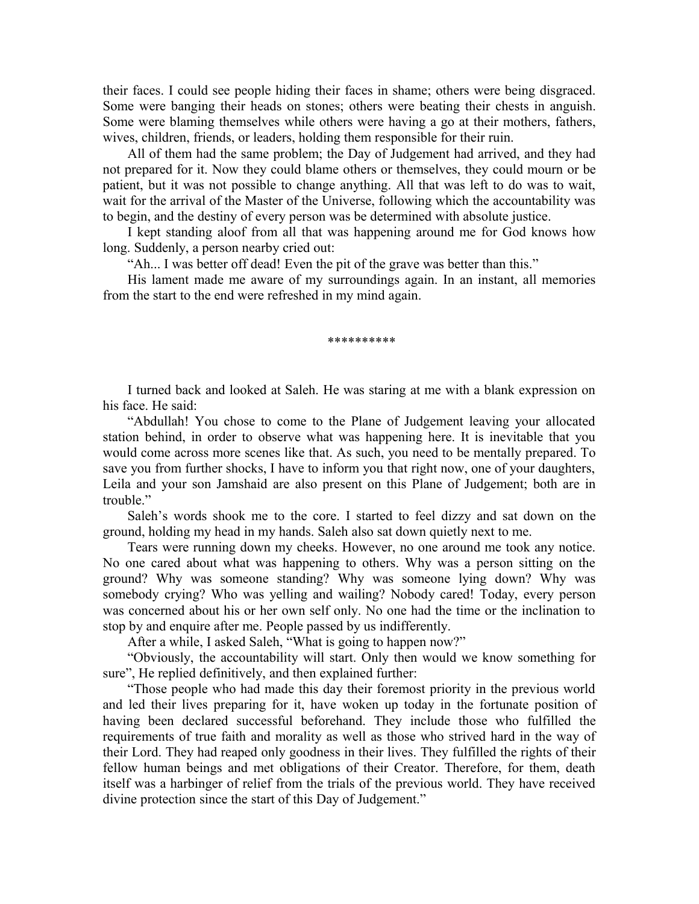their faces. I could see people hiding their faces in shame; others were being disgraced. Some were banging their heads on stones; others were beating their chests in anguish. Some were blaming themselves while others were having a go at their mothers, fathers, wives, children, friends, or leaders, holding them responsible for their ruin.

All of them had the same problem; the Day of Judgement had arrived, and they had not prepared for it. Now they could blame others or themselves, they could mourn or be patient, but it was not possible to change anything. All that was left to do was to wait, wait for the arrival of the Master of the Universe, following which the accountability was to begin, and the destiny of every person was be determined with absolute justice.

I kept standing aloof from all that was happening around me for God knows how long. Suddenly, a person nearby cried out:

"Ah... I was better off dead! Even the pit of the grave was better than this."

His lament made me aware of my surroundings again. In an instant, all memories from the start to the end were refreshed in my mind again.

**********

I turned back and looked at Saleh. He was staring at me with a blank expression on his face. He said:

"Abdullah! You chose to come to the Plane of Judgement leaving your allocated station behind, in order to observe what was happening here. It is inevitable that you would come across more scenes like that. As such, you need to be mentally prepared. To save you from further shocks, I have to inform you that right now, one of your daughters, Leila and your son Jamshaid are also present on this Plane of Judgement; both are in trouble."

Saleh's words shook me to the core. I started to feel dizzy and sat down on the ground, holding my head in my hands. Saleh also sat down quietly next to me.

Tears were running down my cheeks. However, no one around me took any notice. No one cared about what was happening to others. Why was a person sitting on the ground? Why was someone standing? Why was someone lying down? Why was somebody crying? Who was yelling and wailing? Nobody cared! Today, every person was concerned about his or her own self only. No one had the time or the inclination to stop by and enquire after me. People passed by us indifferently.

After a while, I asked Saleh, "What is going to happen now?"

"Obviously, the accountability will start. Only then would we know something for sure", He replied definitively, and then explained further:

"Those people who had made this day their foremost priority in the previous world and led their lives preparing for it, have woken up today in the fortunate position of having been declared successful beforehand. They include those who fulfilled the requirements of true faith and morality as well as those who strived hard in the way of their Lord. They had reaped only goodness in their lives. They fulfilled the rights of their fellow human beings and met obligations of their Creator. Therefore, for them, death itself was a harbinger of relief from the trials of the previous world. They have received divine protection since the start of this Day of Judgement."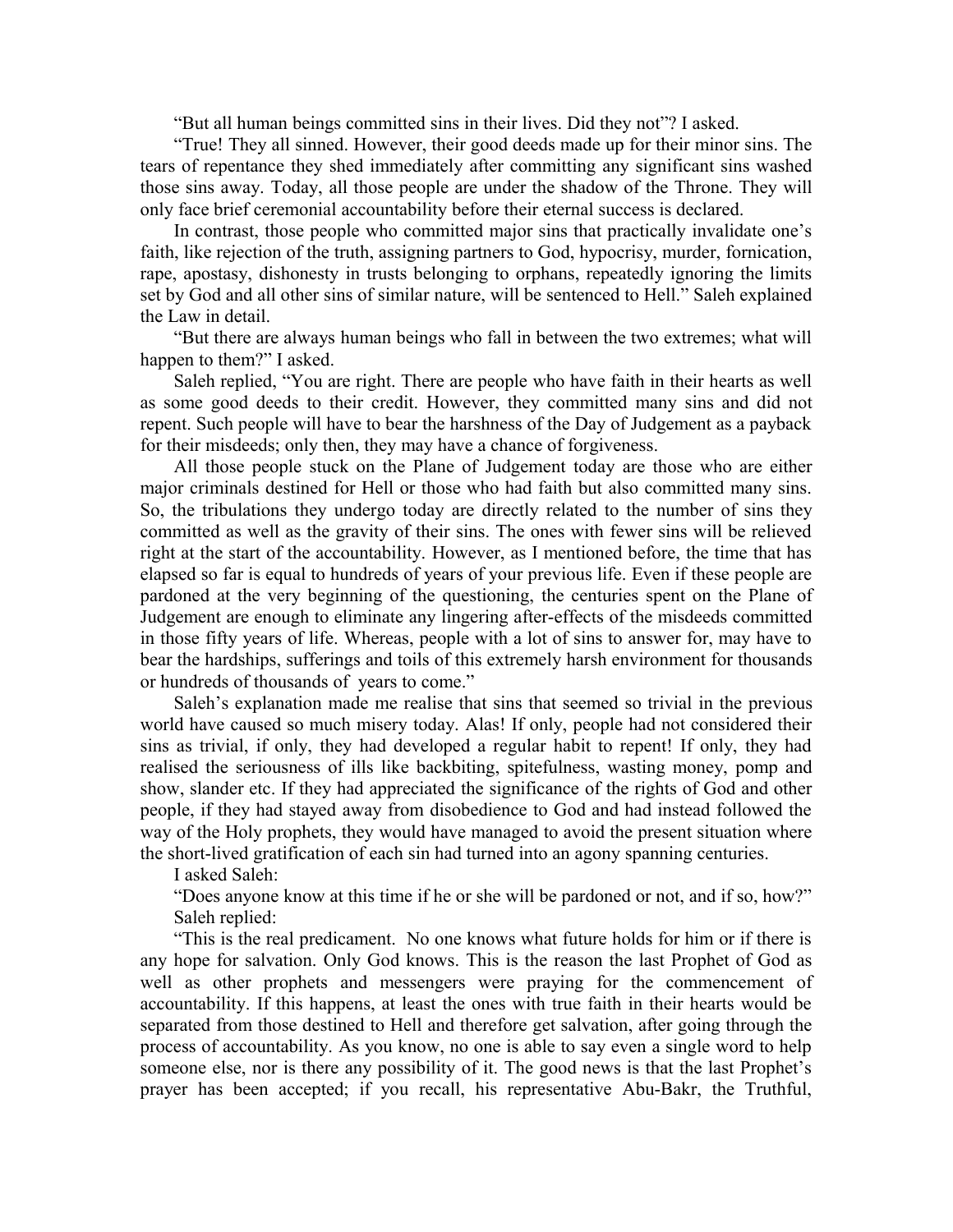"But all human beings committed sins in their lives. Did they not"? I asked.

"True! They all sinned. However, their good deeds made up for their minor sins. The tears of repentance they shed immediately after committing any significant sins washed those sins away. Today, all those people are under the shadow of the Throne. They will only face brief ceremonial accountability before their eternal success is declared.

In contrast, those people who committed major sins that practically invalidate one's faith, like rejection of the truth, assigning partners to God, hypocrisy, murder, fornication, rape, apostasy, dishonesty in trusts belonging to orphans, repeatedly ignoring the limits set by God and all other sins of similar nature, will be sentenced to Hell." Saleh explained the Law in detail.

"But there are always human beings who fall in between the two extremes; what will happen to them?" I asked.

Saleh replied, "You are right. There are people who have faith in their hearts as well as some good deeds to their credit. However, they committed many sins and did not repent. Such people will have to bear the harshness of the Day of Judgement as a payback for their misdeeds; only then, they may have a chance of forgiveness.

All those people stuck on the Plane of Judgement today are those who are either major criminals destined for Hell or those who had faith but also committed many sins. So, the tribulations they undergo today are directly related to the number of sins they committed as well as the gravity of their sins. The ones with fewer sins will be relieved right at the start of the accountability. However, as I mentioned before, the time that has elapsed so far is equal to hundreds of years of your previous life. Even if these people are pardoned at the very beginning of the questioning, the centuries spent on the Plane of Judgement are enough to eliminate any lingering after-effects of the misdeeds committed in those fifty years of life. Whereas, people with a lot of sins to answer for, may have to bear the hardships, sufferings and toils of this extremely harsh environment for thousands or hundreds of thousands of years to come."

Saleh's explanation made me realise that sins that seemed so trivial in the previous world have caused so much misery today. Alas! If only, people had not considered their sins as trivial, if only, they had developed a regular habit to repent! If only, they had realised the seriousness of ills like backbiting, spitefulness, wasting money, pomp and show, slander etc. If they had appreciated the significance of the rights of God and other people, if they had stayed away from disobedience to God and had instead followed the way of the Holy prophets, they would have managed to avoid the present situation where the short-lived gratification of each sin had turned into an agony spanning centuries.

I asked Saleh:

"Does anyone know at this time if he or she will be pardoned or not, and if so, how?"

Saleh replied:

"This is the real predicament. No one knows what future holds for him or if there is any hope for salvation. Only God knows. This is the reason the last Prophet of God as well as other prophets and messengers were praying for the commencement of accountability. If this happens, at least the ones with true faith in their hearts would be separated from those destined to Hell and therefore get salvation, after going through the process of accountability. As you know, no one is able to say even a single word to help someone else, nor is there any possibility of it. The good news is that the last Prophet's prayer has been accepted; if you recall, his representative Abu-Bakr, the Truthful,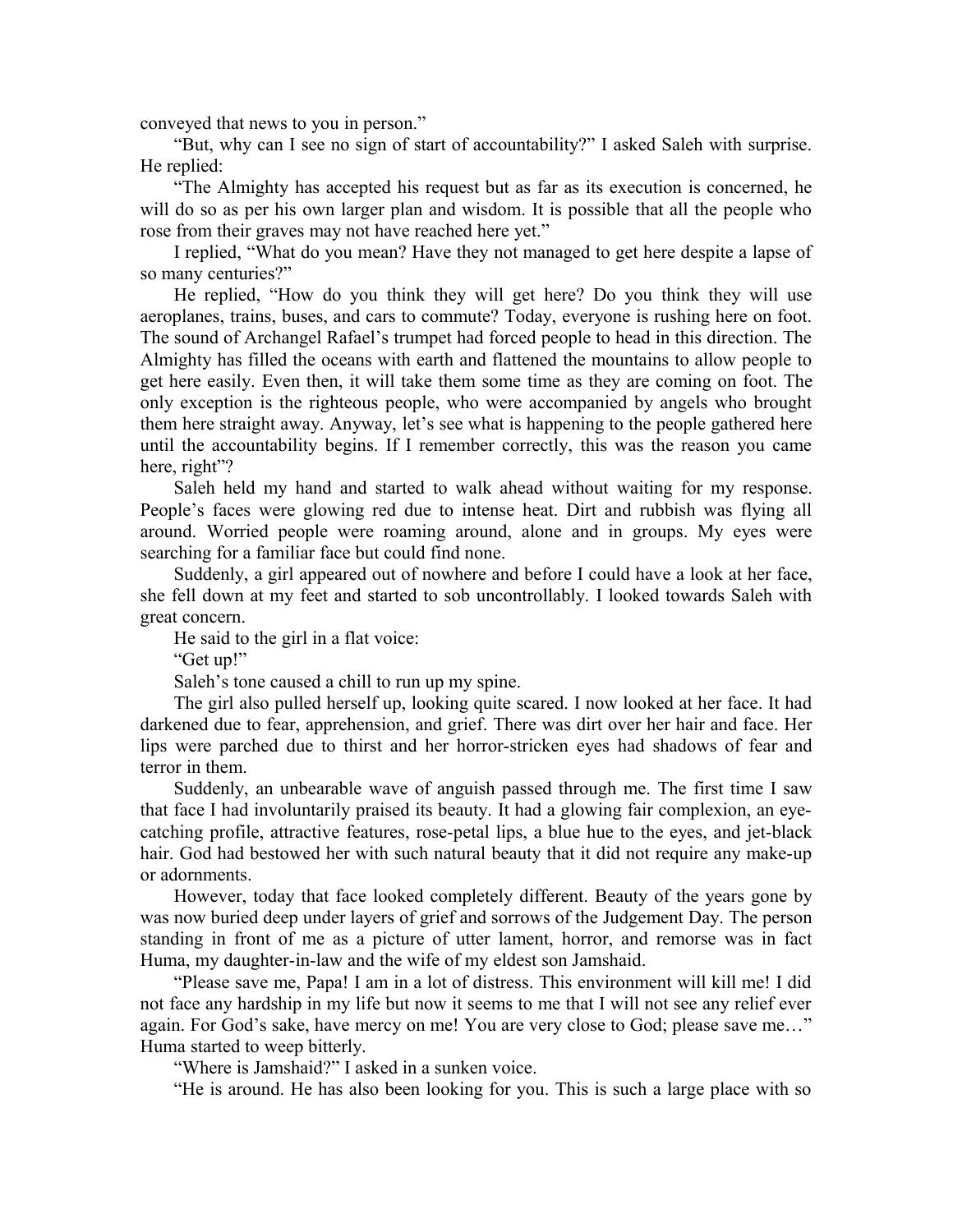conveyed that news to you in person."

"But, why can I see no sign of start of accountability?" I asked Saleh with surprise. He replied:

"The Almighty has accepted his request but as far as its execution is concerned, he will do so as per his own larger plan and wisdom. It is possible that all the people who rose from their graves may not have reached here yet."

I replied, "What do you mean? Have they not managed to get here despite a lapse of so many centuries?"

He replied, "How do you think they will get here? Do you think they will use aeroplanes, trains, buses, and cars to commute? Today, everyone is rushing here on foot. The sound of Archangel Rafael's trumpet had forced people to head in this direction. The Almighty has filled the oceans with earth and flattened the mountains to allow people to get here easily. Even then, it will take them some time as they are coming on foot. The only exception is the righteous people, who were accompanied by angels who brought them here straight away. Anyway, let's see what is happening to the people gathered here until the accountability begins. If I remember correctly, this was the reason you came here, right"?

Saleh held my hand and started to walk ahead without waiting for my response. People's faces were glowing red due to intense heat. Dirt and rubbish was flying all around. Worried people were roaming around, alone and in groups. My eyes were searching for a familiar face but could find none.

Suddenly, a girl appeared out of nowhere and before I could have a look at her face, she fell down at my feet and started to sob uncontrollably. I looked towards Saleh with great concern.

He said to the girl in a flat voice:

"Get up!"

Saleh's tone caused a chill to run up my spine.

The girl also pulled herself up, looking quite scared. I now looked at her face. It had darkened due to fear, apprehension, and grief. There was dirt over her hair and face. Her lips were parched due to thirst and her horror-stricken eyes had shadows of fear and terror in them.

Suddenly, an unbearable wave of anguish passed through me. The first time I saw that face I had involuntarily praised its beauty. It had a glowing fair complexion, an eye-catching profile, attractive features, rose-petal lips, a blue hue to the eyes, and jet-black hair. God had bestowed her with such natural beauty that it did not require any make-up or adornments.

However, today that face looked completely different. Beauty of the years gone by was now buried deep under layers of grief and sorrows of the Judgement Day. The person standing in front of me as a picture of utter lament, horror, and remorse was in fact Huma, my daughter-in-law and the wife of my eldest son Jamshaid.

"Please save me, Papa! I am in a lot of distress. This environment will kill me! I did not face any hardship in my life but now it seems to me that I will not see any relief ever again. For God's sake, have mercy on me! You are very close to God; please save me…" Huma started to weep bitterly.

"Where is Jamshaid?" I asked in a sunken voice.

"He is around. He has also been looking for you. This is such a large place with so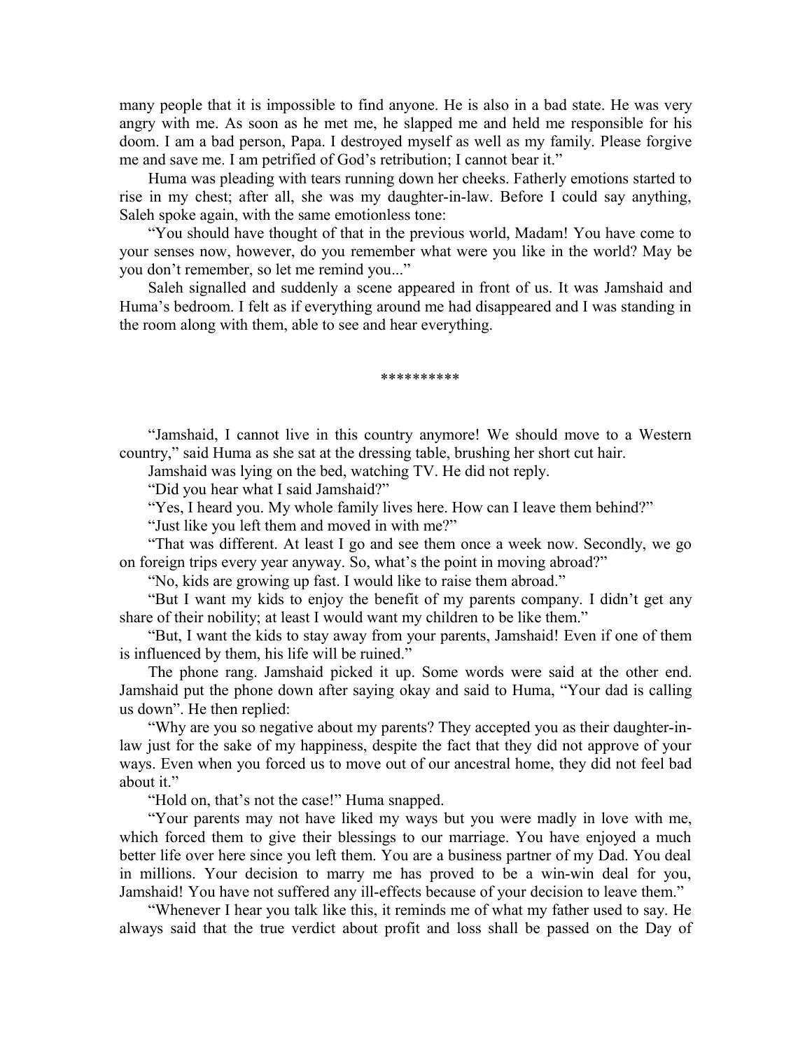many people that it is impossible to find anyone. He is also in a bad state. He was very angry with me. As soon as he met me, he slapped me and held me responsible for his doom. I am a bad person, Papa. I destroyed myself as well as my family. Please forgive me and save me. I am petrified of God's retribution; I cannot bear it."

Huma was pleading with tears running down her cheeks. Fatherly emotions started to rise in my chest; after all, she was my daughter-in-law. Before I could say anything, Saleh spoke again, with the same emotionless tone:

"You should have thought of that in the previous world, Madam! You have come to your senses now, however, do you remember what were you like in the world? May be you don't remember, so let me remind you..."

Saleh signalled and suddenly a scene appeared in front of us. It was Jamshaid and Huma's bedroom. I felt as if everything around me had disappeared and I was standing in the room along with them, able to see and hear everything.

**********

"Jamshaid, I cannot live in this country anymore! We should move to a Western country," said Huma as she sat at the dressing table, brushing her short cut hair.

Jamshaid was lying on the bed, watching TV. He did not reply.

"Did you hear what I said Jamshaid?"

"Yes, I heard you. My whole family lives here. How can I leave them behind?"

"Just like you left them and moved in with me?"

"That was different. At least I go and see them once a week now. Secondly, we go on foreign trips every year anyway. So, what's the point in moving abroad?"

"No, kids are growing up fast. I would like to raise them abroad."

"But I want my kids to enjoy the benefit of my parents company. I didn't get any share of their nobility; at least I would want my children to be like them."

"But, I want the kids to stay away from your parents, Jamshaid! Even if one of them is influenced by them, his life will be ruined."

The phone rang. Jamshaid picked it up. Some words were said at the other end. Jamshaid put the phone down after saying okay and said to Huma, "Your dad is calling us down". He then replied:

"Why are you so negative about my parents? They accepted you as their daughter-in-law just for the sake of my happiness, despite the fact that they did not approve of your ways. Even when you forced us to move out of our ancestral home, they did not feel bad about it."

"Hold on, that's not the case!" Huma snapped.

"Your parents may not have liked my ways but you were madly in love with me, which forced them to give their blessings to our marriage. You have enjoyed a much better life over here since you left them. You are a business partner of my Dad. You deal in millions. Your decision to marry me has proved to be a win-win deal for you, Jamshaid! You have not suffered any ill-effects because of your decision to leave them."

"Whenever I hear you talk like this, it reminds me of what my father used to say. He always said that the true verdict about profit and loss shall be passed on the Day of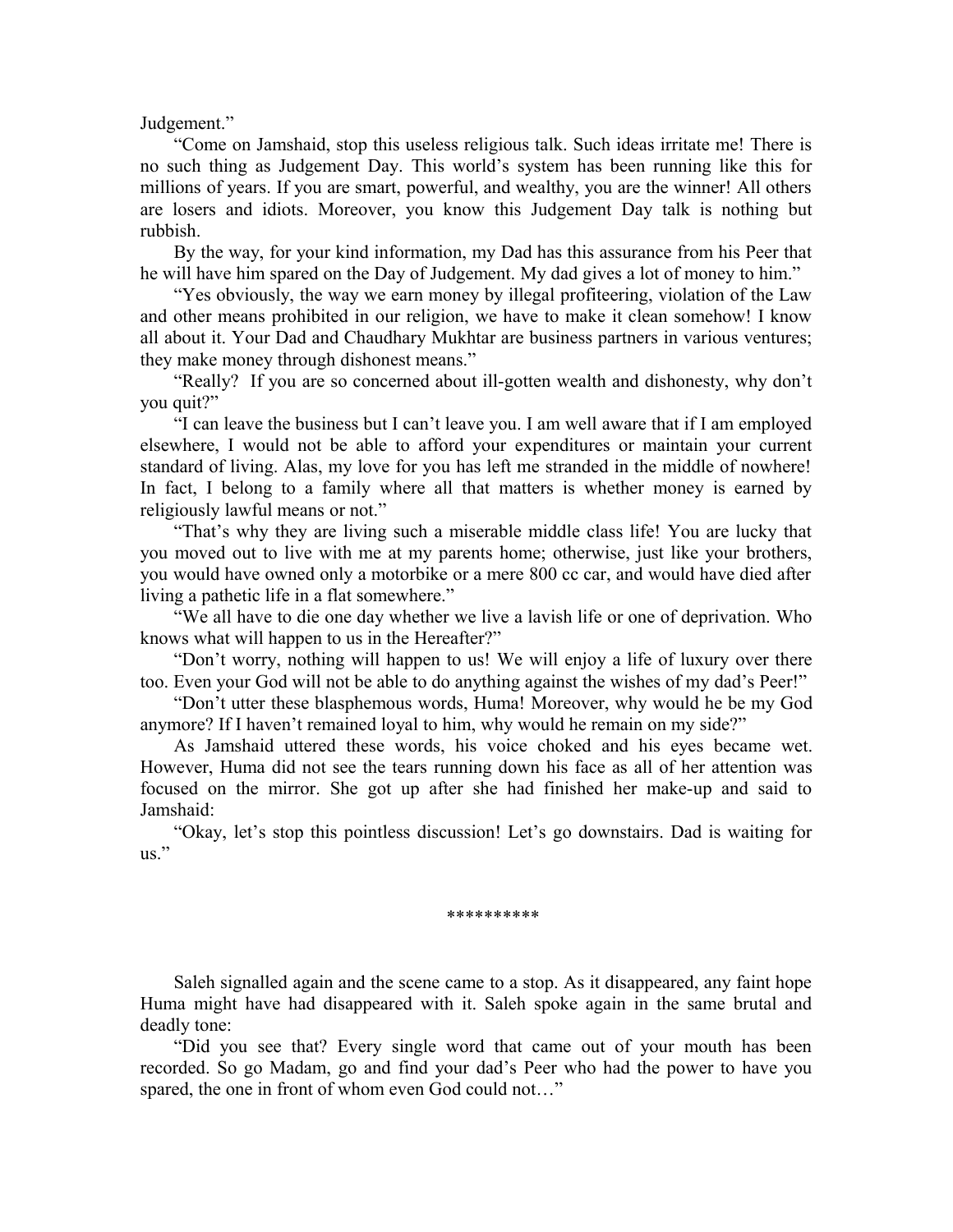Judgement."

"Come on Jamshaid, stop this useless religious talk. Such ideas irritate me! There is no such thing as Judgement Day. This world's system has been running like this for millions of years. If you are smart, powerful, and wealthy, you are the winner! All others are losers and idiots. Moreover, you know this Judgement Day talk is nothing but rubbish.

By the way, for your kind information, my Dad has this assurance from his Peer that he will have him spared on the Day of Judgement. My dad gives a lot of money to him."

"Yes obviously, the way we earn money by illegal profiteering, violation of the Law and other means prohibited in our religion, we have to make it clean somehow! I know all about it. Your Dad and Chaudhary Mukhtar are business partners in various ventures; they make money through dishonest means."

"Really? If you are so concerned about ill-gotten wealth and dishonesty, why don't you quit?"

"I can leave the business but I can't leave you. I am well aware that if I am employed elsewhere, I would not be able to afford your expenditures or maintain your current standard of living. Alas, my love for you has left me stranded in the middle of nowhere! In fact, I belong to a family where all that matters is whether money is earned by religiously lawful means or not."

"That's why they are living such a miserable middle class life! You are lucky that you moved out to live with me at my parents home; otherwise, just like your brothers, you would have owned only a motorbike or a mere 800 cc car, and would have died after living a pathetic life in a flat somewhere."

"We all have to die one day whether we live a lavish life or one of deprivation. Who knows what will happen to us in the Hereafter?"

"Don't worry, nothing will happen to us! We will enjoy a life of luxury over there too. Even your God will not be able to do anything against the wishes of my dad's Peer!"

"Don't utter these blasphemous words, Huma! Moreover, why would he be my God anymore? If I haven't remained loyal to him, why would he remain on my side?"

As Jamshaid uttered these words, his voice choked and his eyes became wet. However, Huma did not see the tears running down his face as all of her attention was focused on the mirror. She got up after she had finished her make-up and said to Jamshaid:

"Okay, let's stop this pointless discussion! Let's go downstairs. Dad is waiting for us."

**********

Saleh signalled again and the scene came to a stop. As it disappeared, any faint hope Huma might have had disappeared with it. Saleh spoke again in the same brutal and deadly tone:

"Did you see that? Every single word that came out of your mouth has been recorded. So go Madam, go and find your dad's Peer who had the power to have you spared, the one in front of whom even God could not…"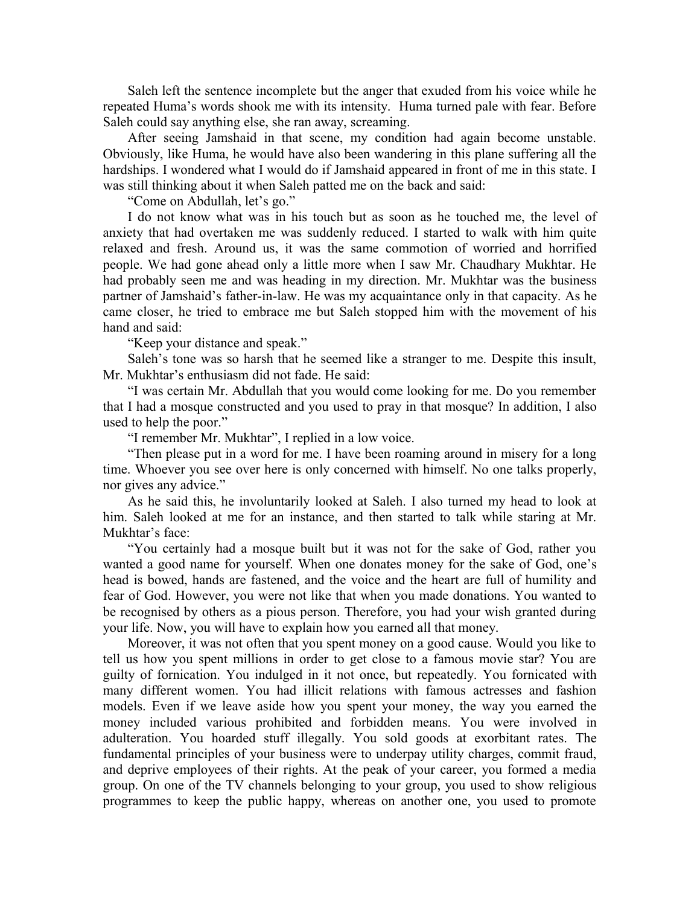Saleh left the sentence incomplete but the anger that exuded from his voice while he repeated Huma's words shook me with its intensity. Huma turned pale with fear. Before Saleh could say anything else, she ran away, screaming.

After seeing Jamshaid in that scene, my condition had again become unstable. Obviously, like Huma, he would have also been wandering in this plane suffering all the hardships. I wondered what I would do if Jamshaid appeared in front of me in this state. I was still thinking about it when Saleh patted me on the back and said:

"Come on Abdullah, let's go."

I do not know what was in his touch but as soon as he touched me, the level of anxiety that had overtaken me was suddenly reduced. I started to walk with him quite relaxed and fresh. Around us, it was the same commotion of worried and horrified people. We had gone ahead only a little more when I saw Mr. Chaudhary Mukhtar. He had probably seen me and was heading in my direction. Mr. Mukhtar was the business partner of Jamshaid's father-in-law. He was my acquaintance only in that capacity. As he came closer, he tried to embrace me but Saleh stopped him with the movement of his hand and said:

"Keep your distance and speak."

Saleh's tone was so harsh that he seemed like a stranger to me. Despite this insult, Mr. Mukhtar's enthusiasm did not fade. He said:

"I was certain Mr. Abdullah that you would come looking for me. Do you remember that I had a mosque constructed and you used to pray in that mosque? In addition, I also used to help the poor."

"I remember Mr. Mukhtar", I replied in a low voice.

"Then please put in a word for me. I have been roaming around in misery for a long time. Whoever you see over here is only concerned with himself. No one talks properly, nor gives any advice."

As he said this, he involuntarily looked at Saleh. I also turned my head to look at him. Saleh looked at me for an instance, and then started to talk while staring at Mr. Mukhtar's face:

"You certainly had a mosque built but it was not for the sake of God, rather you wanted a good name for yourself. When one donates money for the sake of God, one's head is bowed, hands are fastened, and the voice and the heart are full of humility and fear of God. However, you were not like that when you made donations. You wanted to be recognised by others as a pious person. Therefore, you had your wish granted during your life. Now, you will have to explain how you earned all that money.

Moreover, it was not often that you spent money on a good cause. Would you like to tell us how you spent millions in order to get close to a famous movie star? You are guilty of fornication. You indulged in it not once, but repeatedly. You fornicated with many different women. You had illicit relations with famous actresses and fashion models. Even if we leave aside how you spent your money, the way you earned the money included various prohibited and forbidden means. You were involved in adulteration. You hoarded stuff illegally. You sold goods at exorbitant rates. The fundamental principles of your business were to underpay utility charges, commit fraud, and deprive employees of their rights. At the peak of your career, you formed a media group. On one of the TV channels belonging to your group, you used to show religious programmes to keep the public happy, whereas on another one, you used to promote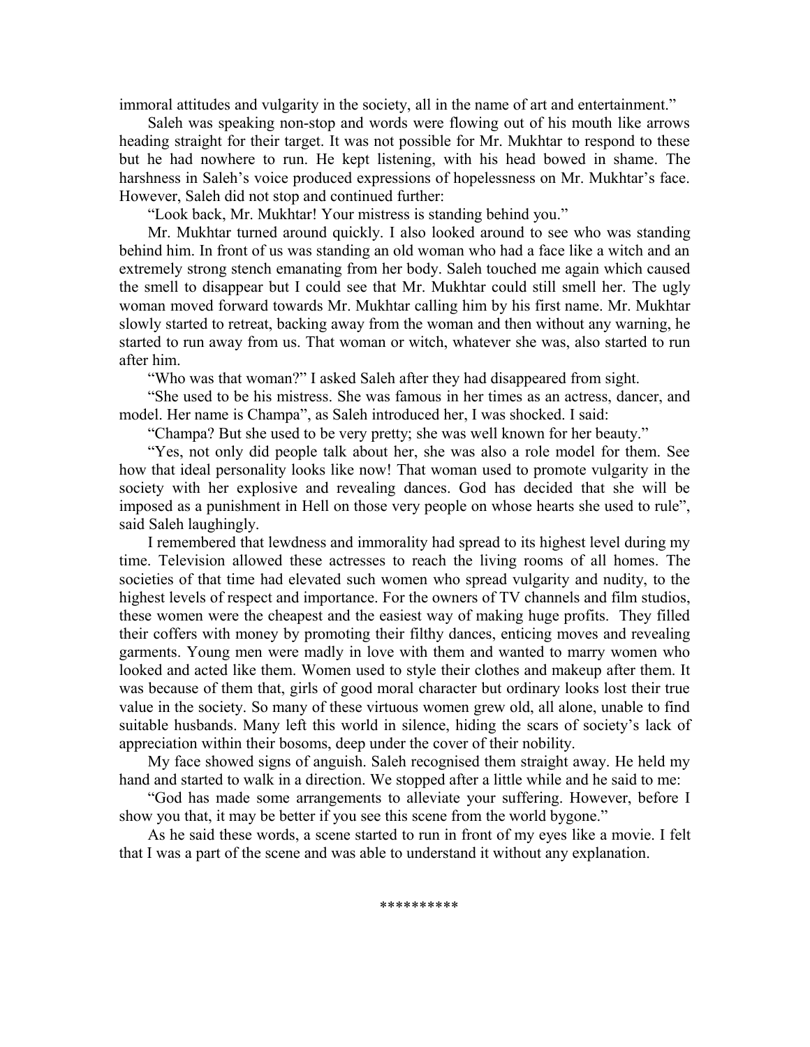immoral attitudes and vulgarity in the society, all in the name of art and entertainment."

Saleh was speaking non-stop and words were flowing out of his mouth like arrows heading straight for their target. It was not possible for Mr. Mukhtar to respond to these but he had nowhere to run. He kept listening, with his head bowed in shame. The harshness in Saleh's voice produced expressions of hopelessness on Mr. Mukhtar's face. However, Saleh did not stop and continued further:

"Look back, Mr. Mukhtar! Your mistress is standing behind you."

Mr. Mukhtar turned around quickly. I also looked around to see who was standing behind him. In front of us was standing an old woman who had a face like a witch and an extremely strong stench emanating from her body. Saleh touched me again which caused the smell to disappear but I could see that Mr. Mukhtar could still smell her. The ugly woman moved forward towards Mr. Mukhtar calling him by his first name. Mr. Mukhtar slowly started to retreat, backing away from the woman and then without any warning, he started to run away from us. That woman or witch, whatever she was, also started to run after him.

"Who was that woman?" I asked Saleh after they had disappeared from sight.

"She used to be his mistress. She was famous in her times as an actress, dancer, and model. Her name is Champa", as Saleh introduced her, I was shocked. I said:

"Champa? But she used to be very pretty; she was well known for her beauty."

"Yes, not only did people talk about her, she was also a role model for them. See how that ideal personality looks like now! That woman used to promote vulgarity in the society with her explosive and revealing dances. God has decided that she will be imposed as a punishment in Hell on those very people on whose hearts she used to rule", said Saleh laughingly.

I remembered that lewdness and immorality had spread to its highest level during my time. Television allowed these actresses to reach the living rooms of all homes. The societies of that time had elevated such women who spread vulgarity and nudity, to the highest levels of respect and importance. For the owners of TV channels and film studios, these women were the cheapest and the easiest way of making huge profits. They filled their coffers with money by promoting their filthy dances, enticing moves and revealing garments. Young men were madly in love with them and wanted to marry women who looked and acted like them. Women used to style their clothes and makeup after them. It was because of them that, girls of good moral character but ordinary looks lost their true value in the society. So many of these virtuous women grew old, all alone, unable to find suitable husbands. Many left this world in silence, hiding the scars of society's lack of appreciation within their bosoms, deep under the cover of their nobility.

My face showed signs of anguish. Saleh recognised them straight away. He held my hand and started to walk in a direction. We stopped after a little while and he said to me:

"God has made some arrangements to alleviate your suffering. However, before I show you that, it may be better if you see this scene from the world bygone."

As he said these words, a scene started to run in front of my eyes like a movie. I felt that I was a part of the scene and was able to understand it without any explanation.

**********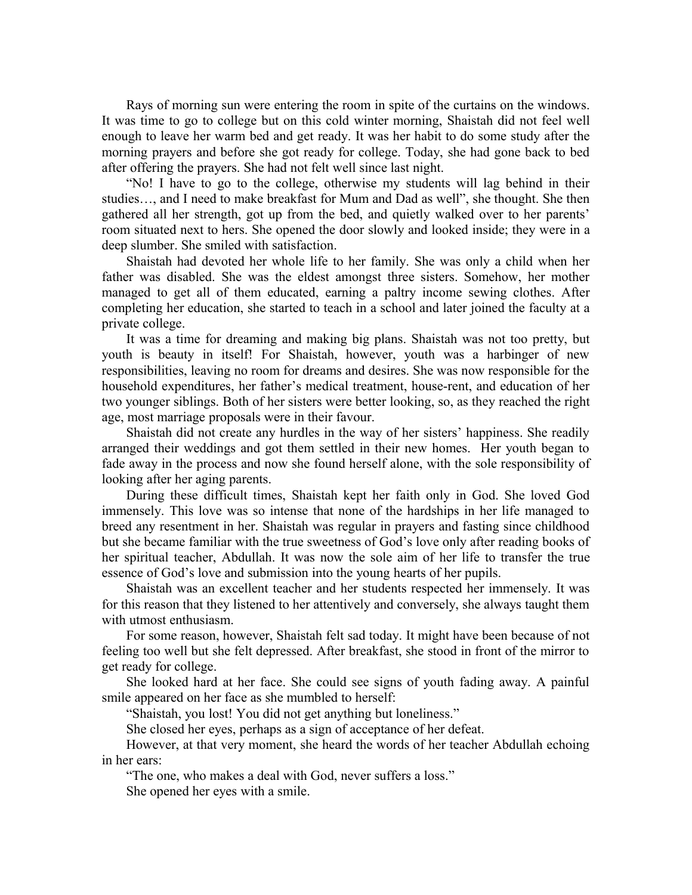Rays of morning sun were entering the room in spite of the curtains on the windows. It was time to go to college but on this cold winter morning, Shaistah did not feel well enough to leave her warm bed and get ready. It was her habit to do some study after the morning prayers and before she got ready for college. Today, she had gone back to bed after offering the prayers. She had not felt well since last night.

"No! I have to go to the college, otherwise my students will lag behind in their studies…, and I need to make breakfast for Mum and Dad as well", she thought. She then gathered all her strength, got up from the bed, and quietly walked over to her parents' room situated next to hers. She opened the door slowly and looked inside; they were in a deep slumber. She smiled with satisfaction.

Shaistah had devoted her whole life to her family. She was only a child when her father was disabled. She was the eldest amongst three sisters. Somehow, her mother managed to get all of them educated, earning a paltry income sewing clothes. After completing her education, she started to teach in a school and later joined the faculty at a private college.

It was a time for dreaming and making big plans. Shaistah was not too pretty, but youth is beauty in itself! For Shaistah, however, youth was a harbinger of new responsibilities, leaving no room for dreams and desires. She was now responsible for the household expenditures, her father's medical treatment, house-rent, and education of her two younger siblings. Both of her sisters were better looking, so, as they reached the right age, most marriage proposals were in their favour.

Shaistah did not create any hurdles in the way of her sisters' happiness. She readily arranged their weddings and got them settled in their new homes. Her youth began to fade away in the process and now she found herself alone, with the sole responsibility of looking after her aging parents.

During these difficult times, Shaistah kept her faith only in God. She loved God immensely. This love was so intense that none of the hardships in her life managed to breed any resentment in her. Shaistah was regular in prayers and fasting since childhood but she became familiar with the true sweetness of God's love only after reading books of her spiritual teacher, Abdullah. It was now the sole aim of her life to transfer the true essence of God's love and submission into the young hearts of her pupils.

Shaistah was an excellent teacher and her students respected her immensely. It was for this reason that they listened to her attentively and conversely, she always taught them with utmost enthusiasm.

For some reason, however, Shaistah felt sad today. It might have been because of not feeling too well but she felt depressed. After breakfast, she stood in front of the mirror to get ready for college.

She looked hard at her face. She could see signs of youth fading away. A painful smile appeared on her face as she mumbled to herself:

"Shaistah, you lost! You did not get anything but loneliness."

She closed her eyes, perhaps as a sign of acceptance of her defeat.

However, at that very moment, she heard the words of her teacher Abdullah echoing in her ears:

"The one, who makes a deal with God, never suffers a loss."

She opened her eyes with a smile.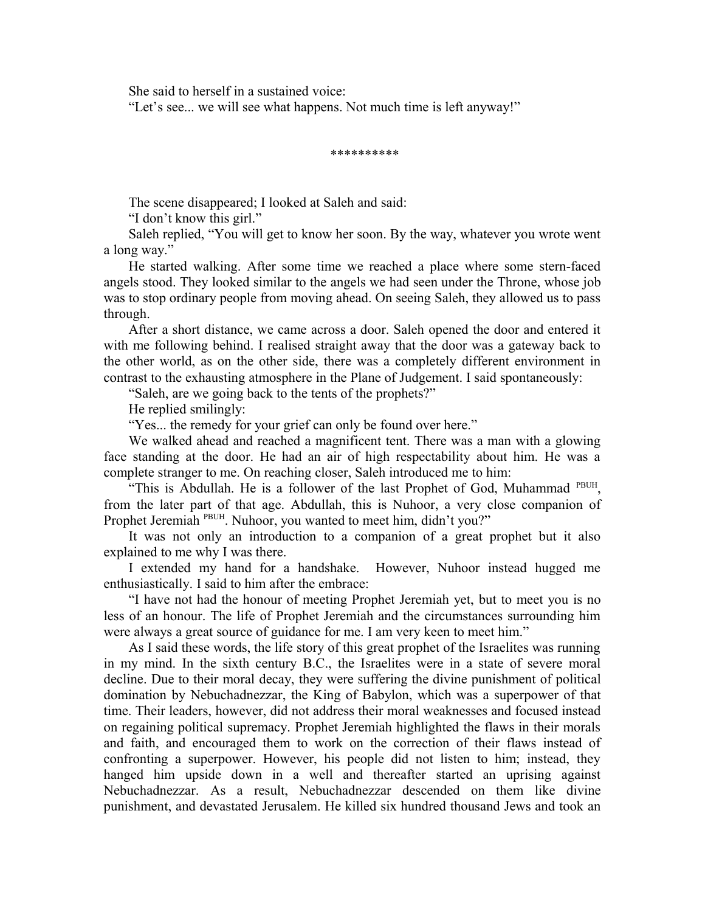She said to herself in a sustained voice:

"Let's see... we will see what happens. Not much time is left anyway!"

**********

The scene disappeared; I looked at Saleh and said:

"I don't know this girl."

Saleh replied, "You will get to know her soon. By the way, whatever you wrote went a long way."

He started walking. After some time we reached a place where some stern-faced angels stood. They looked similar to the angels we had seen under the Throne, whose job was to stop ordinary people from moving ahead. On seeing Saleh, they allowed us to pass through.

After a short distance, we came across a door. Saleh opened the door and entered it with me following behind. I realised straight away that the door was a gateway back to the other world, as on the other side, there was a completely different environment in contrast to the exhausting atmosphere in the Plane of Judgement. I said spontaneously:

"Saleh, are we going back to the tents of the prophets?"

He replied smilingly:

"Yes... the remedy for your grief can only be found over here."

We walked ahead and reached a magnificent tent. There was a man with a glowing face standing at the door. He had an air of high respectability about him. He was a complete stranger to me. On reaching closer, Saleh introduced me to him:

"This is Abdullah. He is a follower of the last Prophet of God, Muhammad PBUH, from the later part of that age. Abdullah, this is Nuhoor, a very close companion of Prophet Jeremiah PBUH. Nuhoor, you wanted to meet him, didn't you?"

It was not only an introduction to a companion of a great prophet but it also explained to me why I was there.

I extended my hand for a handshake. However, Nuhoor instead hugged me enthusiastically. I said to him after the embrace:

"I have not had the honour of meeting Prophet Jeremiah yet, but to meet you is no less of an honour. The life of Prophet Jeremiah and the circumstances surrounding him were always a great source of guidance for me. I am very keen to meet him."

As I said these words, the life story of this great prophet of the Israelites was running in my mind. In the sixth century B.C., the Israelites were in a state of severe moral decline. Due to their moral decay, they were suffering the divine punishment of political domination by Nebuchadnezzar, the King of Babylon, which was a superpower of that time. Their leaders, however, did not address their moral weaknesses and focused instead on regaining political supremacy. Prophet Jeremiah highlighted the flaws in their morals and faith, and encouraged them to work on the correction of their flaws instead of confronting a superpower. However, his people did not listen to him; instead, they hanged him upside down in a well and thereafter started an uprising against Nebuchadnezzar. As a result, Nebuchadnezzar descended on them like divine punishment, and devastated Jerusalem. He killed six hundred thousand Jews and took an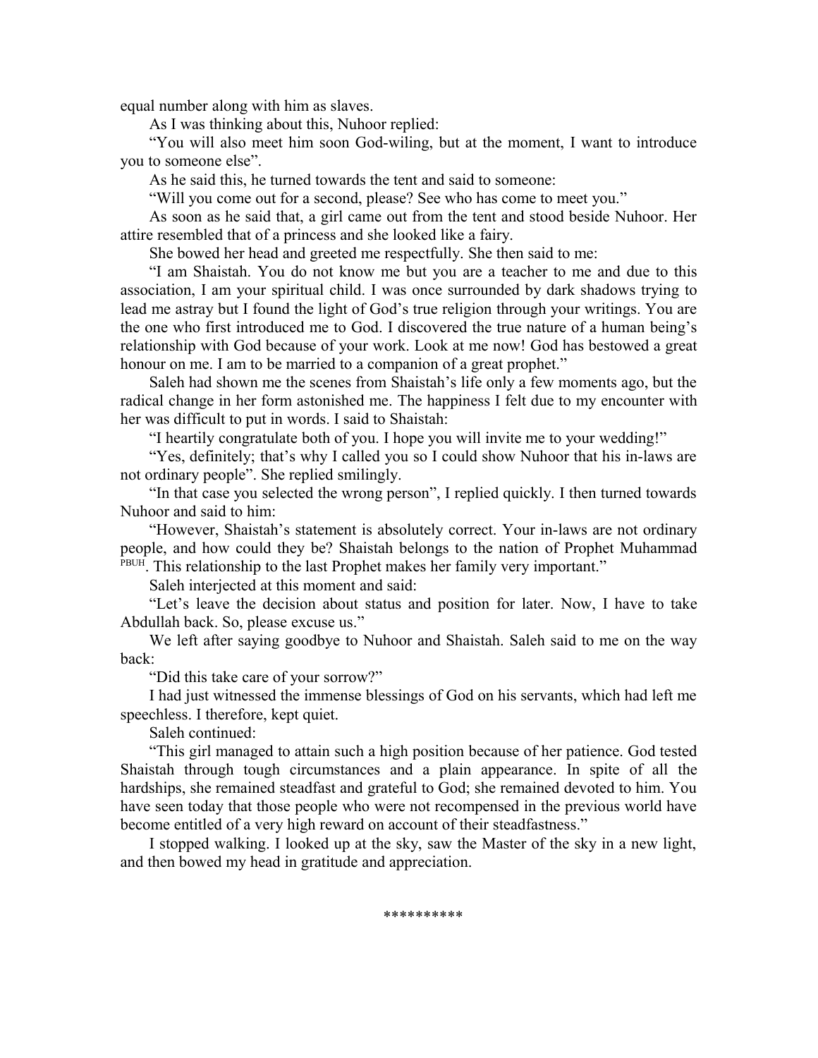equal number along with him as slaves.

As I was thinking about this, Nuhoor replied:

"You will also meet him soon God-wiling, but at the moment, I want to introduce you to someone else".

As he said this, he turned towards the tent and said to someone:

"Will you come out for a second, please? See who has come to meet you."

As soon as he said that, a girl came out from the tent and stood beside Nuhoor. Her attire resembled that of a princess and she looked like a fairy.

She bowed her head and greeted me respectfully. She then said to me:

"I am Shaistah. You do not know me but you are a teacher to me and due to this association, I am your spiritual child. I was once surrounded by dark shadows trying to lead me astray but I found the light of God's true religion through your writings. You are the one who first introduced me to God. I discovered the true nature of a human being's relationship with God because of your work. Look at me now! God has bestowed a great honour on me. I am to be married to a companion of a great prophet."

Saleh had shown me the scenes from Shaistah's life only a few moments ago, but the radical change in her form astonished me. The happiness I felt due to my encounter with her was difficult to put in words. I said to Shaistah:

"I heartily congratulate both of you. I hope you will invite me to your wedding!"

"Yes, definitely; that's why I called you so I could show Nuhoor that his in-laws are not ordinary people". She replied smilingly.

"In that case you selected the wrong person", I replied quickly. I then turned towards Nuhoor and said to him:

"However, Shaistah's statement is absolutely correct. Your in-laws are not ordinary people, and how could they be? Shaistah belongs to the nation of Prophet Muhammad PBUH. This relationship to the last Prophet makes her family very important."

Saleh interjected at this moment and said:

"Let's leave the decision about status and position for later. Now, I have to take Abdullah back. So, please excuse us."

We left after saying goodbye to Nuhoor and Shaistah. Saleh said to me on the way back:

"Did this take care of your sorrow?"

I had just witnessed the immense blessings of God on his servants, which had left me speechless. I therefore, kept quiet.

Saleh continued:

"This girl managed to attain such a high position because of her patience. God tested Shaistah through tough circumstances and a plain appearance. In spite of all the hardships, she remained steadfast and grateful to God; she remained devoted to him. You have seen today that those people who were not recompensed in the previous world have become entitled of a very high reward on account of their steadfastness."

I stopped walking. I looked up at the sky, saw the Master of the sky in a new light, and then bowed my head in gratitude and appreciation.

**********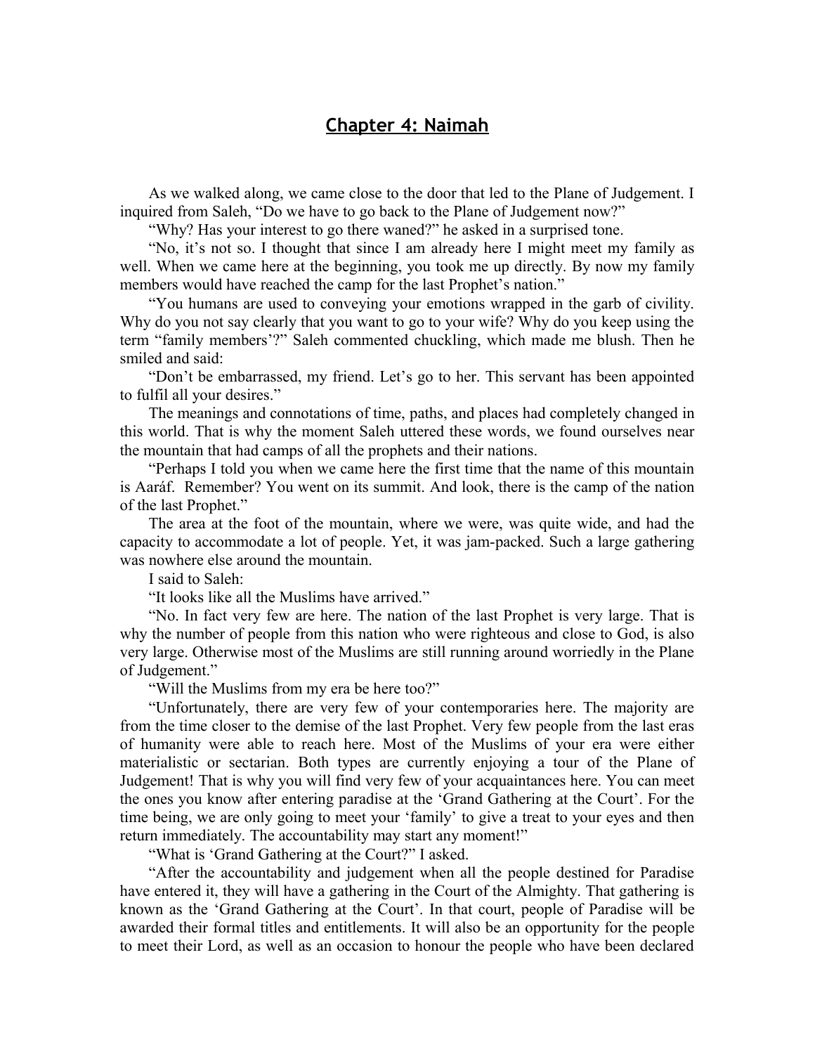## Chapter 4: Naimah

As we walked along, we came close to the door that led to the Plane of Judgement. I inquired from Saleh, "Do we have to go back to the Plane of Judgement now?"

"Why? Has your interest to go there waned?" he asked in a surprised tone.

"No, it's not so. I thought that since I am already here I might meet my family as well. When we came here at the beginning, you took me up directly. By now my family members would have reached the camp for the last Prophet's nation."

"You humans are used to conveying your emotions wrapped in the garb of civility. Why do you not say clearly that you want to go to your wife? Why do you keep using the term "family members'?" Saleh commented chuckling, which made me blush. Then he smiled and said:

"Don't be embarrassed, my friend. Let's go to her. This servant has been appointed to fulfil all your desires."

The meanings and connotations of time, paths, and places had completely changed in this world. That is why the moment Saleh uttered these words, we found ourselves near the mountain that had camps of all the prophets and their nations.

"Perhaps I told you when we came here the first time that the name of this mountain is Aaráf. Remember? You went on its summit. And look, there is the camp of the nation of the last Prophet."

The area at the foot of the mountain, where we were, was quite wide, and had the capacity to accommodate a lot of people. Yet, it was jam-packed. Such a large gathering was nowhere else around the mountain.

I said to Saleh:

"It looks like all the Muslims have arrived."

"No. In fact very few are here. The nation of the last Prophet is very large. That is why the number of people from this nation who were righteous and close to God, is also very large. Otherwise most of the Muslims are still running around worriedly in the Plane of Judgement."

"Will the Muslims from my era be here too?"

"Unfortunately, there are very few of your contemporaries here. The majority are from the time closer to the demise of the last Prophet. Very few people from the last eras of humanity were able to reach here. Most of the Muslims of your era were either materialistic or sectarian. Both types are currently enjoying a tour of the Plane of Judgement! That is why you will find very few of your acquaintances here. You can meet the ones you know after entering paradise at the 'Grand Gathering at the Court'. For the time being, we are only going to meet your 'family' to give a treat to your eyes and then return immediately. The accountability may start any moment!"

"What is 'Grand Gathering at the Court?" I asked.

"After the accountability and judgement when all the people destined for Paradise have entered it, they will have a gathering in the Court of the Almighty. That gathering is known as the 'Grand Gathering at the Court'. In that court, people of Paradise will be awarded their formal titles and entitlements. It will also be an opportunity for the people to meet their Lord, as well as an occasion to honour the people who have been declared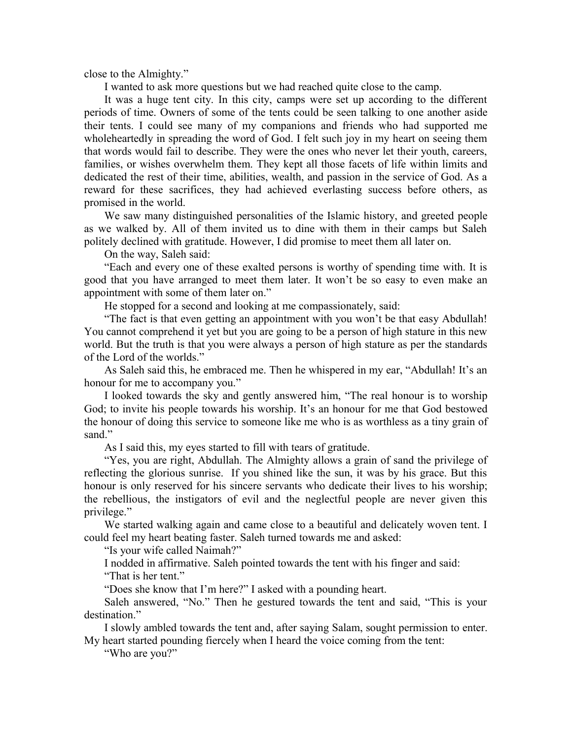close to the Almighty."

I wanted to ask more questions but we had reached quite close to the camp.

It was a huge tent city. In this city, camps were set up according to the different periods of time. Owners of some of the tents could be seen talking to one another aside their tents. I could see many of my companions and friends who had supported me wholeheartedly in spreading the word of God. I felt such joy in my heart on seeing them that words would fail to describe. They were the ones who never let their youth, careers, families, or wishes overwhelm them. They kept all those facets of life within limits and dedicated the rest of their time, abilities, wealth, and passion in the service of God. As a reward for these sacrifices, they had achieved everlasting success before others, as promised in the world.

We saw many distinguished personalities of the Islamic history, and greeted people as we walked by. All of them invited us to dine with them in their camps but Saleh politely declined with gratitude. However, I did promise to meet them all later on.

On the way, Saleh said:

"Each and every one of these exalted persons is worthy of spending time with. It is good that you have arranged to meet them later. It won't be so easy to even make an appointment with some of them later on."

He stopped for a second and looking at me compassionately, said:

"The fact is that even getting an appointment with you won't be that easy Abdullah! You cannot comprehend it yet but you are going to be a person of high stature in this new world. But the truth is that you were always a person of high stature as per the standards of the Lord of the worlds."

As Saleh said this, he embraced me. Then he whispered in my ear, "Abdullah! It's an honour for me to accompany you."

I looked towards the sky and gently answered him, "The real honour is to worship God; to invite his people towards his worship. It's an honour for me that God bestowed the honour of doing this service to someone like me who is as worthless as a tiny grain of sand."

As I said this, my eyes started to fill with tears of gratitude.

"Yes, you are right, Abdullah. The Almighty allows a grain of sand the privilege of reflecting the glorious sunrise. If you shined like the sun, it was by his grace. But this honour is only reserved for his sincere servants who dedicate their lives to his worship; the rebellious, the instigators of evil and the neglectful people are never given this privilege."

We started walking again and came close to a beautiful and delicately woven tent. I could feel my heart beating faster. Saleh turned towards me and asked:

"Is your wife called Naimah?"

I nodded in affirmative. Saleh pointed towards the tent with his finger and said:

"That is her tent."

"Does she know that I'm here?" I asked with a pounding heart.

Saleh answered, "No." Then he gestured towards the tent and said, "This is your destination."

I slowly ambled towards the tent and, after saying Salam, sought permission to enter. My heart started pounding fiercely when I heard the voice coming from the tent:

"Who are you?"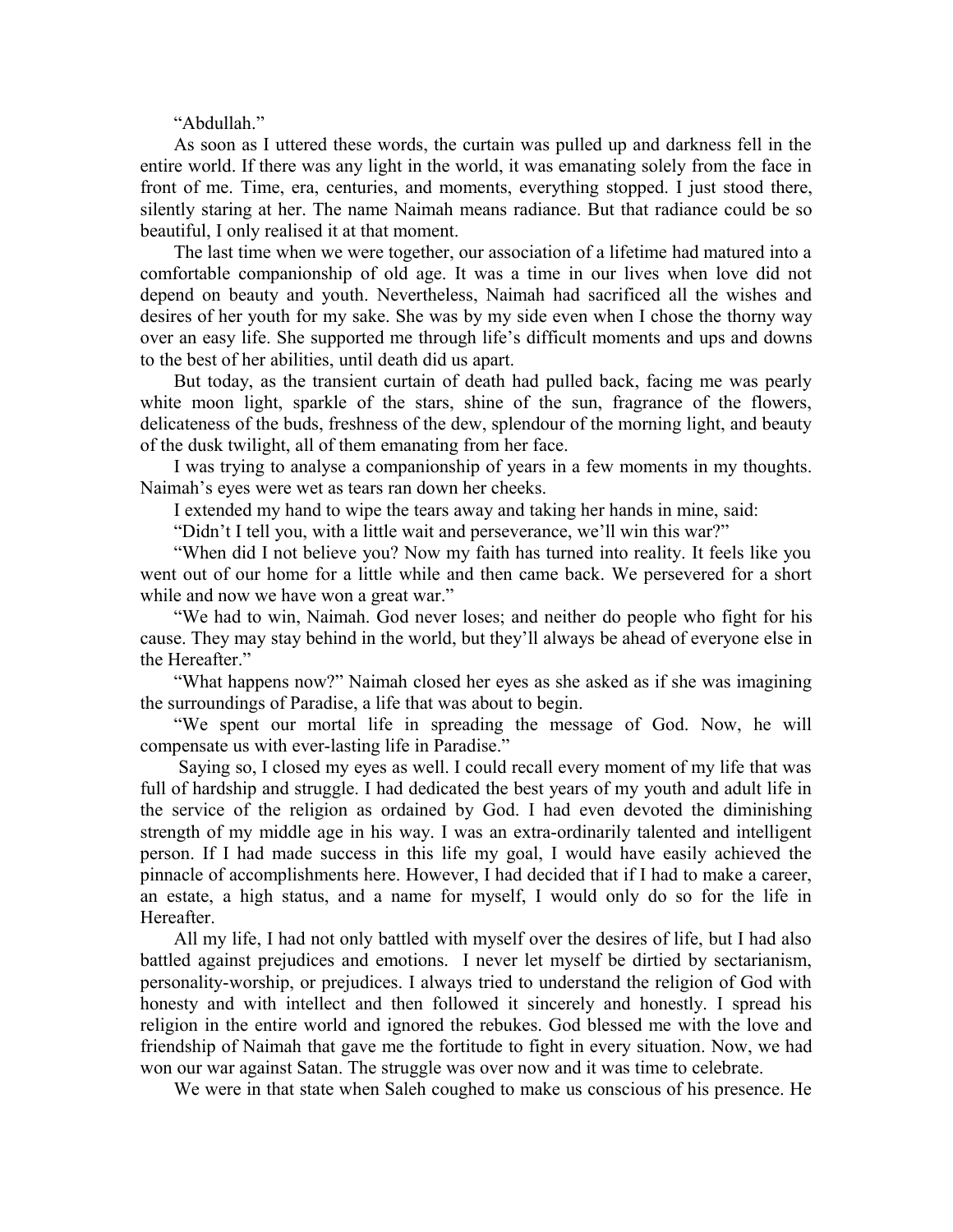"Abdullah."

As soon as I uttered these words, the curtain was pulled up and darkness fell in the entire world. If there was any light in the world, it was emanating solely from the face in front of me. Time, era, centuries, and moments, everything stopped. I just stood there, silently staring at her. The name Naimah means radiance. But that radiance could be so beautiful, I only realised it at that moment.

The last time when we were together, our association of a lifetime had matured into a comfortable companionship of old age. It was a time in our lives when love did not depend on beauty and youth. Nevertheless, Naimah had sacrificed all the wishes and desires of her youth for my sake. She was by my side even when I chose the thorny way over an easy life. She supported me through life's difficult moments and ups and downs to the best of her abilities, until death did us apart.

But today, as the transient curtain of death had pulled back, facing me was pearly white moon light, sparkle of the stars, shine of the sun, fragrance of the flowers, delicateness of the buds, freshness of the dew, splendour of the morning light, and beauty of the dusk twilight, all of them emanating from her face.

I was trying to analyse a companionship of years in a few moments in my thoughts. Naimah's eyes were wet as tears ran down her cheeks.

I extended my hand to wipe the tears away and taking her hands in mine, said:

"Didn't I tell you, with a little wait and perseverance, we'll win this war?"

"When did I not believe you? Now my faith has turned into reality. It feels like you went out of our home for a little while and then came back. We persevered for a short while and now we have won a great war."

"We had to win, Naimah. God never loses; and neither do people who fight for his cause. They may stay behind in the world, but they'll always be ahead of everyone else in the Hereafter."

"What happens now?" Naimah closed her eyes as she asked as if she was imagining the surroundings of Paradise, a life that was about to begin.

"We spent our mortal life in spreading the message of God. Now, he will compensate us with ever-lasting life in Paradise."

Saying so, I closed my eyes as well. I could recall every moment of my life that was full of hardship and struggle. I had dedicated the best years of my youth and adult life in the service of the religion as ordained by God. I had even devoted the diminishing strength of my middle age in his way. I was an extra-ordinarily talented and intelligent person. If I had made success in this life my goal, I would have easily achieved the pinnacle of accomplishments here. However, I had decided that if I had to make a career, an estate, a high status, and a name for myself, I would only do so for the life in Hereafter.

All my life, I had not only battled with myself over the desires of life, but I had also battled against prejudices and emotions. I never let myself be dirtied by sectarianism, personality-worship, or prejudices. I always tried to understand the religion of God with honesty and with intellect and then followed it sincerely and honestly. I spread his religion in the entire world and ignored the rebukes. God blessed me with the love and friendship of Naimah that gave me the fortitude to fight in every situation. Now, we had won our war against Satan. The struggle was over now and it was time to celebrate.

We were in that state when Saleh coughed to make us conscious of his presence. He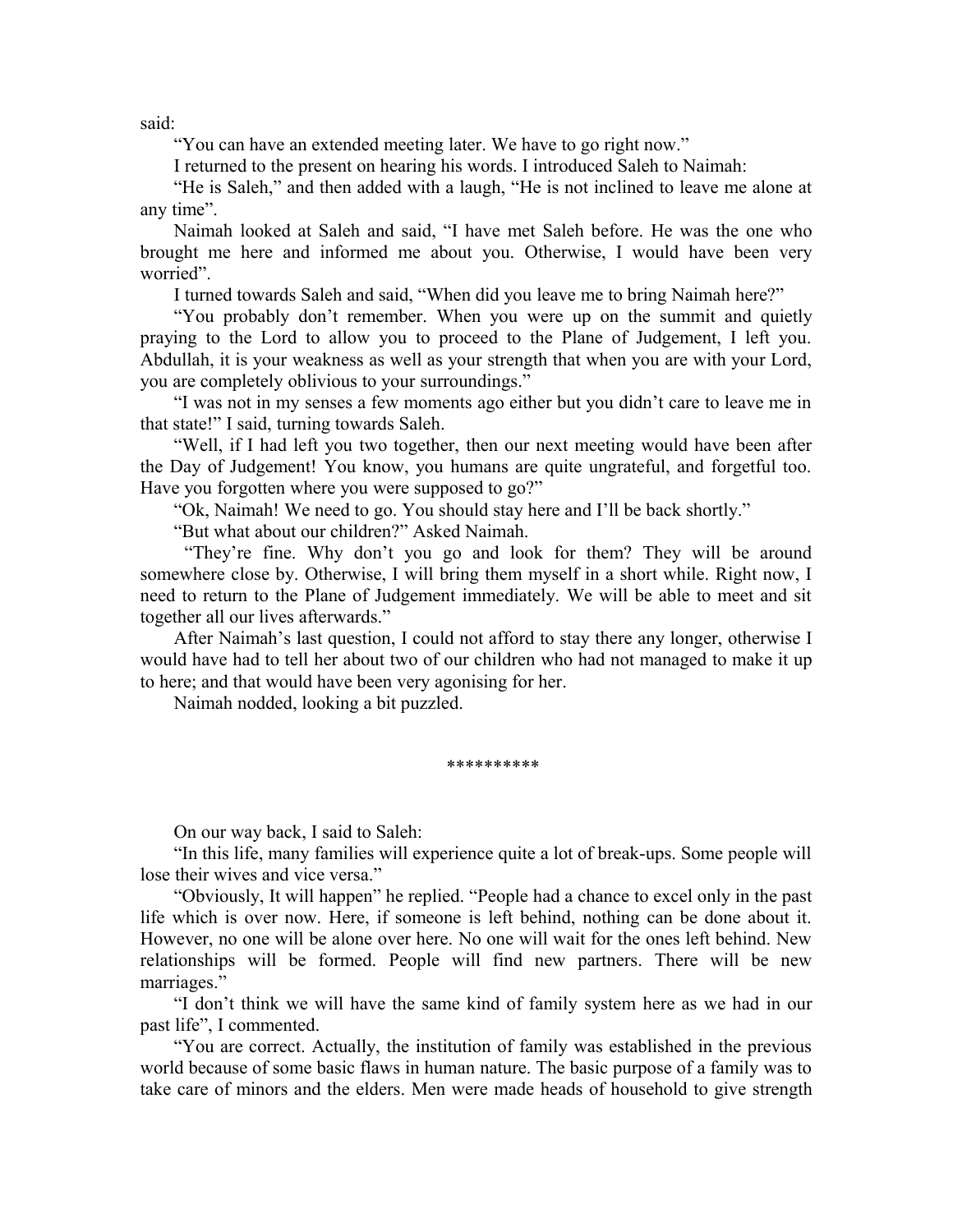said:

"You can have an extended meeting later. We have to go right now."

I returned to the present on hearing his words. I introduced Saleh to Naimah:

"He is Saleh," and then added with a laugh, "He is not inclined to leave me alone at any time".

Naimah looked at Saleh and said, "I have met Saleh before. He was the one who brought me here and informed me about you. Otherwise, I would have been very worried".

I turned towards Saleh and said, "When did you leave me to bring Naimah here?"

"You probably don't remember. When you were up on the summit and quietly praying to the Lord to allow you to proceed to the Plane of Judgement, I left you. Abdullah, it is your weakness as well as your strength that when you are with your Lord, you are completely oblivious to your surroundings."

"I was not in my senses a few moments ago either but you didn't care to leave me in that state!" I said, turning towards Saleh.

"Well, if I had left you two together, then our next meeting would have been after the Day of Judgement! You know, you humans are quite ungrateful, and forgetful too. Have you forgotten where you were supposed to go?"

"Ok, Naimah! We need to go. You should stay here and I'll be back shortly."

"But what about our children?" Asked Naimah.

"They're fine. Why don't you go and look for them? They will be around somewhere close by. Otherwise, I will bring them myself in a short while. Right now, I need to return to the Plane of Judgement immediately. We will be able to meet and sit together all our lives afterwards."

After Naimah's last question, I could not afford to stay there any longer, otherwise I would have had to tell her about two of our children who had not managed to make it up to here; and that would have been very agonising for her.

Naimah nodded, looking a bit puzzled.

**********

On our way back, I said to Saleh:

"In this life, many families will experience quite a lot of break-ups. Some people will lose their wives and vice versa."

"Obviously, It will happen" he replied. "People had a chance to excel only in the past life which is over now. Here, if someone is left behind, nothing can be done about it. However, no one will be alone over here. No one will wait for the ones left behind. New relationships will be formed. People will find new partners. There will be new marriages."

"I don't think we will have the same kind of family system here as we had in our past life", I commented.

"You are correct. Actually, the institution of family was established in the previous world because of some basic flaws in human nature. The basic purpose of a family was to take care of minors and the elders. Men were made heads of household to give strength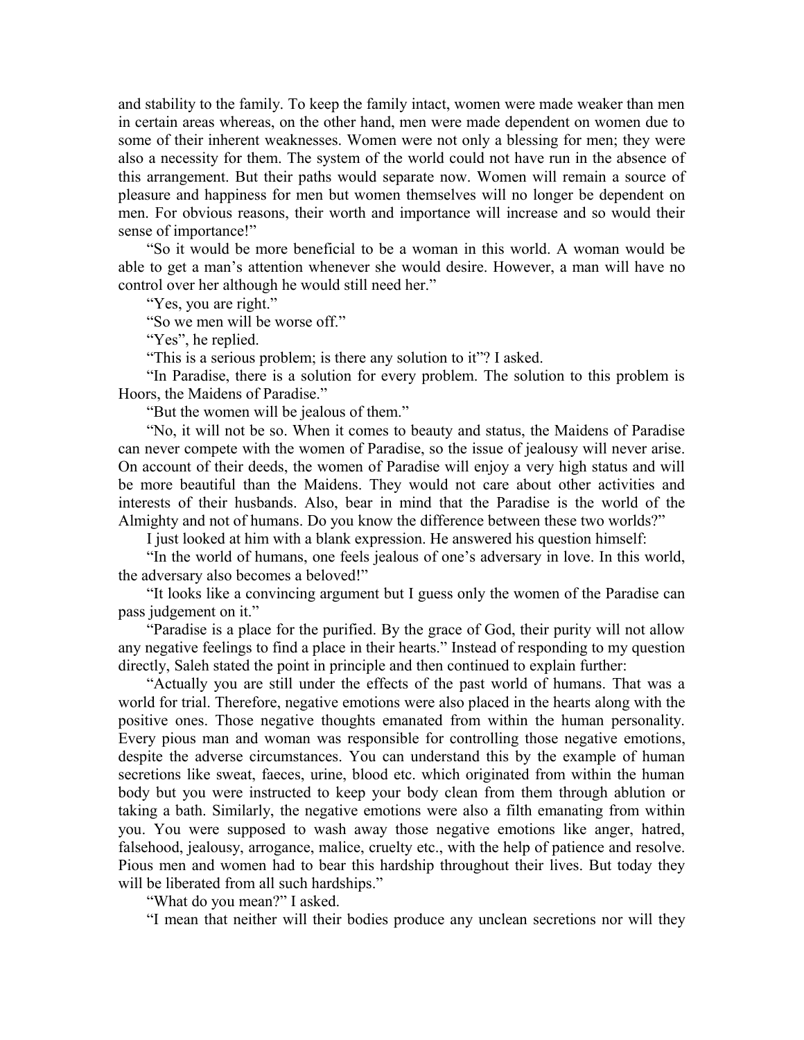and stability to the family. To keep the family intact, women were made weaker than men in certain areas whereas, on the other hand, men were made dependent on women due to some of their inherent weaknesses. Women were not only a blessing for men; they were also a necessity for them. The system of the world could not have run in the absence of this arrangement. But their paths would separate now. Women will remain a source of pleasure and happiness for men but women themselves will no longer be dependent on men. For obvious reasons, their worth and importance will increase and so would their sense of importance!"

"So it would be more beneficial to be a woman in this world. A woman would be able to get a man's attention whenever she would desire. However, a man will have no control over her although he would still need her."

"Yes, you are right."

"So we men will be worse off."

"Yes", he replied.

"This is a serious problem; is there any solution to it"? I asked.

"In Paradise, there is a solution for every problem. The solution to this problem is Hoors, the Maidens of Paradise."

"But the women will be jealous of them."

"No, it will not be so. When it comes to beauty and status, the Maidens of Paradise can never compete with the women of Paradise, so the issue of jealousy will never arise. On account of their deeds, the women of Paradise will enjoy a very high status and will be more beautiful than the Maidens. They would not care about other activities and interests of their husbands. Also, bear in mind that the Paradise is the world of the Almighty and not of humans. Do you know the difference between these two worlds?"

I just looked at him with a blank expression. He answered his question himself:

"In the world of humans, one feels jealous of one's adversary in love. In this world, the adversary also becomes a beloved!"

"It looks like a convincing argument but I guess only the women of the Paradise can pass judgement on it."

"Paradise is a place for the purified. By the grace of God, their purity will not allow any negative feelings to find a place in their hearts." Instead of responding to my question directly, Saleh stated the point in principle and then continued to explain further:

"Actually you are still under the effects of the past world of humans. That was a world for trial. Therefore, negative emotions were also placed in the hearts along with the positive ones. Those negative thoughts emanated from within the human personality. Every pious man and woman was responsible for controlling those negative emotions, despite the adverse circumstances. You can understand this by the example of human secretions like sweat, faeces, urine, blood etc. which originated from within the human body but you were instructed to keep your body clean from them through ablution or taking a bath. Similarly, the negative emotions were also a filth emanating from within you. You were supposed to wash away those negative emotions like anger, hatred, falsehood, jealousy, arrogance, malice, cruelty etc., with the help of patience and resolve. Pious men and women had to bear this hardship throughout their lives. But today they will be liberated from all such hardships."

"What do you mean?" I asked.

"I mean that neither will their bodies produce any unclean secretions nor will they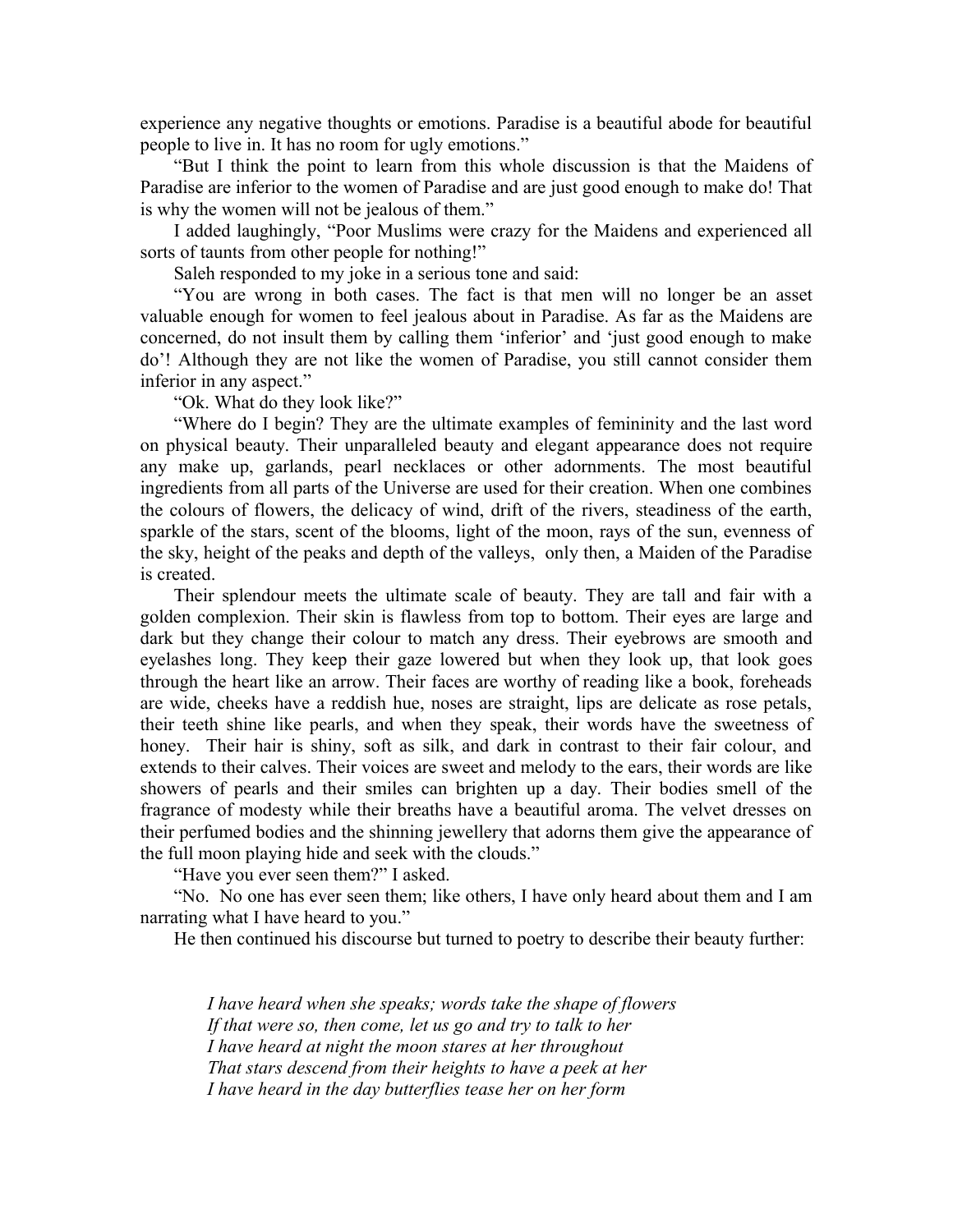experience any negative thoughts or emotions. Paradise is a beautiful abode for beautiful people to live in. It has no room for ugly emotions."

"But I think the point to learn from this whole discussion is that the Maidens of Paradise are inferior to the women of Paradise and are just good enough to make do! That is why the women will not be jealous of them."

I added laughingly, "Poor Muslims were crazy for the Maidens and experienced all sorts of taunts from other people for nothing!"

Saleh responded to my joke in a serious tone and said:

"You are wrong in both cases. The fact is that men will no longer be an asset valuable enough for women to feel jealous about in Paradise. As far as the Maidens are concerned, do not insult them by calling them 'inferior' and 'just good enough to make do'! Although they are not like the women of Paradise, you still cannot consider them inferior in any aspect."

"Ok. What do they look like?"

"Where do I begin? They are the ultimate examples of femininity and the last word on physical beauty. Their unparalleled beauty and elegant appearance does not require any make up, garlands, pearl necklaces or other adornments. The most beautiful ingredients from all parts of the Universe are used for their creation. When one combines the colours of flowers, the delicacy of wind, drift of the rivers, steadiness of the earth, sparkle of the stars, scent of the blooms, light of the moon, rays of the sun, evenness of the sky, height of the peaks and depth of the valleys, only then, a Maiden of the Paradise is created.

Their splendour meets the ultimate scale of beauty. They are tall and fair with a golden complexion. Their skin is flawless from top to bottom. Their eyes are large and dark but they change their colour to match any dress. Their eyebrows are smooth and eyelashes long. They keep their gaze lowered but when they look up, that look goes through the heart like an arrow. Their faces are worthy of reading like a book, foreheads are wide, cheeks have a reddish hue, noses are straight, lips are delicate as rose petals, their teeth shine like pearls, and when they speak, their words have the sweetness of honey. Their hair is shiny, soft as silk, and dark in contrast to their fair colour, and extends to their calves. Their voices are sweet and melody to the ears, their words are like showers of pearls and their smiles can brighten up a day. Their bodies smell of the fragrance of modesty while their breaths have a beautiful aroma. The velvet dresses on their perfumed bodies and the shinning jewellery that adorns them give the appearance of the full moon playing hide and seek with the clouds."

"Have you ever seen them?" I asked.

"No. No one has ever seen them; like others, I have only heard about them and I am narrating what I have heard to you."

He then continued his discourse but turned to poetry to describe their beauty further:

*I have heard when she speaks; words take the shape of flowers*
*If that were so, then come, let us go and try to talk to her*
*I have heard at night the moon stares at her throughout*
*That stars descend from their heights to have a peek at her*
*I have heard in the day butterflies tease her on her form*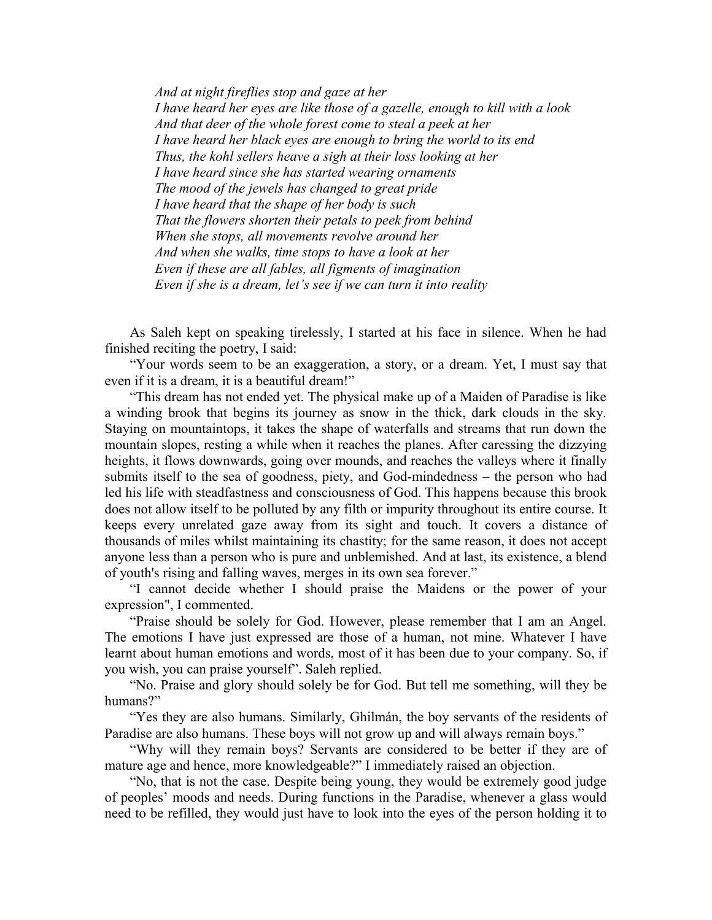*And at night fireflies stop and gaze at her*
*I have heard her eyes are like those of a gazelle, enough to kill with a look*
*And that deer of the whole forest come to steal a peek at her*
*I have heard her black eyes are enough to bring the world to its end*
*Thus, the kohl sellers heave a sigh at their loss looking at her*
*I have heard since she has started wearing ornaments*
*The mood of the jewels has changed to great pride*
*I have heard that the shape of her body is such*
*That the flowers shorten their petals to peek from behind*
*When she stops, all movements revolve around her*
*And when she walks, time stops to have a look at her*
*Even if these are all fables, all figments of imagination*
*Even if she is a dream, let's see if we can turn it into reality*

As Saleh kept on speaking tirelessly, I started at his face in silence. When he had finished reciting the poetry, I said:

"Your words seem to be an exaggeration, a story, or a dream. Yet, I must say that even if it is a dream, it is a beautiful dream!"

"This dream has not ended yet. The physical make up of a Maiden of Paradise is like a winding brook that begins its journey as snow in the thick, dark clouds in the sky. Staying on mountaintops, it takes the shape of waterfalls and streams that run down the mountain slopes, resting a while when it reaches the planes. After caressing the dizzying heights, it flows downwards, going over mounds, and reaches the valleys where it finally submits itself to the sea of goodness, piety, and God-mindedness – the person who had led his life with steadfastness and consciousness of God. This happens because this brook does not allow itself to be polluted by any filth or impurity throughout its entire course. It keeps every unrelated gaze away from its sight and touch. It covers a distance of thousands of miles whilst maintaining its chastity; for the same reason, it does not accept anyone less than a person who is pure and unblemished. And at last, its existence, a blend of youth's rising and falling waves, merges in its own sea forever."

"I cannot decide whether I should praise the Maidens or the power of your expression", I commented.

"Praise should be solely for God. However, please remember that I am an Angel. The emotions I have just expressed are those of a human, not mine. Whatever I have learnt about human emotions and words, most of it has been due to your company. So, if you wish, you can praise yourself". Saleh replied.

"No. Praise and glory should solely be for God. But tell me something, will they be humans?"

"Yes they are also humans. Similarly, Ghilmán, the boy servants of the residents of Paradise are also humans. These boys will not grow up and will always remain boys."

"Why will they remain boys? Servants are considered to be better if they are of mature age and hence, more knowledgeable?" I immediately raised an objection.

"No, that is not the case. Despite being young, they would be extremely good judge of peoples' moods and needs. During functions in the Paradise, whenever a glass would need to be refilled, they would just have to look into the eyes of the person holding it to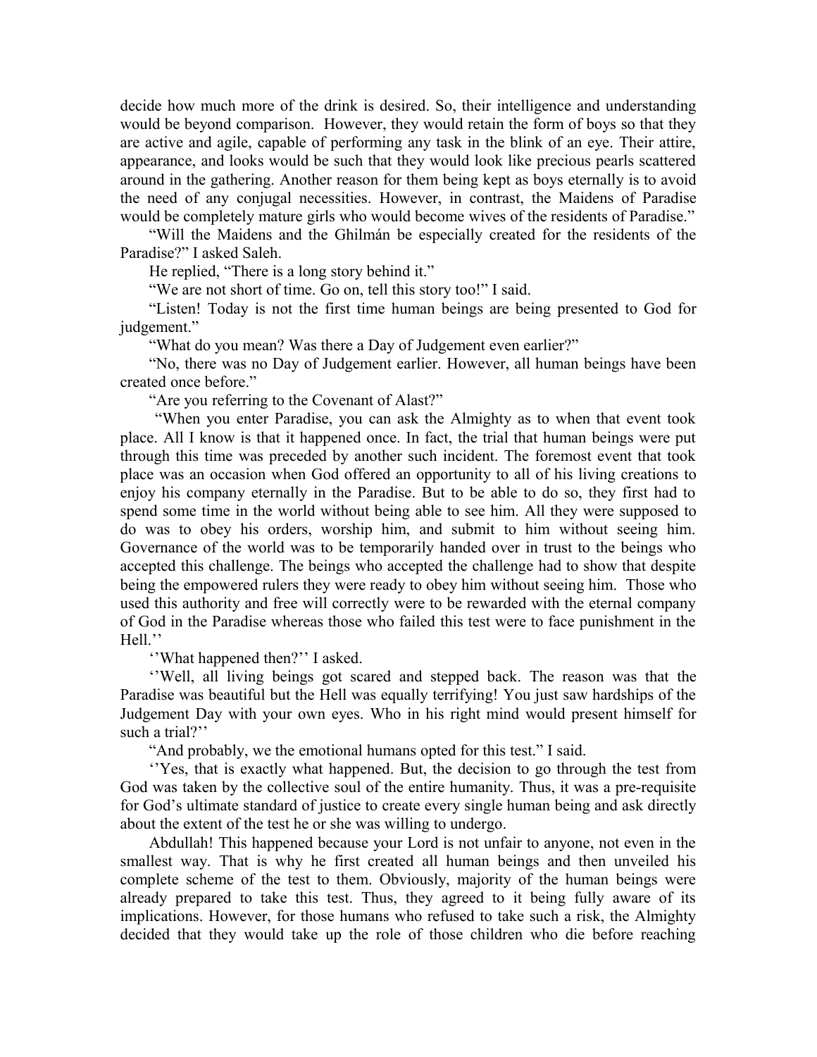decide how much more of the drink is desired. So, their intelligence and understanding would be beyond comparison. However, they would retain the form of boys so that they are active and agile, capable of performing any task in the blink of an eye. Their attire, appearance, and looks would be such that they would look like precious pearls scattered around in the gathering. Another reason for them being kept as boys eternally is to avoid the need of any conjugal necessities. However, in contrast, the Maidens of Paradise would be completely mature girls who would become wives of the residents of Paradise."

"Will the Maidens and the Ghilmán be especially created for the residents of the Paradise?" I asked Saleh.

He replied, "There is a long story behind it."

"We are not short of time. Go on, tell this story too!" I said.

"Listen! Today is not the first time human beings are being presented to God for judgement."

"What do you mean? Was there a Day of Judgement even earlier?"

"No, there was no Day of Judgement earlier. However, all human beings have been created once before."

"Are you referring to the Covenant of Alast?"

"When you enter Paradise, you can ask the Almighty as to when that event took place. All I know is that it happened once. In fact, the trial that human beings were put through this time was preceded by another such incident. The foremost event that took place was an occasion when God offered an opportunity to all of his living creations to enjoy his company eternally in the Paradise. But to be able to do so, they first had to spend some time in the world without being able to see him. All they were supposed to do was to obey his orders, worship him, and submit to him without seeing him. Governance of the world was to be temporarily handed over in trust to the beings who accepted this challenge. The beings who accepted the challenge had to show that despite being the empowered rulers they were ready to obey him without seeing him. Those who used this authority and free will correctly were to be rewarded with the eternal company of God in the Paradise whereas those who failed this test were to face punishment in the Hell.''

''What happened then?'' I asked.

''Well, all living beings got scared and stepped back. The reason was that the Paradise was beautiful but the Hell was equally terrifying! You just saw hardships of the Judgement Day with your own eyes. Who in his right mind would present himself for such a trial?''

"And probably, we the emotional humans opted for this test." I said.

''Yes, that is exactly what happened. But, the decision to go through the test from God was taken by the collective soul of the entire humanity. Thus, it was a pre-requisite for God's ultimate standard of justice to create every single human being and ask directly about the extent of the test he or she was willing to undergo.

Abdullah! This happened because your Lord is not unfair to anyone, not even in the smallest way. That is why he first created all human beings and then unveiled his complete scheme of the test to them. Obviously, majority of the human beings were already prepared to take this test. Thus, they agreed to it being fully aware of its implications. However, for those humans who refused to take such a risk, the Almighty decided that they would take up the role of those children who die before reaching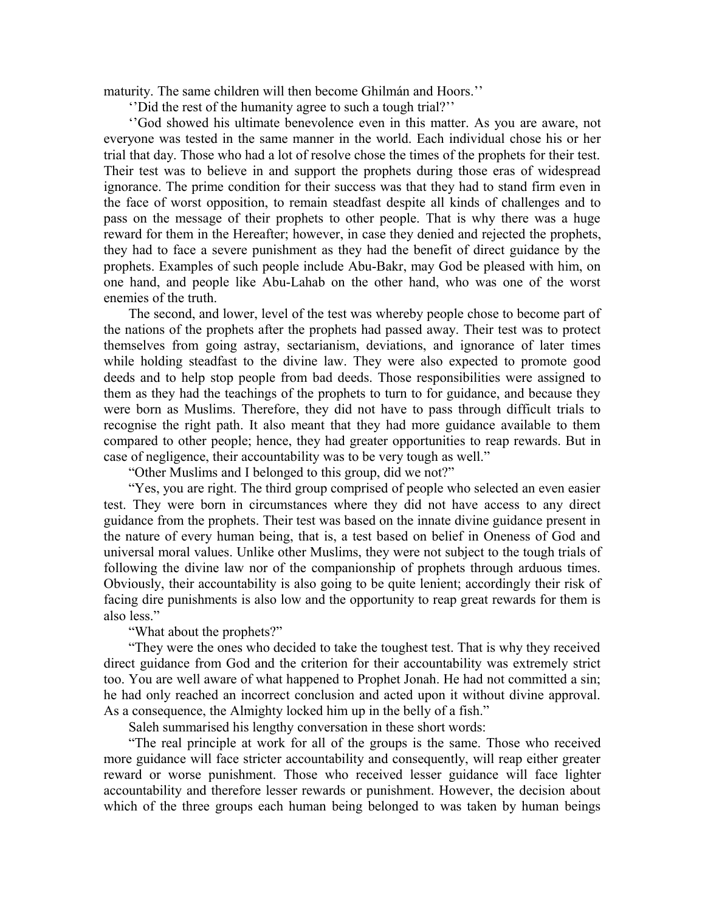maturity. The same children will then become Ghilmán and Hoors.''

''Did the rest of the humanity agree to such a tough trial?''

''God showed his ultimate benevolence even in this matter. As you are aware, not everyone was tested in the same manner in the world. Each individual chose his or her trial that day. Those who had a lot of resolve chose the times of the prophets for their test. Their test was to believe in and support the prophets during those eras of widespread ignorance. The prime condition for their success was that they had to stand firm even in the face of worst opposition, to remain steadfast despite all kinds of challenges and to pass on the message of their prophets to other people. That is why there was a huge reward for them in the Hereafter; however, in case they denied and rejected the prophets, they had to face a severe punishment as they had the benefit of direct guidance by the prophets. Examples of such people include Abu-Bakr, may God be pleased with him, on one hand, and people like Abu-Lahab on the other hand, who was one of the worst enemies of the truth.

The second, and lower, level of the test was whereby people chose to become part of the nations of the prophets after the prophets had passed away. Their test was to protect themselves from going astray, sectarianism, deviations, and ignorance of later times while holding steadfast to the divine law. They were also expected to promote good deeds and to help stop people from bad deeds. Those responsibilities were assigned to them as they had the teachings of the prophets to turn to for guidance, and because they were born as Muslims. Therefore, they did not have to pass through difficult trials to recognise the right path. It also meant that they had more guidance available to them compared to other people; hence, they had greater opportunities to reap rewards. But in case of negligence, their accountability was to be very tough as well."

"Other Muslims and I belonged to this group, did we not?"

"Yes, you are right. The third group comprised of people who selected an even easier test. They were born in circumstances where they did not have access to any direct guidance from the prophets. Their test was based on the innate divine guidance present in the nature of every human being, that is, a test based on belief in Oneness of God and universal moral values. Unlike other Muslims, they were not subject to the tough trials of following the divine law nor of the companionship of prophets through arduous times. Obviously, their accountability is also going to be quite lenient; accordingly their risk of facing dire punishments is also low and the opportunity to reap great rewards for them is also less."

"What about the prophets?"

"They were the ones who decided to take the toughest test. That is why they received direct guidance from God and the criterion for their accountability was extremely strict too. You are well aware of what happened to Prophet Jonah. He had not committed a sin; he had only reached an incorrect conclusion and acted upon it without divine approval. As a consequence, the Almighty locked him up in the belly of a fish."

Saleh summarised his lengthy conversation in these short words:

"The real principle at work for all of the groups is the same. Those who received more guidance will face stricter accountability and consequently, will reap either greater reward or worse punishment. Those who received lesser guidance will face lighter accountability and therefore lesser rewards or punishment. However, the decision about which of the three groups each human being belonged to was taken by human beings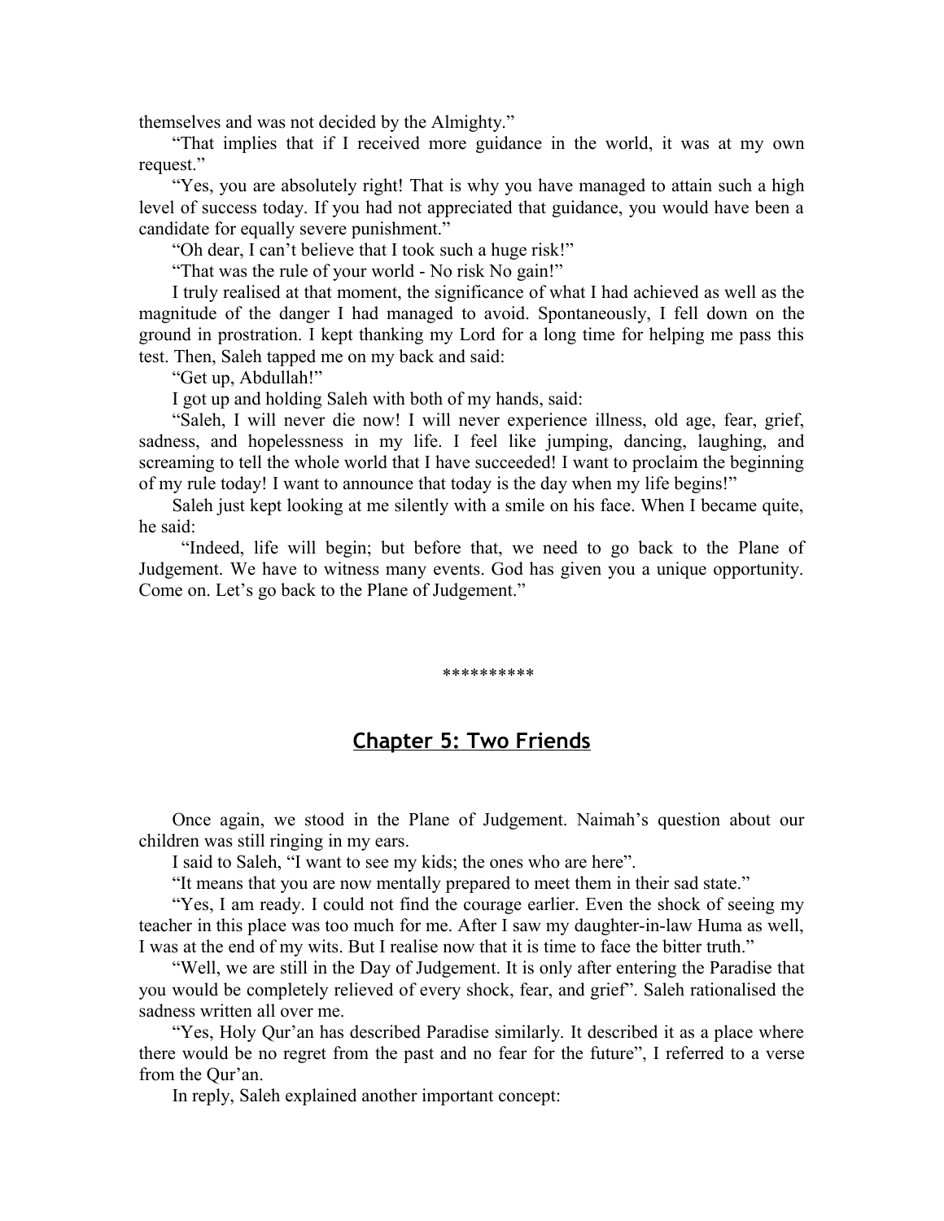themselves and was not decided by the Almighty."

"That implies that if I received more guidance in the world, it was at my own request."

"Yes, you are absolutely right! That is why you have managed to attain such a high level of success today. If you had not appreciated that guidance, you would have been a candidate for equally severe punishment."

"Oh dear, I can't believe that I took such a huge risk!"

"That was the rule of your world - No risk No gain!"

I truly realised at that moment, the significance of what I had achieved as well as the magnitude of the danger I had managed to avoid. Spontaneously, I fell down on the ground in prostration. I kept thanking my Lord for a long time for helping me pass this test. Then, Saleh tapped me on my back and said:

"Get up, Abdullah!"

I got up and holding Saleh with both of my hands, said:

"Saleh, I will never die now! I will never experience illness, old age, fear, grief, sadness, and hopelessness in my life. I feel like jumping, dancing, laughing, and screaming to tell the whole world that I have succeeded! I want to proclaim the beginning of my rule today! I want to announce that today is the day when my life begins!"

Saleh just kept looking at me silently with a smile on his face. When I became quite, he said:

"Indeed, life will begin; but before that, we need to go back to the Plane of Judgement. We have to witness many events. God has given you a unique opportunity. Come on. Let's go back to the Plane of Judgement."

**********

## Chapter 5: Two Friends

Once again, we stood in the Plane of Judgement. Naimah's question about our children was still ringing in my ears.

I said to Saleh, "I want to see my kids; the ones who are here".

"It means that you are now mentally prepared to meet them in their sad state."

"Yes, I am ready. I could not find the courage earlier. Even the shock of seeing my teacher in this place was too much for me. After I saw my daughter-in-law Huma as well, I was at the end of my wits. But I realise now that it is time to face the bitter truth."

"Well, we are still in the Day of Judgement. It is only after entering the Paradise that you would be completely relieved of every shock, fear, and grief". Saleh rationalised the sadness written all over me.

"Yes, Holy Qur'an has described Paradise similarly. It described it as a place where there would be no regret from the past and no fear for the future", I referred to a verse from the Qur'an.

In reply, Saleh explained another important concept: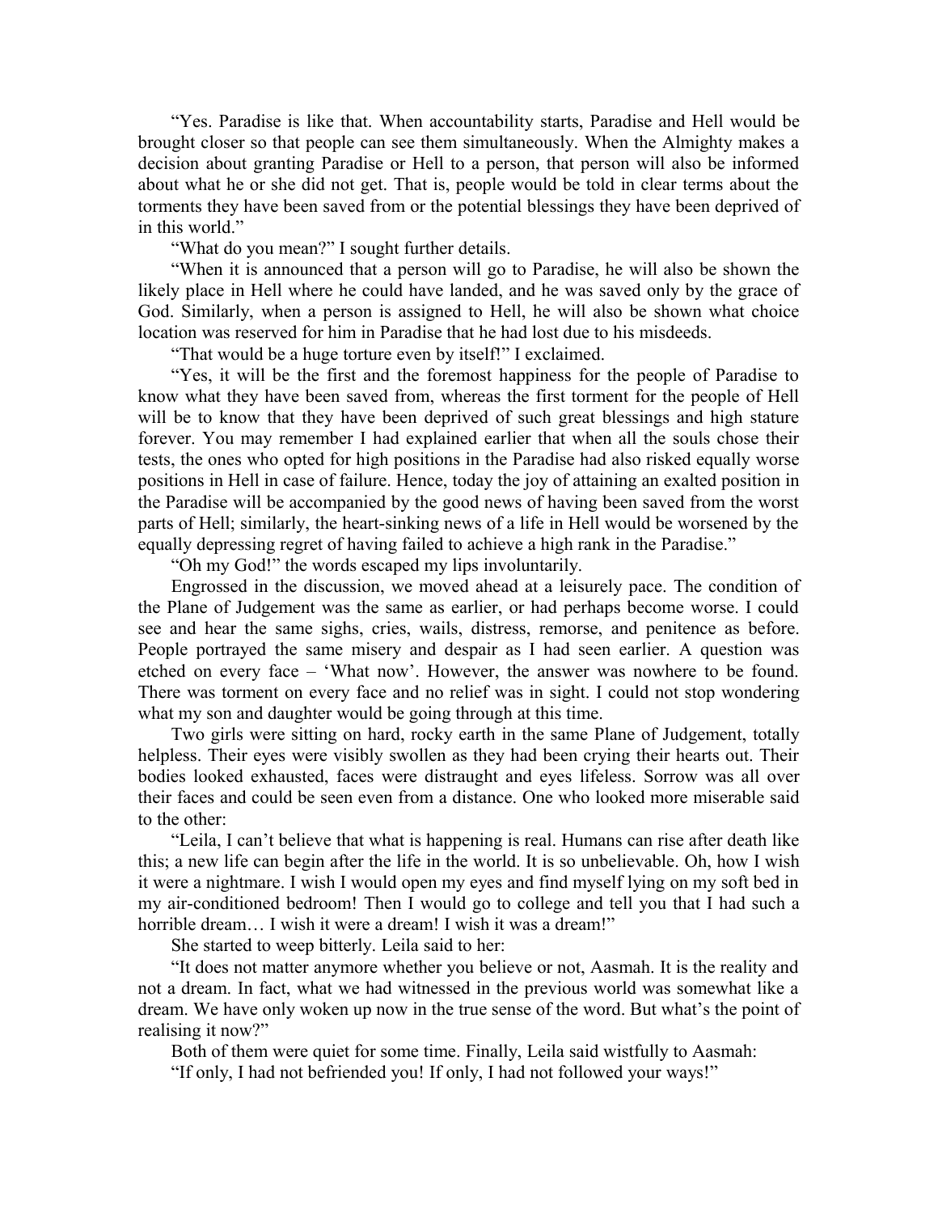"Yes. Paradise is like that. When accountability starts, Paradise and Hell would be brought closer so that people can see them simultaneously. When the Almighty makes a decision about granting Paradise or Hell to a person, that person will also be informed about what he or she did not get. That is, people would be told in clear terms about the torments they have been saved from or the potential blessings they have been deprived of in this world."

"What do you mean?" I sought further details.

"When it is announced that a person will go to Paradise, he will also be shown the likely place in Hell where he could have landed, and he was saved only by the grace of God. Similarly, when a person is assigned to Hell, he will also be shown what choice location was reserved for him in Paradise that he had lost due to his misdeeds.

"That would be a huge torture even by itself!" I exclaimed.

"Yes, it will be the first and the foremost happiness for the people of Paradise to know what they have been saved from, whereas the first torment for the people of Hell will be to know that they have been deprived of such great blessings and high stature forever. You may remember I had explained earlier that when all the souls chose their tests, the ones who opted for high positions in the Paradise had also risked equally worse positions in Hell in case of failure. Hence, today the joy of attaining an exalted position in the Paradise will be accompanied by the good news of having been saved from the worst parts of Hell; similarly, the heart-sinking news of a life in Hell would be worsened by the equally depressing regret of having failed to achieve a high rank in the Paradise."

"Oh my God!" the words escaped my lips involuntarily.

Engrossed in the discussion, we moved ahead at a leisurely pace. The condition of the Plane of Judgement was the same as earlier, or had perhaps become worse. I could see and hear the same sighs, cries, wails, distress, remorse, and penitence as before. People portrayed the same misery and despair as I had seen earlier. A question was etched on every face – 'What now'. However, the answer was nowhere to be found. There was torment on every face and no relief was in sight. I could not stop wondering what my son and daughter would be going through at this time.

Two girls were sitting on hard, rocky earth in the same Plane of Judgement, totally helpless. Their eyes were visibly swollen as they had been crying their hearts out. Their bodies looked exhausted, faces were distraught and eyes lifeless. Sorrow was all over their faces and could be seen even from a distance. One who looked more miserable said to the other:

"Leila, I can't believe that what is happening is real. Humans can rise after death like this; a new life can begin after the life in the world. It is so unbelievable. Oh, how I wish it were a nightmare. I wish I would open my eyes and find myself lying on my soft bed in my air-conditioned bedroom! Then I would go to college and tell you that I had such a horrible dream… I wish it were a dream! I wish it was a dream!"

She started to weep bitterly. Leila said to her:

"It does not matter anymore whether you believe or not, Aasmah. It is the reality and not a dream. In fact, what we had witnessed in the previous world was somewhat like a dream. We have only woken up now in the true sense of the word. But what's the point of realising it now?"

Both of them were quiet for some time. Finally, Leila said wistfully to Aasmah:

"If only, I had not befriended you! If only, I had not followed your ways!"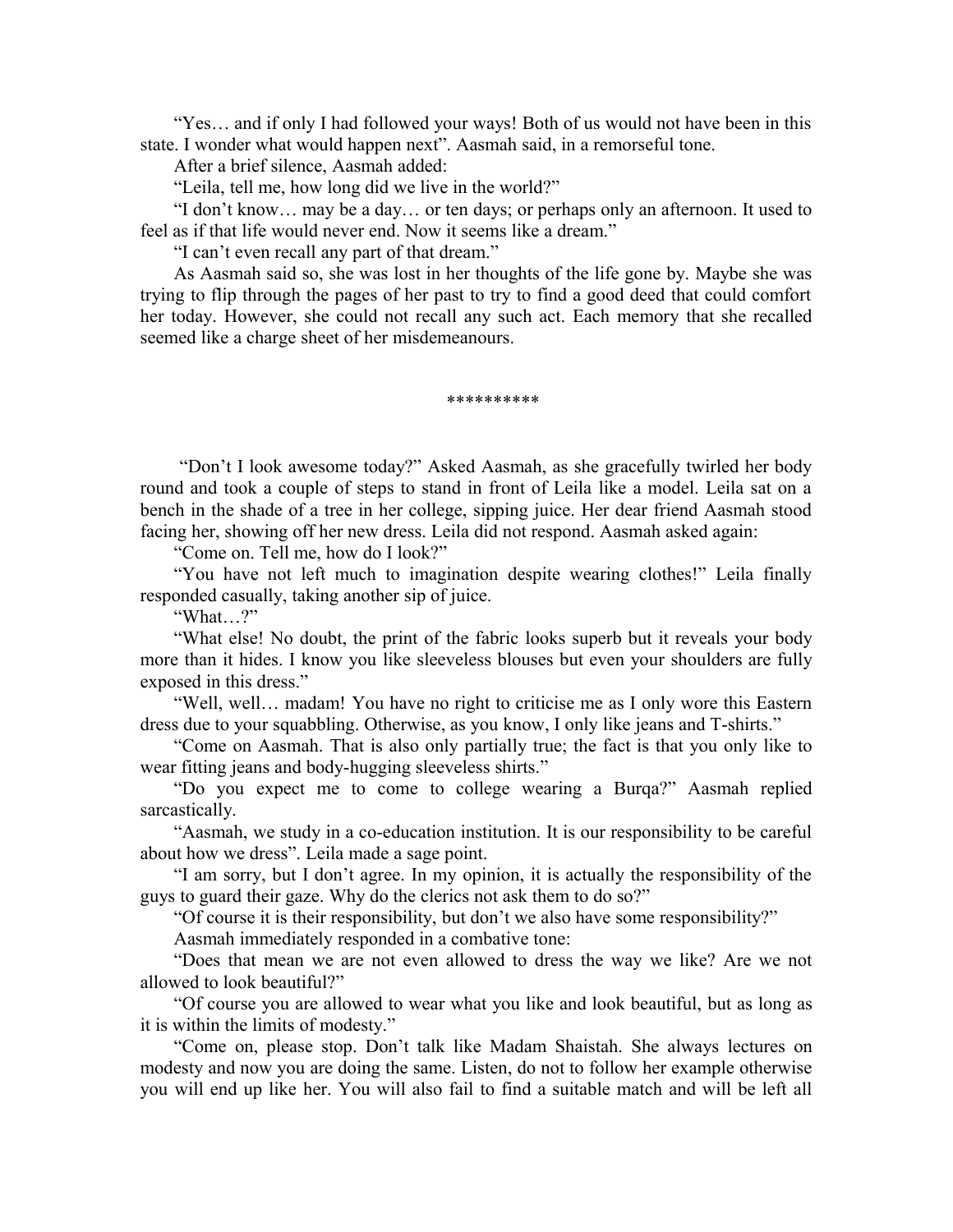"Yes… and if only I had followed your ways! Both of us would not have been in this state. I wonder what would happen next". Aasmah said, in a remorseful tone.

After a brief silence, Aasmah added:

"Leila, tell me, how long did we live in the world?"

"I don't know… may be a day… or ten days; or perhaps only an afternoon. It used to feel as if that life would never end. Now it seems like a dream."

"I can't even recall any part of that dream."

As Aasmah said so, she was lost in her thoughts of the life gone by. Maybe she was trying to flip through the pages of her past to try to find a good deed that could comfort her today. However, she could not recall any such act. Each memory that she recalled seemed like a charge sheet of her misdemeanours.

**********

"Don't I look awesome today?" Asked Aasmah, as she gracefully twirled her body round and took a couple of steps to stand in front of Leila like a model. Leila sat on a bench in the shade of a tree in her college, sipping juice. Her dear friend Aasmah stood facing her, showing off her new dress. Leila did not respond. Aasmah asked again:

"Come on. Tell me, how do I look?"

"You have not left much to imagination despite wearing clothes!" Leila finally responded casually, taking another sip of juice.

"What…?"

"What else! No doubt, the print of the fabric looks superb but it reveals your body more than it hides. I know you like sleeveless blouses but even your shoulders are fully exposed in this dress."

"Well, well… madam! You have no right to criticise me as I only wore this Eastern dress due to your squabbling. Otherwise, as you know, I only like jeans and T-shirts."

"Come on Aasmah. That is also only partially true; the fact is that you only like to wear fitting jeans and body-hugging sleeveless shirts."

"Do you expect me to come to college wearing a Burqa?" Aasmah replied sarcastically.

"Aasmah, we study in a co-education institution. It is our responsibility to be careful about how we dress". Leila made a sage point.

"I am sorry, but I don't agree. In my opinion, it is actually the responsibility of the guys to guard their gaze. Why do the clerics not ask them to do so?"

"Of course it is their responsibility, but don't we also have some responsibility?"

Aasmah immediately responded in a combative tone:

"Does that mean we are not even allowed to dress the way we like? Are we not allowed to look beautiful?"

"Of course you are allowed to wear what you like and look beautiful, but as long as it is within the limits of modesty."

"Come on, please stop. Don't talk like Madam Shaistah. She always lectures on modesty and now you are doing the same. Listen, do not to follow her example otherwise you will end up like her. You will also fail to find a suitable match and will be left all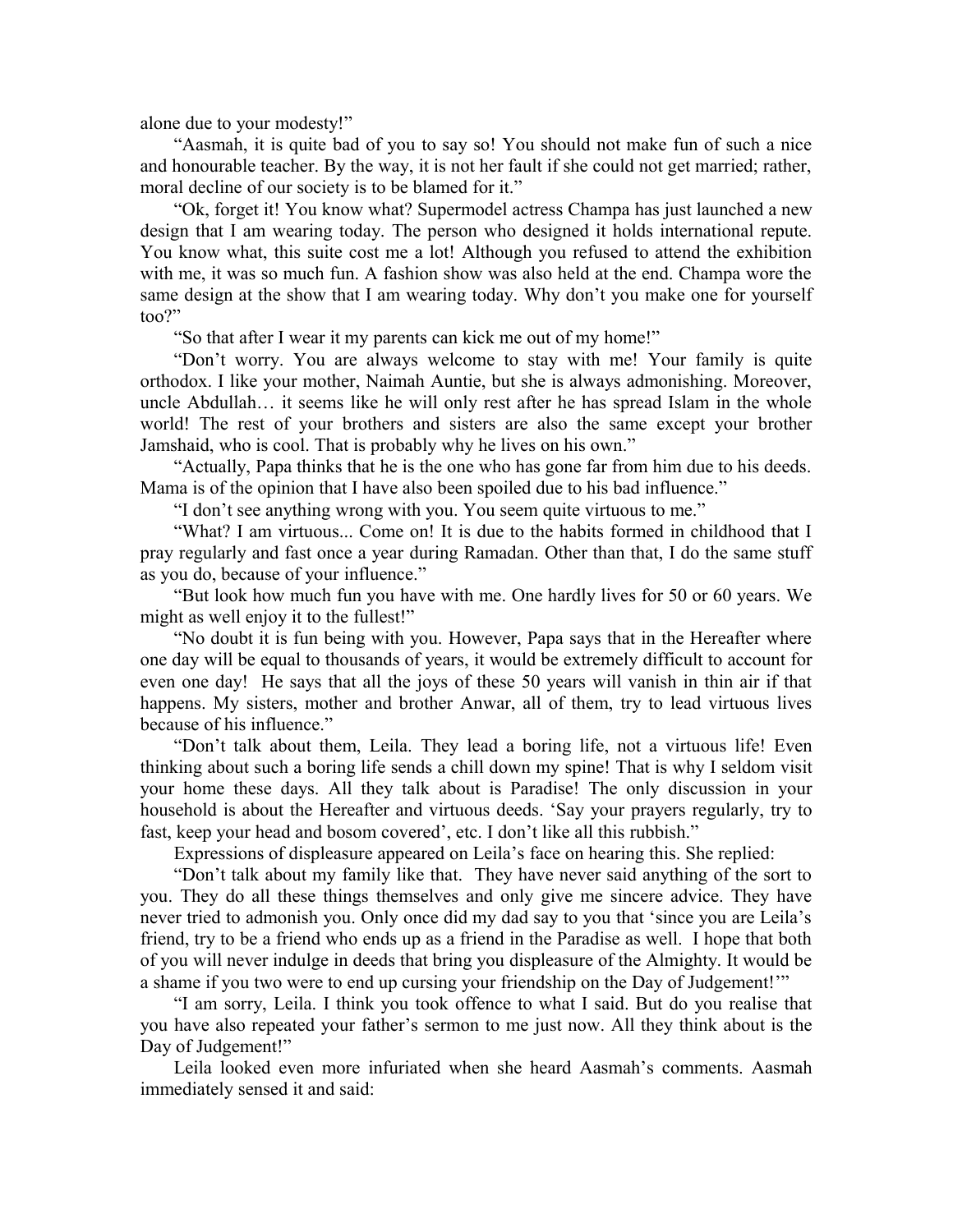alone due to your modesty!"

"Aasmah, it is quite bad of you to say so! You should not make fun of such a nice and honourable teacher. By the way, it is not her fault if she could not get married; rather, moral decline of our society is to be blamed for it."

"Ok, forget it! You know what? Supermodel actress Champa has just launched a new design that I am wearing today. The person who designed it holds international repute. You know what, this suite cost me a lot! Although you refused to attend the exhibition with me, it was so much fun. A fashion show was also held at the end. Champa wore the same design at the show that I am wearing today. Why don't you make one for yourself too?"

"So that after I wear it my parents can kick me out of my home!"

"Don't worry. You are always welcome to stay with me! Your family is quite orthodox. I like your mother, Naimah Auntie, but she is always admonishing. Moreover, uncle Abdullah… it seems like he will only rest after he has spread Islam in the whole world! The rest of your brothers and sisters are also the same except your brother Jamshaid, who is cool. That is probably why he lives on his own."

"Actually, Papa thinks that he is the one who has gone far from him due to his deeds. Mama is of the opinion that I have also been spoiled due to his bad influence."

"I don't see anything wrong with you. You seem quite virtuous to me."

"What? I am virtuous... Come on! It is due to the habits formed in childhood that I pray regularly and fast once a year during Ramadan. Other than that, I do the same stuff as you do, because of your influence."

"But look how much fun you have with me. One hardly lives for 50 or 60 years. We might as well enjoy it to the fullest!"

"No doubt it is fun being with you. However, Papa says that in the Hereafter where one day will be equal to thousands of years, it would be extremely difficult to account for even one day! He says that all the joys of these 50 years will vanish in thin air if that happens. My sisters, mother and brother Anwar, all of them, try to lead virtuous lives because of his influence."

"Don't talk about them, Leila. They lead a boring life, not a virtuous life! Even thinking about such a boring life sends a chill down my spine! That is why I seldom visit your home these days. All they talk about is Paradise! The only discussion in your household is about the Hereafter and virtuous deeds. 'Say your prayers regularly, try to fast, keep your head and bosom covered', etc. I don't like all this rubbish."

Expressions of displeasure appeared on Leila's face on hearing this. She replied:

"Don't talk about my family like that. They have never said anything of the sort to you. They do all these things themselves and only give me sincere advice. They have never tried to admonish you. Only once did my dad say to you that 'since you are Leila's friend, try to be a friend who ends up as a friend in the Paradise as well. I hope that both of you will never indulge in deeds that bring you displeasure of the Almighty. It would be a shame if you two were to end up cursing your friendship on the Day of Judgement!'"

"I am sorry, Leila. I think you took offence to what I said. But do you realise that you have also repeated your father's sermon to me just now. All they think about is the Day of Judgement!"

Leila looked even more infuriated when she heard Aasmah's comments. Aasmah immediately sensed it and said: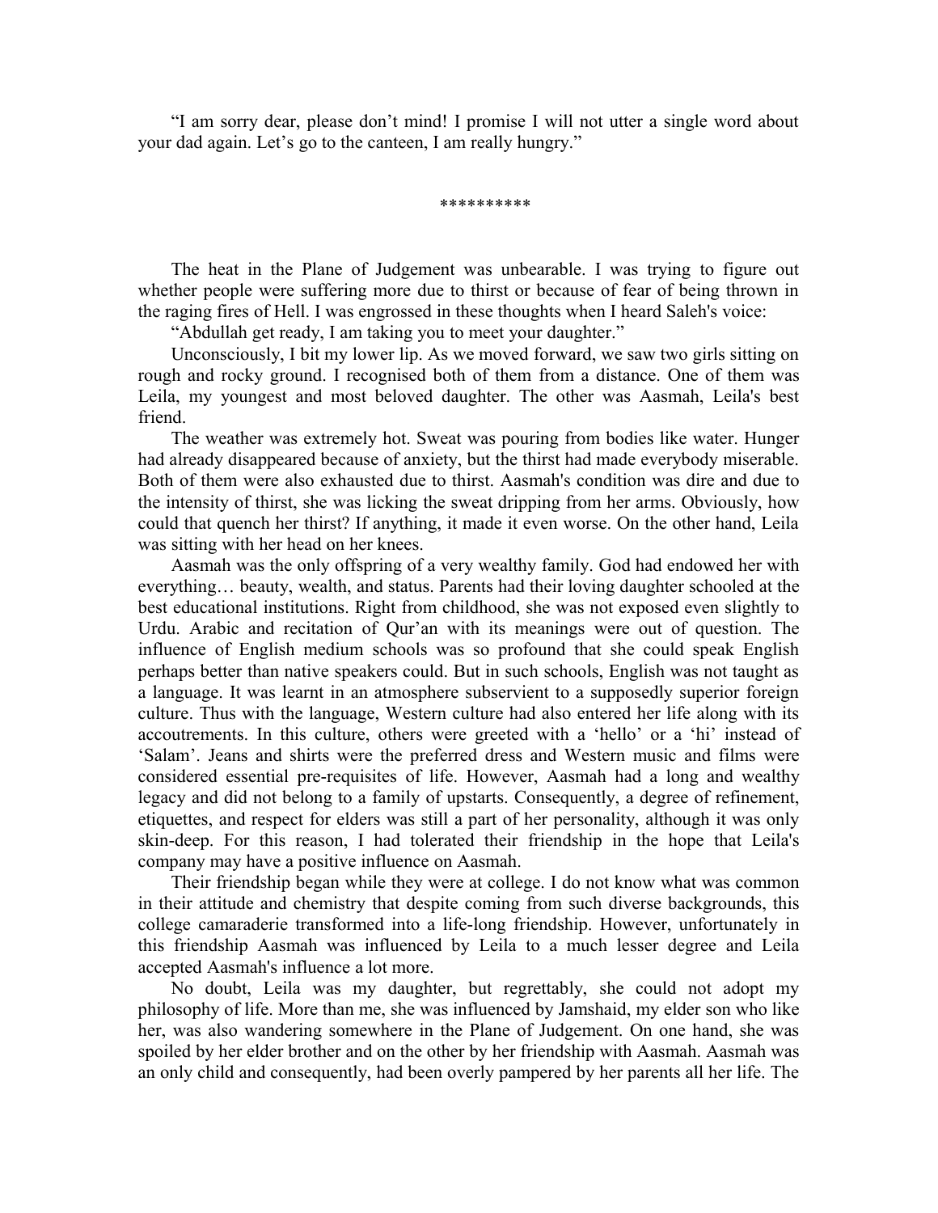"I am sorry dear, please don't mind! I promise I will not utter a single word about your dad again. Let's go to the canteen, I am really hungry."

**********

The heat in the Plane of Judgement was unbearable. I was trying to figure out whether people were suffering more due to thirst or because of fear of being thrown in the raging fires of Hell. I was engrossed in these thoughts when I heard Saleh's voice:

"Abdullah get ready, I am taking you to meet your daughter."

Unconsciously, I bit my lower lip. As we moved forward, we saw two girls sitting on rough and rocky ground. I recognised both of them from a distance. One of them was Leila, my youngest and most beloved daughter. The other was Aasmah, Leila's best friend.

The weather was extremely hot. Sweat was pouring from bodies like water. Hunger had already disappeared because of anxiety, but the thirst had made everybody miserable. Both of them were also exhausted due to thirst. Aasmah's condition was dire and due to the intensity of thirst, she was licking the sweat dripping from her arms. Obviously, how could that quench her thirst? If anything, it made it even worse. On the other hand, Leila was sitting with her head on her knees.

Aasmah was the only offspring of a very wealthy family. God had endowed her with everything… beauty, wealth, and status. Parents had their loving daughter schooled at the best educational institutions. Right from childhood, she was not exposed even slightly to Urdu. Arabic and recitation of Qur'an with its meanings were out of question. The influence of English medium schools was so profound that she could speak English perhaps better than native speakers could. But in such schools, English was not taught as a language. It was learnt in an atmosphere subservient to a supposedly superior foreign culture. Thus with the language, Western culture had also entered her life along with its accoutrements. In this culture, others were greeted with a 'hello' or a 'hi' instead of 'Salam'. Jeans and shirts were the preferred dress and Western music and films were considered essential pre-requisites of life. However, Aasmah had a long and wealthy legacy and did not belong to a family of upstarts. Consequently, a degree of refinement, etiquettes, and respect for elders was still a part of her personality, although it was only skin-deep. For this reason, I had tolerated their friendship in the hope that Leila's company may have a positive influence on Aasmah.

Their friendship began while they were at college. I do not know what was common in their attitude and chemistry that despite coming from such diverse backgrounds, this college camaraderie transformed into a life-long friendship. However, unfortunately in this friendship Aasmah was influenced by Leila to a much lesser degree and Leila accepted Aasmah's influence a lot more.

No doubt, Leila was my daughter, but regrettably, she could not adopt my philosophy of life. More than me, she was influenced by Jamshaid, my elder son who like her, was also wandering somewhere in the Plane of Judgement. On one hand, she was spoiled by her elder brother and on the other by her friendship with Aasmah. Aasmah was an only child and consequently, had been overly pampered by her parents all her life. The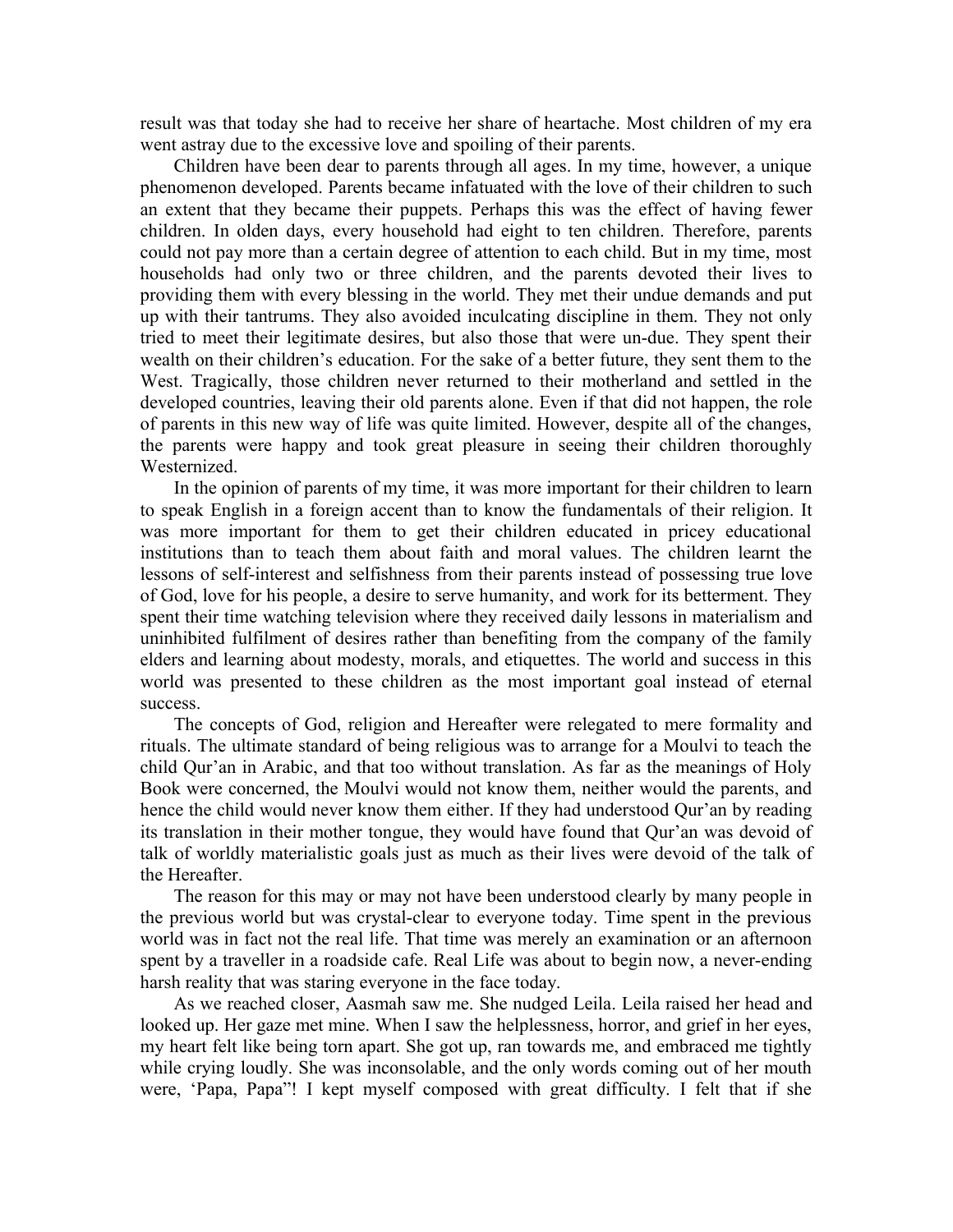result was that today she had to receive her share of heartache. Most children of my era went astray due to the excessive love and spoiling of their parents.

Children have been dear to parents through all ages. In my time, however, a unique phenomenon developed. Parents became infatuated with the love of their children to such an extent that they became their puppets. Perhaps this was the effect of having fewer children. In olden days, every household had eight to ten children. Therefore, parents could not pay more than a certain degree of attention to each child. But in my time, most households had only two or three children, and the parents devoted their lives to providing them with every blessing in the world. They met their undue demands and put up with their tantrums. They also avoided inculcating discipline in them. They not only tried to meet their legitimate desires, but also those that were un-due. They spent their wealth on their children's education. For the sake of a better future, they sent them to the West. Tragically, those children never returned to their motherland and settled in the developed countries, leaving their old parents alone. Even if that did not happen, the role of parents in this new way of life was quite limited. However, despite all of the changes, the parents were happy and took great pleasure in seeing their children thoroughly Westernized.

In the opinion of parents of my time, it was more important for their children to learn to speak English in a foreign accent than to know the fundamentals of their religion. It was more important for them to get their children educated in pricey educational institutions than to teach them about faith and moral values. The children learnt the lessons of self-interest and selfishness from their parents instead of possessing true love of God, love for his people, a desire to serve humanity, and work for its betterment. They spent their time watching television where they received daily lessons in materialism and uninhibited fulfilment of desires rather than benefiting from the company of the family elders and learning about modesty, morals, and etiquettes. The world and success in this world was presented to these children as the most important goal instead of eternal success.

The concepts of God, religion and Hereafter were relegated to mere formality and rituals. The ultimate standard of being religious was to arrange for a Moulvi to teach the child Qur'an in Arabic, and that too without translation. As far as the meanings of Holy Book were concerned, the Moulvi would not know them, neither would the parents, and hence the child would never know them either. If they had understood Qur'an by reading its translation in their mother tongue, they would have found that Qur'an was devoid of talk of worldly materialistic goals just as much as their lives were devoid of the talk of the Hereafter.

The reason for this may or may not have been understood clearly by many people in the previous world but was crystal-clear to everyone today. Time spent in the previous world was in fact not the real life. That time was merely an examination or an afternoon spent by a traveller in a roadside cafe. Real Life was about to begin now, a never-ending harsh reality that was staring everyone in the face today.

As we reached closer, Aasmah saw me. She nudged Leila. Leila raised her head and looked up. Her gaze met mine. When I saw the helplessness, horror, and grief in her eyes, my heart felt like being torn apart. She got up, ran towards me, and embraced me tightly while crying loudly. She was inconsolable, and the only words coming out of her mouth were, 'Papa, Papa"! I kept myself composed with great difficulty. I felt that if she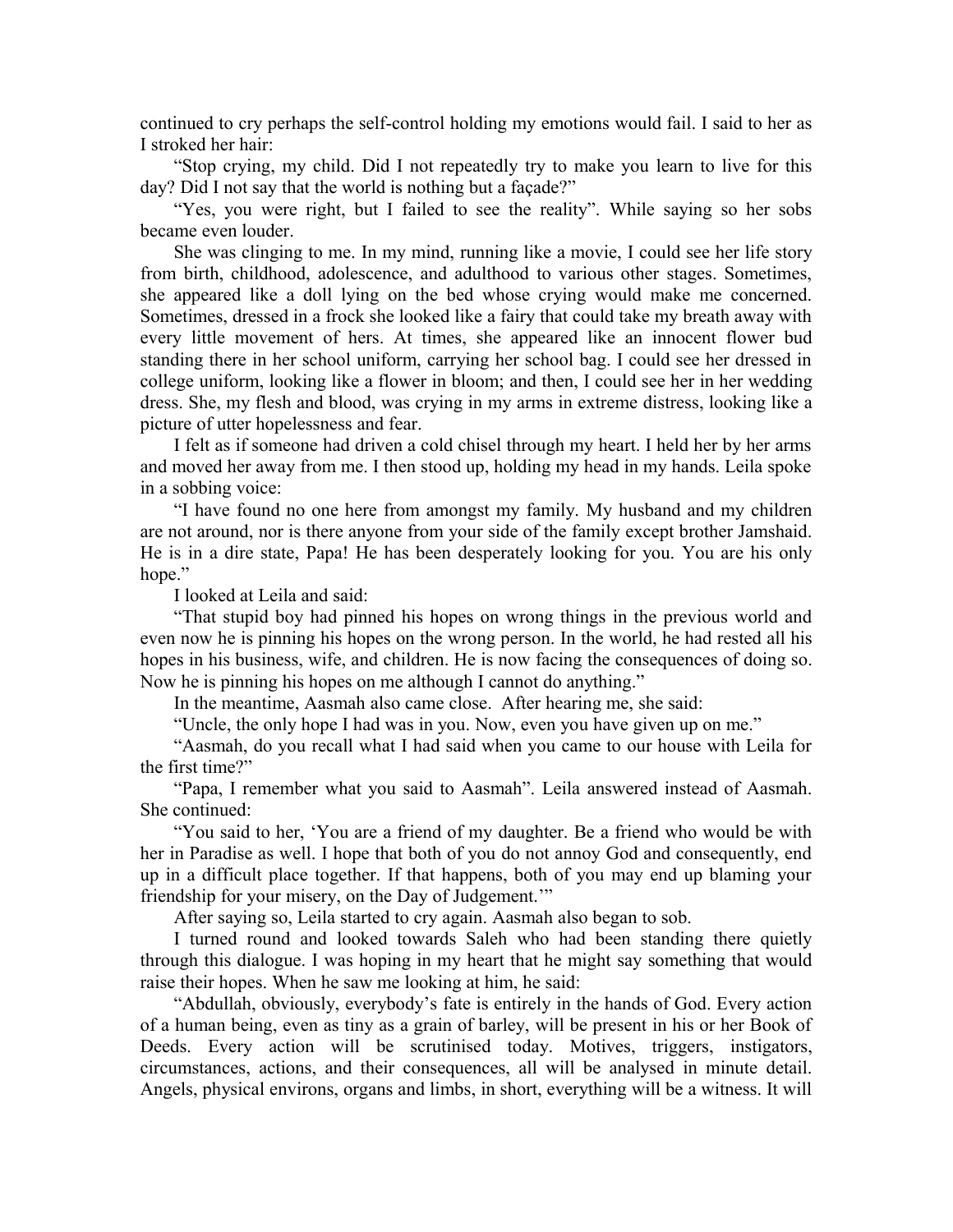continued to cry perhaps the self-control holding my emotions would fail. I said to her as I stroked her hair:

"Stop crying, my child. Did I not repeatedly try to make you learn to live for this day? Did I not say that the world is nothing but a façade?"

"Yes, you were right, but I failed to see the reality". While saying so her sobs became even louder.

She was clinging to me. In my mind, running like a movie, I could see her life story from birth, childhood, adolescence, and adulthood to various other stages. Sometimes, she appeared like a doll lying on the bed whose crying would make me concerned. Sometimes, dressed in a frock she looked like a fairy that could take my breath away with every little movement of hers. At times, she appeared like an innocent flower bud standing there in her school uniform, carrying her school bag. I could see her dressed in college uniform, looking like a flower in bloom; and then, I could see her in her wedding dress. She, my flesh and blood, was crying in my arms in extreme distress, looking like a picture of utter hopelessness and fear.

I felt as if someone had driven a cold chisel through my heart. I held her by her arms and moved her away from me. I then stood up, holding my head in my hands. Leila spoke in a sobbing voice:

"I have found no one here from amongst my family. My husband and my children are not around, nor is there anyone from your side of the family except brother Jamshaid. He is in a dire state, Papa! He has been desperately looking for you. You are his only hope."

I looked at Leila and said:

"That stupid boy had pinned his hopes on wrong things in the previous world and even now he is pinning his hopes on the wrong person. In the world, he had rested all his hopes in his business, wife, and children. He is now facing the consequences of doing so. Now he is pinning his hopes on me although I cannot do anything."

In the meantime, Aasmah also came close. After hearing me, she said:

"Uncle, the only hope I had was in you. Now, even you have given up on me."

"Aasmah, do you recall what I had said when you came to our house with Leila for the first time?"

"Papa, I remember what you said to Aasmah". Leila answered instead of Aasmah. She continued:

"You said to her, 'You are a friend of my daughter. Be a friend who would be with her in Paradise as well. I hope that both of you do not annoy God and consequently, end up in a difficult place together. If that happens, both of you may end up blaming your friendship for your misery, on the Day of Judgement.'"

After saying so, Leila started to cry again. Aasmah also began to sob.

I turned round and looked towards Saleh who had been standing there quietly through this dialogue. I was hoping in my heart that he might say something that would raise their hopes. When he saw me looking at him, he said:

"Abdullah, obviously, everybody's fate is entirely in the hands of God. Every action of a human being, even as tiny as a grain of barley, will be present in his or her Book of Deeds. Every action will be scrutinised today. Motives, triggers, instigators, circumstances, actions, and their consequences, all will be analysed in minute detail. Angels, physical environs, organs and limbs, in short, everything will be a witness. It will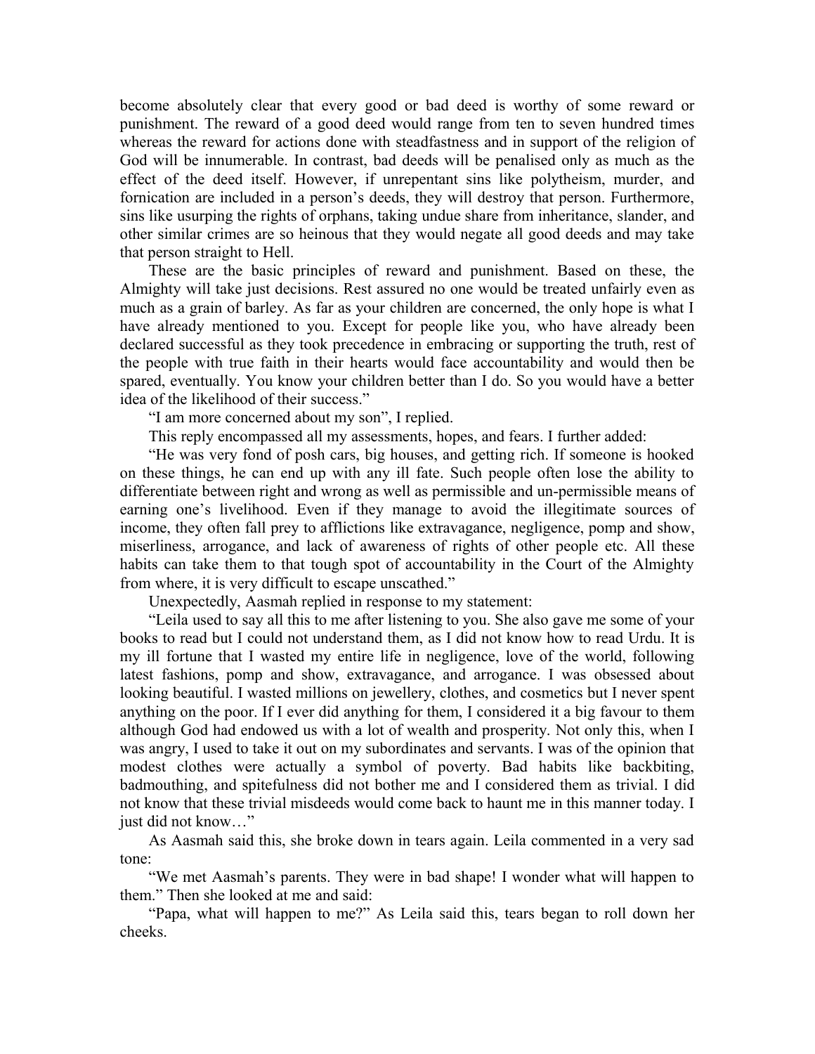become absolutely clear that every good or bad deed is worthy of some reward or punishment. The reward of a good deed would range from ten to seven hundred times whereas the reward for actions done with steadfastness and in support of the religion of God will be innumerable. In contrast, bad deeds will be penalised only as much as the effect of the deed itself. However, if unrepentant sins like polytheism, murder, and fornication are included in a person's deeds, they will destroy that person. Furthermore, sins like usurping the rights of orphans, taking undue share from inheritance, slander, and other similar crimes are so heinous that they would negate all good deeds and may take that person straight to Hell.

These are the basic principles of reward and punishment. Based on these, the Almighty will take just decisions. Rest assured no one would be treated unfairly even as much as a grain of barley. As far as your children are concerned, the only hope is what I have already mentioned to you. Except for people like you, who have already been declared successful as they took precedence in embracing or supporting the truth, rest of the people with true faith in their hearts would face accountability and would then be spared, eventually. You know your children better than I do. So you would have a better idea of the likelihood of their success."

"I am more concerned about my son", I replied.

This reply encompassed all my assessments, hopes, and fears. I further added:

"He was very fond of posh cars, big houses, and getting rich. If someone is hooked on these things, he can end up with any ill fate. Such people often lose the ability to differentiate between right and wrong as well as permissible and un-permissible means of earning one's livelihood. Even if they manage to avoid the illegitimate sources of income, they often fall prey to afflictions like extravagance, negligence, pomp and show, miserliness, arrogance, and lack of awareness of rights of other people etc. All these habits can take them to that tough spot of accountability in the Court of the Almighty from where, it is very difficult to escape unscathed."

Unexpectedly, Aasmah replied in response to my statement:

"Leila used to say all this to me after listening to you. She also gave me some of your books to read but I could not understand them, as I did not know how to read Urdu. It is my ill fortune that I wasted my entire life in negligence, love of the world, following latest fashions, pomp and show, extravagance, and arrogance. I was obsessed about looking beautiful. I wasted millions on jewellery, clothes, and cosmetics but I never spent anything on the poor. If I ever did anything for them, I considered it a big favour to them although God had endowed us with a lot of wealth and prosperity. Not only this, when I was angry, I used to take it out on my subordinates and servants. I was of the opinion that modest clothes were actually a symbol of poverty. Bad habits like backbiting, badmouthing, and spitefulness did not bother me and I considered them as trivial. I did not know that these trivial misdeeds would come back to haunt me in this manner today. I just did not know…"

As Aasmah said this, she broke down in tears again. Leila commented in a very sad tone:

"We met Aasmah's parents. They were in bad shape! I wonder what will happen to them." Then she looked at me and said:

"Papa, what will happen to me?" As Leila said this, tears began to roll down her cheeks.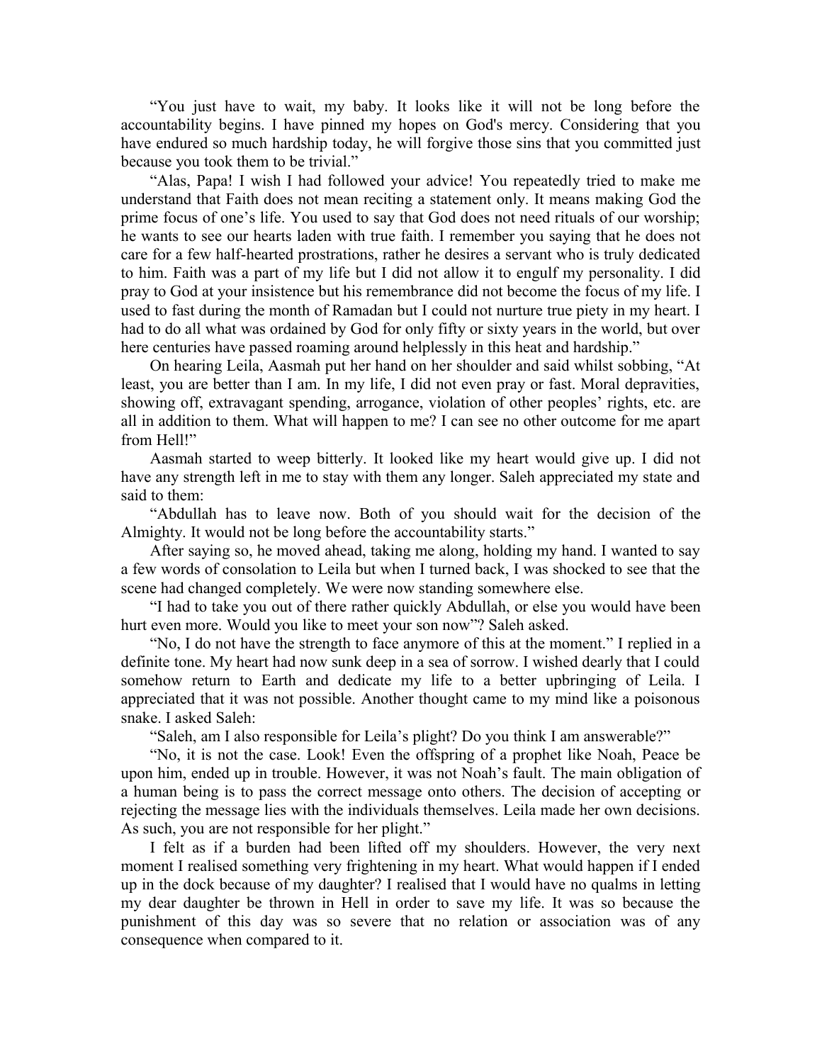"You just have to wait, my baby. It looks like it will not be long before the accountability begins. I have pinned my hopes on God's mercy. Considering that you have endured so much hardship today, he will forgive those sins that you committed just because you took them to be trivial."

"Alas, Papa! I wish I had followed your advice! You repeatedly tried to make me understand that Faith does not mean reciting a statement only. It means making God the prime focus of one's life. You used to say that God does not need rituals of our worship; he wants to see our hearts laden with true faith. I remember you saying that he does not care for a few half-hearted prostrations, rather he desires a servant who is truly dedicated to him. Faith was a part of my life but I did not allow it to engulf my personality. I did pray to God at your insistence but his remembrance did not become the focus of my life. I used to fast during the month of Ramadan but I could not nurture true piety in my heart. I had to do all what was ordained by God for only fifty or sixty years in the world, but over here centuries have passed roaming around helplessly in this heat and hardship."

On hearing Leila, Aasmah put her hand on her shoulder and said whilst sobbing, "At least, you are better than I am. In my life, I did not even pray or fast. Moral depravities, showing off, extravagant spending, arrogance, violation of other peoples' rights, etc. are all in addition to them. What will happen to me? I can see no other outcome for me apart from Hell!"

Aasmah started to weep bitterly. It looked like my heart would give up. I did not have any strength left in me to stay with them any longer. Saleh appreciated my state and said to them:

"Abdullah has to leave now. Both of you should wait for the decision of the Almighty. It would not be long before the accountability starts."

After saying so, he moved ahead, taking me along, holding my hand. I wanted to say a few words of consolation to Leila but when I turned back, I was shocked to see that the scene had changed completely. We were now standing somewhere else.

"I had to take you out of there rather quickly Abdullah, or else you would have been hurt even more. Would you like to meet your son now"? Saleh asked.

"No, I do not have the strength to face anymore of this at the moment." I replied in a definite tone. My heart had now sunk deep in a sea of sorrow. I wished dearly that I could somehow return to Earth and dedicate my life to a better upbringing of Leila. I appreciated that it was not possible. Another thought came to my mind like a poisonous snake. I asked Saleh:

"Saleh, am I also responsible for Leila's plight? Do you think I am answerable?"

"No, it is not the case. Look! Even the offspring of a prophet like Noah, Peace be upon him, ended up in trouble. However, it was not Noah's fault. The main obligation of a human being is to pass the correct message onto others. The decision of accepting or rejecting the message lies with the individuals themselves. Leila made her own decisions. As such, you are not responsible for her plight."

I felt as if a burden had been lifted off my shoulders. However, the very next moment I realised something very frightening in my heart. What would happen if I ended up in the dock because of my daughter? I realised that I would have no qualms in letting my dear daughter be thrown in Hell in order to save my life. It was so because the punishment of this day was so severe that no relation or association was of any consequence when compared to it.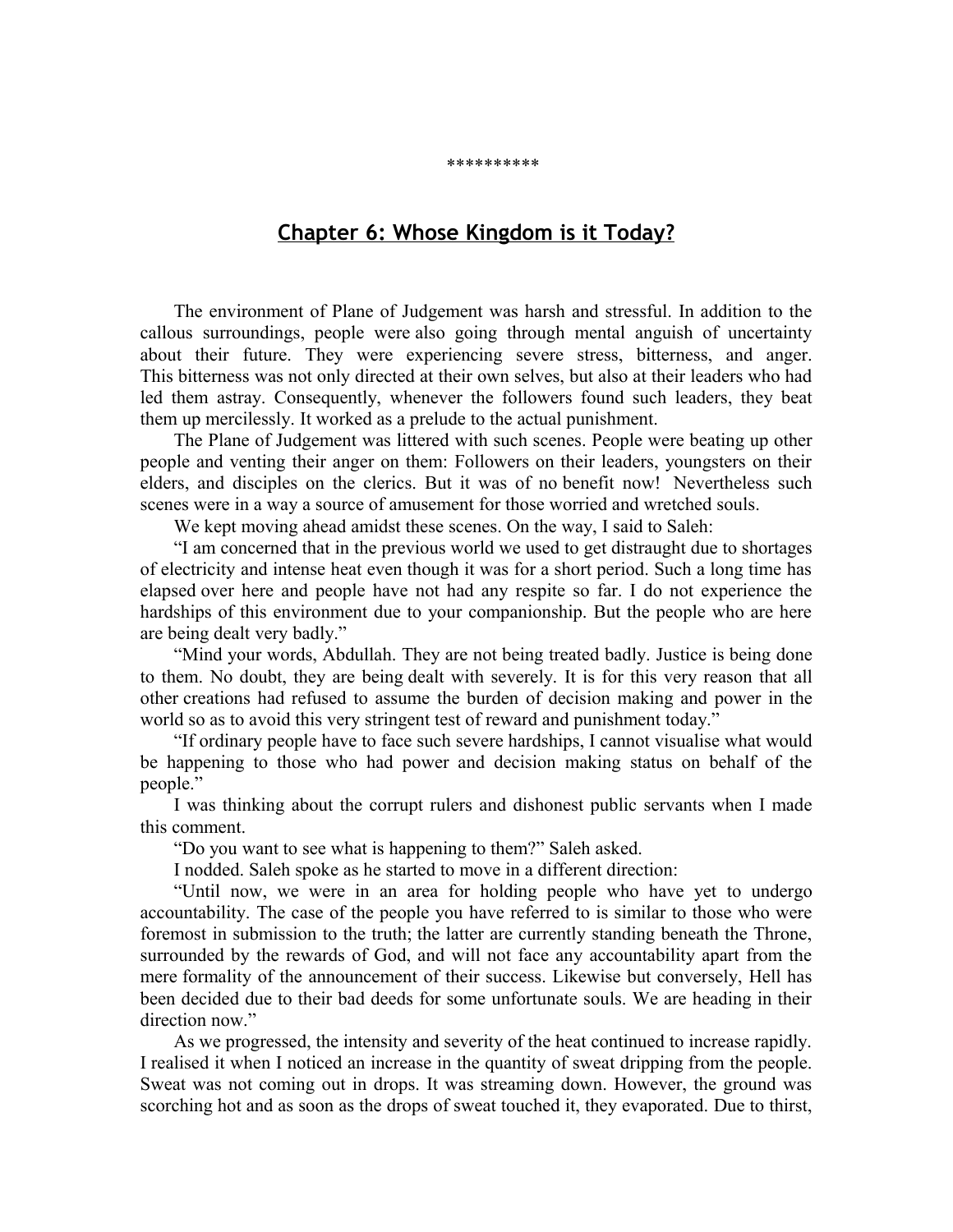**********

## Chapter 6: Whose Kingdom is it Today?

The environment of Plane of Judgement was harsh and stressful. In addition to the callous surroundings, people were also going through mental anguish of uncertainty about their future. They were experiencing severe stress, bitterness, and anger. This bitterness was not only directed at their own selves, but also at their leaders who had led them astray. Consequently, whenever the followers found such leaders, they beat them up mercilessly. It worked as a prelude to the actual punishment.

The Plane of Judgement was littered with such scenes. People were beating up other people and venting their anger on them: Followers on their leaders, youngsters on their elders, and disciples on the clerics. But it was of no benefit now! Nevertheless such scenes were in a way a source of amusement for those worried and wretched souls.

We kept moving ahead amidst these scenes. On the way, I said to Saleh:

"I am concerned that in the previous world we used to get distraught due to shortages of electricity and intense heat even though it was for a short period. Such a long time has elapsed over here and people have not had any respite so far. I do not experience the hardships of this environment due to your companionship. But the people who are here are being dealt very badly."

"Mind your words, Abdullah. They are not being treated badly. Justice is being done to them. No doubt, they are being dealt with severely. It is for this very reason that all other creations had refused to assume the burden of decision making and power in the world so as to avoid this very stringent test of reward and punishment today."

"If ordinary people have to face such severe hardships, I cannot visualise what would be happening to those who had power and decision making status on behalf of the people."

I was thinking about the corrupt rulers and dishonest public servants when I made this comment.

"Do you want to see what is happening to them?" Saleh asked.

I nodded. Saleh spoke as he started to move in a different direction:

"Until now, we were in an area for holding people who have yet to undergo accountability. The case of the people you have referred to is similar to those who were foremost in submission to the truth; the latter are currently standing beneath the Throne, surrounded by the rewards of God, and will not face any accountability apart from the mere formality of the announcement of their success. Likewise but conversely, Hell has been decided due to their bad deeds for some unfortunate souls. We are heading in their direction now."

As we progressed, the intensity and severity of the heat continued to increase rapidly. I realised it when I noticed an increase in the quantity of sweat dripping from the people. Sweat was not coming out in drops. It was streaming down. However, the ground was scorching hot and as soon as the drops of sweat touched it, they evaporated. Due to thirst,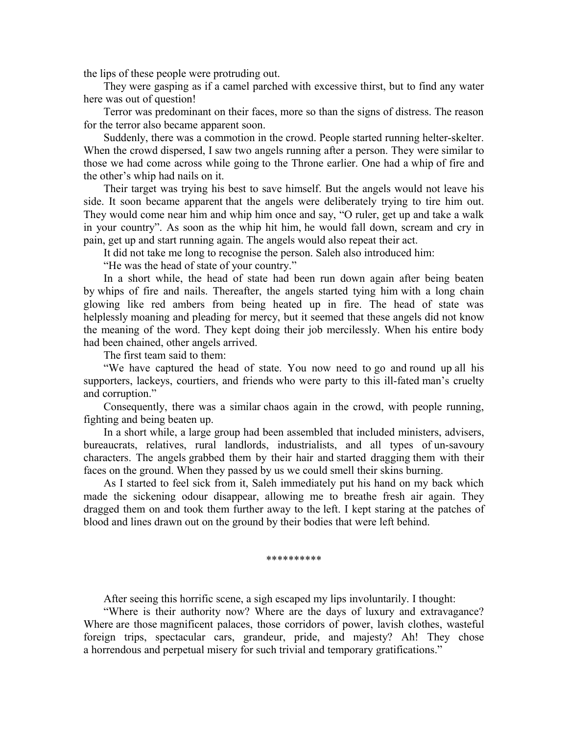the lips of these people were protruding out.

They were gasping as if a camel parched with excessive thirst, but to find any water here was out of question!

Terror was predominant on their faces, more so than the signs of distress. The reason for the terror also became apparent soon.

Suddenly, there was a commotion in the crowd. People started running helter-skelter. When the crowd dispersed, I saw two angels running after a person. They were similar to those we had come across while going to the Throne earlier. One had a whip of fire and the other's whip had nails on it.

Their target was trying his best to save himself. But the angels would not leave his side. It soon became apparent that the angels were deliberately trying to tire him out. They would come near him and whip him once and say, "O ruler, get up and take a walk in your country". As soon as the whip hit him, he would fall down, scream and cry in pain, get up and start running again. The angels would also repeat their act.

It did not take me long to recognise the person. Saleh also introduced him:

"He was the head of state of your country."

In a short while, the head of state had been run down again after being beaten by whips of fire and nails. Thereafter, the angels started tying him with a long chain glowing like red ambers from being heated up in fire. The head of state was helplessly moaning and pleading for mercy, but it seemed that these angels did not know the meaning of the word. They kept doing their job mercilessly. When his entire body had been chained, other angels arrived.

The first team said to them:

"We have captured the head of state. You now need to go and round up all his supporters, lackeys, courtiers, and friends who were party to this ill-fated man's cruelty and corruption."

Consequently, there was a similar chaos again in the crowd, with people running, fighting and being beaten up.

In a short while, a large group had been assembled that included ministers, advisers, bureaucrats, relatives, rural landlords, industrialists, and all types of un-savoury characters. The angels grabbed them by their hair and started dragging them with their faces on the ground. When they passed by us we could smell their skins burning.

As I started to feel sick from it, Saleh immediately put his hand on my back which made the sickening odour disappear, allowing me to breathe fresh air again. They dragged them on and took them further away to the left. I kept staring at the patches of blood and lines drawn out on the ground by their bodies that were left behind.

**********

After seeing this horrific scene, a sigh escaped my lips involuntarily. I thought:

"Where is their authority now? Where are the days of luxury and extravagance? Where are those magnificent palaces, those corridors of power, lavish clothes, wasteful foreign trips, spectacular cars, grandeur, pride, and majesty? Ah! They chose a horrendous and perpetual misery for such trivial and temporary gratifications."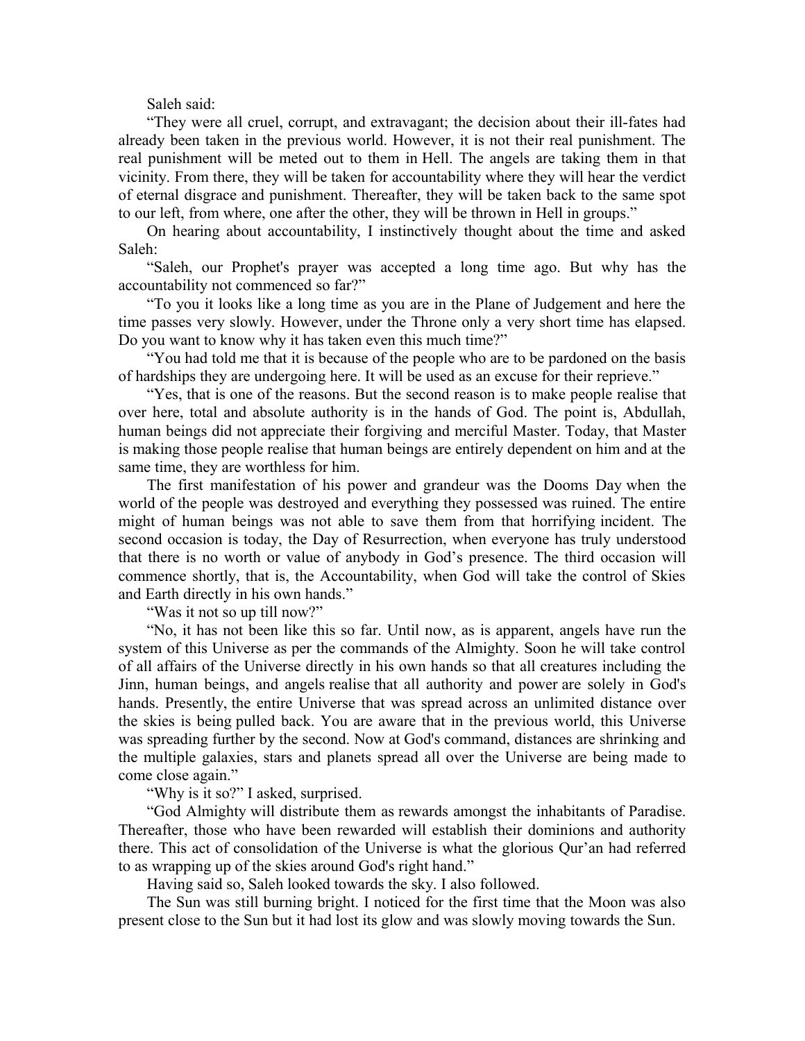Saleh said:

"They were all cruel, corrupt, and extravagant; the decision about their ill-fates had already been taken in the previous world. However, it is not their real punishment. The real punishment will be meted out to them in Hell. The angels are taking them in that vicinity. From there, they will be taken for accountability where they will hear the verdict of eternal disgrace and punishment. Thereafter, they will be taken back to the same spot to our left, from where, one after the other, they will be thrown in Hell in groups."

On hearing about accountability, I instinctively thought about the time and asked Saleh:

"Saleh, our Prophet's prayer was accepted a long time ago. But why has the accountability not commenced so far?"

"To you it looks like a long time as you are in the Plane of Judgement and here the time passes very slowly. However, under the Throne only a very short time has elapsed. Do you want to know why it has taken even this much time?"

"You had told me that it is because of the people who are to be pardoned on the basis of hardships they are undergoing here. It will be used as an excuse for their reprieve."

"Yes, that is one of the reasons. But the second reason is to make people realise that over here, total and absolute authority is in the hands of God. The point is, Abdullah, human beings did not appreciate their forgiving and merciful Master. Today, that Master is making those people realise that human beings are entirely dependent on him and at the same time, they are worthless for him.

The first manifestation of his power and grandeur was the Dooms Day when the world of the people was destroyed and everything they possessed was ruined. The entire might of human beings was not able to save them from that horrifying incident. The second occasion is today, the Day of Resurrection, when everyone has truly understood that there is no worth or value of anybody in God's presence. The third occasion will commence shortly, that is, the Accountability, when God will take the control of Skies and Earth directly in his own hands."

"Was it not so up till now?"

"No, it has not been like this so far. Until now, as is apparent, angels have run the system of this Universe as per the commands of the Almighty. Soon he will take control of all affairs of the Universe directly in his own hands so that all creatures including the Jinn, human beings, and angels realise that all authority and power are solely in God's hands. Presently, the entire Universe that was spread across an unlimited distance over the skies is being pulled back. You are aware that in the previous world, this Universe was spreading further by the second. Now at God's command, distances are shrinking and the multiple galaxies, stars and planets spread all over the Universe are being made to come close again."

"Why is it so?" I asked, surprised.

"God Almighty will distribute them as rewards amongst the inhabitants of Paradise. Thereafter, those who have been rewarded will establish their dominions and authority there. This act of consolidation of the Universe is what the glorious Qur'an had referred to as wrapping up of the skies around God's right hand."

Having said so, Saleh looked towards the sky. I also followed.

The Sun was still burning bright. I noticed for the first time that the Moon was also present close to the Sun but it had lost its glow and was slowly moving towards the Sun.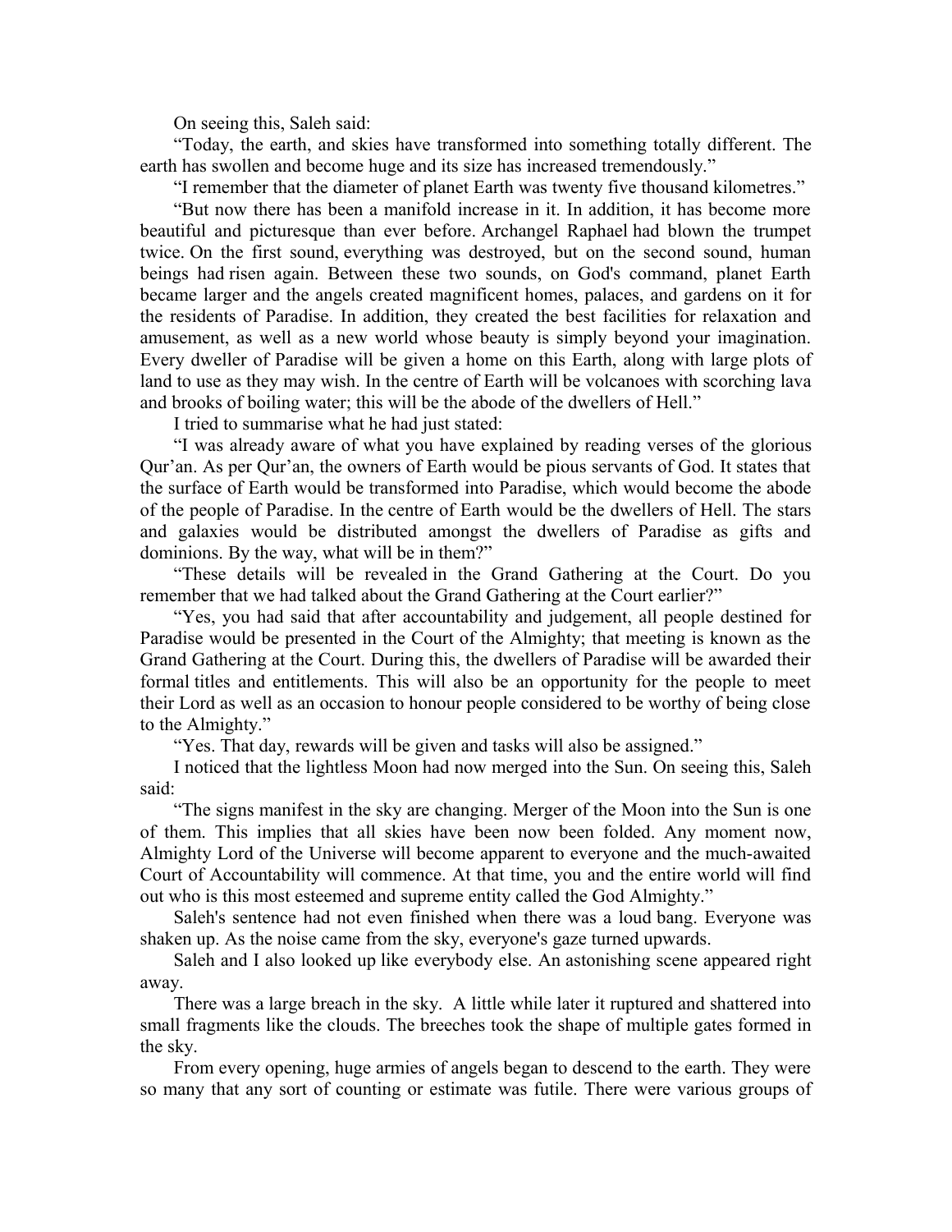On seeing this, Saleh said:

"Today, the earth, and skies have transformed into something totally different. The earth has swollen and become huge and its size has increased tremendously."

"I remember that the diameter of planet Earth was twenty five thousand kilometres."

"But now there has been a manifold increase in it. In addition, it has become more beautiful and picturesque than ever before. Archangel Raphael had blown the trumpet twice. On the first sound, everything was destroyed, but on the second sound, human beings had risen again. Between these two sounds, on God's command, planet Earth became larger and the angels created magnificent homes, palaces, and gardens on it for the residents of Paradise. In addition, they created the best facilities for relaxation and amusement, as well as a new world whose beauty is simply beyond your imagination. Every dweller of Paradise will be given a home on this Earth, along with large plots of land to use as they may wish. In the centre of Earth will be volcanoes with scorching lava and brooks of boiling water; this will be the abode of the dwellers of Hell."

I tried to summarise what he had just stated:

"I was already aware of what you have explained by reading verses of the glorious Qur'an. As per Qur'an, the owners of Earth would be pious servants of God. It states that the surface of Earth would be transformed into Paradise, which would become the abode of the people of Paradise. In the centre of Earth would be the dwellers of Hell. The stars and galaxies would be distributed amongst the dwellers of Paradise as gifts and dominions. By the way, what will be in them?"

"These details will be revealed in the Grand Gathering at the Court. Do you remember that we had talked about the Grand Gathering at the Court earlier?"

"Yes, you had said that after accountability and judgement, all people destined for Paradise would be presented in the Court of the Almighty; that meeting is known as the Grand Gathering at the Court. During this, the dwellers of Paradise will be awarded their formal titles and entitlements. This will also be an opportunity for the people to meet their Lord as well as an occasion to honour people considered to be worthy of being close to the Almighty."

"Yes. That day, rewards will be given and tasks will also be assigned."

I noticed that the lightless Moon had now merged into the Sun. On seeing this, Saleh said:

"The signs manifest in the sky are changing. Merger of the Moon into the Sun is one of them. This implies that all skies have been now been folded. Any moment now, Almighty Lord of the Universe will become apparent to everyone and the much-awaited Court of Accountability will commence. At that time, you and the entire world will find out who is this most esteemed and supreme entity called the God Almighty."

Saleh's sentence had not even finished when there was a loud bang. Everyone was shaken up. As the noise came from the sky, everyone's gaze turned upwards.

Saleh and I also looked up like everybody else. An astonishing scene appeared right away.

There was a large breach in the sky. A little while later it ruptured and shattered into small fragments like the clouds. The breeches took the shape of multiple gates formed in the sky.

From every opening, huge armies of angels began to descend to the earth. They were so many that any sort of counting or estimate was futile. There were various groups of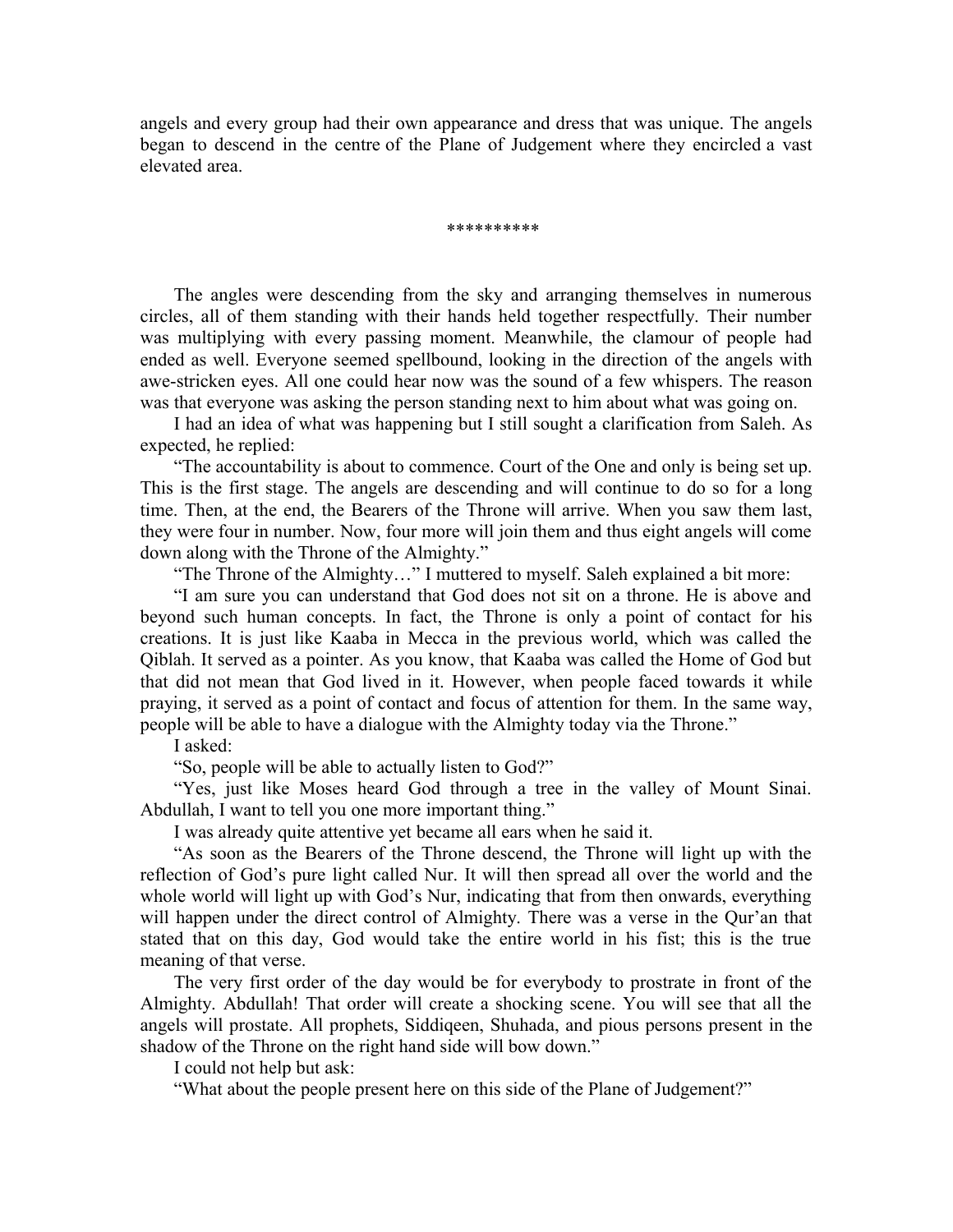angels and every group had their own appearance and dress that was unique. The angels began to descend in the centre of the Plane of Judgement where they encircled a vast elevated area.

**********

The angles were descending from the sky and arranging themselves in numerous circles, all of them standing with their hands held together respectfully. Their number was multiplying with every passing moment. Meanwhile, the clamour of people had ended as well. Everyone seemed spellbound, looking in the direction of the angels with awe-stricken eyes. All one could hear now was the sound of a few whispers. The reason was that everyone was asking the person standing next to him about what was going on.

I had an idea of what was happening but I still sought a clarification from Saleh. As expected, he replied:

"The accountability is about to commence. Court of the One and only is being set up. This is the first stage. The angels are descending and will continue to do so for a long time. Then, at the end, the Bearers of the Throne will arrive. When you saw them last, they were four in number. Now, four more will join them and thus eight angels will come down along with the Throne of the Almighty."

"The Throne of the Almighty…" I muttered to myself. Saleh explained a bit more:

"I am sure you can understand that God does not sit on a throne. He is above and beyond such human concepts. In fact, the Throne is only a point of contact for his creations. It is just like Kaaba in Mecca in the previous world, which was called the Qiblah. It served as a pointer. As you know, that Kaaba was called the Home of God but that did not mean that God lived in it. However, when people faced towards it while praying, it served as a point of contact and focus of attention for them. In the same way, people will be able to have a dialogue with the Almighty today via the Throne."

I asked:

"So, people will be able to actually listen to God?"

"Yes, just like Moses heard God through a tree in the valley of Mount Sinai. Abdullah, I want to tell you one more important thing."

I was already quite attentive yet became all ears when he said it.

"As soon as the Bearers of the Throne descend, the Throne will light up with the reflection of God's pure light called Nur. It will then spread all over the world and the whole world will light up with God's Nur, indicating that from then onwards, everything will happen under the direct control of Almighty. There was a verse in the Qur'an that stated that on this day, God would take the entire world in his fist; this is the true meaning of that verse.

The very first order of the day would be for everybody to prostrate in front of the Almighty. Abdullah! That order will create a shocking scene. You will see that all the angels will prostate. All prophets, Siddiqeen, Shuhada, and pious persons present in the shadow of the Throne on the right hand side will bow down."

I could not help but ask:

"What about the people present here on this side of the Plane of Judgement?"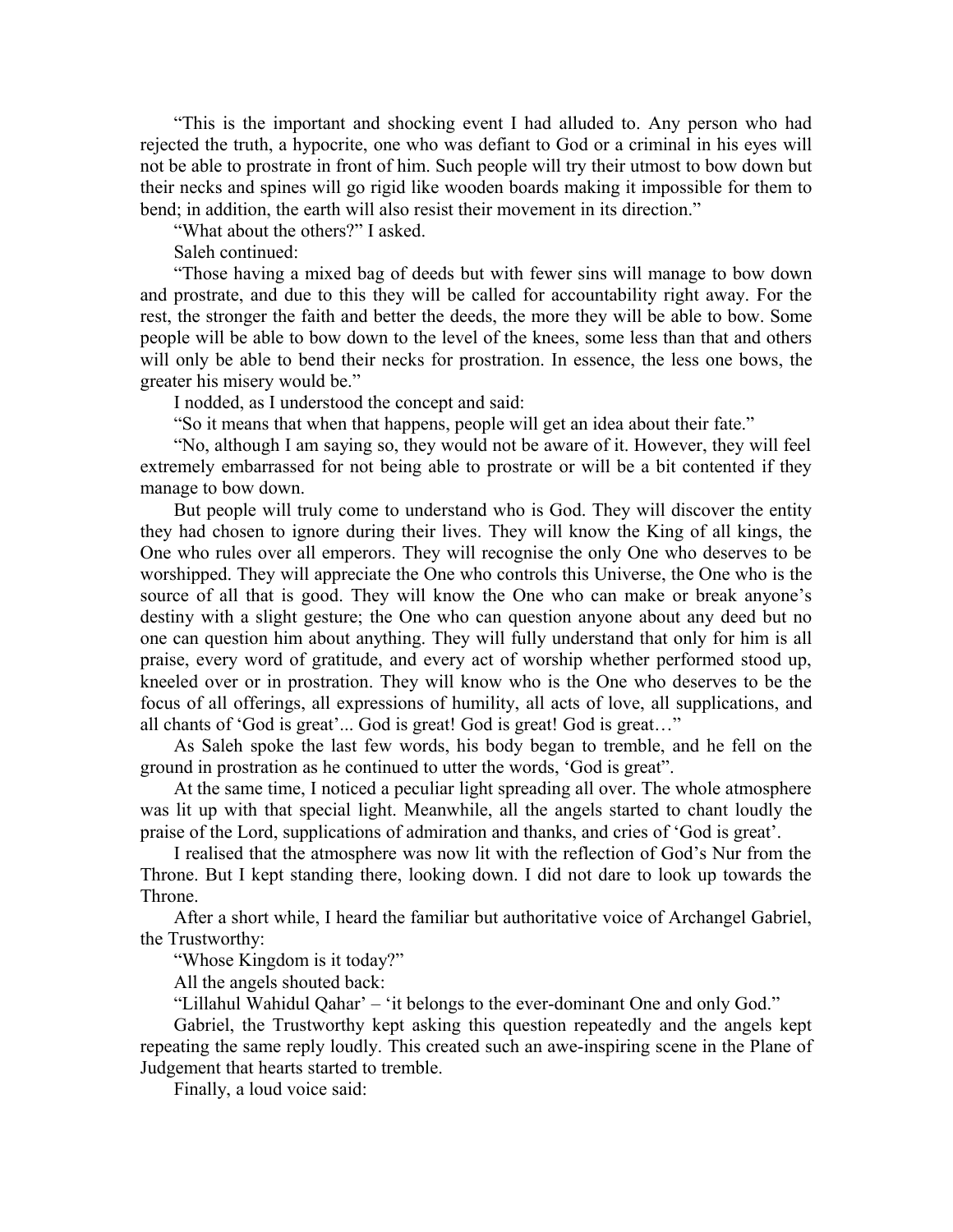"This is the important and shocking event I had alluded to. Any person who had rejected the truth, a hypocrite, one who was defiant to God or a criminal in his eyes will not be able to prostrate in front of him. Such people will try their utmost to bow down but their necks and spines will go rigid like wooden boards making it impossible for them to bend; in addition, the earth will also resist their movement in its direction."

"What about the others?" I asked.

Saleh continued:

"Those having a mixed bag of deeds but with fewer sins will manage to bow down and prostrate, and due to this they will be called for accountability right away. For the rest, the stronger the faith and better the deeds, the more they will be able to bow. Some people will be able to bow down to the level of the knees, some less than that and others will only be able to bend their necks for prostration. In essence, the less one bows, the greater his misery would be."

I nodded, as I understood the concept and said:

"So it means that when that happens, people will get an idea about their fate."

"No, although I am saying so, they would not be aware of it. However, they will feel extremely embarrassed for not being able to prostrate or will be a bit contented if they manage to bow down.

But people will truly come to understand who is God. They will discover the entity they had chosen to ignore during their lives. They will know the King of all kings, the One who rules over all emperors. They will recognise the only One who deserves to be worshipped. They will appreciate the One who controls this Universe, the One who is the source of all that is good. They will know the One who can make or break anyone's destiny with a slight gesture; the One who can question anyone about any deed but no one can question him about anything. They will fully understand that only for him is all praise, every word of gratitude, and every act of worship whether performed stood up, kneeled over or in prostration. They will know who is the One who deserves to be the focus of all offerings, all expressions of humility, all acts of love, all supplications, and all chants of 'God is great'... God is great! God is great! God is great…"

As Saleh spoke the last few words, his body began to tremble, and he fell on the ground in prostration as he continued to utter the words, 'God is great".

At the same time, I noticed a peculiar light spreading all over. The whole atmosphere was lit up with that special light. Meanwhile, all the angels started to chant loudly the praise of the Lord, supplications of admiration and thanks, and cries of 'God is great'.

I realised that the atmosphere was now lit with the reflection of God's Nur from the Throne. But I kept standing there, looking down. I did not dare to look up towards the Throne.

After a short while, I heard the familiar but authoritative voice of Archangel Gabriel, the Trustworthy:

"Whose Kingdom is it today?"

All the angels shouted back:

"Lillahul Wahidul Qahar' – 'it belongs to the ever-dominant One and only God."

Gabriel, the Trustworthy kept asking this question repeatedly and the angels kept repeating the same reply loudly. This created such an awe-inspiring scene in the Plane of Judgement that hearts started to tremble.

Finally, a loud voice said: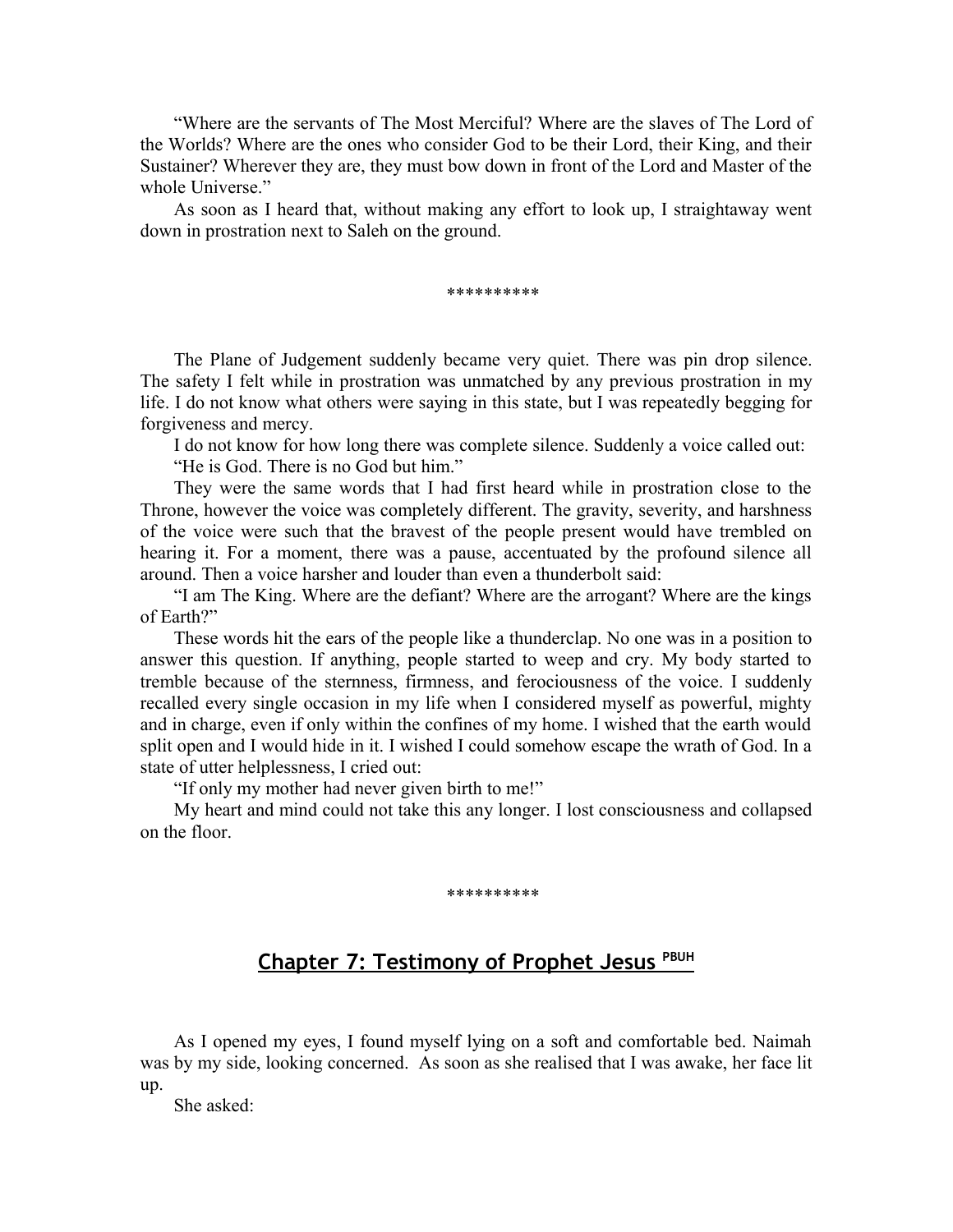"Where are the servants of The Most Merciful? Where are the slaves of The Lord of the Worlds? Where are the ones who consider God to be their Lord, their King, and their Sustainer? Wherever they are, they must bow down in front of the Lord and Master of the whole Universe."

As soon as I heard that, without making any effort to look up, I straightaway went down in prostration next to Saleh on the ground.

**********

The Plane of Judgement suddenly became very quiet. There was pin drop silence. The safety I felt while in prostration was unmatched by any previous prostration in my life. I do not know what others were saying in this state, but I was repeatedly begging for forgiveness and mercy.

I do not know for how long there was complete silence. Suddenly a voice called out:

"He is God. There is no God but him."

They were the same words that I had first heard while in prostration close to the Throne, however the voice was completely different. The gravity, severity, and harshness of the voice were such that the bravest of the people present would have trembled on hearing it. For a moment, there was a pause, accentuated by the profound silence all around. Then a voice harsher and louder than even a thunderbolt said:

"I am The King. Where are the defiant? Where are the arrogant? Where are the kings of Earth?"

These words hit the ears of the people like a thunderclap. No one was in a position to answer this question. If anything, people started to weep and cry. My body started to tremble because of the sternness, firmness, and ferociousness of the voice. I suddenly recalled every single occasion in my life when I considered myself as powerful, mighty and in charge, even if only within the confines of my home. I wished that the earth would split open and I would hide in it. I wished I could somehow escape the wrath of God. In a state of utter helplessness, I cried out:

"If only my mother had never given birth to me!"

My heart and mind could not take this any longer. I lost consciousness and collapsed on the floor.

**********

## Chapter 7: Testimony of Prophet Jesus PBUH

As I opened my eyes, I found myself lying on a soft and comfortable bed. Naimah was by my side, looking concerned. As soon as she realised that I was awake, her face lit up.

She asked: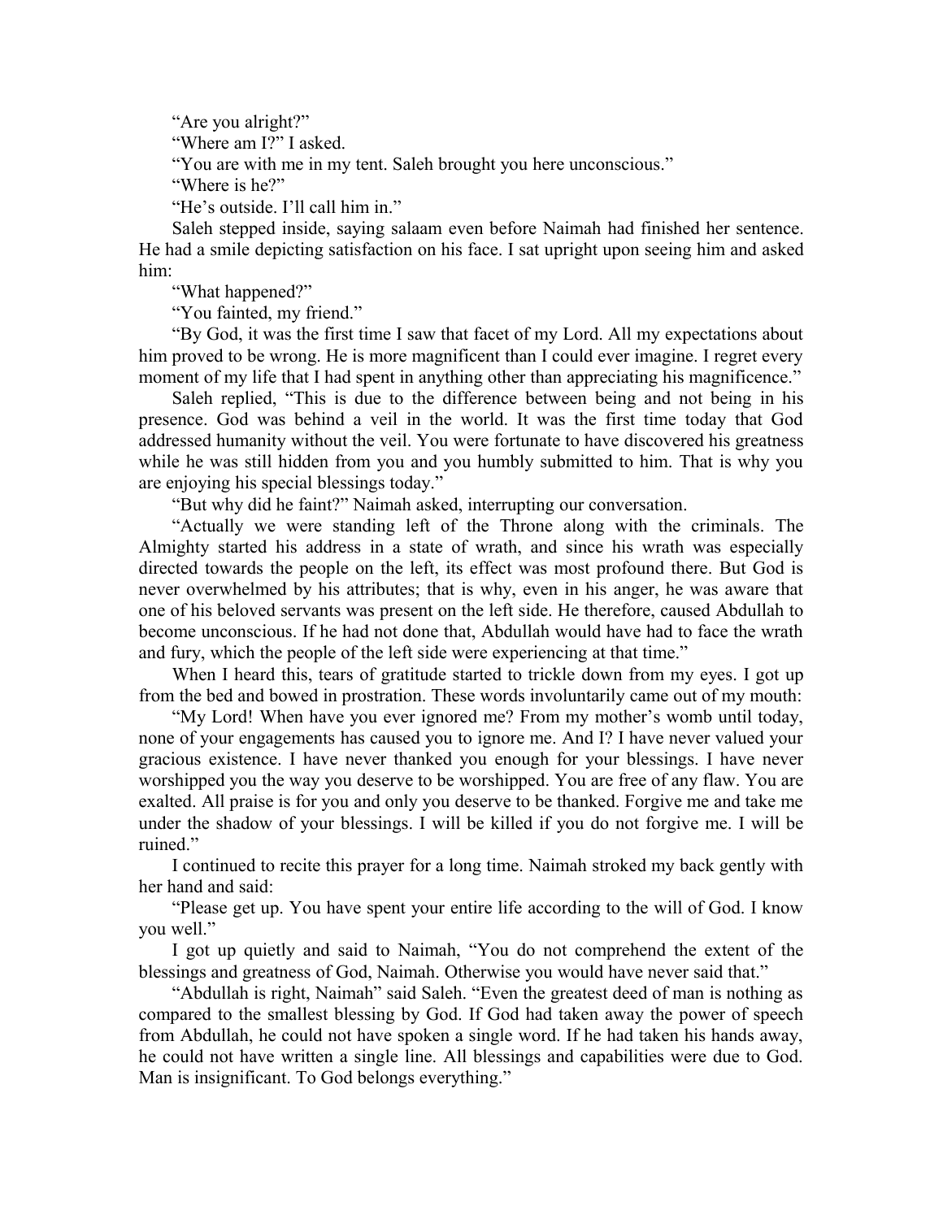"Are you alright?"

"Where am I?" I asked.

"You are with me in my tent. Saleh brought you here unconscious."

"Where is he?"

"He's outside. I'll call him in."

Saleh stepped inside, saying salaam even before Naimah had finished her sentence. He had a smile depicting satisfaction on his face. I sat upright upon seeing him and asked him:

"What happened?"

"You fainted, my friend."

"By God, it was the first time I saw that facet of my Lord. All my expectations about him proved to be wrong. He is more magnificent than I could ever imagine. I regret every moment of my life that I had spent in anything other than appreciating his magnificence."

Saleh replied, "This is due to the difference between being and not being in his presence. God was behind a veil in the world. It was the first time today that God addressed humanity without the veil. You were fortunate to have discovered his greatness while he was still hidden from you and you humbly submitted to him. That is why you are enjoying his special blessings today."

"But why did he faint?" Naimah asked, interrupting our conversation.

"Actually we were standing left of the Throne along with the criminals. The Almighty started his address in a state of wrath, and since his wrath was especially directed towards the people on the left, its effect was most profound there. But God is never overwhelmed by his attributes; that is why, even in his anger, he was aware that one of his beloved servants was present on the left side. He therefore, caused Abdullah to become unconscious. If he had not done that, Abdullah would have had to face the wrath and fury, which the people of the left side were experiencing at that time."

When I heard this, tears of gratitude started to trickle down from my eyes. I got up from the bed and bowed in prostration. These words involuntarily came out of my mouth:

"My Lord! When have you ever ignored me? From my mother's womb until today, none of your engagements has caused you to ignore me. And I? I have never valued your gracious existence. I have never thanked you enough for your blessings. I have never worshipped you the way you deserve to be worshipped. You are free of any flaw. You are exalted. All praise is for you and only you deserve to be thanked. Forgive me and take me under the shadow of your blessings. I will be killed if you do not forgive me. I will be ruined."

I continued to recite this prayer for a long time. Naimah stroked my back gently with her hand and said:

"Please get up. You have spent your entire life according to the will of God. I know you well."

I got up quietly and said to Naimah, "You do not comprehend the extent of the blessings and greatness of God, Naimah. Otherwise you would have never said that."

"Abdullah is right, Naimah" said Saleh. "Even the greatest deed of man is nothing as compared to the smallest blessing by God. If God had taken away the power of speech from Abdullah, he could not have spoken a single word. If he had taken his hands away, he could not have written a single line. All blessings and capabilities were due to God. Man is insignificant. To God belongs everything."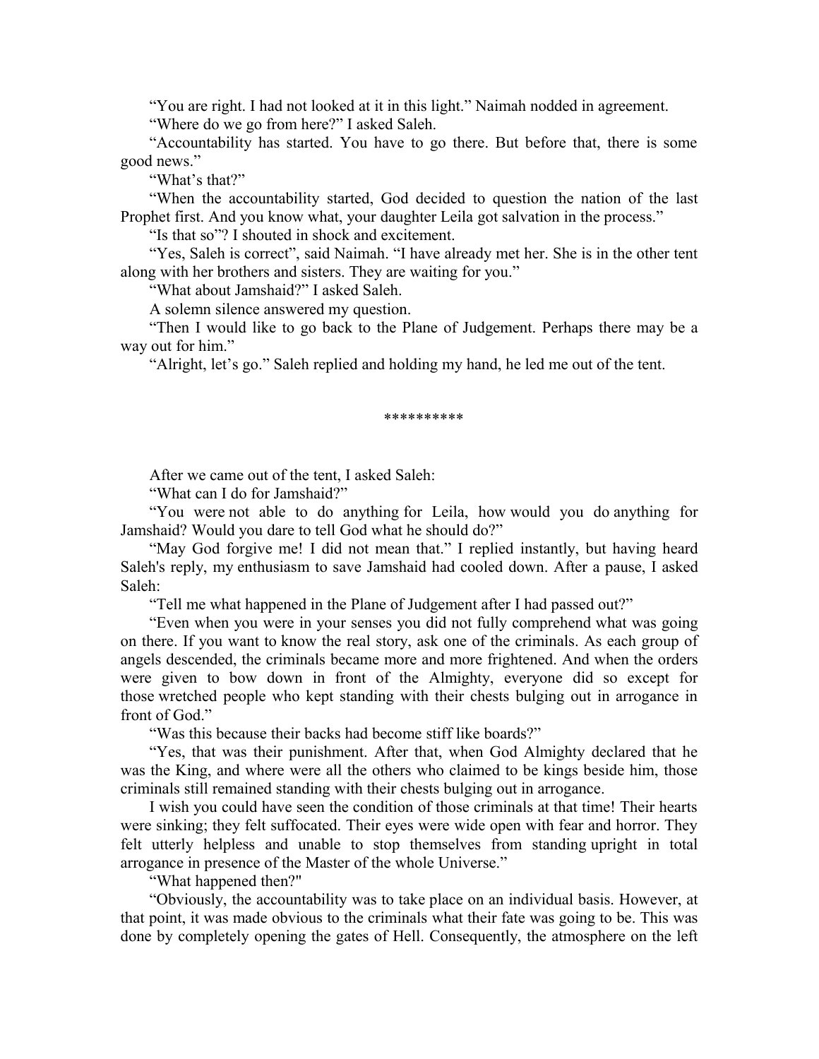"You are right. I had not looked at it in this light." Naimah nodded in agreement.

"Where do we go from here?" I asked Saleh.

"Accountability has started. You have to go there. But before that, there is some good news."

"What's that?"

"When the accountability started, God decided to question the nation of the last Prophet first. And you know what, your daughter Leila got salvation in the process."

"Is that so"? I shouted in shock and excitement.

"Yes, Saleh is correct", said Naimah. "I have already met her. She is in the other tent along with her brothers and sisters. They are waiting for you."

"What about Jamshaid?" I asked Saleh.

A solemn silence answered my question.

"Then I would like to go back to the Plane of Judgement. Perhaps there may be a way out for him."

"Alright, let's go." Saleh replied and holding my hand, he led me out of the tent.

**********

After we came out of the tent, I asked Saleh:

"What can I do for Jamshaid?"

"You were not able to do anything for Leila, how would you do anything for Jamshaid? Would you dare to tell God what he should do?"

"May God forgive me! I did not mean that." I replied instantly, but having heard Saleh's reply, my enthusiasm to save Jamshaid had cooled down. After a pause, I asked Saleh:

"Tell me what happened in the Plane of Judgement after I had passed out?"

"Even when you were in your senses you did not fully comprehend what was going on there. If you want to know the real story, ask one of the criminals. As each group of angels descended, the criminals became more and more frightened. And when the orders were given to bow down in front of the Almighty, everyone did so except for those wretched people who kept standing with their chests bulging out in arrogance in front of God."

"Was this because their backs had become stiff like boards?"

"Yes, that was their punishment. After that, when God Almighty declared that he was the King, and where were all the others who claimed to be kings beside him, those criminals still remained standing with their chests bulging out in arrogance.

I wish you could have seen the condition of those criminals at that time! Their hearts were sinking; they felt suffocated. Their eyes were wide open with fear and horror. They felt utterly helpless and unable to stop themselves from standing upright in total arrogance in presence of the Master of the whole Universe."

"What happened then?"

"Obviously, the accountability was to take place on an individual basis. However, at that point, it was made obvious to the criminals what their fate was going to be. This was done by completely opening the gates of Hell. Consequently, the atmosphere on the left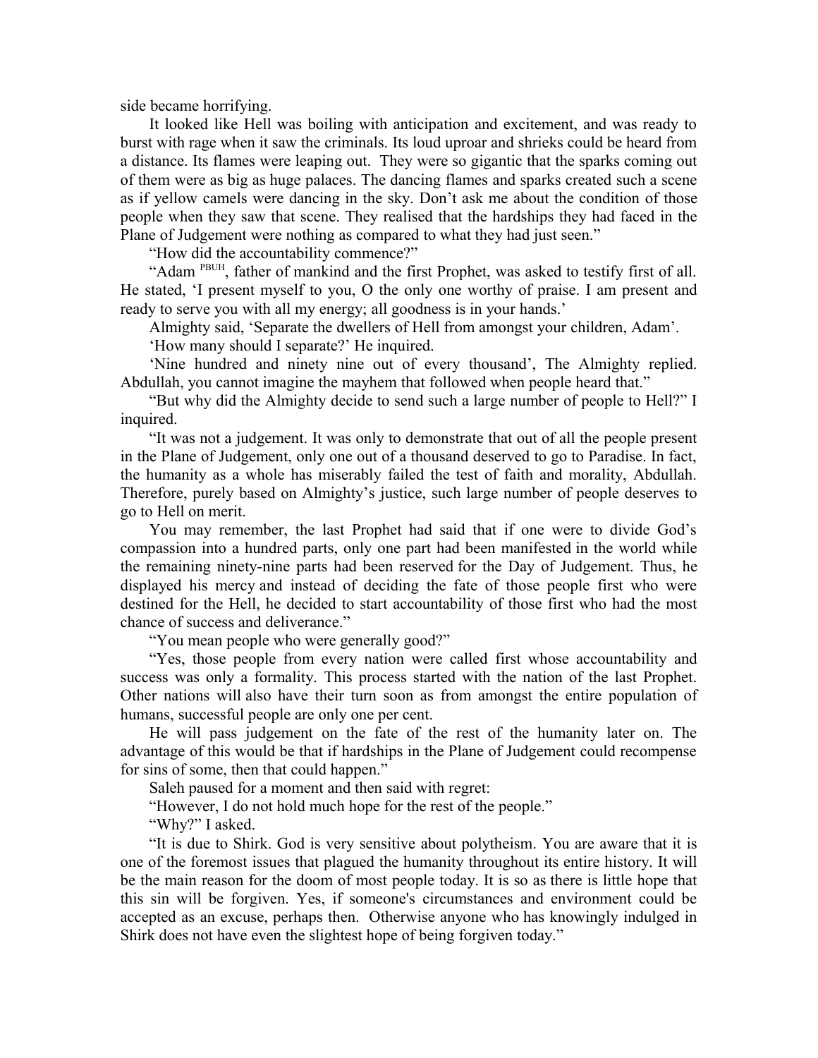side became horrifying.

It looked like Hell was boiling with anticipation and excitement, and was ready to burst with rage when it saw the criminals. Its loud uproar and shrieks could be heard from a distance. Its flames were leaping out. They were so gigantic that the sparks coming out of them were as big as huge palaces. The dancing flames and sparks created such a scene as if yellow camels were dancing in the sky. Don't ask me about the condition of those people when they saw that scene. They realised that the hardships they had faced in the Plane of Judgement were nothing as compared to what they had just seen."

"How did the accountability commence?"

"Adam [PBUH], father of mankind and the first Prophet, was asked to testify first of all. He stated, 'I present myself to you, O the only one worthy of praise. I am present and ready to serve you with all my energy; all goodness is in your hands.'

Almighty said, 'Separate the dwellers of Hell from amongst your children, Adam'.

'How many should I separate?' He inquired.

'Nine hundred and ninety nine out of every thousand', The Almighty replied. Abdullah, you cannot imagine the mayhem that followed when people heard that."

"But why did the Almighty decide to send such a large number of people to Hell?" I inquired.

"It was not a judgement. It was only to demonstrate that out of all the people present in the Plane of Judgement, only one out of a thousand deserved to go to Paradise. In fact, the humanity as a whole has miserably failed the test of faith and morality, Abdullah. Therefore, purely based on Almighty's justice, such large number of people deserves to go to Hell on merit.

You may remember, the last Prophet had said that if one were to divide God's compassion into a hundred parts, only one part had been manifested in the world while the remaining ninety-nine parts had been reserved for the Day of Judgement. Thus, he displayed his mercy and instead of deciding the fate of those people first who were destined for the Hell, he decided to start accountability of those first who had the most chance of success and deliverance."

"You mean people who were generally good?"

"Yes, those people from every nation were called first whose accountability and success was only a formality. This process started with the nation of the last Prophet. Other nations will also have their turn soon as from amongst the entire population of humans, successful people are only one per cent.

He will pass judgement on the fate of the rest of the humanity later on. The advantage of this would be that if hardships in the Plane of Judgement could recompense for sins of some, then that could happen."

Saleh paused for a moment and then said with regret:

"However, I do not hold much hope for the rest of the people."

"Why?" I asked.

"It is due to Shirk. God is very sensitive about polytheism. You are aware that it is one of the foremost issues that plagued the humanity throughout its entire history. It will be the main reason for the doom of most people today. It is so as there is little hope that this sin will be forgiven. Yes, if someone's circumstances and environment could be accepted as an excuse, perhaps then. Otherwise anyone who has knowingly indulged in Shirk does not have even the slightest hope of being forgiven today."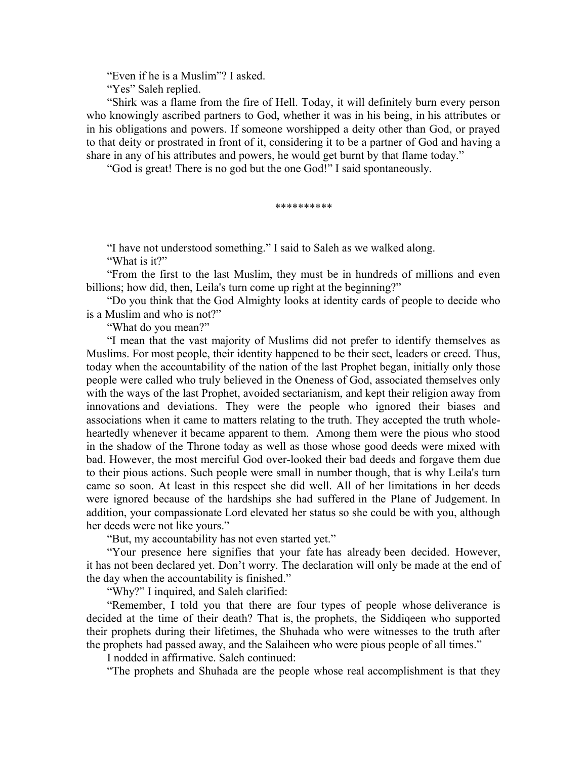"Even if he is a Muslim"? I asked.

"Yes" Saleh replied.

"Shirk was a flame from the fire of Hell. Today, it will definitely burn every person who knowingly ascribed partners to God, whether it was in his being, in his attributes or in his obligations and powers. If someone worshipped a deity other than God, or prayed to that deity or prostrated in front of it, considering it to be a partner of God and having a share in any of his attributes and powers, he would get burnt by that flame today."

"God is great! There is no god but the one God!" I said spontaneously.

**********

"I have not understood something." I said to Saleh as we walked along.

"What is it?"

"From the first to the last Muslim, they must be in hundreds of millions and even billions; how did, then, Leila's turn come up right at the beginning?"

"Do you think that the God Almighty looks at identity cards of people to decide who is a Muslim and who is not?"

"What do you mean?"

"I mean that the vast majority of Muslims did not prefer to identify themselves as Muslims. For most people, their identity happened to be their sect, leaders or creed. Thus, today when the accountability of the nation of the last Prophet began, initially only those people were called who truly believed in the Oneness of God, associated themselves only with the ways of the last Prophet, avoided sectarianism, and kept their religion away from innovations and deviations. They were the people who ignored their biases and associations when it came to matters relating to the truth. They accepted the truth whole-heartedly whenever it became apparent to them. Among them were the pious who stood in the shadow of the Throne today as well as those whose good deeds were mixed with bad. However, the most merciful God over-looked their bad deeds and forgave them due to their pious actions. Such people were small in number though, that is why Leila's turn came so soon. At least in this respect she did well. All of her limitations in her deeds were ignored because of the hardships she had suffered in the Plane of Judgement. In addition, your compassionate Lord elevated her status so she could be with you, although her deeds were not like yours."

"But, my accountability has not even started yet."

"Your presence here signifies that your fate has already been decided. However, it has not been declared yet. Don't worry. The declaration will only be made at the end of the day when the accountability is finished."

"Why?" I inquired, and Saleh clarified:

"Remember, I told you that there are four types of people whose deliverance is decided at the time of their death? That is, the prophets, the Siddiqeen who supported their prophets during their lifetimes, the Shuhada who were witnesses to the truth after the prophets had passed away, and the Salaiheen who were pious people of all times."

I nodded in affirmative. Saleh continued:

"The prophets and Shuhada are the people whose real accomplishment is that they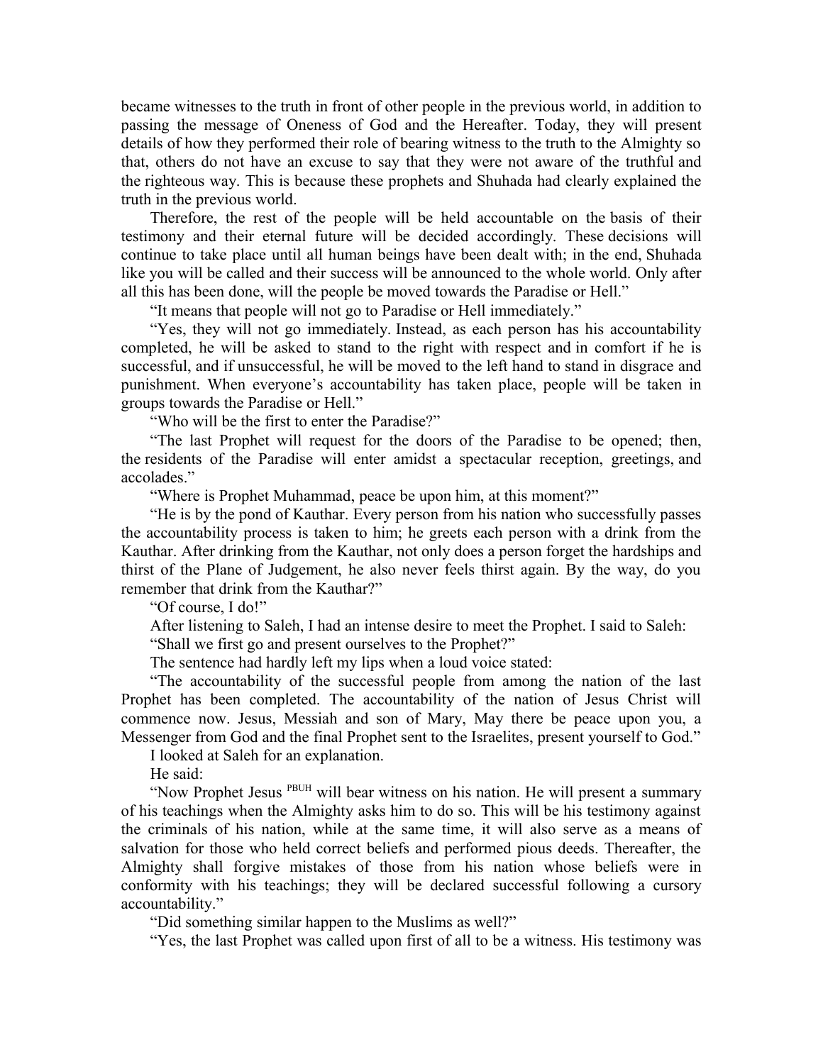became witnesses to the truth in front of other people in the previous world, in addition to passing the message of Oneness of God and the Hereafter. Today, they will present details of how they performed their role of bearing witness to the truth to the Almighty so that, others do not have an excuse to say that they were not aware of the truthful and the righteous way. This is because these prophets and Shuhada had clearly explained the truth in the previous world.

Therefore, the rest of the people will be held accountable on the basis of their testimony and their eternal future will be decided accordingly. These decisions will continue to take place until all human beings have been dealt with; in the end, Shuhada like you will be called and their success will be announced to the whole world. Only after all this has been done, will the people be moved towards the Paradise or Hell."

"It means that people will not go to Paradise or Hell immediately."

"Yes, they will not go immediately. Instead, as each person has his accountability completed, he will be asked to stand to the right with respect and in comfort if he is successful, and if unsuccessful, he will be moved to the left hand to stand in disgrace and punishment. When everyone's accountability has taken place, people will be taken in groups towards the Paradise or Hell."

"Who will be the first to enter the Paradise?"

"The last Prophet will request for the doors of the Paradise to be opened; then, the residents of the Paradise will enter amidst a spectacular reception, greetings, and accolades."

"Where is Prophet Muhammad, peace be upon him, at this moment?"

"He is by the pond of Kauthar. Every person from his nation who successfully passes the accountability process is taken to him; he greets each person with a drink from the Kauthar. After drinking from the Kauthar, not only does a person forget the hardships and thirst of the Plane of Judgement, he also never feels thirst again. By the way, do you remember that drink from the Kauthar?"

"Of course, I do!"

After listening to Saleh, I had an intense desire to meet the Prophet. I said to Saleh:

"Shall we first go and present ourselves to the Prophet?"

The sentence had hardly left my lips when a loud voice stated:

"The accountability of the successful people from among the nation of the last Prophet has been completed. The accountability of the nation of Jesus Christ will commence now. Jesus, Messiah and son of Mary, May there be peace upon you, a Messenger from God and the final Prophet sent to the Israelites, present yourself to God."

I looked at Saleh for an explanation.

He said:

"Now Prophet Jesus PBUH will bear witness on his nation. He will present a summary of his teachings when the Almighty asks him to do so. This will be his testimony against the criminals of his nation, while at the same time, it will also serve as a means of salvation for those who held correct beliefs and performed pious deeds. Thereafter, the Almighty shall forgive mistakes of those from his nation whose beliefs were in conformity with his teachings; they will be declared successful following a cursory accountability."

"Did something similar happen to the Muslims as well?"

"Yes, the last Prophet was called upon first of all to be a witness. His testimony was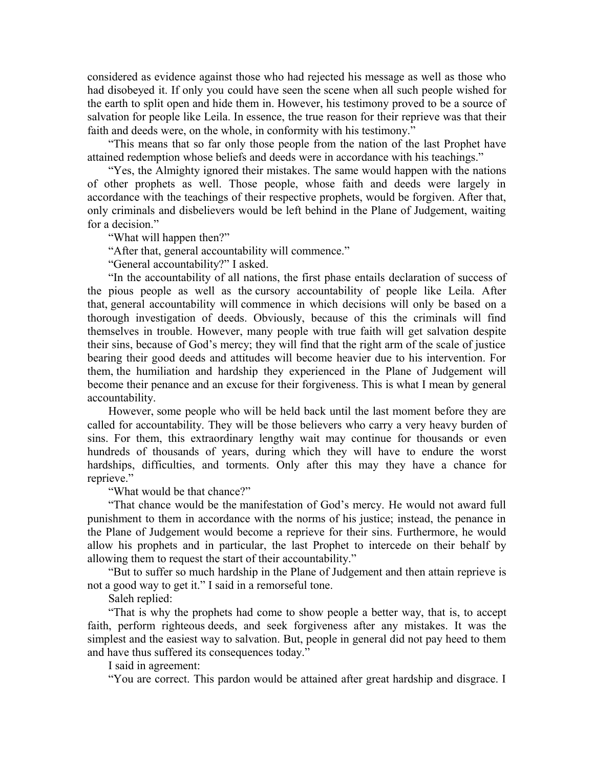considered as evidence against those who had rejected his message as well as those who had disobeyed it. If only you could have seen the scene when all such people wished for the earth to split open and hide them in. However, his testimony proved to be a source of salvation for people like Leila. In essence, the true reason for their reprieve was that their faith and deeds were, on the whole, in conformity with his testimony."

"This means that so far only those people from the nation of the last Prophet have attained redemption whose beliefs and deeds were in accordance with his teachings."

"Yes, the Almighty ignored their mistakes. The same would happen with the nations of other prophets as well. Those people, whose faith and deeds were largely in accordance with the teachings of their respective prophets, would be forgiven. After that, only criminals and disbelievers would be left behind in the Plane of Judgement, waiting for a decision."

"What will happen then?"

"After that, general accountability will commence."

"General accountability?" I asked.

"In the accountability of all nations, the first phase entails declaration of success of the pious people as well as the cursory accountability of people like Leila. After that, general accountability will commence in which decisions will only be based on a thorough investigation of deeds. Obviously, because of this the criminals will find themselves in trouble. However, many people with true faith will get salvation despite their sins, because of God's mercy; they will find that the right arm of the scale of justice bearing their good deeds and attitudes will become heavier due to his intervention. For them, the humiliation and hardship they experienced in the Plane of Judgement will become their penance and an excuse for their forgiveness. This is what I mean by general accountability.

However, some people who will be held back until the last moment before they are called for accountability. They will be those believers who carry a very heavy burden of sins. For them, this extraordinary lengthy wait may continue for thousands or even hundreds of thousands of years, during which they will have to endure the worst hardships, difficulties, and torments. Only after this may they have a chance for reprieve."

"What would be that chance?"

"That chance would be the manifestation of God's mercy. He would not award full punishment to them in accordance with the norms of his justice; instead, the penance in the Plane of Judgement would become a reprieve for their sins. Furthermore, he would allow his prophets and in particular, the last Prophet to intercede on their behalf by allowing them to request the start of their accountability."

"But to suffer so much hardship in the Plane of Judgement and then attain reprieve is not a good way to get it." I said in a remorseful tone.

Saleh replied:

"That is why the prophets had come to show people a better way, that is, to accept faith, perform righteous deeds, and seek forgiveness after any mistakes. It was the simplest and the easiest way to salvation. But, people in general did not pay heed to them and have thus suffered its consequences today."

I said in agreement:

"You are correct. This pardon would be attained after great hardship and disgrace. I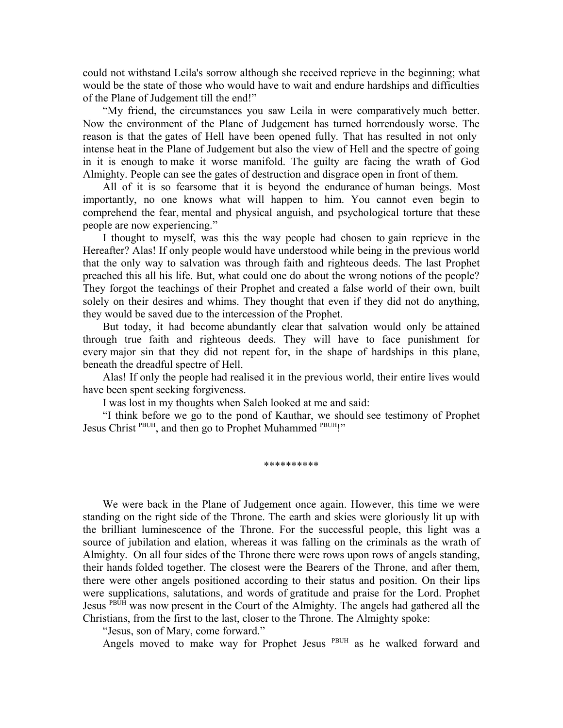could not withstand Leila's sorrow although she received reprieve in the beginning; what would be the state of those who would have to wait and endure hardships and difficulties of the Plane of Judgement till the end!"

"My friend, the circumstances you saw Leila in were comparatively much better. Now the environment of the Plane of Judgement has turned horrendously worse. The reason is that the gates of Hell have been opened fully. That has resulted in not only intense heat in the Plane of Judgement but also the view of Hell and the spectre of going in it is enough to make it worse manifold. The guilty are facing the wrath of God Almighty. People can see the gates of destruction and disgrace open in front of them.

All of it is so fearsome that it is beyond the endurance of human beings. Most importantly, no one knows what will happen to him. You cannot even begin to comprehend the fear, mental and physical anguish, and psychological torture that these people are now experiencing."

I thought to myself, was this the way people had chosen to gain reprieve in the Hereafter? Alas! If only people would have understood while being in the previous world that the only way to salvation was through faith and righteous deeds. The last Prophet preached this all his life. But, what could one do about the wrong notions of the people? They forgot the teachings of their Prophet and created a false world of their own, built solely on their desires and whims. They thought that even if they did not do anything, they would be saved due to the intercession of the Prophet.

But today, it had become abundantly clear that salvation would only be attained through true faith and righteous deeds. They will have to face punishment for every major sin that they did not repent for, in the shape of hardships in this plane, beneath the dreadful spectre of Hell.

Alas! If only the people had realised it in the previous world, their entire lives would have been spent seeking forgiveness.

I was lost in my thoughts when Saleh looked at me and said:

"I think before we go to the pond of Kauthar, we should see testimony of Prophet Jesus Christ PBUH, and then go to Prophet Muhammed PBUH!"

**********

We were back in the Plane of Judgement once again. However, this time we were standing on the right side of the Throne. The earth and skies were gloriously lit up with the brilliant luminescence of the Throne. For the successful people, this light was a source of jubilation and elation, whereas it was falling on the criminals as the wrath of Almighty. On all four sides of the Throne there were rows upon rows of angels standing, their hands folded together. The closest were the Bearers of the Throne, and after them, there were other angels positioned according to their status and position. On their lips were supplications, salutations, and words of gratitude and praise for the Lord. Prophet Jesus PBUH was now present in the Court of the Almighty. The angels had gathered all the Christians, from the first to the last, closer to the Throne. The Almighty spoke:

"Jesus, son of Mary, come forward."

Angels moved to make way for Prophet Jesus PBUH as he walked forward and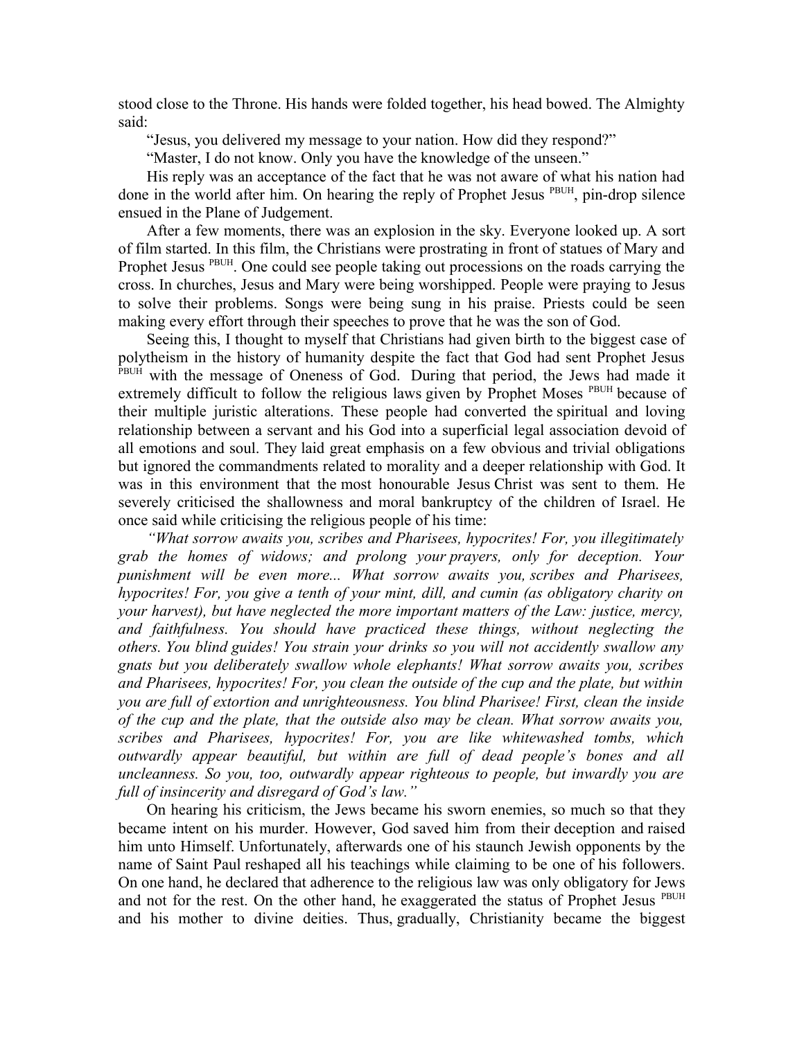stood close to the Throne. His hands were folded together, his head bowed. The Almighty said:

"Jesus, you delivered my message to your nation. How did they respond?"

"Master, I do not know. Only you have the knowledge of the unseen."

His reply was an acceptance of the fact that he was not aware of what his nation had done in the world after him. On hearing the reply of Prophet Jesus PBUH, pin-drop silence ensued in the Plane of Judgement.

After a few moments, there was an explosion in the sky. Everyone looked up. A sort of film started. In this film, the Christians were prostrating in front of statues of Mary and Prophet Jesus PBUH. One could see people taking out processions on the roads carrying the cross. In churches, Jesus and Mary were being worshipped. People were praying to Jesus to solve their problems. Songs were being sung in his praise. Priests could be seen making every effort through their speeches to prove that he was the son of God.

Seeing this, I thought to myself that Christians had given birth to the biggest case of polytheism in the history of humanity despite the fact that God had sent Prophet Jesus PBUH with the message of Oneness of God. During that period, the Jews had made it extremely difficult to follow the religious laws given by Prophet Moses PBUH because of their multiple juristic alterations. These people had converted the spiritual and loving relationship between a servant and his God into a superficial legal association devoid of all emotions and soul. They laid great emphasis on a few obvious and trivial obligations but ignored the commandments related to morality and a deeper relationship with God. It was in this environment that the most honourable Jesus Christ was sent to them. He severely criticised the shallowness and moral bankruptcy of the children of Israel. He once said while criticising the religious people of his time:

*"What sorrow awaits you, scribes and Pharisees, hypocrites! For, you illegitimately grab the homes of widows; and prolong your prayers, only for deception. Your punishment will be even more... What sorrow awaits you, scribes and Pharisees, hypocrites! For, you give a tenth of your mint, dill, and cumin (as obligatory charity on your harvest), but have neglected the more important matters of the Law: justice, mercy, and faithfulness. You should have practiced these things, without neglecting the others. You blind guides! You strain your drinks so you will not accidently swallow any gnats but you deliberately swallow whole elephants! What sorrow awaits you, scribes and Pharisees, hypocrites! For, you clean the outside of the cup and the plate, but within you are full of extortion and unrighteousness. You blind Pharisee! First, clean the inside of the cup and the plate, that the outside also may be clean. What sorrow awaits you, scribes and Pharisees, hypocrites! For, you are like whitewashed tombs, which outwardly appear beautiful, but within are full of dead people's bones and all uncleanness. So you, too, outwardly appear righteous to people, but inwardly you are full of insincerity and disregard of God's law."*

On hearing his criticism, the Jews became his sworn enemies, so much so that they became intent on his murder. However, God saved him from their deception and raised him unto Himself. Unfortunately, afterwards one of his staunch Jewish opponents by the name of Saint Paul reshaped all his teachings while claiming to be one of his followers. On one hand, he declared that adherence to the religious law was only obligatory for Jews and not for the rest. On the other hand, he exaggerated the status of Prophet Jesus PBUH and his mother to divine deities. Thus, gradually, Christianity became the biggest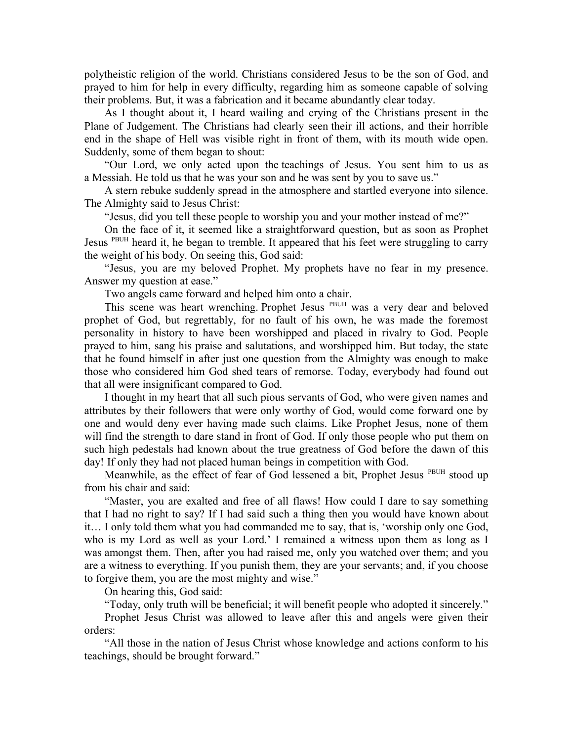polytheistic religion of the world. Christians considered Jesus to be the son of God, and prayed to him for help in every difficulty, regarding him as someone capable of solving their problems. But, it was a fabrication and it became abundantly clear today.

As I thought about it, I heard wailing and crying of the Christians present in the Plane of Judgement. The Christians had clearly seen their ill actions, and their horrible end in the shape of Hell was visible right in front of them, with its mouth wide open. Suddenly, some of them began to shout:

"Our Lord, we only acted upon the teachings of Jesus. You sent him to us as a Messiah. He told us that he was your son and he was sent by you to save us."

A stern rebuke suddenly spread in the atmosphere and startled everyone into silence. The Almighty said to Jesus Christ:

"Jesus, did you tell these people to worship you and your mother instead of me?"

On the face of it, it seemed like a straightforward question, but as soon as Prophet Jesus PBUH heard it, he began to tremble. It appeared that his feet were struggling to carry the weight of his body. On seeing this, God said:

"Jesus, you are my beloved Prophet. My prophets have no fear in my presence. Answer my question at ease."

Two angels came forward and helped him onto a chair.

This scene was heart wrenching. Prophet Jesus PBUH was a very dear and beloved prophet of God, but regrettably, for no fault of his own, he was made the foremost personality in history to have been worshipped and placed in rivalry to God. People prayed to him, sang his praise and salutations, and worshipped him. But today, the state that he found himself in after just one question from the Almighty was enough to make those who considered him God shed tears of remorse. Today, everybody had found out that all were insignificant compared to God.

I thought in my heart that all such pious servants of God, who were given names and attributes by their followers that were only worthy of God, would come forward one by one and would deny ever having made such claims. Like Prophet Jesus, none of them will find the strength to dare stand in front of God. If only those people who put them on such high pedestals had known about the true greatness of God before the dawn of this day! If only they had not placed human beings in competition with God.

Meanwhile, as the effect of fear of God lessened a bit, Prophet Jesus PBUH stood up from his chair and said:

"Master, you are exalted and free of all flaws! How could I dare to say something that I had no right to say? If I had said such a thing then you would have known about it… I only told them what you had commanded me to say, that is, 'worship only one God, who is my Lord as well as your Lord.' I remained a witness upon them as long as I was amongst them. Then, after you had raised me, only you watched over them; and you are a witness to everything. If you punish them, they are your servants; and, if you choose to forgive them, you are the most mighty and wise."

On hearing this, God said:

"Today, only truth will be beneficial; it will benefit people who adopted it sincerely."

Prophet Jesus Christ was allowed to leave after this and angels were given their orders:

"All those in the nation of Jesus Christ whose knowledge and actions conform to his teachings, should be brought forward."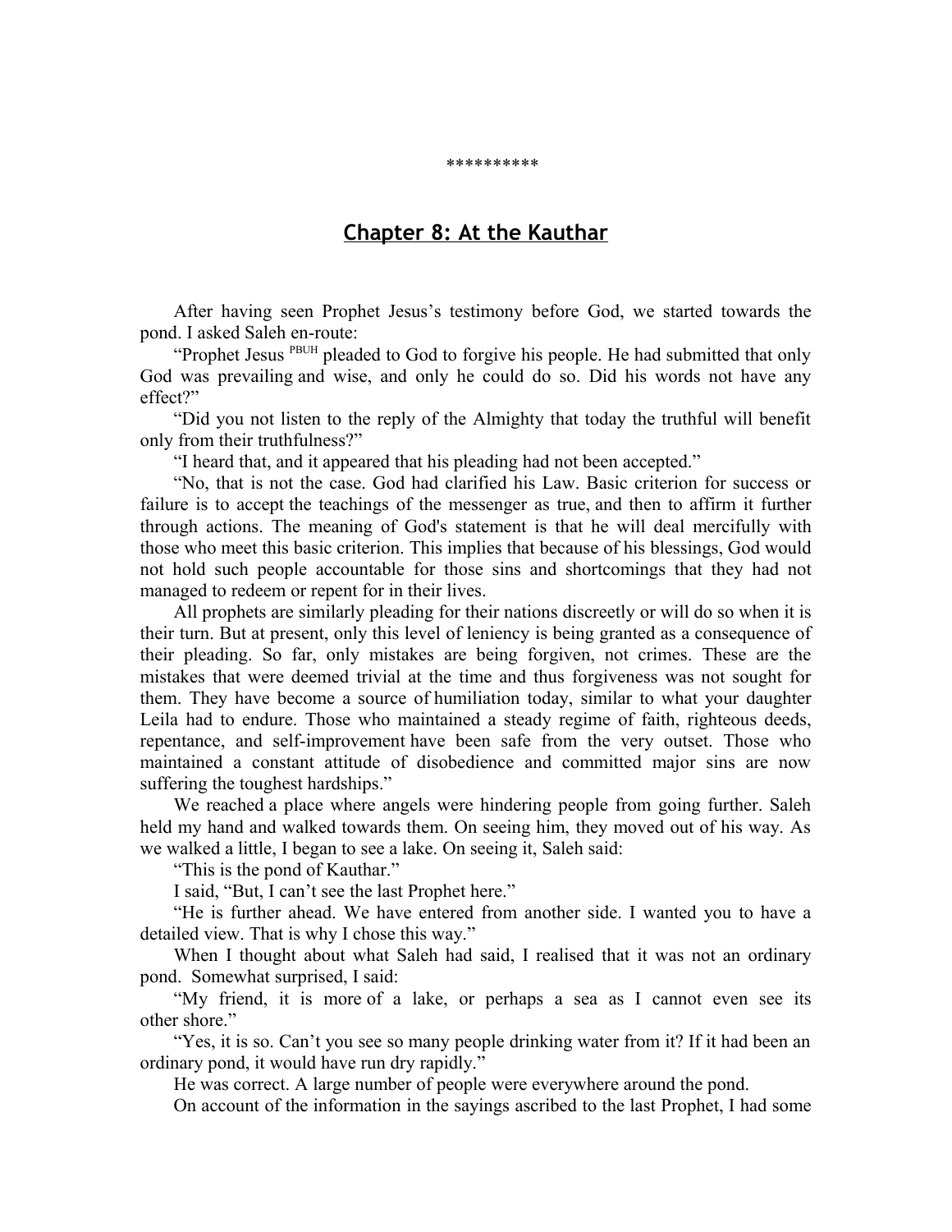\*\*\*\*\*\*\*\*\*\*

## Chapter 8: At the Kauthar

After having seen Prophet Jesus's testimony before God, we started towards the pond. I asked Saleh en-route:

"Prophet Jesus PBUH pleaded to God to forgive his people. He had submitted that only God was prevailing and wise, and only he could do so. Did his words not have any effect?"

"Did you not listen to the reply of the Almighty that today the truthful will benefit only from their truthfulness?"

"I heard that, and it appeared that his pleading had not been accepted."

"No, that is not the case. God had clarified his Law. Basic criterion for success or failure is to accept the teachings of the messenger as true, and then to affirm it further through actions. The meaning of God's statement is that he will deal mercifully with those who meet this basic criterion. This implies that because of his blessings, God would not hold such people accountable for those sins and shortcomings that they had not managed to redeem or repent for in their lives.

All prophets are similarly pleading for their nations discreetly or will do so when it is their turn. But at present, only this level of leniency is being granted as a consequence of their pleading. So far, only mistakes are being forgiven, not crimes. These are the mistakes that were deemed trivial at the time and thus forgiveness was not sought for them. They have become a source of humiliation today, similar to what your daughter Leila had to endure. Those who maintained a steady regime of faith, righteous deeds, repentance, and self-improvement have been safe from the very outset. Those who maintained a constant attitude of disobedience and committed major sins are now suffering the toughest hardships."

We reached a place where angels were hindering people from going further. Saleh held my hand and walked towards them. On seeing him, they moved out of his way. As we walked a little, I began to see a lake. On seeing it, Saleh said:

"This is the pond of Kauthar."

I said, "But, I can't see the last Prophet here."

"He is further ahead. We have entered from another side. I wanted you to have a detailed view. That is why I chose this way."

When I thought about what Saleh had said, I realised that it was not an ordinary pond. Somewhat surprised, I said:

"My friend, it is more of a lake, or perhaps a sea as I cannot even see its other shore."

"Yes, it is so. Can't you see so many people drinking water from it? If it had been an ordinary pond, it would have run dry rapidly."

He was correct. A large number of people were everywhere around the pond.

On account of the information in the sayings ascribed to the last Prophet, I had some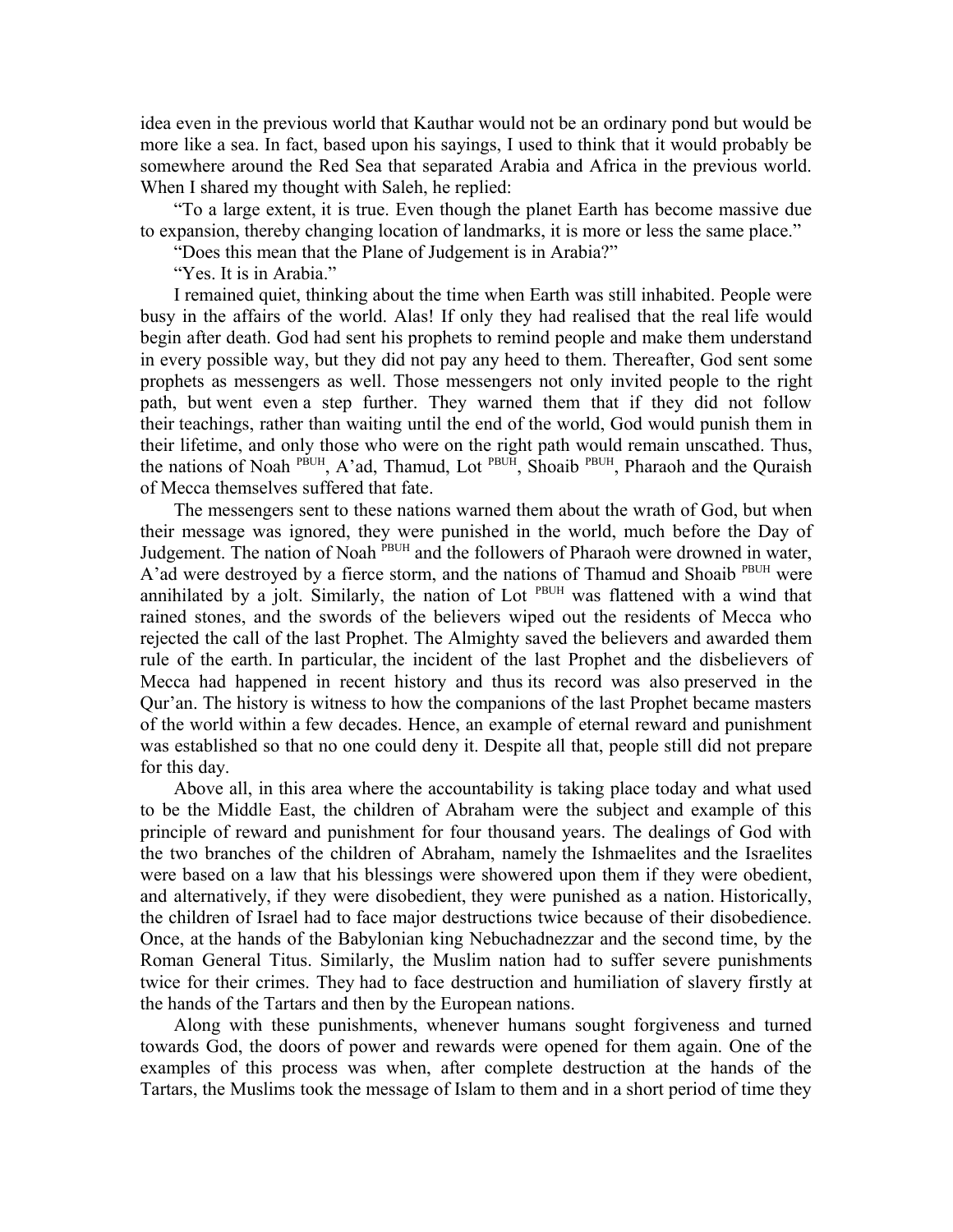idea even in the previous world that Kauthar would not be an ordinary pond but would be more like a sea. In fact, based upon his sayings, I used to think that it would probably be somewhere around the Red Sea that separated Arabia and Africa in the previous world. When I shared my thought with Saleh, he replied:

"To a large extent, it is true. Even though the planet Earth has become massive due to expansion, thereby changing location of landmarks, it is more or less the same place."

"Does this mean that the Plane of Judgement is in Arabia?"

"Yes. It is in Arabia."

I remained quiet, thinking about the time when Earth was still inhabited. People were busy in the affairs of the world. Alas! If only they had realised that the real life would begin after death. God had sent his prophets to remind people and make them understand in every possible way, but they did not pay any heed to them. Thereafter, God sent some prophets as messengers as well. Those messengers not only invited people to the right path, but went even a step further. They warned them that if they did not follow their teachings, rather than waiting until the end of the world, God would punish them in their lifetime, and only those who were on the right path would remain unscathed. Thus, the nations of Noah PBUH, A'ad, Thamud, Lot PBUH, Shoaib PBUH, Pharaoh and the Quraish of Mecca themselves suffered that fate.

The messengers sent to these nations warned them about the wrath of God, but when their message was ignored, they were punished in the world, much before the Day of Judgement. The nation of Noah PBUH and the followers of Pharaoh were drowned in water, A'ad were destroyed by a fierce storm, and the nations of Thamud and Shoaib PBUH were annihilated by a jolt. Similarly, the nation of Lot PBUH was flattened with a wind that rained stones, and the swords of the believers wiped out the residents of Mecca who rejected the call of the last Prophet. The Almighty saved the believers and awarded them rule of the earth. In particular, the incident of the last Prophet and the disbelievers of Mecca had happened in recent history and thus its record was also preserved in the Qur'an. The history is witness to how the companions of the last Prophet became masters of the world within a few decades. Hence, an example of eternal reward and punishment was established so that no one could deny it. Despite all that, people still did not prepare for this day.

Above all, in this area where the accountability is taking place today and what used to be the Middle East, the children of Abraham were the subject and example of this principle of reward and punishment for four thousand years. The dealings of God with the two branches of the children of Abraham, namely the Ishmaelites and the Israelites were based on a law that his blessings were showered upon them if they were obedient, and alternatively, if they were disobedient, they were punished as a nation. Historically, the children of Israel had to face major destructions twice because of their disobedience. Once, at the hands of the Babylonian king Nebuchadnezzar and the second time, by the Roman General Titus. Similarly, the Muslim nation had to suffer severe punishments twice for their crimes. They had to face destruction and humiliation of slavery firstly at the hands of the Tartars and then by the European nations.

Along with these punishments, whenever humans sought forgiveness and turned towards God, the doors of power and rewards were opened for them again. One of the examples of this process was when, after complete destruction at the hands of the Tartars, the Muslims took the message of Islam to them and in a short period of time they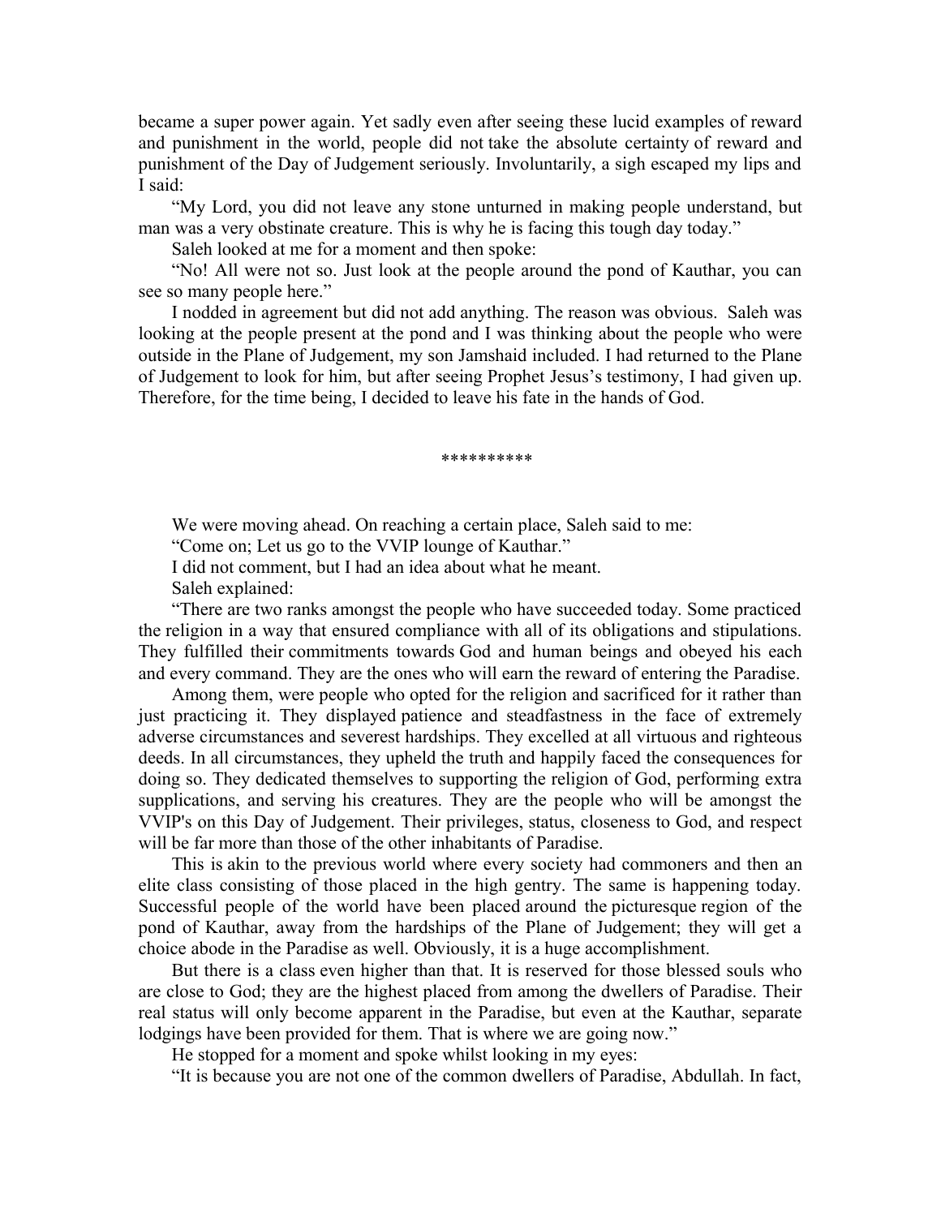became a super power again. Yet sadly even after seeing these lucid examples of reward and punishment in the world, people did not take the absolute certainty of reward and punishment of the Day of Judgement seriously. Involuntarily, a sigh escaped my lips and I said:

"My Lord, you did not leave any stone unturned in making people understand, but man was a very obstinate creature. This is why he is facing this tough day today."

Saleh looked at me for a moment and then spoke:

"No! All were not so. Just look at the people around the pond of Kauthar, you can see so many people here."

I nodded in agreement but did not add anything. The reason was obvious. Saleh was looking at the people present at the pond and I was thinking about the people who were outside in the Plane of Judgement, my son Jamshaid included. I had returned to the Plane of Judgement to look for him, but after seeing Prophet Jesus's testimony, I had given up. Therefore, for the time being, I decided to leave his fate in the hands of God.

**********

We were moving ahead. On reaching a certain place, Saleh said to me:

"Come on; Let us go to the VVIP lounge of Kauthar."

I did not comment, but I had an idea about what he meant.

Saleh explained:

"There are two ranks amongst the people who have succeeded today. Some practiced the religion in a way that ensured compliance with all of its obligations and stipulations. They fulfilled their commitments towards God and human beings and obeyed his each and every command. They are the ones who will earn the reward of entering the Paradise.

Among them, were people who opted for the religion and sacrificed for it rather than just practicing it. They displayed patience and steadfastness in the face of extremely adverse circumstances and severest hardships. They excelled at all virtuous and righteous deeds. In all circumstances, they upheld the truth and happily faced the consequences for doing so. They dedicated themselves to supporting the religion of God, performing extra supplications, and serving his creatures. They are the people who will be amongst the VVIP's on this Day of Judgement. Their privileges, status, closeness to God, and respect will be far more than those of the other inhabitants of Paradise.

This is akin to the previous world where every society had commoners and then an elite class consisting of those placed in the high gentry. The same is happening today. Successful people of the world have been placed around the picturesque region of the pond of Kauthar, away from the hardships of the Plane of Judgement; they will get a choice abode in the Paradise as well. Obviously, it is a huge accomplishment.

But there is a class even higher than that. It is reserved for those blessed souls who are close to God; they are the highest placed from among the dwellers of Paradise. Their real status will only become apparent in the Paradise, but even at the Kauthar, separate lodgings have been provided for them. That is where we are going now."

He stopped for a moment and spoke whilst looking in my eyes:

"It is because you are not one of the common dwellers of Paradise, Abdullah. In fact,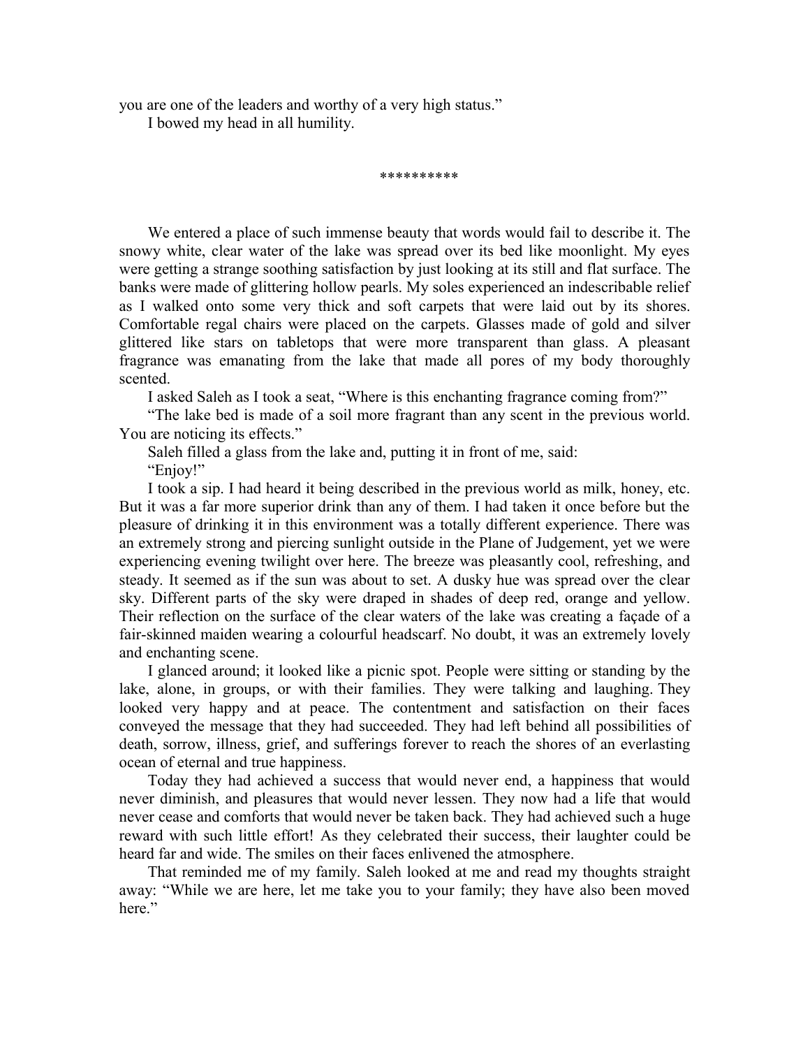you are one of the leaders and worthy of a very high status."

I bowed my head in all humility.

\*\*\*\*\*\*\*\*\*\*

We entered a place of such immense beauty that words would fail to describe it. The snowy white, clear water of the lake was spread over its bed like moonlight. My eyes were getting a strange soothing satisfaction by just looking at its still and flat surface. The banks were made of glittering hollow pearls. My soles experienced an indescribable relief as I walked onto some very thick and soft carpets that were laid out by its shores. Comfortable regal chairs were placed on the carpets. Glasses made of gold and silver glittered like stars on tabletops that were more transparent than glass. A pleasant fragrance was emanating from the lake that made all pores of my body thoroughly scented.

I asked Saleh as I took a seat, "Where is this enchanting fragrance coming from?"

"The lake bed is made of a soil more fragrant than any scent in the previous world. You are noticing its effects."

Saleh filled a glass from the lake and, putting it in front of me, said:

"Enjoy!"

I took a sip. I had heard it being described in the previous world as milk, honey, etc. But it was a far more superior drink than any of them. I had taken it once before but the pleasure of drinking it in this environment was a totally different experience. There was an extremely strong and piercing sunlight outside in the Plane of Judgement, yet we were experiencing evening twilight over here. The breeze was pleasantly cool, refreshing, and steady. It seemed as if the sun was about to set. A dusky hue was spread over the clear sky. Different parts of the sky were draped in shades of deep red, orange and yellow. Their reflection on the surface of the clear waters of the lake was creating a façade of a fair-skinned maiden wearing a colourful headscarf. No doubt, it was an extremely lovely and enchanting scene.

I glanced around; it looked like a picnic spot. People were sitting or standing by the lake, alone, in groups, or with their families. They were talking and laughing. They looked very happy and at peace. The contentment and satisfaction on their faces conveyed the message that they had succeeded. They had left behind all possibilities of death, sorrow, illness, grief, and sufferings forever to reach the shores of an everlasting ocean of eternal and true happiness.

Today they had achieved a success that would never end, a happiness that would never diminish, and pleasures that would never lessen. They now had a life that would never cease and comforts that would never be taken back. They had achieved such a huge reward with such little effort! As they celebrated their success, their laughter could be heard far and wide. The smiles on their faces enlivened the atmosphere.

That reminded me of my family. Saleh looked at me and read my thoughts straight away: "While we are here, let me take you to your family; they have also been moved here."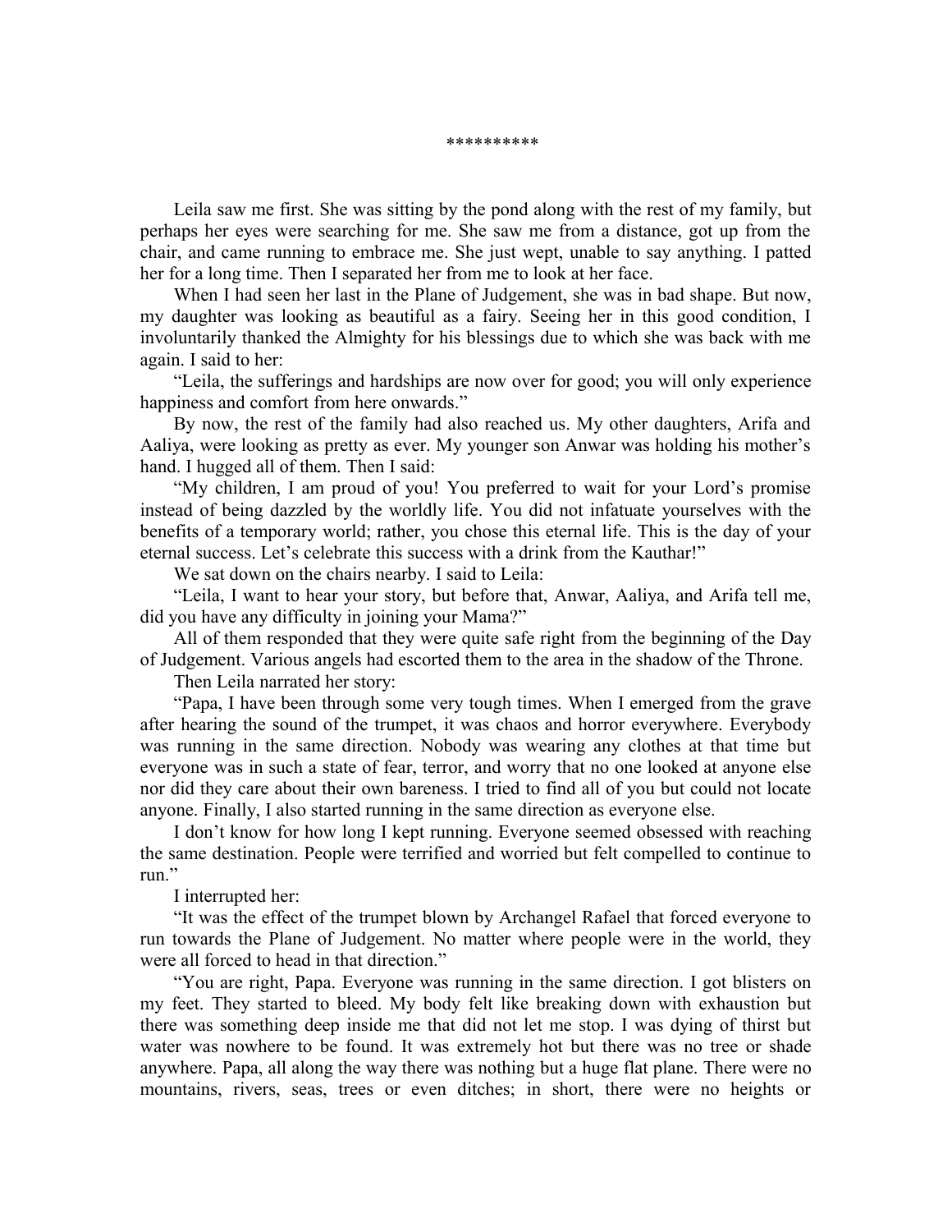\*\*\*\*\*\*\*\*\*\*

Leila saw me first. She was sitting by the pond along with the rest of my family, but perhaps her eyes were searching for me. She saw me from a distance, got up from the chair, and came running to embrace me. She just wept, unable to say anything. I patted her for a long time. Then I separated her from me to look at her face.

When I had seen her last in the Plane of Judgement, she was in bad shape. But now, my daughter was looking as beautiful as a fairy. Seeing her in this good condition, I involuntarily thanked the Almighty for his blessings due to which she was back with me again. I said to her:

"Leila, the sufferings and hardships are now over for good; you will only experience happiness and comfort from here onwards."

By now, the rest of the family had also reached us. My other daughters, Arifa and Aaliya, were looking as pretty as ever. My younger son Anwar was holding his mother's hand. I hugged all of them. Then I said:

"My children, I am proud of you! You preferred to wait for your Lord's promise instead of being dazzled by the worldly life. You did not infatuate yourselves with the benefits of a temporary world; rather, you chose this eternal life. This is the day of your eternal success. Let's celebrate this success with a drink from the Kauthar!"

We sat down on the chairs nearby. I said to Leila:

"Leila, I want to hear your story, but before that, Anwar, Aaliya, and Arifa tell me, did you have any difficulty in joining your Mama?"

All of them responded that they were quite safe right from the beginning of the Day of Judgement. Various angels had escorted them to the area in the shadow of the Throne.

Then Leila narrated her story:

"Papa, I have been through some very tough times. When I emerged from the grave after hearing the sound of the trumpet, it was chaos and horror everywhere. Everybody was running in the same direction. Nobody was wearing any clothes at that time but everyone was in such a state of fear, terror, and worry that no one looked at anyone else nor did they care about their own bareness. I tried to find all of you but could not locate anyone. Finally, I also started running in the same direction as everyone else.

I don't know for how long I kept running. Everyone seemed obsessed with reaching the same destination. People were terrified and worried but felt compelled to continue to run."

I interrupted her:

"It was the effect of the trumpet blown by Archangel Rafael that forced everyone to run towards the Plane of Judgement. No matter where people were in the world, they were all forced to head in that direction."

"You are right, Papa. Everyone was running in the same direction. I got blisters on my feet. They started to bleed. My body felt like breaking down with exhaustion but there was something deep inside me that did not let me stop. I was dying of thirst but water was nowhere to be found. It was extremely hot but there was no tree or shade anywhere. Papa, all along the way there was nothing but a huge flat plane. There were no mountains, rivers, seas, trees or even ditches; in short, there were no heights or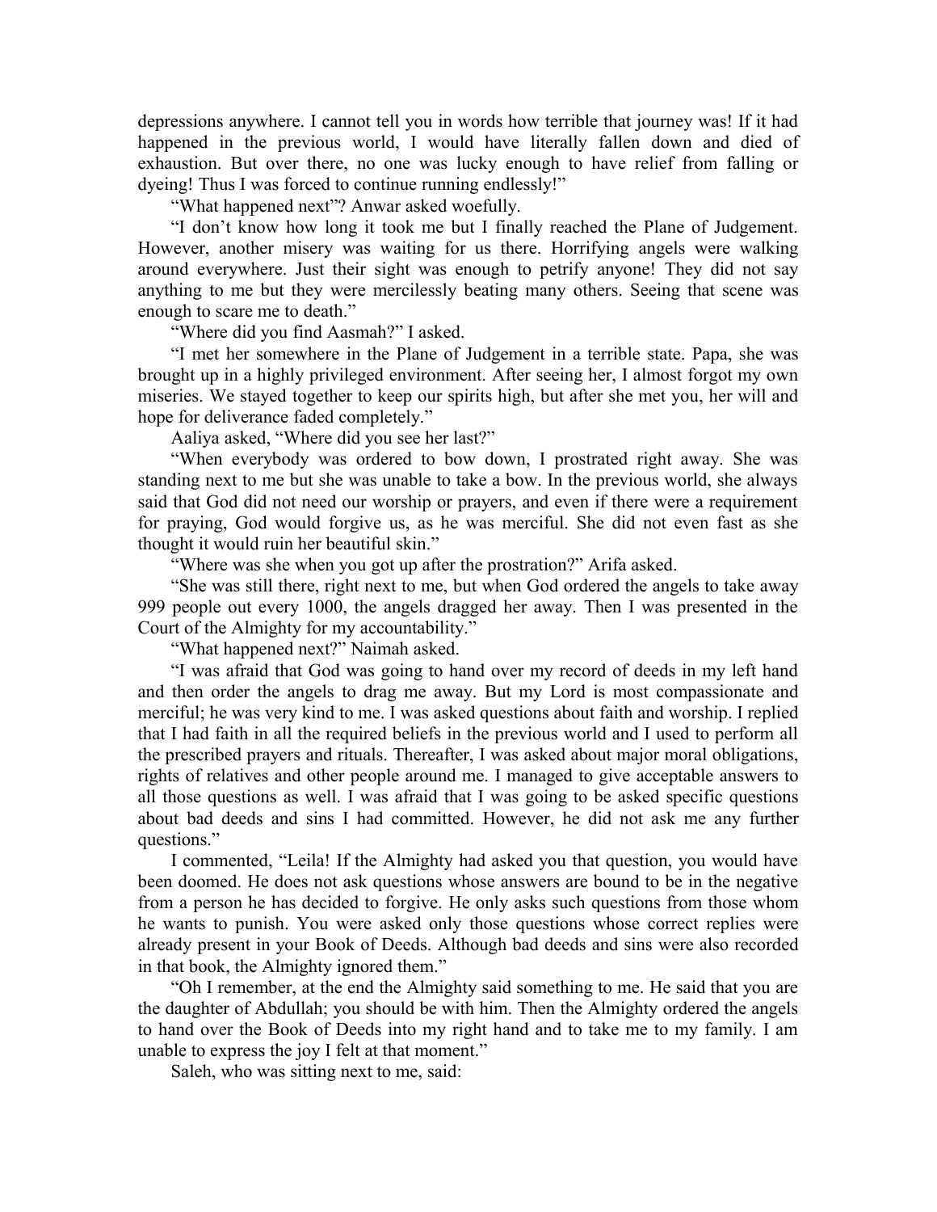depressions anywhere. I cannot tell you in words how terrible that journey was! If it had happened in the previous world, I would have literally fallen down and died of exhaustion. But over there, no one was lucky enough to have relief from falling or dyeing! Thus I was forced to continue running endlessly!"

"What happened next"? Anwar asked woefully.

"I don't know how long it took me but I finally reached the Plane of Judgement. However, another misery was waiting for us there. Horrifying angels were walking around everywhere. Just their sight was enough to petrify anyone! They did not say anything to me but they were mercilessly beating many others. Seeing that scene was enough to scare me to death."

"Where did you find Aasmah?" I asked.

"I met her somewhere in the Plane of Judgement in a terrible state. Papa, she was brought up in a highly privileged environment. After seeing her, I almost forgot my own miseries. We stayed together to keep our spirits high, but after she met you, her will and hope for deliverance faded completely."

Aaliya asked, "Where did you see her last?"

"When everybody was ordered to bow down, I prostrated right away. She was standing next to me but she was unable to take a bow. In the previous world, she always said that God did not need our worship or prayers, and even if there were a requirement for praying, God would forgive us, as he was merciful. She did not even fast as she thought it would ruin her beautiful skin."

"Where was she when you got up after the prostration?" Arifa asked.

"She was still there, right next to me, but when God ordered the angels to take away 999 people out every 1000, the angels dragged her away. Then I was presented in the Court of the Almighty for my accountability."

"What happened next?" Naimah asked.

"I was afraid that God was going to hand over my record of deeds in my left hand and then order the angels to drag me away. But my Lord is most compassionate and merciful; he was very kind to me. I was asked questions about faith and worship. I replied that I had faith in all the required beliefs in the previous world and I used to perform all the prescribed prayers and rituals. Thereafter, I was asked about major moral obligations, rights of relatives and other people around me. I managed to give acceptable answers to all those questions as well. I was afraid that I was going to be asked specific questions about bad deeds and sins I had committed. However, he did not ask me any further questions."

I commented, "Leila! If the Almighty had asked you that question, you would have been doomed. He does not ask questions whose answers are bound to be in the negative from a person he has decided to forgive. He only asks such questions from those whom he wants to punish. You were asked only those questions whose correct replies were already present in your Book of Deeds. Although bad deeds and sins were also recorded in that book, the Almighty ignored them."

"Oh I remember, at the end the Almighty said something to me. He said that you are the daughter of Abdullah; you should be with him. Then the Almighty ordered the angels to hand over the Book of Deeds into my right hand and to take me to my family. I am unable to express the joy I felt at that moment."

Saleh, who was sitting next to me, said: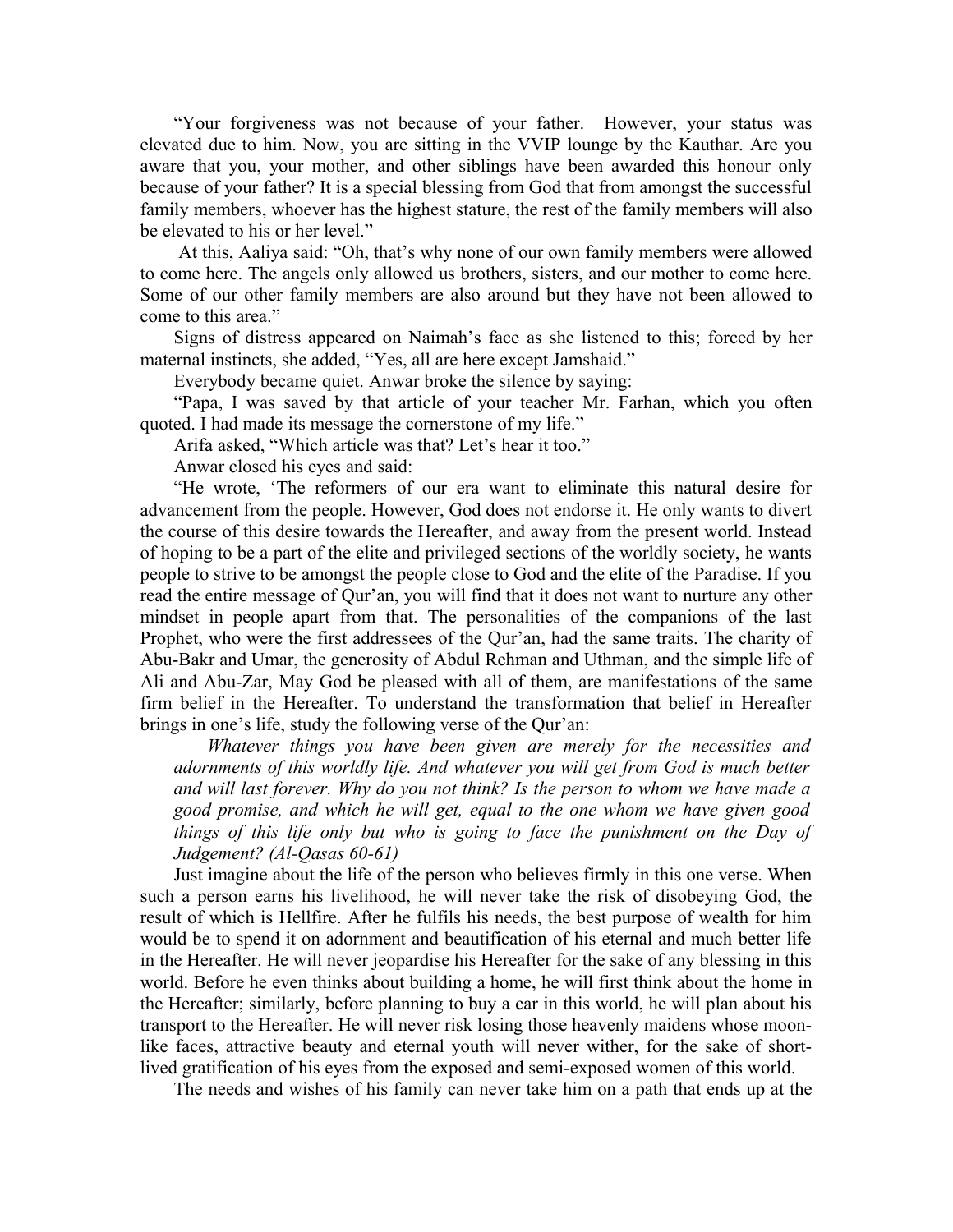"Your forgiveness was not because of your father. However, your status was elevated due to him. Now, you are sitting in the VVIP lounge by the Kauthar. Are you aware that you, your mother, and other siblings have been awarded this honour only because of your father? It is a special blessing from God that from amongst the successful family members, whoever has the highest stature, the rest of the family members will also be elevated to his or her level."

At this, Aaliya said: "Oh, that's why none of our own family members were allowed to come here. The angels only allowed us brothers, sisters, and our mother to come here. Some of our other family members are also around but they have not been allowed to come to this area."

Signs of distress appeared on Naimah's face as she listened to this; forced by her maternal instincts, she added, "Yes, all are here except Jamshaid."

Everybody became quiet. Anwar broke the silence by saying:

"Papa, I was saved by that article of your teacher Mr. Farhan, which you often quoted. I had made its message the cornerstone of my life."

Arifa asked, "Which article was that? Let's hear it too."

Anwar closed his eyes and said:

"He wrote, 'The reformers of our era want to eliminate this natural desire for advancement from the people. However, God does not endorse it. He only wants to divert the course of this desire towards the Hereafter, and away from the present world. Instead of hoping to be a part of the elite and privileged sections of the worldly society, he wants people to strive to be amongst the people close to God and the elite of the Paradise. If you read the entire message of Qur'an, you will find that it does not want to nurture any other mindset in people apart from that. The personalities of the companions of the last Prophet, who were the first addressees of the Qur'an, had the same traits. The charity of Abu-Bakr and Umar, the generosity of Abdul Rehman and Uthman, and the simple life of Ali and Abu-Zar, May God be pleased with all of them, are manifestations of the same firm belief in the Hereafter. To understand the transformation that belief in Hereafter brings in one's life, study the following verse of the Qur'an:

> *Whatever things you have been given are merely for the necessities and adornments of this worldly life. And whatever you will get from God is much better and will last forever. Why do you not think? Is the person to whom we have made a good promise, and which he will get, equal to the one whom we have given good things of this life only but who is going to face the punishment on the Day of Judgement? (Al-Qasas 60-61)*

Just imagine about the life of the person who believes firmly in this one verse. When such a person earns his livelihood, he will never take the risk of disobeying God, the result of which is Hellfire. After he fulfils his needs, the best purpose of wealth for him would be to spend it on adornment and beautification of his eternal and much better life in the Hereafter. He will never jeopardise his Hereafter for the sake of any blessing in this world. Before he even thinks about building a home, he will first think about the home in the Hereafter; similarly, before planning to buy a car in this world, he will plan about his transport to the Hereafter. He will never risk losing those heavenly maidens whose moon-like faces, attractive beauty and eternal youth will never wither, for the sake of short-lived gratification of his eyes from the exposed and semi-exposed women of this world.

The needs and wishes of his family can never take him on a path that ends up at the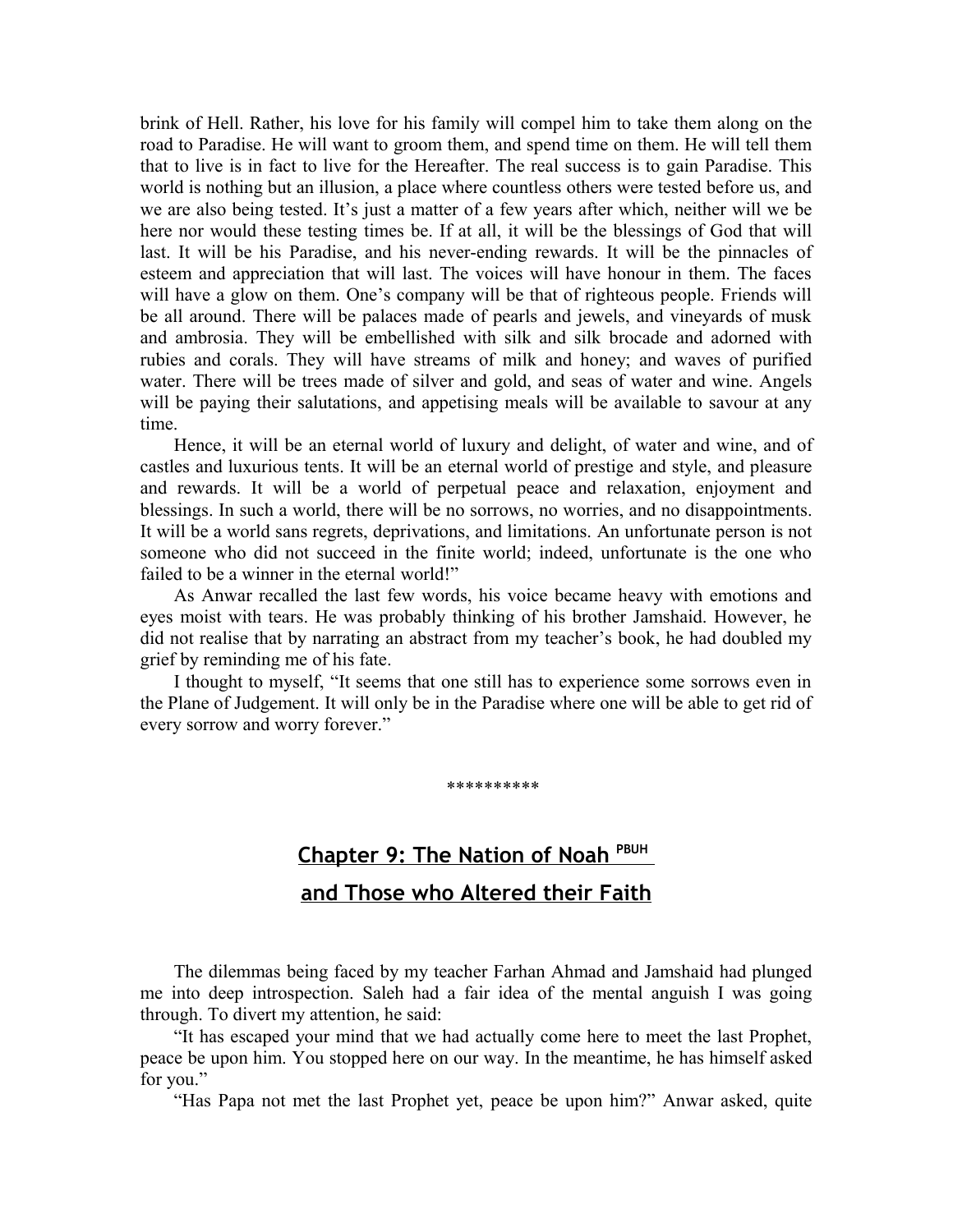brink of Hell. Rather, his love for his family will compel him to take them along on the road to Paradise. He will want to groom them, and spend time on them. He will tell them that to live is in fact to live for the Hereafter. The real success is to gain Paradise. This world is nothing but an illusion, a place where countless others were tested before us, and we are also being tested. It's just a matter of a few years after which, neither will we be here nor would these testing times be. If at all, it will be the blessings of God that will last. It will be his Paradise, and his never-ending rewards. It will be the pinnacles of esteem and appreciation that will last. The voices will have honour in them. The faces will have a glow on them. One's company will be that of righteous people. Friends will be all around. There will be palaces made of pearls and jewels, and vineyards of musk and ambrosia. They will be embellished with silk and silk brocade and adorned with rubies and corals. They will have streams of milk and honey; and waves of purified water. There will be trees made of silver and gold, and seas of water and wine. Angels will be paying their salutations, and appetising meals will be available to savour at any time.

Hence, it will be an eternal world of luxury and delight, of water and wine, and of castles and luxurious tents. It will be an eternal world of prestige and style, and pleasure and rewards. It will be a world of perpetual peace and relaxation, enjoyment and blessings. In such a world, there will be no sorrows, no worries, and no disappointments. It will be a world sans regrets, deprivations, and limitations. An unfortunate person is not someone who did not succeed in the finite world; indeed, unfortunate is the one who failed to be a winner in the eternal world!"

As Anwar recalled the last few words, his voice became heavy with emotions and eyes moist with tears. He was probably thinking of his brother Jamshaid. However, he did not realise that by narrating an abstract from my teacher's book, he had doubled my grief by reminding me of his fate.

I thought to myself, "It seems that one still has to experience some sorrows even in the Plane of Judgement. It will only be in the Paradise where one will be able to get rid of every sorrow and worry forever."

**********

## Chapter 9: The Nation of Noah PBUH and Those who Altered their Faith

The dilemmas being faced by my teacher Farhan Ahmad and Jamshaid had plunged me into deep introspection. Saleh had a fair idea of the mental anguish I was going through. To divert my attention, he said:

"It has escaped your mind that we had actually come here to meet the last Prophet, peace be upon him. You stopped here on our way. In the meantime, he has himself asked for you."

"Has Papa not met the last Prophet yet, peace be upon him?" Anwar asked, quite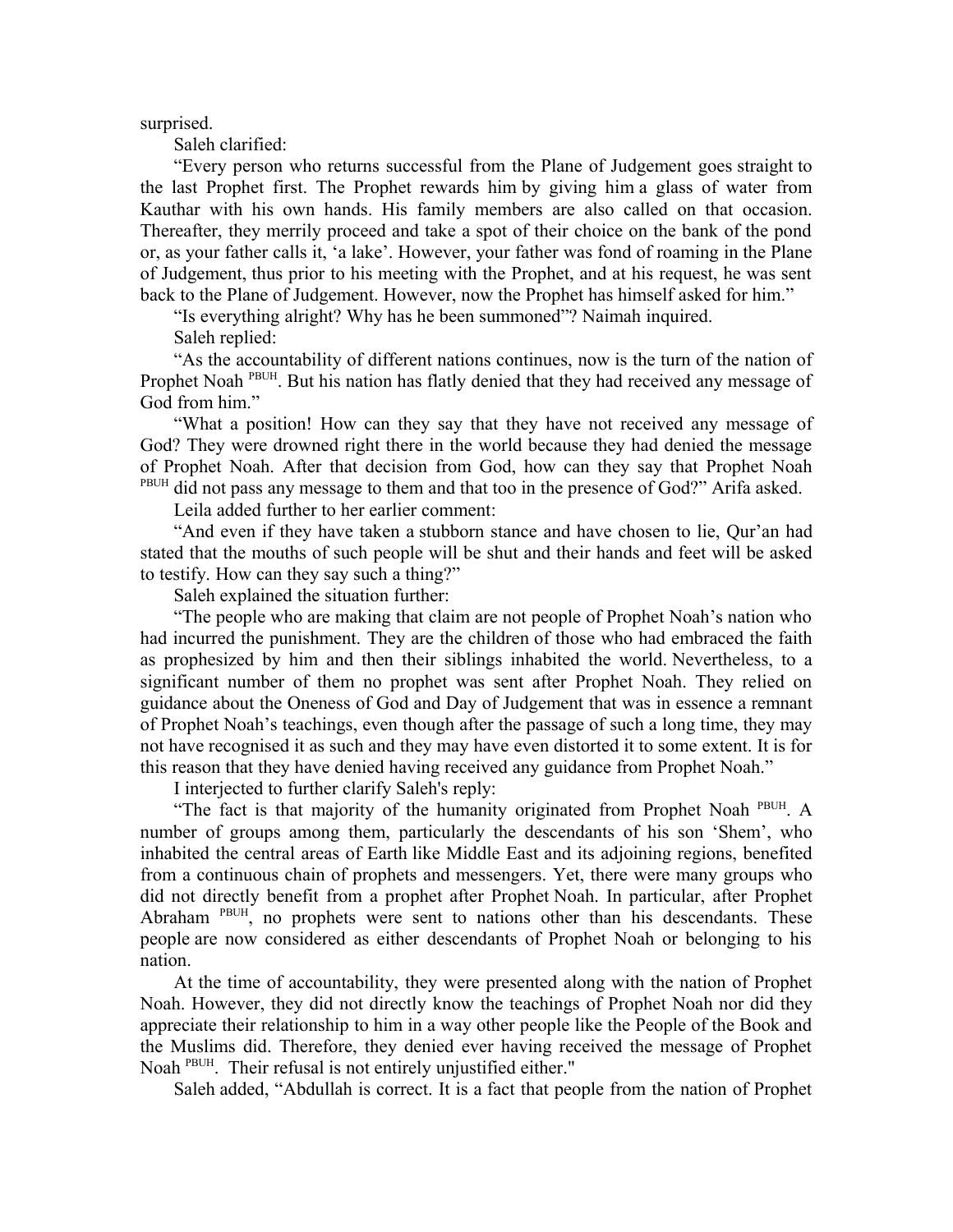surprised.

Saleh clarified:

"Every person who returns successful from the Plane of Judgement goes straight to the last Prophet first. The Prophet rewards him by giving him a glass of water from Kauthar with his own hands. His family members are also called on that occasion. Thereafter, they merrily proceed and take a spot of their choice on the bank of the pond or, as your father calls it, 'a lake'. However, your father was fond of roaming in the Plane of Judgement, thus prior to his meeting with the Prophet, and at his request, he was sent back to the Plane of Judgement. However, now the Prophet has himself asked for him."

"Is everything alright? Why has he been summoned"? Naimah inquired.

Saleh replied:

"As the accountability of different nations continues, now is the turn of the nation of Prophet Noah PBUH. But his nation has flatly denied that they had received any message of God from him."

"What a position! How can they say that they have not received any message of God? They were drowned right there in the world because they had denied the message of Prophet Noah. After that decision from God, how can they say that Prophet Noah PBUH did not pass any message to them and that too in the presence of God?" Arifa asked.

Leila added further to her earlier comment:

"And even if they have taken a stubborn stance and have chosen to lie, Qur'an had stated that the mouths of such people will be shut and their hands and feet will be asked to testify. How can they say such a thing?"

Saleh explained the situation further:

"The people who are making that claim are not people of Prophet Noah's nation who had incurred the punishment. They are the children of those who had embraced the faith as prophesized by him and then their siblings inhabited the world. Nevertheless, to a significant number of them no prophet was sent after Prophet Noah. They relied on guidance about the Oneness of God and Day of Judgement that was in essence a remnant of Prophet Noah's teachings, even though after the passage of such a long time, they may not have recognised it as such and they may have even distorted it to some extent. It is for this reason that they have denied having received any guidance from Prophet Noah."

I interjected to further clarify Saleh's reply:

"The fact is that majority of the humanity originated from Prophet Noah PBUH. A number of groups among them, particularly the descendants of his son 'Shem', who inhabited the central areas of Earth like Middle East and its adjoining regions, benefited from a continuous chain of prophets and messengers. Yet, there were many groups who did not directly benefit from a prophet after Prophet Noah. In particular, after Prophet Abraham PBUH, no prophets were sent to nations other than his descendants. These people are now considered as either descendants of Prophet Noah or belonging to his nation.

At the time of accountability, they were presented along with the nation of Prophet Noah. However, they did not directly know the teachings of Prophet Noah nor did they appreciate their relationship to him in a way other people like the People of the Book and the Muslims did. Therefore, they denied ever having received the message of Prophet Noah PBUH. Their refusal is not entirely unjustified either."

Saleh added, "Abdullah is correct. It is a fact that people from the nation of Prophet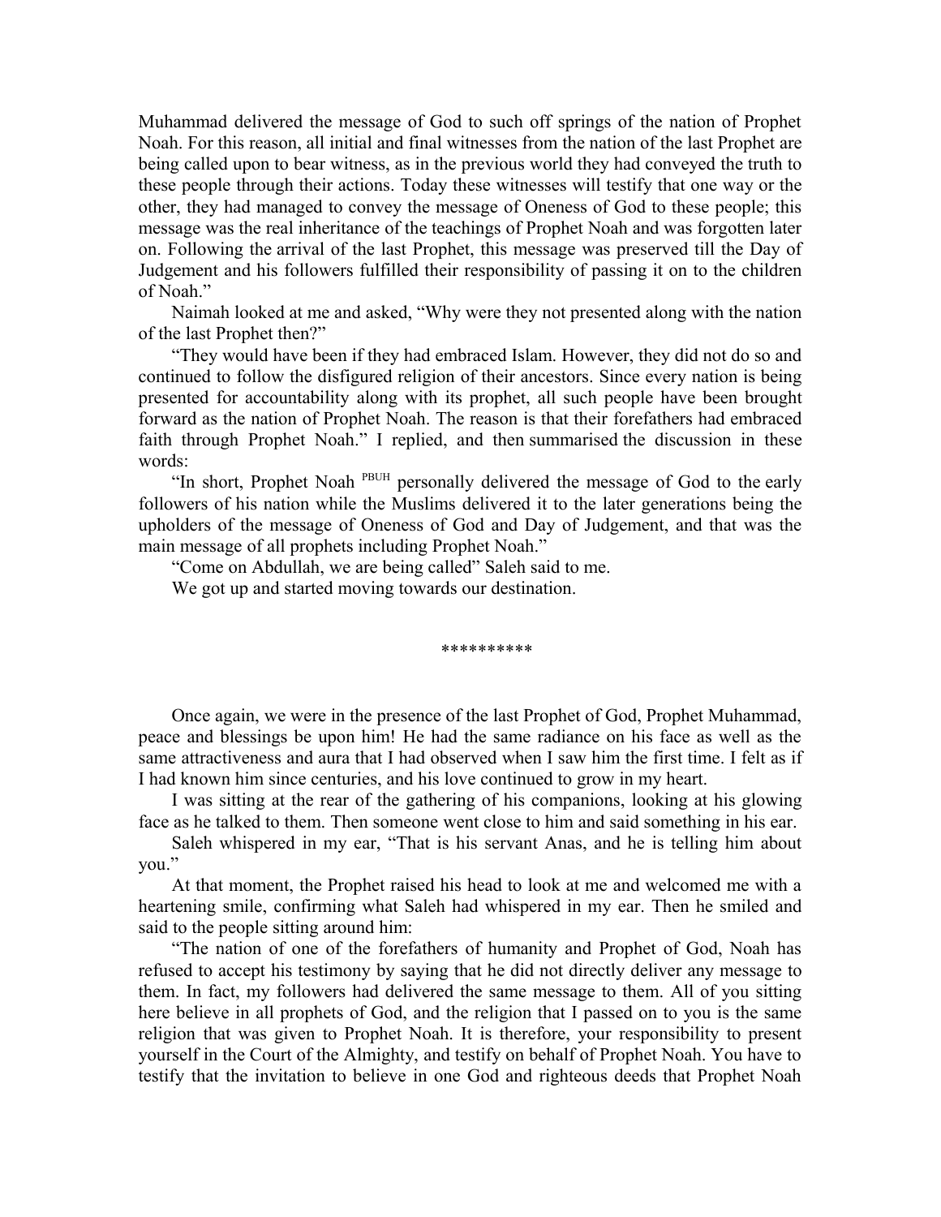Muhammad delivered the message of God to such off springs of the nation of Prophet Noah. For this reason, all initial and final witnesses from the nation of the last Prophet are being called upon to bear witness, as in the previous world they had conveyed the truth to these people through their actions. Today these witnesses will testify that one way or the other, they had managed to convey the message of Oneness of God to these people; this message was the real inheritance of the teachings of Prophet Noah and was forgotten later on. Following the arrival of the last Prophet, this message was preserved till the Day of Judgement and his followers fulfilled their responsibility of passing it on to the children of Noah."

Naimah looked at me and asked, "Why were they not presented along with the nation of the last Prophet then?"

"They would have been if they had embraced Islam. However, they did not do so and continued to follow the disfigured religion of their ancestors. Since every nation is being presented for accountability along with its prophet, all such people have been brought forward as the nation of Prophet Noah. The reason is that their forefathers had embraced faith through Prophet Noah." I replied, and then summarised the discussion in these words:

"In short, Prophet Noah PBUH personally delivered the message of God to the early followers of his nation while the Muslims delivered it to the later generations being the upholders of the message of Oneness of God and Day of Judgement, and that was the main message of all prophets including Prophet Noah."

"Come on Abdullah, we are being called" Saleh said to me.

We got up and started moving towards our destination.

**********

Once again, we were in the presence of the last Prophet of God, Prophet Muhammad, peace and blessings be upon him! He had the same radiance on his face as well as the same attractiveness and aura that I had observed when I saw him the first time. I felt as if I had known him since centuries, and his love continued to grow in my heart.

I was sitting at the rear of the gathering of his companions, looking at his glowing face as he talked to them. Then someone went close to him and said something in his ear.

Saleh whispered in my ear, "That is his servant Anas, and he is telling him about you."

At that moment, the Prophet raised his head to look at me and welcomed me with a heartening smile, confirming what Saleh had whispered in my ear. Then he smiled and said to the people sitting around him:

"The nation of one of the forefathers of humanity and Prophet of God, Noah has refused to accept his testimony by saying that he did not directly deliver any message to them. In fact, my followers had delivered the same message to them. All of you sitting here believe in all prophets of God, and the religion that I passed on to you is the same religion that was given to Prophet Noah. It is therefore, your responsibility to present yourself in the Court of the Almighty, and testify on behalf of Prophet Noah. You have to testify that the invitation to believe in one God and righteous deeds that Prophet Noah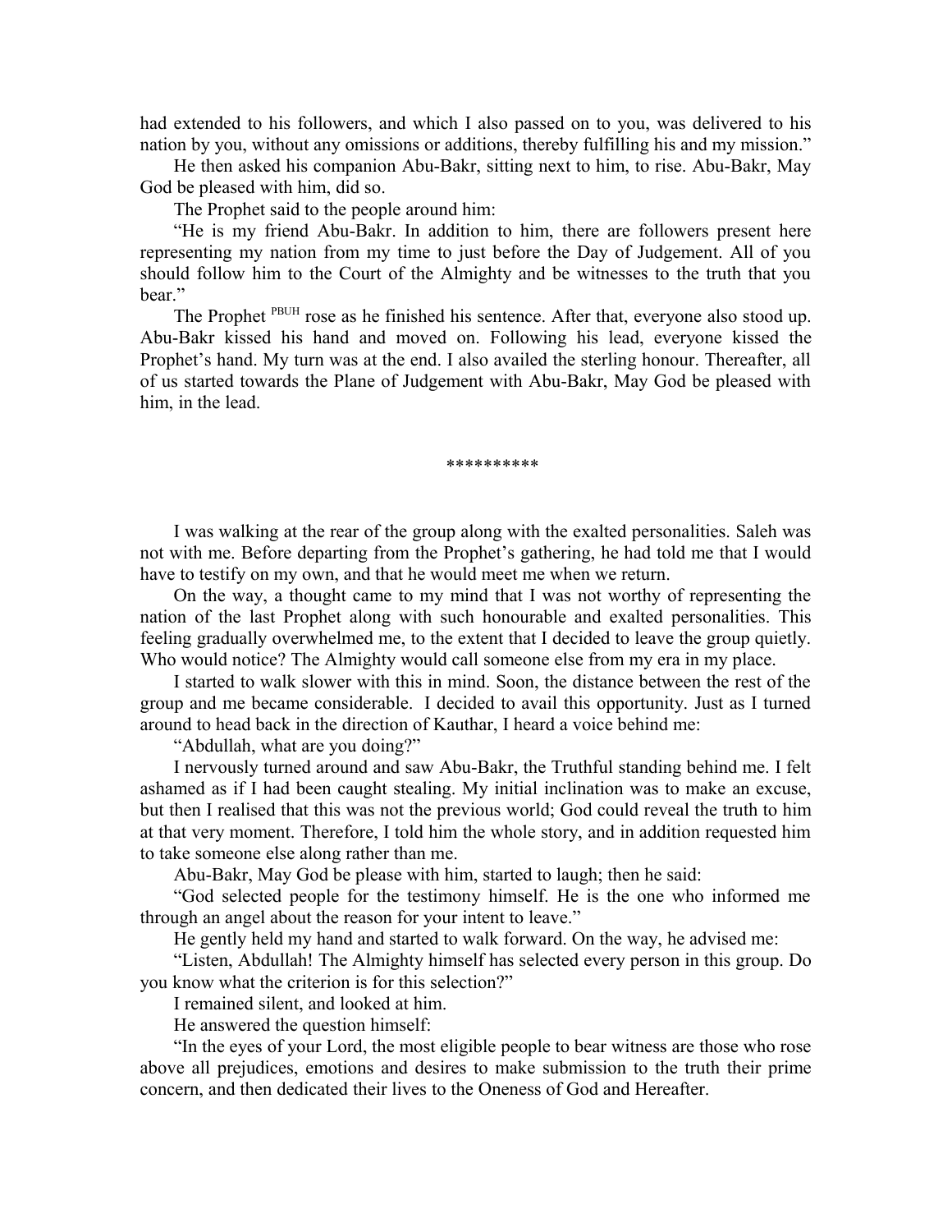had extended to his followers, and which I also passed on to you, was delivered to his nation by you, without any omissions or additions, thereby fulfilling his and my mission."

He then asked his companion Abu-Bakr, sitting next to him, to rise. Abu-Bakr, May God be pleased with him, did so.

The Prophet said to the people around him:

"He is my friend Abu-Bakr. In addition to him, there are followers present here representing my nation from my time to just before the Day of Judgement. All of you should follow him to the Court of the Almighty and be witnesses to the truth that you bear."

The Prophet PBUH rose as he finished his sentence. After that, everyone also stood up. Abu-Bakr kissed his hand and moved on. Following his lead, everyone kissed the Prophet's hand. My turn was at the end. I also availed the sterling honour. Thereafter, all of us started towards the Plane of Judgement with Abu-Bakr, May God be pleased with him, in the lead.

**********

I was walking at the rear of the group along with the exalted personalities. Saleh was not with me. Before departing from the Prophet's gathering, he had told me that I would have to testify on my own, and that he would meet me when we return.

On the way, a thought came to my mind that I was not worthy of representing the nation of the last Prophet along with such honourable and exalted personalities. This feeling gradually overwhelmed me, to the extent that I decided to leave the group quietly. Who would notice? The Almighty would call someone else from my era in my place.

I started to walk slower with this in mind. Soon, the distance between the rest of the group and me became considerable. I decided to avail this opportunity. Just as I turned around to head back in the direction of Kauthar, I heard a voice behind me:

"Abdullah, what are you doing?"

I nervously turned around and saw Abu-Bakr, the Truthful standing behind me. I felt ashamed as if I had been caught stealing. My initial inclination was to make an excuse, but then I realised that this was not the previous world; God could reveal the truth to him at that very moment. Therefore, I told him the whole story, and in addition requested him to take someone else along rather than me.

Abu-Bakr, May God be please with him, started to laugh; then he said:

"God selected people for the testimony himself. He is the one who informed me through an angel about the reason for your intent to leave."

He gently held my hand and started to walk forward. On the way, he advised me:

"Listen, Abdullah! The Almighty himself has selected every person in this group. Do you know what the criterion is for this selection?"

I remained silent, and looked at him.

He answered the question himself:

"In the eyes of your Lord, the most eligible people to bear witness are those who rose above all prejudices, emotions and desires to make submission to the truth their prime concern, and then dedicated their lives to the Oneness of God and Hereafter.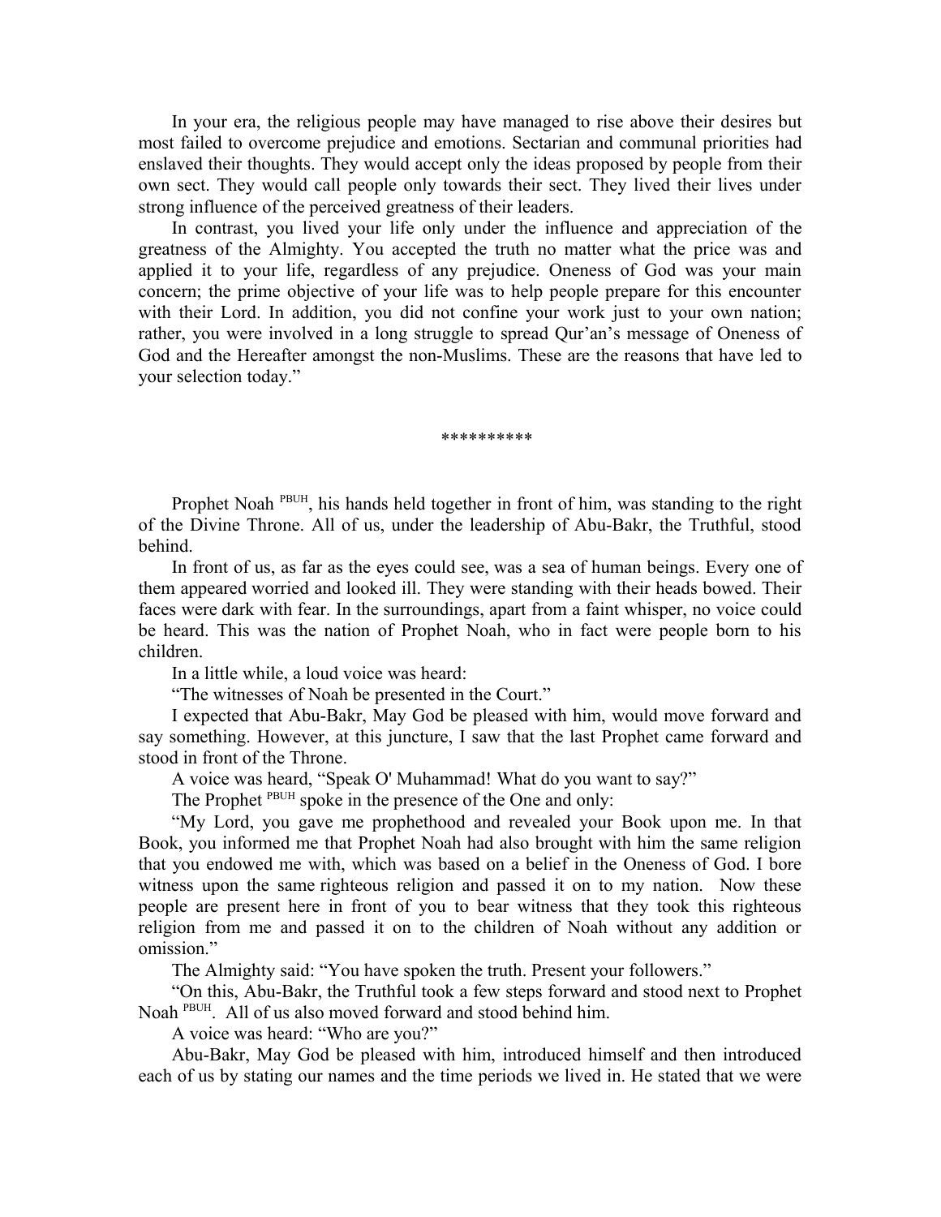In your era, the religious people may have managed to rise above their desires but most failed to overcome prejudice and emotions. Sectarian and communal priorities had enslaved their thoughts. They would accept only the ideas proposed by people from their own sect. They would call people only towards their sect. They lived their lives under strong influence of the perceived greatness of their leaders.

In contrast, you lived your life only under the influence and appreciation of the greatness of the Almighty. You accepted the truth no matter what the price was and applied it to your life, regardless of any prejudice. Oneness of God was your main concern; the prime objective of your life was to help people prepare for this encounter with their Lord. In addition, you did not confine your work just to your own nation; rather, you were involved in a long struggle to spread Qur'an's message of Oneness of God and the Hereafter amongst the non-Muslims. These are the reasons that have led to your selection today."

**********

Prophet Noah [PBUH], his hands held together in front of him, was standing to the right of the Divine Throne. All of us, under the leadership of Abu-Bakr, the Truthful, stood behind.

In front of us, as far as the eyes could see, was a sea of human beings. Every one of them appeared worried and looked ill. They were standing with their heads bowed. Their faces were dark with fear. In the surroundings, apart from a faint whisper, no voice could be heard. This was the nation of Prophet Noah, who in fact were people born to his children.

In a little while, a loud voice was heard:

"The witnesses of Noah be presented in the Court."

I expected that Abu-Bakr, May God be pleased with him, would move forward and say something. However, at this juncture, I saw that the last Prophet came forward and stood in front of the Throne.

A voice was heard, "Speak O' Muhammad! What do you want to say?"

The Prophet [PBUH] spoke in the presence of the One and only:

"My Lord, you gave me prophethood and revealed your Book upon me. In that Book, you informed me that Prophet Noah had also brought with him the same religion that you endowed me with, which was based on a belief in the Oneness of God. I bore witness upon the same righteous religion and passed it on to my nation. Now these people are present here in front of you to bear witness that they took this righteous religion from me and passed it on to the children of Noah without any addition or omission."

The Almighty said: "You have spoken the truth. Present your followers."

"On this, Abu-Bakr, the Truthful took a few steps forward and stood next to Prophet Noah [PBUH]. All of us also moved forward and stood behind him.

A voice was heard: "Who are you?"

Abu-Bakr, May God be pleased with him, introduced himself and then introduced each of us by stating our names and the time periods we lived in. He stated that we were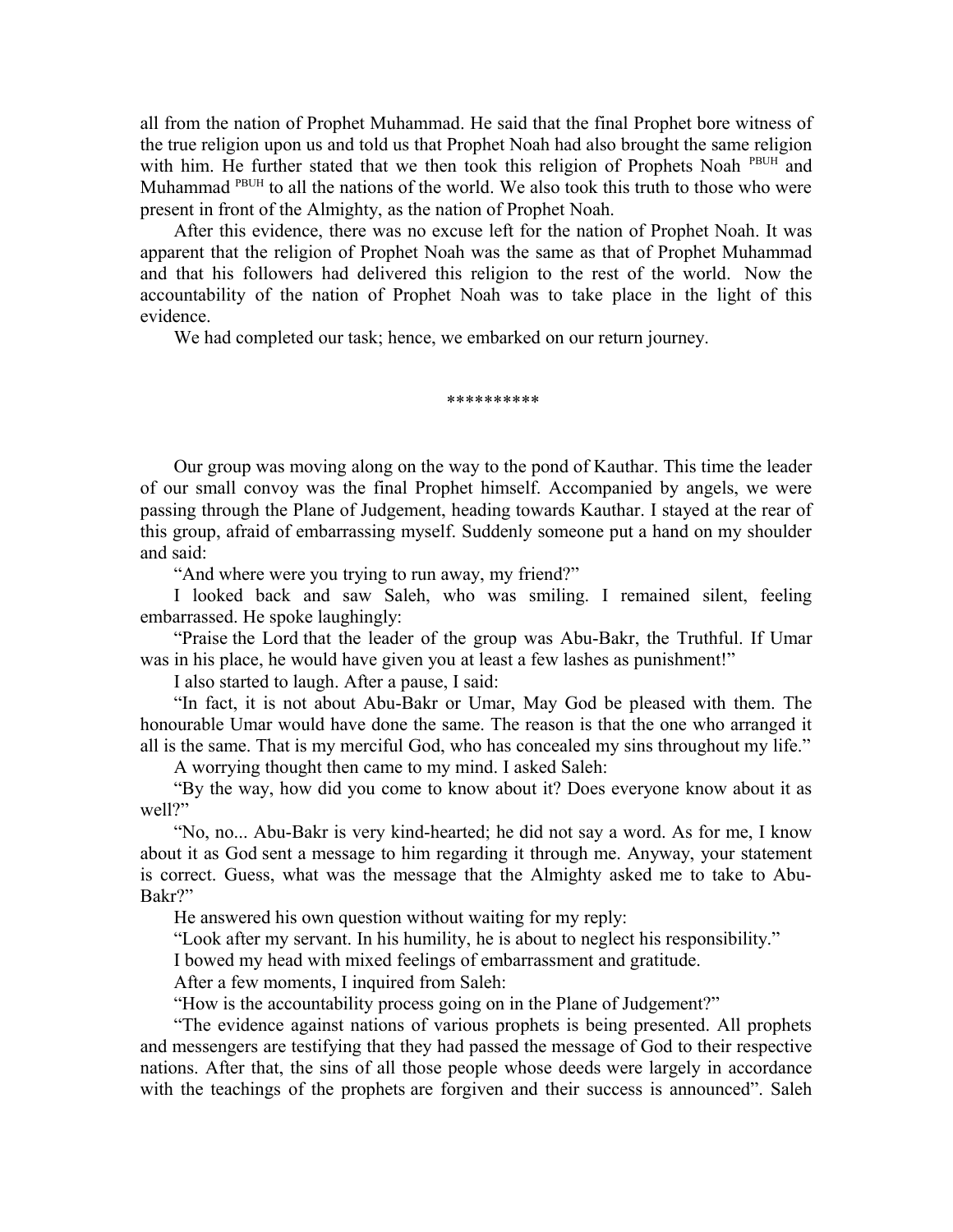all from the nation of Prophet Muhammad. He said that the final Prophet bore witness of the true religion upon us and told us that Prophet Noah had also brought the same religion with him. He further stated that we then took this religion of Prophets Noah PBUH and Muhammad PBUH to all the nations of the world. We also took this truth to those who were present in front of the Almighty, as the nation of Prophet Noah.

After this evidence, there was no excuse left for the nation of Prophet Noah. It was apparent that the religion of Prophet Noah was the same as that of Prophet Muhammad and that his followers had delivered this religion to the rest of the world. Now the accountability of the nation of Prophet Noah was to take place in the light of this evidence.

We had completed our task; hence, we embarked on our return journey.

**********

Our group was moving along on the way to the pond of Kauthar. This time the leader of our small convoy was the final Prophet himself. Accompanied by angels, we were passing through the Plane of Judgement, heading towards Kauthar. I stayed at the rear of this group, afraid of embarrassing myself. Suddenly someone put a hand on my shoulder and said:

"And where were you trying to run away, my friend?"

I looked back and saw Saleh, who was smiling. I remained silent, feeling embarrassed. He spoke laughingly:

"Praise the Lord that the leader of the group was Abu-Bakr, the Truthful. If Umar was in his place, he would have given you at least a few lashes as punishment!"

I also started to laugh. After a pause, I said:

"In fact, it is not about Abu-Bakr or Umar, May God be pleased with them. The honourable Umar would have done the same. The reason is that the one who arranged it all is the same. That is my merciful God, who has concealed my sins throughout my life."

A worrying thought then came to my mind. I asked Saleh:

"By the way, how did you come to know about it? Does everyone know about it as well?"

"No, no... Abu-Bakr is very kind-hearted; he did not say a word. As for me, I know about it as God sent a message to him regarding it through me. Anyway, your statement is correct. Guess, what was the message that the Almighty asked me to take to Abu-Bakr?"

He answered his own question without waiting for my reply:

"Look after my servant. In his humility, he is about to neglect his responsibility."

I bowed my head with mixed feelings of embarrassment and gratitude.

After a few moments, I inquired from Saleh:

"How is the accountability process going on in the Plane of Judgement?"

"The evidence against nations of various prophets is being presented. All prophets and messengers are testifying that they had passed the message of God to their respective nations. After that, the sins of all those people whose deeds were largely in accordance with the teachings of the prophets are forgiven and their success is announced". Saleh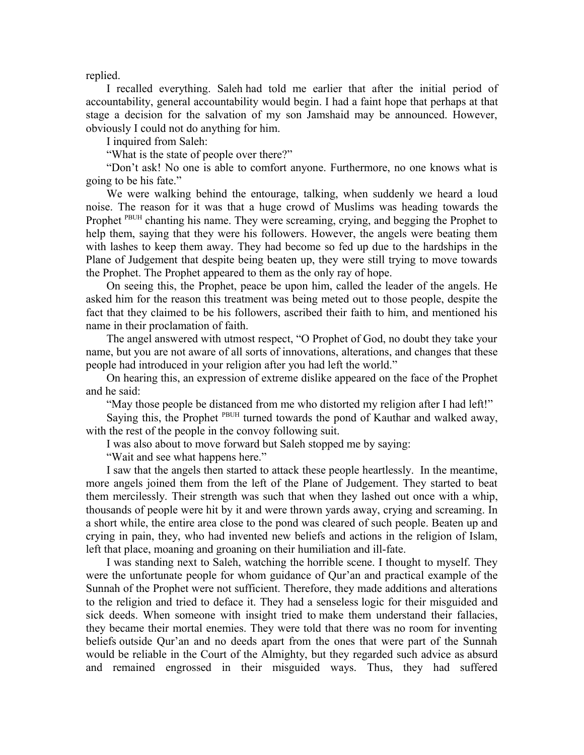replied.

I recalled everything. Saleh had told me earlier that after the initial period of accountability, general accountability would begin. I had a faint hope that perhaps at that stage a decision for the salvation of my son Jamshaid may be announced. However, obviously I could not do anything for him.

I inquired from Saleh:

"What is the state of people over there?"

"Don't ask! No one is able to comfort anyone. Furthermore, no one knows what is going to be his fate."

We were walking behind the entourage, talking, when suddenly we heard a loud noise. The reason for it was that a huge crowd of Muslims was heading towards the Prophet PBUH chanting his name. They were screaming, crying, and begging the Prophet to help them, saying that they were his followers. However, the angels were beating them with lashes to keep them away. They had become so fed up due to the hardships in the Plane of Judgement that despite being beaten up, they were still trying to move towards the Prophet. The Prophet appeared to them as the only ray of hope.

On seeing this, the Prophet, peace be upon him, called the leader of the angels. He asked him for the reason this treatment was being meted out to those people, despite the fact that they claimed to be his followers, ascribed their faith to him, and mentioned his name in their proclamation of faith.

The angel answered with utmost respect, "O Prophet of God, no doubt they take your name, but you are not aware of all sorts of innovations, alterations, and changes that these people had introduced in your religion after you had left the world."

On hearing this, an expression of extreme dislike appeared on the face of the Prophet and he said:

"May those people be distanced from me who distorted my religion after I had left!"

Saying this, the Prophet PBUH turned towards the pond of Kauthar and walked away, with the rest of the people in the convoy following suit.

I was also about to move forward but Saleh stopped me by saying:

"Wait and see what happens here."

I saw that the angels then started to attack these people heartlessly. In the meantime, more angels joined them from the left of the Plane of Judgement. They started to beat them mercilessly. Their strength was such that when they lashed out once with a whip, thousands of people were hit by it and were thrown yards away, crying and screaming. In a short while, the entire area close to the pond was cleared of such people. Beaten up and crying in pain, they, who had invented new beliefs and actions in the religion of Islam, left that place, moaning and groaning on their humiliation and ill-fate.

I was standing next to Saleh, watching the horrible scene. I thought to myself. They were the unfortunate people for whom guidance of Qur'an and practical example of the Sunnah of the Prophet were not sufficient. Therefore, they made additions and alterations to the religion and tried to deface it. They had a senseless logic for their misguided and sick deeds. When someone with insight tried to make them understand their fallacies, they became their mortal enemies. They were told that there was no room for inventing beliefs outside Qur'an and no deeds apart from the ones that were part of the Sunnah would be reliable in the Court of the Almighty, but they regarded such advice as absurd and remained engrossed in their misguided ways. Thus, they had suffered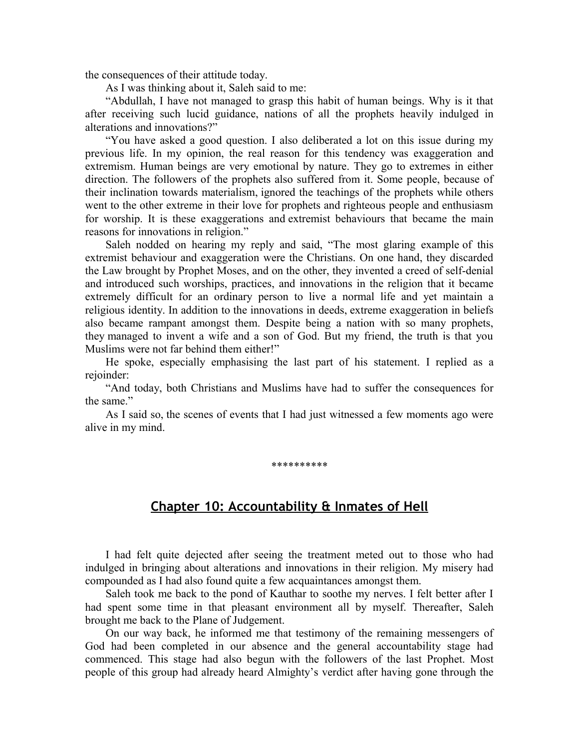the consequences of their attitude today.

As I was thinking about it, Saleh said to me:

"Abdullah, I have not managed to grasp this habit of human beings. Why is it that after receiving such lucid guidance, nations of all the prophets heavily indulged in alterations and innovations?"

"You have asked a good question. I also deliberated a lot on this issue during my previous life. In my opinion, the real reason for this tendency was exaggeration and extremism. Human beings are very emotional by nature. They go to extremes in either direction. The followers of the prophets also suffered from it. Some people, because of their inclination towards materialism, ignored the teachings of the prophets while others went to the other extreme in their love for prophets and righteous people and enthusiasm for worship. It is these exaggerations and extremist behaviours that became the main reasons for innovations in religion."

Saleh nodded on hearing my reply and said, "The most glaring example of this extremist behaviour and exaggeration were the Christians. On one hand, they discarded the Law brought by Prophet Moses, and on the other, they invented a creed of self-denial and introduced such worships, practices, and innovations in the religion that it became extremely difficult for an ordinary person to live a normal life and yet maintain a religious identity. In addition to the innovations in deeds, extreme exaggeration in beliefs also became rampant amongst them. Despite being a nation with so many prophets, they managed to invent a wife and a son of God. But my friend, the truth is that you Muslims were not far behind them either!"

He spoke, especially emphasising the last part of his statement. I replied as a rejoinder:

"And today, both Christians and Muslims have had to suffer the consequences for the same."

As I said so, the scenes of events that I had just witnessed a few moments ago were alive in my mind.

**********

## Chapter 10: Accountability & Inmates of Hell

I had felt quite dejected after seeing the treatment meted out to those who had indulged in bringing about alterations and innovations in their religion. My misery had compounded as I had also found quite a few acquaintances amongst them.

Saleh took me back to the pond of Kauthar to soothe my nerves. I felt better after I had spent some time in that pleasant environment all by myself. Thereafter, Saleh brought me back to the Plane of Judgement.

On our way back, he informed me that testimony of the remaining messengers of God had been completed in our absence and the general accountability stage had commenced. This stage had also begun with the followers of the last Prophet. Most people of this group had already heard Almighty's verdict after having gone through the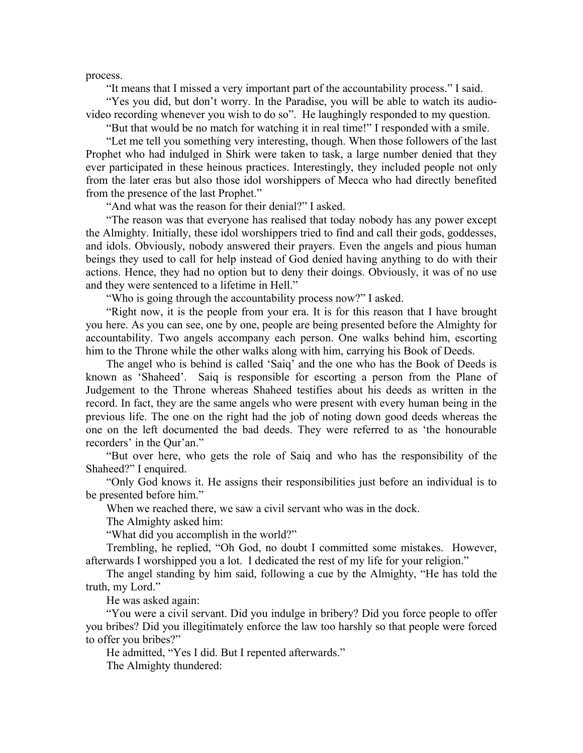process.

“It means that I missed a very important part of the accountability process.” I said.

“Yes you did, but don’t worry. In the Paradise, you will be able to watch its audio-video recording whenever you wish to do so”. He laughingly responded to my question.

“But that would be no match for watching it in real time!” I responded with a smile.

“Let me tell you something very interesting, though. When those followers of the last Prophet who had indulged in Shirk were taken to task, a large number denied that they ever participated in these heinous practices. Interestingly, they included people not only from the later eras but also those idol worshippers of Mecca who had directly benefited from the presence of the last Prophet.”

“And what was the reason for their denial?” I asked.

“The reason was that everyone has realised that today nobody has any power except the Almighty. Initially, these idol worshippers tried to find and call their gods, goddesses, and idols. Obviously, nobody answered their prayers. Even the angels and pious human beings they used to call for help instead of God denied having anything to do with their actions. Hence, they had no option but to deny their doings. Obviously, it was of no use and they were sentenced to a lifetime in Hell.”

“Who is going through the accountability process now?” I asked.

“Right now, it is the people from your era. It is for this reason that I have brought you here. As you can see, one by one, people are being presented before the Almighty for accountability. Two angels accompany each person. One walks behind him, escorting him to the Throne while the other walks along with him, carrying his Book of Deeds.

The angel who is behind is called ‘Saiq’ and the one who has the Book of Deeds is known as ‘Shaheed’. Saiq is responsible for escorting a person from the Plane of Judgement to the Throne whereas Shaheed testifies about his deeds as written in the record. In fact, they are the same angels who were present with every human being in the previous life. The one on the right had the job of noting down good deeds whereas the one on the left documented the bad deeds. They were referred to as ‘the honourable recorders’ in the Qur’an.”

“But over here, who gets the role of Saiq and who has the responsibility of the Shaheed?” I enquired.

“Only God knows it. He assigns their responsibilities just before an individual is to be presented before him.”

When we reached there, we saw a civil servant who was in the dock.

The Almighty asked him:

“What did you accomplish in the world?”

Trembling, he replied, “Oh God, no doubt I committed some mistakes. However, afterwards I worshipped you a lot. I dedicated the rest of my life for your religion.”

The angel standing by him said, following a cue by the Almighty, “He has told the truth, my Lord.”

He was asked again:

“You were a civil servant. Did you indulge in bribery? Did you force people to offer you bribes? Did you illegitimately enforce the law too harshly so that people were forced to offer you bribes?”

He admitted, “Yes I did. But I repented afterwards.”

The Almighty thundered: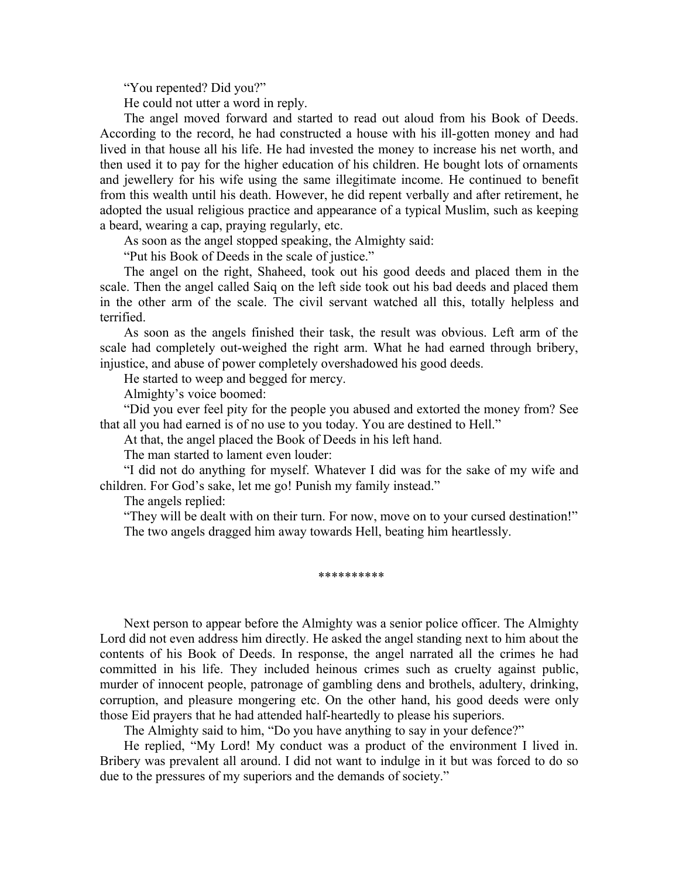"You repented? Did you?"

He could not utter a word in reply.

The angel moved forward and started to read out aloud from his Book of Deeds. According to the record, he had constructed a house with his ill-gotten money and had lived in that house all his life. He had invested the money to increase his net worth, and then used it to pay for the higher education of his children. He bought lots of ornaments and jewellery for his wife using the same illegitimate income. He continued to benefit from this wealth until his death. However, he did repent verbally and after retirement, he adopted the usual religious practice and appearance of a typical Muslim, such as keeping a beard, wearing a cap, praying regularly, etc.

As soon as the angel stopped speaking, the Almighty said:

"Put his Book of Deeds in the scale of justice."

The angel on the right, Shaheed, took out his good deeds and placed them in the scale. Then the angel called Saiq on the left side took out his bad deeds and placed them in the other arm of the scale. The civil servant watched all this, totally helpless and terrified.

As soon as the angels finished their task, the result was obvious. Left arm of the scale had completely out-weighed the right arm. What he had earned through bribery, injustice, and abuse of power completely overshadowed his good deeds.

He started to weep and begged for mercy.

Almighty's voice boomed:

"Did you ever feel pity for the people you abused and extorted the money from? See that all you had earned is of no use to you today. You are destined to Hell."

At that, the angel placed the Book of Deeds in his left hand.

The man started to lament even louder:

"I did not do anything for myself. Whatever I did was for the sake of my wife and children. For God's sake, let me go! Punish my family instead."

The angels replied:

"They will be dealt with on their turn. For now, move on to your cursed destination!"

The two angels dragged him away towards Hell, beating him heartlessly.

**********

Next person to appear before the Almighty was a senior police officer. The Almighty Lord did not even address him directly. He asked the angel standing next to him about the contents of his Book of Deeds. In response, the angel narrated all the crimes he had committed in his life. They included heinous crimes such as cruelty against public, murder of innocent people, patronage of gambling dens and brothels, adultery, drinking, corruption, and pleasure mongering etc. On the other hand, his good deeds were only those Eid prayers that he had attended half-heartedly to please his superiors.

The Almighty said to him, "Do you have anything to say in your defence?"

He replied, "My Lord! My conduct was a product of the environment I lived in. Bribery was prevalent all around. I did not want to indulge in it but was forced to do so due to the pressures of my superiors and the demands of society."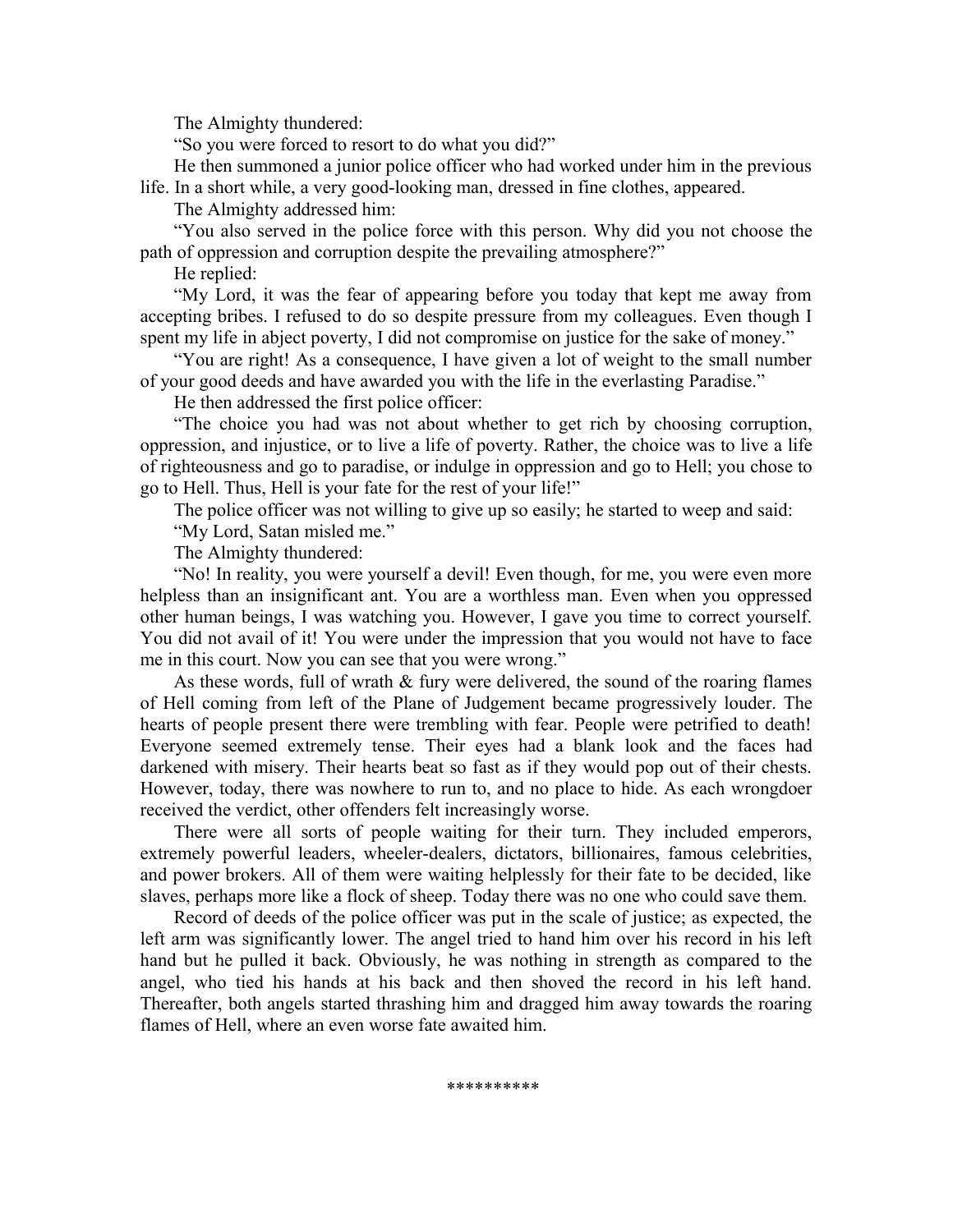The Almighty thundered:

"So you were forced to resort to do what you did?"

He then summoned a junior police officer who had worked under him in the previous life. In a short while, a very good-looking man, dressed in fine clothes, appeared.

The Almighty addressed him:

"You also served in the police force with this person. Why did you not choose the path of oppression and corruption despite the prevailing atmosphere?"

He replied:

"My Lord, it was the fear of appearing before you today that kept me away from accepting bribes. I refused to do so despite pressure from my colleagues. Even though I spent my life in abject poverty, I did not compromise on justice for the sake of money."

"You are right! As a consequence, I have given a lot of weight to the small number of your good deeds and have awarded you with the life in the everlasting Paradise."

He then addressed the first police officer:

"The choice you had was not about whether to get rich by choosing corruption, oppression, and injustice, or to live a life of poverty. Rather, the choice was to live a life of righteousness and go to paradise, or indulge in oppression and go to Hell; you chose to go to Hell. Thus, Hell is your fate for the rest of your life!"

The police officer was not willing to give up so easily; he started to weep and said:

"My Lord, Satan misled me."

The Almighty thundered:

"No! In reality, you were yourself a devil! Even though, for me, you were even more helpless than an insignificant ant. You are a worthless man. Even when you oppressed other human beings, I was watching you. However, I gave you time to correct yourself. You did not avail of it! You were under the impression that you would not have to face me in this court. Now you can see that you were wrong."

As these words, full of wrath & fury were delivered, the sound of the roaring flames of Hell coming from left of the Plane of Judgement became progressively louder. The hearts of people present there were trembling with fear. People were petrified to death! Everyone seemed extremely tense. Their eyes had a blank look and the faces had darkened with misery. Their hearts beat so fast as if they would pop out of their chests. However, today, there was nowhere to run to, and no place to hide. As each wrongdoer received the verdict, other offenders felt increasingly worse.

There were all sorts of people waiting for their turn. They included emperors, extremely powerful leaders, wheeler-dealers, dictators, billionaires, famous celebrities, and power brokers. All of them were waiting helplessly for their fate to be decided, like slaves, perhaps more like a flock of sheep. Today there was no one who could save them.

Record of deeds of the police officer was put in the scale of justice; as expected, the left arm was significantly lower. The angel tried to hand him over his record in his left hand but he pulled it back. Obviously, he was nothing in strength as compared to the angel, who tied his hands at his back and then shoved the record in his left hand. Thereafter, both angels started thrashing him and dragged him away towards the roaring flames of Hell, where an even worse fate awaited him.

**********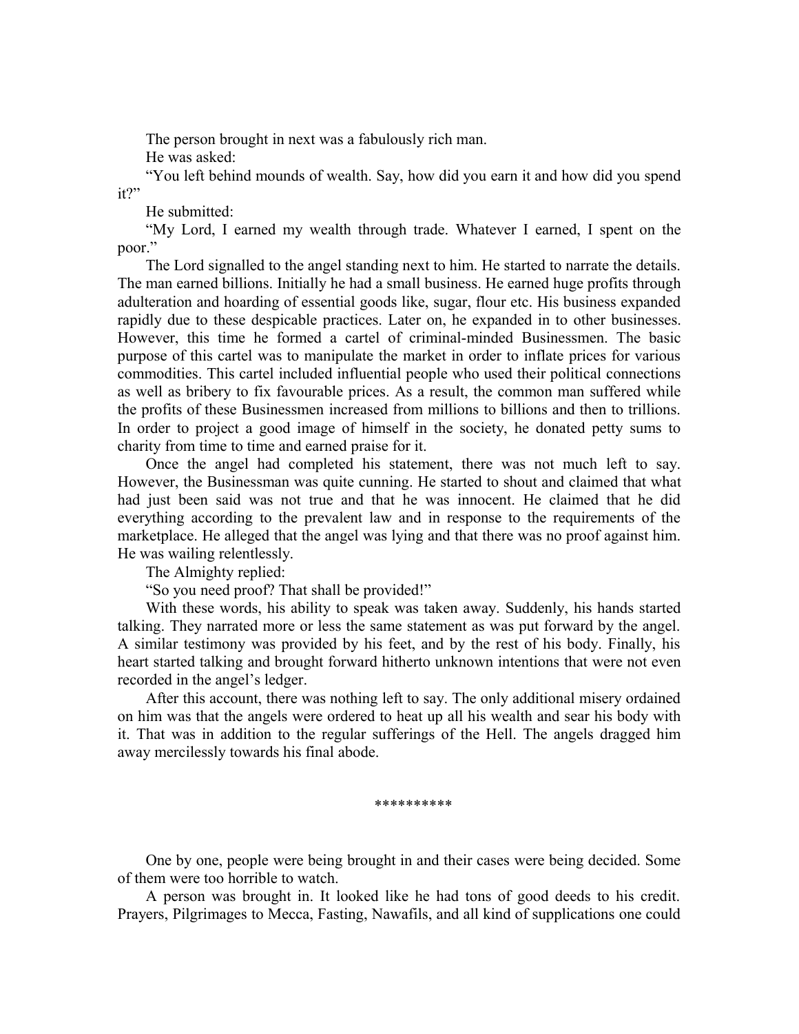The person brought in next was a fabulously rich man.

He was asked:

"You left behind mounds of wealth. Say, how did you earn it and how did you spend it?"

He submitted:

"My Lord, I earned my wealth through trade. Whatever I earned, I spent on the poor."

The Lord signalled to the angel standing next to him. He started to narrate the details. The man earned billions. Initially he had a small business. He earned huge profits through adulteration and hoarding of essential goods like, sugar, flour etc. His business expanded rapidly due to these despicable practices. Later on, he expanded in to other businesses. However, this time he formed a cartel of criminal-minded Businessmen. The basic purpose of this cartel was to manipulate the market in order to inflate prices for various commodities. This cartel included influential people who used their political connections as well as bribery to fix favourable prices. As a result, the common man suffered while the profits of these Businessmen increased from millions to billions and then to trillions. In order to project a good image of himself in the society, he donated petty sums to charity from time to time and earned praise for it.

Once the angel had completed his statement, there was not much left to say. However, the Businessman was quite cunning. He started to shout and claimed that what had just been said was not true and that he was innocent. He claimed that he did everything according to the prevalent law and in response to the requirements of the marketplace. He alleged that the angel was lying and that there was no proof against him. He was wailing relentlessly.

The Almighty replied:

"So you need proof? That shall be provided!"

With these words, his ability to speak was taken away. Suddenly, his hands started talking. They narrated more or less the same statement as was put forward by the angel. A similar testimony was provided by his feet, and by the rest of his body. Finally, his heart started talking and brought forward hitherto unknown intentions that were not even recorded in the angel's ledger.

After this account, there was nothing left to say. The only additional misery ordained on him was that the angels were ordered to heat up all his wealth and sear his body with it. That was in addition to the regular sufferings of the Hell. The angels dragged him away mercilessly towards his final abode.

**********

One by one, people were being brought in and their cases were being decided. Some of them were too horrible to watch.

A person was brought in. It looked like he had tons of good deeds to his credit. Prayers, Pilgrimages to Mecca, Fasting, Nawafils, and all kind of supplications one could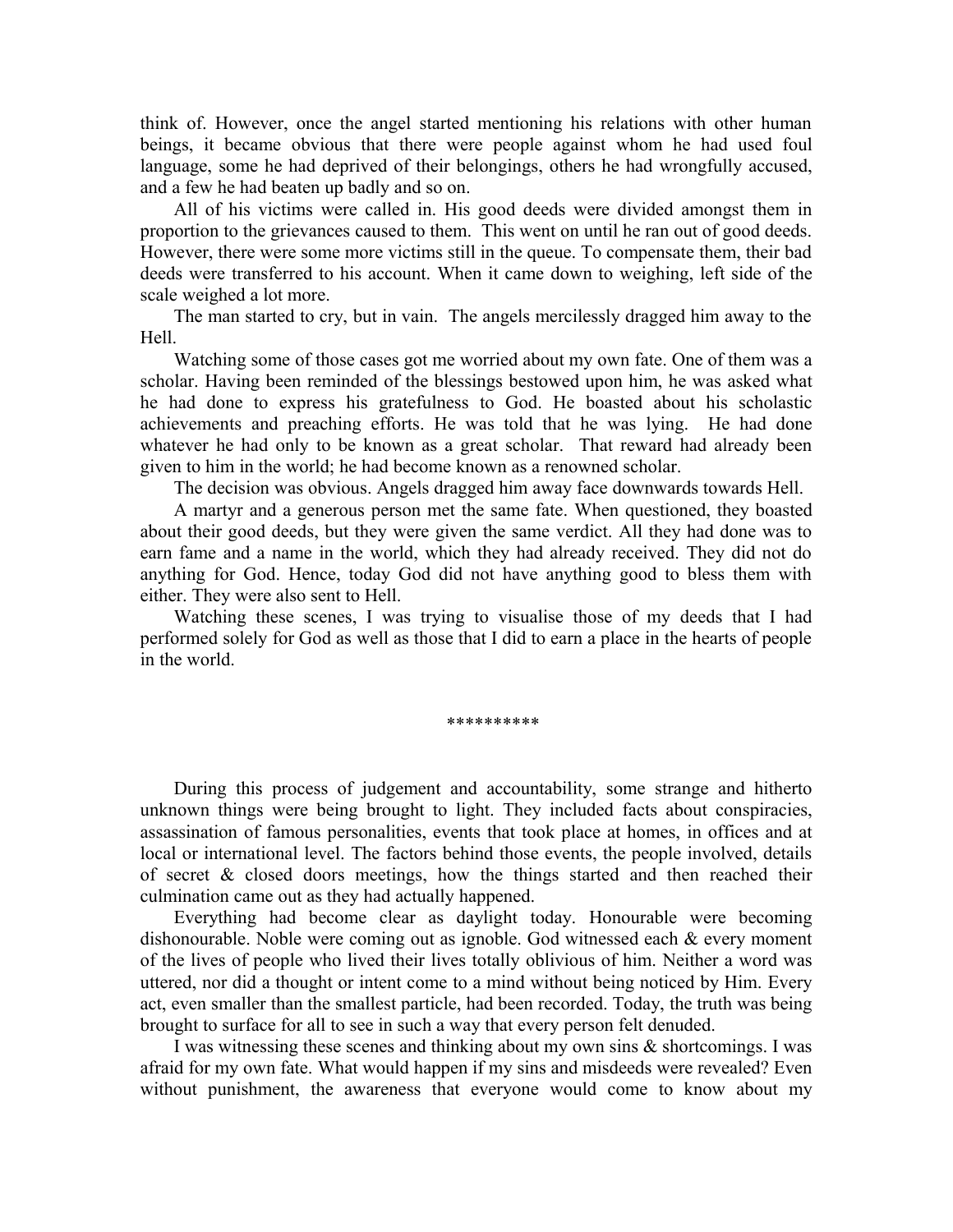think of. However, once the angel started mentioning his relations with other human beings, it became obvious that there were people against whom he had used foul language, some he had deprived of their belongings, others he had wrongfully accused, and a few he had beaten up badly and so on.

All of his victims were called in. His good deeds were divided amongst them in proportion to the grievances caused to them. This went on until he ran out of good deeds. However, there were some more victims still in the queue. To compensate them, their bad deeds were transferred to his account. When it came down to weighing, left side of the scale weighed a lot more.

The man started to cry, but in vain. The angels mercilessly dragged him away to the Hell.

Watching some of those cases got me worried about my own fate. One of them was a scholar. Having been reminded of the blessings bestowed upon him, he was asked what he had done to express his gratefulness to God. He boasted about his scholastic achievements and preaching efforts. He was told that he was lying. He had done whatever he had only to be known as a great scholar. That reward had already been given to him in the world; he had become known as a renowned scholar.

The decision was obvious. Angels dragged him away face downwards towards Hell.

A martyr and a generous person met the same fate. When questioned, they boasted about their good deeds, but they were given the same verdict. All they had done was to earn fame and a name in the world, which they had already received. They did not do anything for God. Hence, today God did not have anything good to bless them with either. They were also sent to Hell.

Watching these scenes, I was trying to visualise those of my deeds that I had performed solely for God as well as those that I did to earn a place in the hearts of people in the world.

**********

During this process of judgement and accountability, some strange and hitherto unknown things were being brought to light. They included facts about conspiracies, assassination of famous personalities, events that took place at homes, in offices and at local or international level. The factors behind those events, the people involved, details of secret & closed doors meetings, how the things started and then reached their culmination came out as they had actually happened.

Everything had become clear as daylight today. Honourable were becoming dishonourable. Noble were coming out as ignoble. God witnessed each & every moment of the lives of people who lived their lives totally oblivious of him. Neither a word was uttered, nor did a thought or intent come to a mind without being noticed by Him. Every act, even smaller than the smallest particle, had been recorded. Today, the truth was being brought to surface for all to see in such a way that every person felt denuded.

I was witnessing these scenes and thinking about my own sins & shortcomings. I was afraid for my own fate. What would happen if my sins and misdeeds were revealed? Even without punishment, the awareness that everyone would come to know about my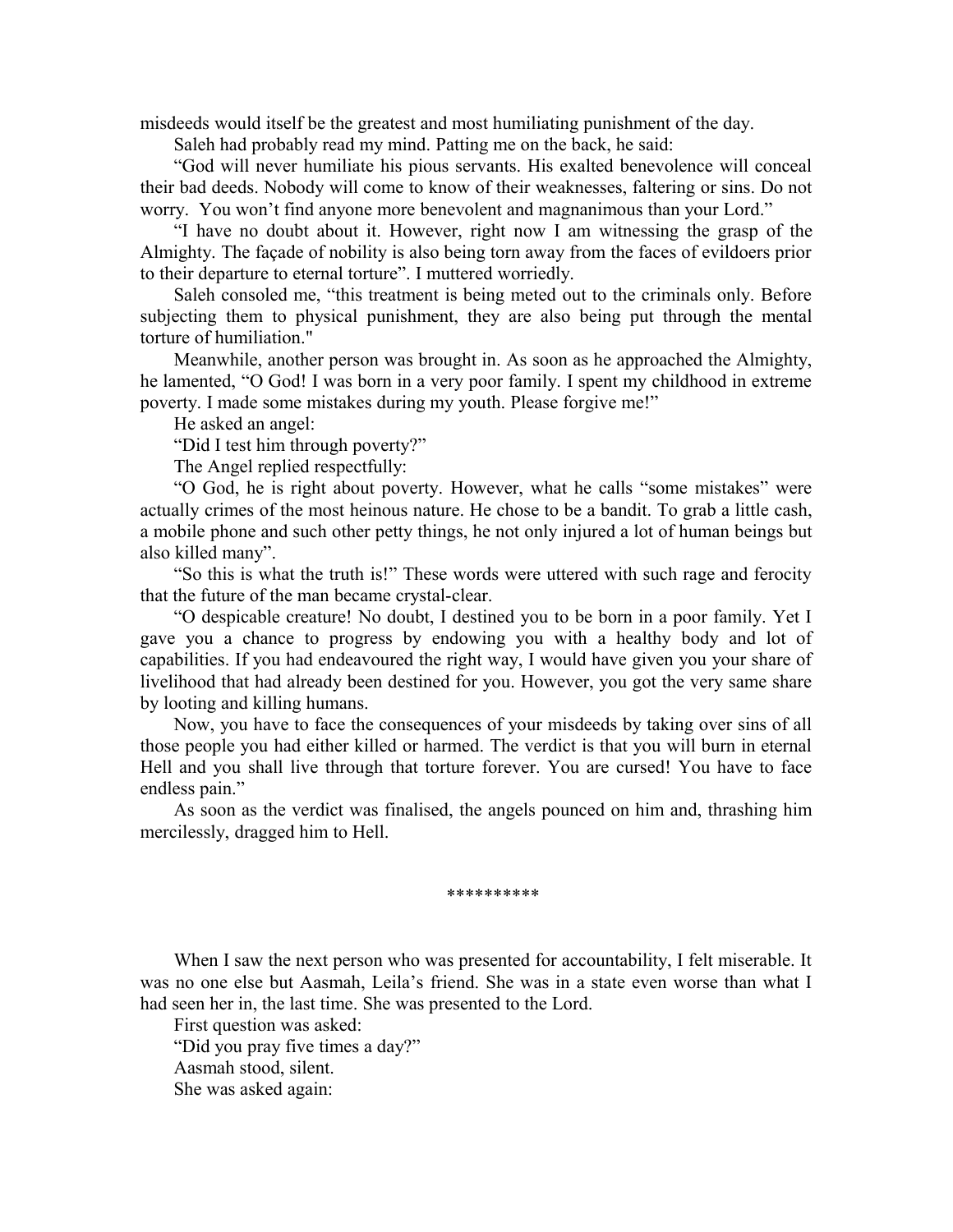misdeeds would itself be the greatest and most humiliating punishment of the day.

Saleh had probably read my mind. Patting me on the back, he said:

"God will never humiliate his pious servants. His exalted benevolence will conceal their bad deeds. Nobody will come to know of their weaknesses, faltering or sins. Do not worry. You won't find anyone more benevolent and magnanimous than your Lord."

"I have no doubt about it. However, right now I am witnessing the grasp of the Almighty. The façade of nobility is also being torn away from the faces of evildoers prior to their departure to eternal torture". I muttered worriedly.

Saleh consoled me, "this treatment is being meted out to the criminals only. Before subjecting them to physical punishment, they are also being put through the mental torture of humiliation."

Meanwhile, another person was brought in. As soon as he approached the Almighty, he lamented, "O God! I was born in a very poor family. I spent my childhood in extreme poverty. I made some mistakes during my youth. Please forgive me!"

He asked an angel:

"Did I test him through poverty?"

The Angel replied respectfully:

"O God, he is right about poverty. However, what he calls "some mistakes" were actually crimes of the most heinous nature. He chose to be a bandit. To grab a little cash, a mobile phone and such other petty things, he not only injured a lot of human beings but also killed many".

"So this is what the truth is!" These words were uttered with such rage and ferocity that the future of the man became crystal-clear.

"O despicable creature! No doubt, I destined you to be born in a poor family. Yet I gave you a chance to progress by endowing you with a healthy body and lot of capabilities. If you had endeavoured the right way, I would have given you your share of livelihood that had already been destined for you. However, you got the very same share by looting and killing humans.

Now, you have to face the consequences of your misdeeds by taking over sins of all those people you had either killed or harmed. The verdict is that you will burn in eternal Hell and you shall live through that torture forever. You are cursed! You have to face endless pain."

As soon as the verdict was finalised, the angels pounced on him and, thrashing him mercilessly, dragged him to Hell.

**********

When I saw the next person who was presented for accountability, I felt miserable. It was no one else but Aasmah, Leila's friend. She was in a state even worse than what I had seen her in, the last time. She was presented to the Lord.

First question was asked:

"Did you pray five times a day?"

Aasmah stood, silent.

She was asked again: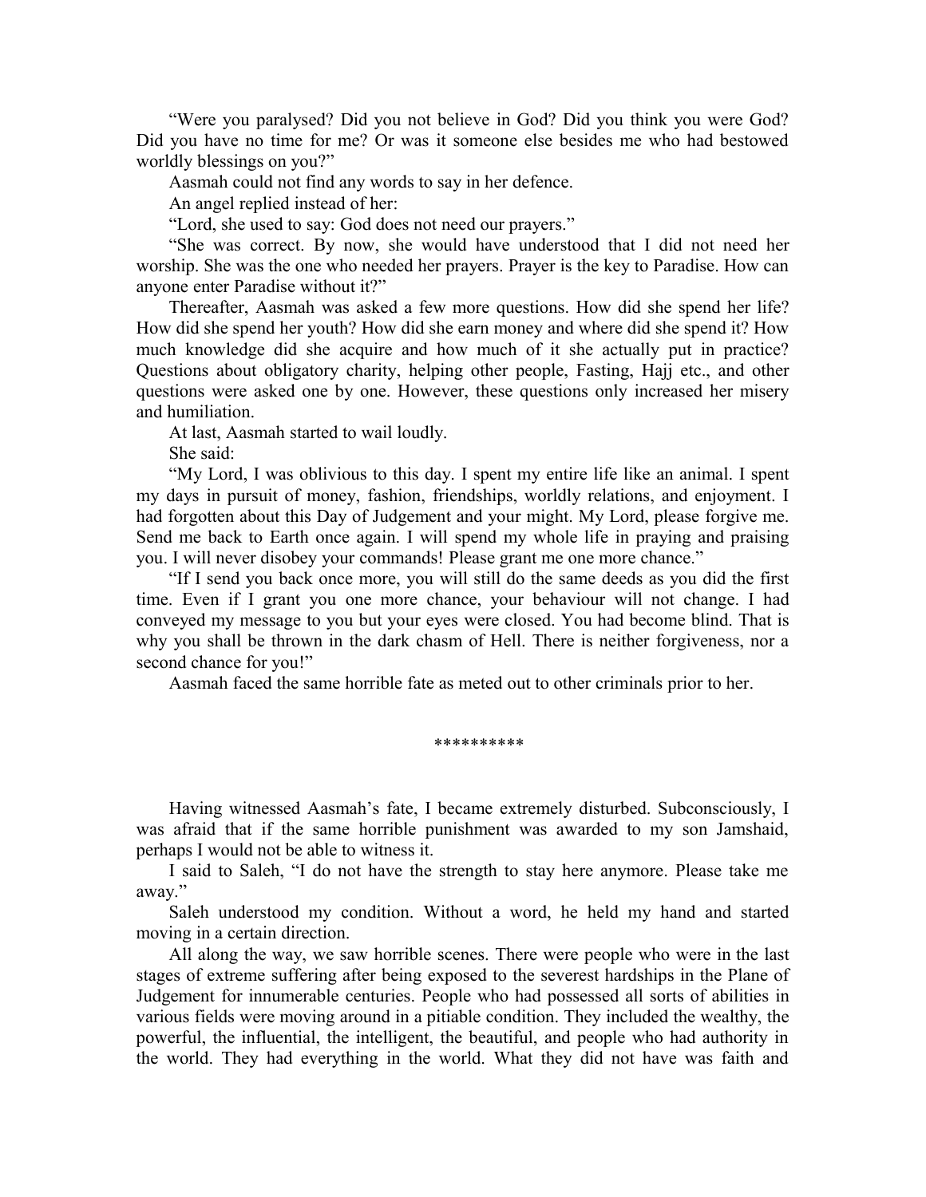"Were you paralysed? Did you not believe in God? Did you think you were God? Did you have no time for me? Or was it someone else besides me who had bestowed worldly blessings on you?"

Aasmah could not find any words to say in her defence.

An angel replied instead of her:

"Lord, she used to say: God does not need our prayers."

"She was correct. By now, she would have understood that I did not need her worship. She was the one who needed her prayers. Prayer is the key to Paradise. How can anyone enter Paradise without it?"

Thereafter, Aasmah was asked a few more questions. How did she spend her life? How did she spend her youth? How did she earn money and where did she spend it? How much knowledge did she acquire and how much of it she actually put in practice? Questions about obligatory charity, helping other people, Fasting, Hajj etc., and other questions were asked one by one. However, these questions only increased her misery and humiliation.

At last, Aasmah started to wail loudly.

She said:

"My Lord, I was oblivious to this day. I spent my entire life like an animal. I spent my days in pursuit of money, fashion, friendships, worldly relations, and enjoyment. I had forgotten about this Day of Judgement and your might. My Lord, please forgive me. Send me back to Earth once again. I will spend my whole life in praying and praising you. I will never disobey your commands! Please grant me one more chance."

"If I send you back once more, you will still do the same deeds as you did the first time. Even if I grant you one more chance, your behaviour will not change. I had conveyed my message to you but your eyes were closed. You had become blind. That is why you shall be thrown in the dark chasm of Hell. There is neither forgiveness, nor a second chance for you!"

Aasmah faced the same horrible fate as meted out to other criminals prior to her.

**********

Having witnessed Aasmah's fate, I became extremely disturbed. Subconsciously, I was afraid that if the same horrible punishment was awarded to my son Jamshaid, perhaps I would not be able to witness it.

I said to Saleh, "I do not have the strength to stay here anymore. Please take me away."

Saleh understood my condition. Without a word, he held my hand and started moving in a certain direction.

All along the way, we saw horrible scenes. There were people who were in the last stages of extreme suffering after being exposed to the severest hardships in the Plane of Judgement for innumerable centuries. People who had possessed all sorts of abilities in various fields were moving around in a pitiable condition. They included the wealthy, the powerful, the influential, the intelligent, the beautiful, and people who had authority in the world. They had everything in the world. What they did not have was faith and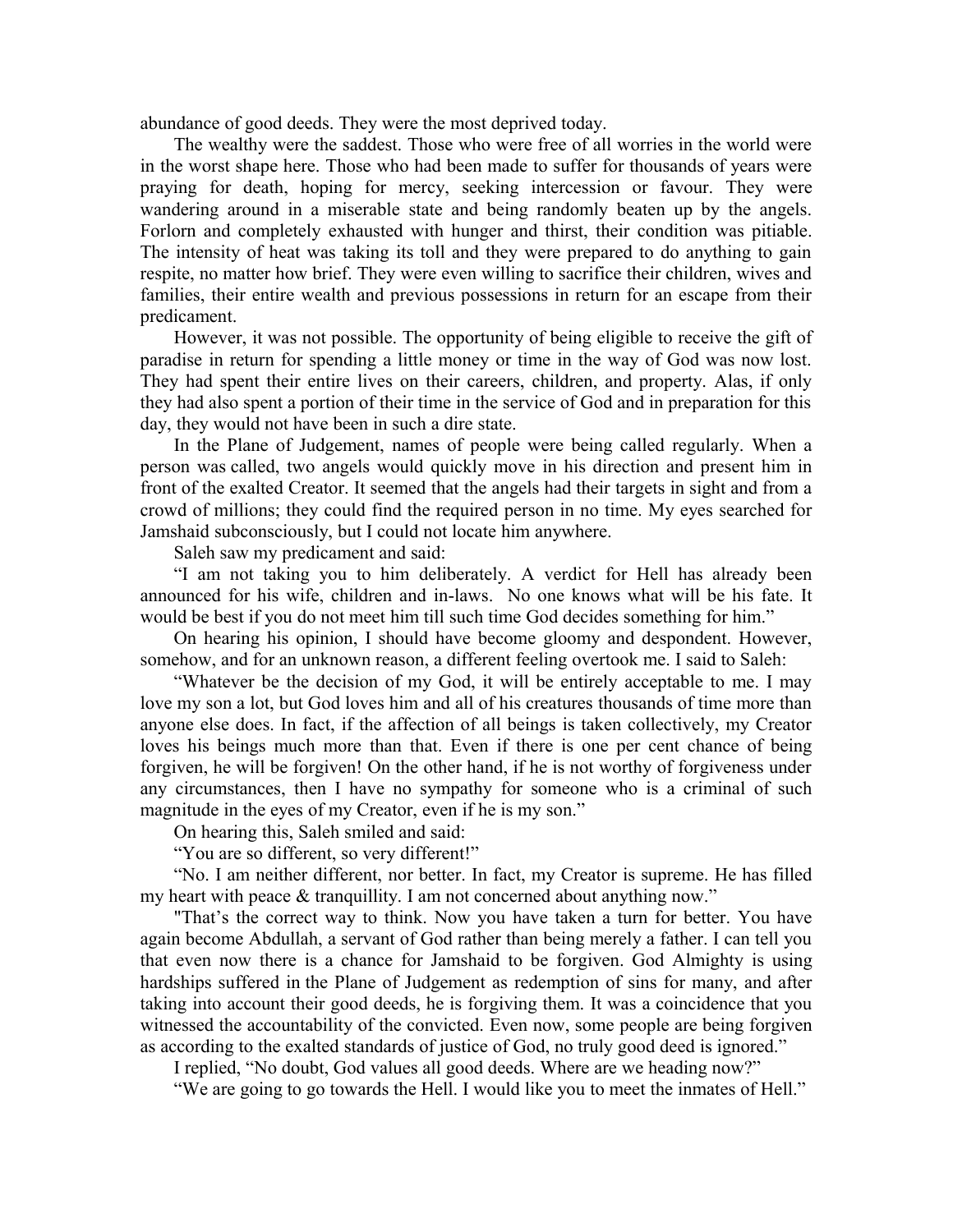abundance of good deeds. They were the most deprived today.

The wealthy were the saddest. Those who were free of all worries in the world were in the worst shape here. Those who had been made to suffer for thousands of years were praying for death, hoping for mercy, seeking intercession or favour. They were wandering around in a miserable state and being randomly beaten up by the angels. Forlorn and completely exhausted with hunger and thirst, their condition was pitiable. The intensity of heat was taking its toll and they were prepared to do anything to gain respite, no matter how brief. They were even willing to sacrifice their children, wives and families, their entire wealth and previous possessions in return for an escape from their predicament.

However, it was not possible. The opportunity of being eligible to receive the gift of paradise in return for spending a little money or time in the way of God was now lost. They had spent their entire lives on their careers, children, and property. Alas, if only they had also spent a portion of their time in the service of God and in preparation for this day, they would not have been in such a dire state.

In the Plane of Judgement, names of people were being called regularly. When a person was called, two angels would quickly move in his direction and present him in front of the exalted Creator. It seemed that the angels had their targets in sight and from a crowd of millions; they could find the required person in no time. My eyes searched for Jamshaid subconsciously, but I could not locate him anywhere.

Saleh saw my predicament and said:

"I am not taking you to him deliberately. A verdict for Hell has already been announced for his wife, children and in-laws. No one knows what will be his fate. It would be best if you do not meet him till such time God decides something for him."

On hearing his opinion, I should have become gloomy and despondent. However, somehow, and for an unknown reason, a different feeling overtook me. I said to Saleh:

"Whatever be the decision of my God, it will be entirely acceptable to me. I may love my son a lot, but God loves him and all of his creatures thousands of time more than anyone else does. In fact, if the affection of all beings is taken collectively, my Creator loves his beings much more than that. Even if there is one per cent chance of being forgiven, he will be forgiven! On the other hand, if he is not worthy of forgiveness under any circumstances, then I have no sympathy for someone who is a criminal of such magnitude in the eyes of my Creator, even if he is my son."

On hearing this, Saleh smiled and said:

"You are so different, so very different!"

"No. I am neither different, nor better. In fact, my Creator is supreme. He has filled my heart with peace & tranquillity. I am not concerned about anything now."

"That's the correct way to think. Now you have taken a turn for better. You have again become Abdullah, a servant of God rather than being merely a father. I can tell you that even now there is a chance for Jamshaid to be forgiven. God Almighty is using hardships suffered in the Plane of Judgement as redemption of sins for many, and after taking into account their good deeds, he is forgiving them. It was a coincidence that you witnessed the accountability of the convicted. Even now, some people are being forgiven as according to the exalted standards of justice of God, no truly good deed is ignored."

I replied, "No doubt, God values all good deeds. Where are we heading now?"

"We are going to go towards the Hell. I would like you to meet the inmates of Hell."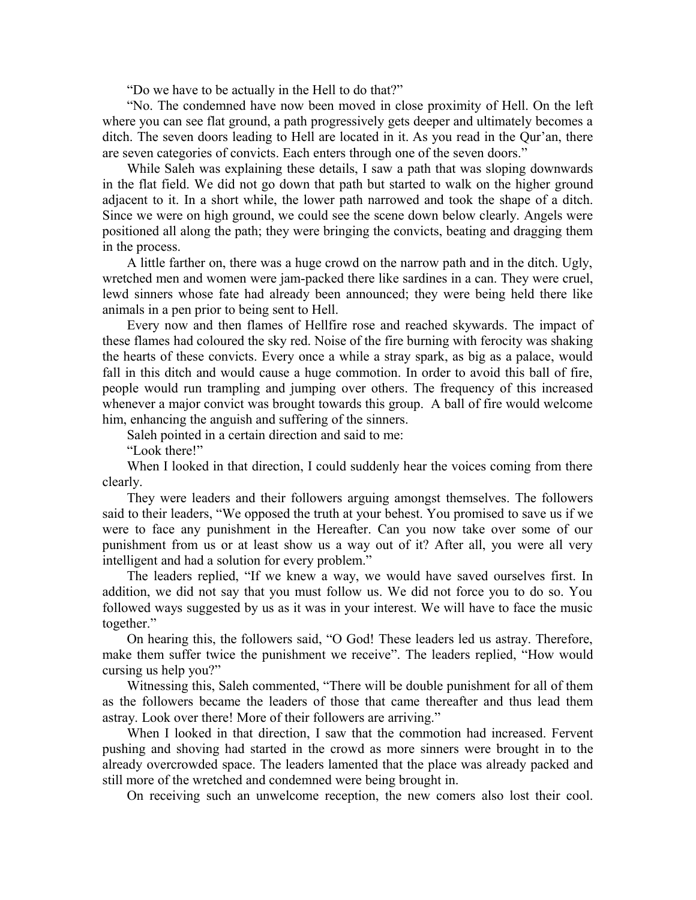"Do we have to be actually in the Hell to do that?"

"No. The condemned have now been moved in close proximity of Hell. On the left where you can see flat ground, a path progressively gets deeper and ultimately becomes a ditch. The seven doors leading to Hell are located in it. As you read in the Qur'an, there are seven categories of convicts. Each enters through one of the seven doors."

While Saleh was explaining these details, I saw a path that was sloping downwards in the flat field. We did not go down that path but started to walk on the higher ground adjacent to it. In a short while, the lower path narrowed and took the shape of a ditch. Since we were on high ground, we could see the scene down below clearly. Angels were positioned all along the path; they were bringing the convicts, beating and dragging them in the process.

A little farther on, there was a huge crowd on the narrow path and in the ditch. Ugly, wretched men and women were jam-packed there like sardines in a can. They were cruel, lewd sinners whose fate had already been announced; they were being held there like animals in a pen prior to being sent to Hell.

Every now and then flames of Hellfire rose and reached skywards. The impact of these flames had coloured the sky red. Noise of the fire burning with ferocity was shaking the hearts of these convicts. Every once a while a stray spark, as big as a palace, would fall in this ditch and would cause a huge commotion. In order to avoid this ball of fire, people would run trampling and jumping over others. The frequency of this increased whenever a major convict was brought towards this group. A ball of fire would welcome him, enhancing the anguish and suffering of the sinners.

Saleh pointed in a certain direction and said to me:

"Look there!"

When I looked in that direction, I could suddenly hear the voices coming from there clearly.

They were leaders and their followers arguing amongst themselves. The followers said to their leaders, "We opposed the truth at your behest. You promised to save us if we were to face any punishment in the Hereafter. Can you now take over some of our punishment from us or at least show us a way out of it? After all, you were all very intelligent and had a solution for every problem."

The leaders replied, "If we knew a way, we would have saved ourselves first. In addition, we did not say that you must follow us. We did not force you to do so. You followed ways suggested by us as it was in your interest. We will have to face the music together."

On hearing this, the followers said, "O God! These leaders led us astray. Therefore, make them suffer twice the punishment we receive". The leaders replied, "How would cursing us help you?"

Witnessing this, Saleh commented, "There will be double punishment for all of them as the followers became the leaders of those that came thereafter and thus lead them astray. Look over there! More of their followers are arriving."

When I looked in that direction, I saw that the commotion had increased. Fervent pushing and shoving had started in the crowd as more sinners were brought in to the already overcrowded space. The leaders lamented that the place was already packed and still more of the wretched and condemned were being brought in.

On receiving such an unwelcome reception, the new comers also lost their cool.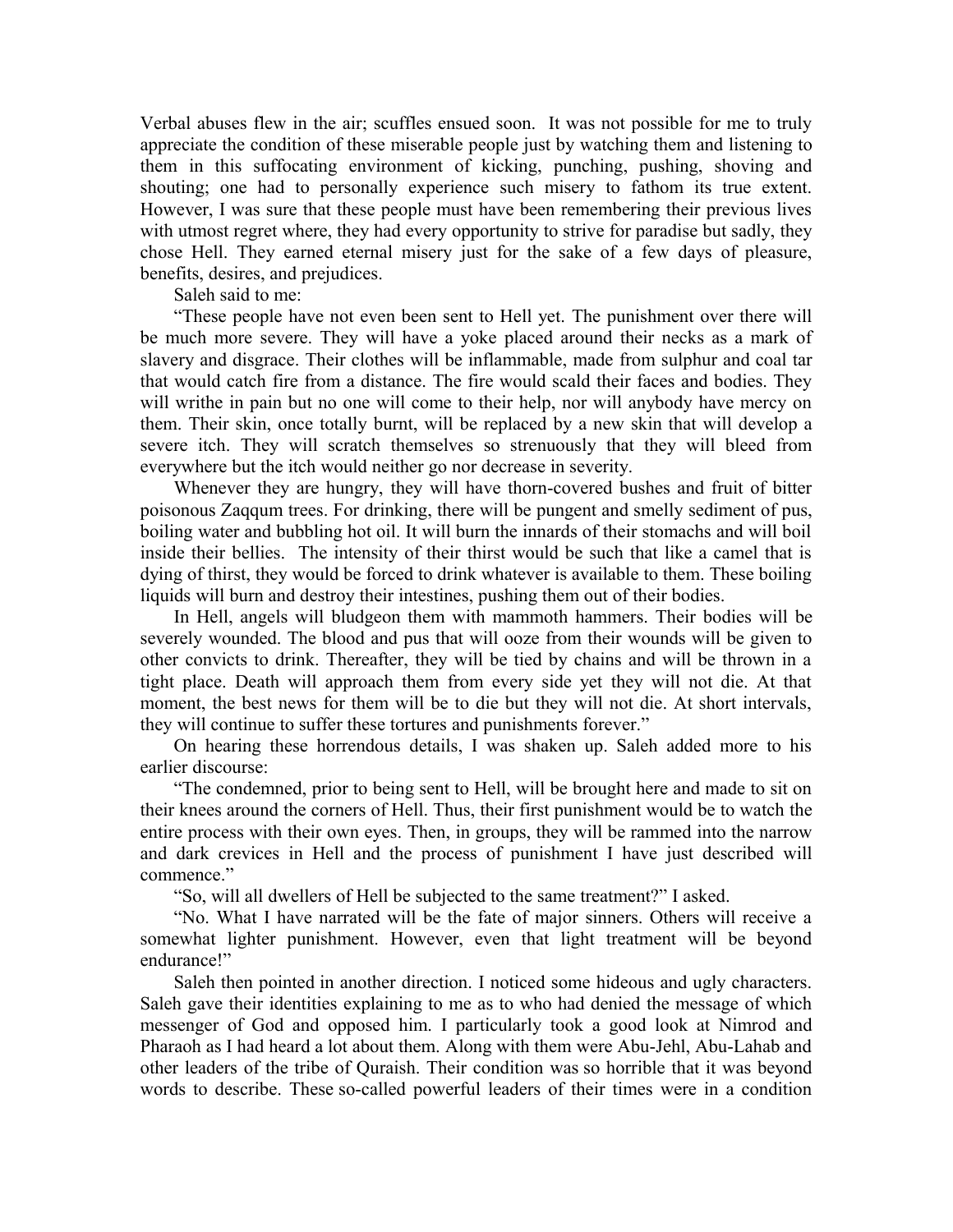Verbal abuses flew in the air; scuffles ensued soon. It was not possible for me to truly appreciate the condition of these miserable people just by watching them and listening to them in this suffocating environment of kicking, punching, pushing, shoving and shouting; one had to personally experience such misery to fathom its true extent. However, I was sure that these people must have been remembering their previous lives with utmost regret where, they had every opportunity to strive for paradise but sadly, they chose Hell. They earned eternal misery just for the sake of a few days of pleasure, benefits, desires, and prejudices.

Saleh said to me:

"These people have not even been sent to Hell yet. The punishment over there will be much more severe. They will have a yoke placed around their necks as a mark of slavery and disgrace. Their clothes will be inflammable, made from sulphur and coal tar that would catch fire from a distance. The fire would scald their faces and bodies. They will writhe in pain but no one will come to their help, nor will anybody have mercy on them. Their skin, once totally burnt, will be replaced by a new skin that will develop a severe itch. They will scratch themselves so strenuously that they will bleed from everywhere but the itch would neither go nor decrease in severity.

Whenever they are hungry, they will have thorn-covered bushes and fruit of bitter poisonous Zaqqum trees. For drinking, there will be pungent and smelly sediment of pus, boiling water and bubbling hot oil. It will burn the innards of their stomachs and will boil inside their bellies. The intensity of their thirst would be such that like a camel that is dying of thirst, they would be forced to drink whatever is available to them. These boiling liquids will burn and destroy their intestines, pushing them out of their bodies.

In Hell, angels will bludgeon them with mammoth hammers. Their bodies will be severely wounded. The blood and pus that will ooze from their wounds will be given to other convicts to drink. Thereafter, they will be tied by chains and will be thrown in a tight place. Death will approach them from every side yet they will not die. At that moment, the best news for them will be to die but they will not die. At short intervals, they will continue to suffer these tortures and punishments forever."

On hearing these horrendous details, I was shaken up. Saleh added more to his earlier discourse:

"The condemned, prior to being sent to Hell, will be brought here and made to sit on their knees around the corners of Hell. Thus, their first punishment would be to watch the entire process with their own eyes. Then, in groups, they will be rammed into the narrow and dark crevices in Hell and the process of punishment I have just described will commence."

"So, will all dwellers of Hell be subjected to the same treatment?" I asked.

"No. What I have narrated will be the fate of major sinners. Others will receive a somewhat lighter punishment. However, even that light treatment will be beyond endurance!"

Saleh then pointed in another direction. I noticed some hideous and ugly characters. Saleh gave their identities explaining to me as to who had denied the message of which messenger of God and opposed him. I particularly took a good look at Nimrod and Pharaoh as I had heard a lot about them. Along with them were Abu-Jehl, Abu-Lahab and other leaders of the tribe of Quraish. Their condition was so horrible that it was beyond words to describe. These so-called powerful leaders of their times were in a condition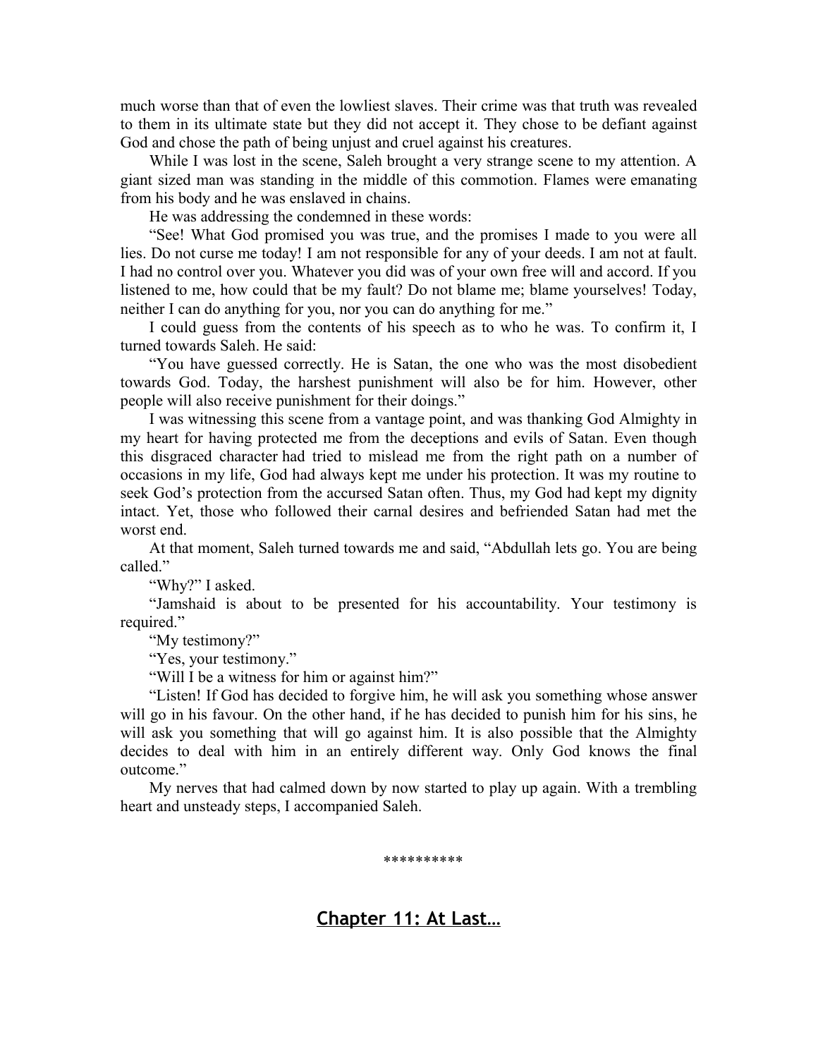much worse than that of even the lowliest slaves. Their crime was that truth was revealed to them in its ultimate state but they did not accept it. They chose to be defiant against God and chose the path of being unjust and cruel against his creatures.

While I was lost in the scene, Saleh brought a very strange scene to my attention. A giant sized man was standing in the middle of this commotion. Flames were emanating from his body and he was enslaved in chains.

He was addressing the condemned in these words:

"See! What God promised you was true, and the promises I made to you were all lies. Do not curse me today! I am not responsible for any of your deeds. I am not at fault. I had no control over you. Whatever you did was of your own free will and accord. If you listened to me, how could that be my fault? Do not blame me; blame yourselves! Today, neither I can do anything for you, nor you can do anything for me."

I could guess from the contents of his speech as to who he was. To confirm it, I turned towards Saleh. He said:

"You have guessed correctly. He is Satan, the one who was the most disobedient towards God. Today, the harshest punishment will also be for him. However, other people will also receive punishment for their doings."

I was witnessing this scene from a vantage point, and was thanking God Almighty in my heart for having protected me from the deceptions and evils of Satan. Even though this disgraced character had tried to mislead me from the right path on a number of occasions in my life, God had always kept me under his protection. It was my routine to seek God's protection from the accursed Satan often. Thus, my God had kept my dignity intact. Yet, those who followed their carnal desires and befriended Satan had met the worst end.

At that moment, Saleh turned towards me and said, "Abdullah lets go. You are being called."

"Why?" I asked.

"Jamshaid is about to be presented for his accountability. Your testimony is required."

"My testimony?"

"Yes, your testimony."

"Will I be a witness for him or against him?"

"Listen! If God has decided to forgive him, he will ask you something whose answer will go in his favour. On the other hand, if he has decided to punish him for his sins, he will ask you something that will go against him. It is also possible that the Almighty decides to deal with him in an entirely different way. Only God knows the final outcome."

My nerves that had calmed down by now started to play up again. With a trembling heart and unsteady steps, I accompanied Saleh.

**********

## Chapter 11: At Last…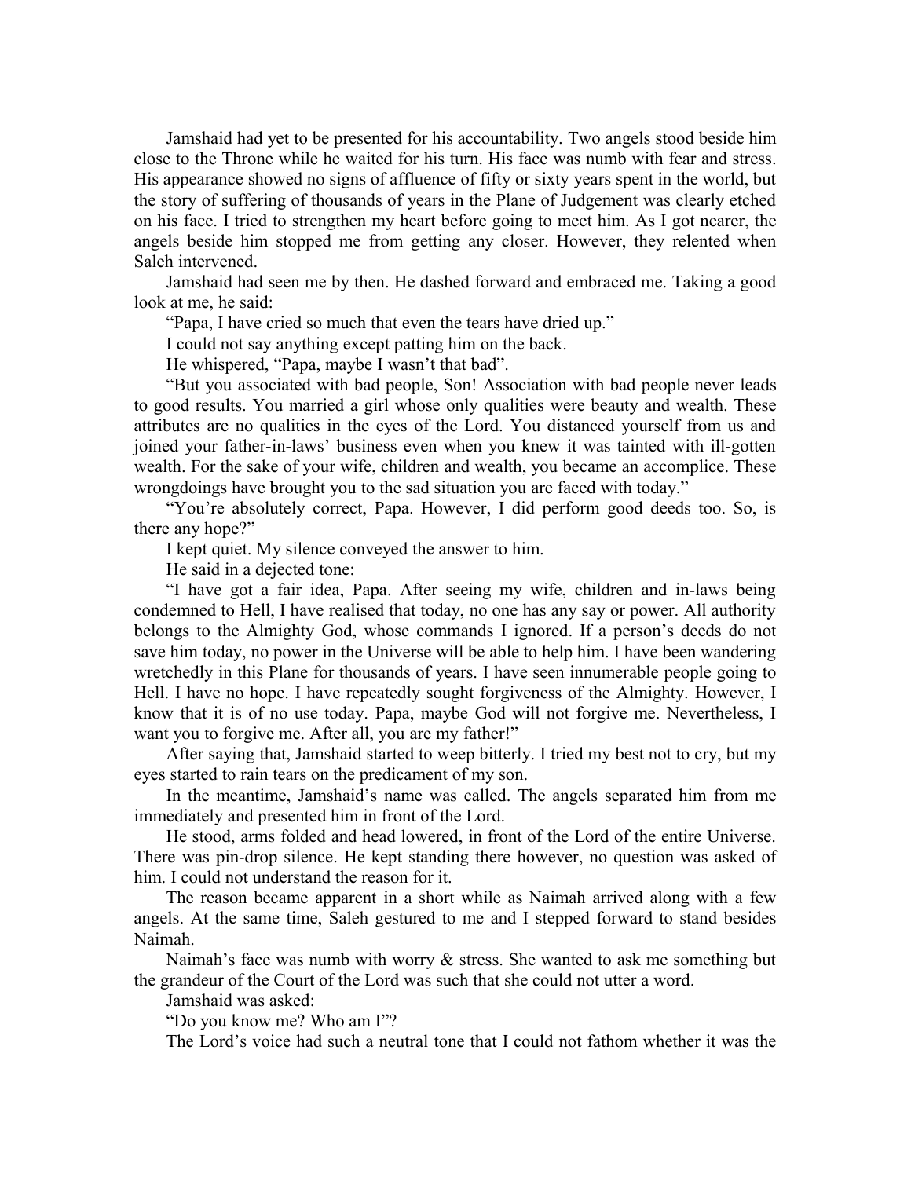Jamshaid had yet to be presented for his accountability. Two angels stood beside him close to the Throne while he waited for his turn. His face was numb with fear and stress. His appearance showed no signs of affluence of fifty or sixty years spent in the world, but the story of suffering of thousands of years in the Plane of Judgement was clearly etched on his face. I tried to strengthen my heart before going to meet him. As I got nearer, the angels beside him stopped me from getting any closer. However, they relented when Saleh intervened.

Jamshaid had seen me by then. He dashed forward and embraced me. Taking a good look at me, he said:

"Papa, I have cried so much that even the tears have dried up."

I could not say anything except patting him on the back.

He whispered, "Papa, maybe I wasn't that bad".

"But you associated with bad people, Son! Association with bad people never leads to good results. You married a girl whose only qualities were beauty and wealth. These attributes are no qualities in the eyes of the Lord. You distanced yourself from us and joined your father-in-laws' business even when you knew it was tainted with ill-gotten wealth. For the sake of your wife, children and wealth, you became an accomplice. These wrongdoings have brought you to the sad situation you are faced with today."

"You're absolutely correct, Papa. However, I did perform good deeds too. So, is there any hope?"

I kept quiet. My silence conveyed the answer to him.

He said in a dejected tone:

"I have got a fair idea, Papa. After seeing my wife, children and in-laws being condemned to Hell, I have realised that today, no one has any say or power. All authority belongs to the Almighty God, whose commands I ignored. If a person's deeds do not save him today, no power in the Universe will be able to help him. I have been wandering wretchedly in this Plane for thousands of years. I have seen innumerable people going to Hell. I have no hope. I have repeatedly sought forgiveness of the Almighty. However, I know that it is of no use today. Papa, maybe God will not forgive me. Nevertheless, I want you to forgive me. After all, you are my father!"

After saying that, Jamshaid started to weep bitterly. I tried my best not to cry, but my eyes started to rain tears on the predicament of my son.

In the meantime, Jamshaid's name was called. The angels separated him from me immediately and presented him in front of the Lord.

He stood, arms folded and head lowered, in front of the Lord of the entire Universe. There was pin-drop silence. He kept standing there however, no question was asked of him. I could not understand the reason for it.

The reason became apparent in a short while as Naimah arrived along with a few angels. At the same time, Saleh gestured to me and I stepped forward to stand besides Naimah.

Naimah's face was numb with worry & stress. She wanted to ask me something but the grandeur of the Court of the Lord was such that she could not utter a word.

Jamshaid was asked:

"Do you know me? Who am I"?

The Lord's voice had such a neutral tone that I could not fathom whether it was the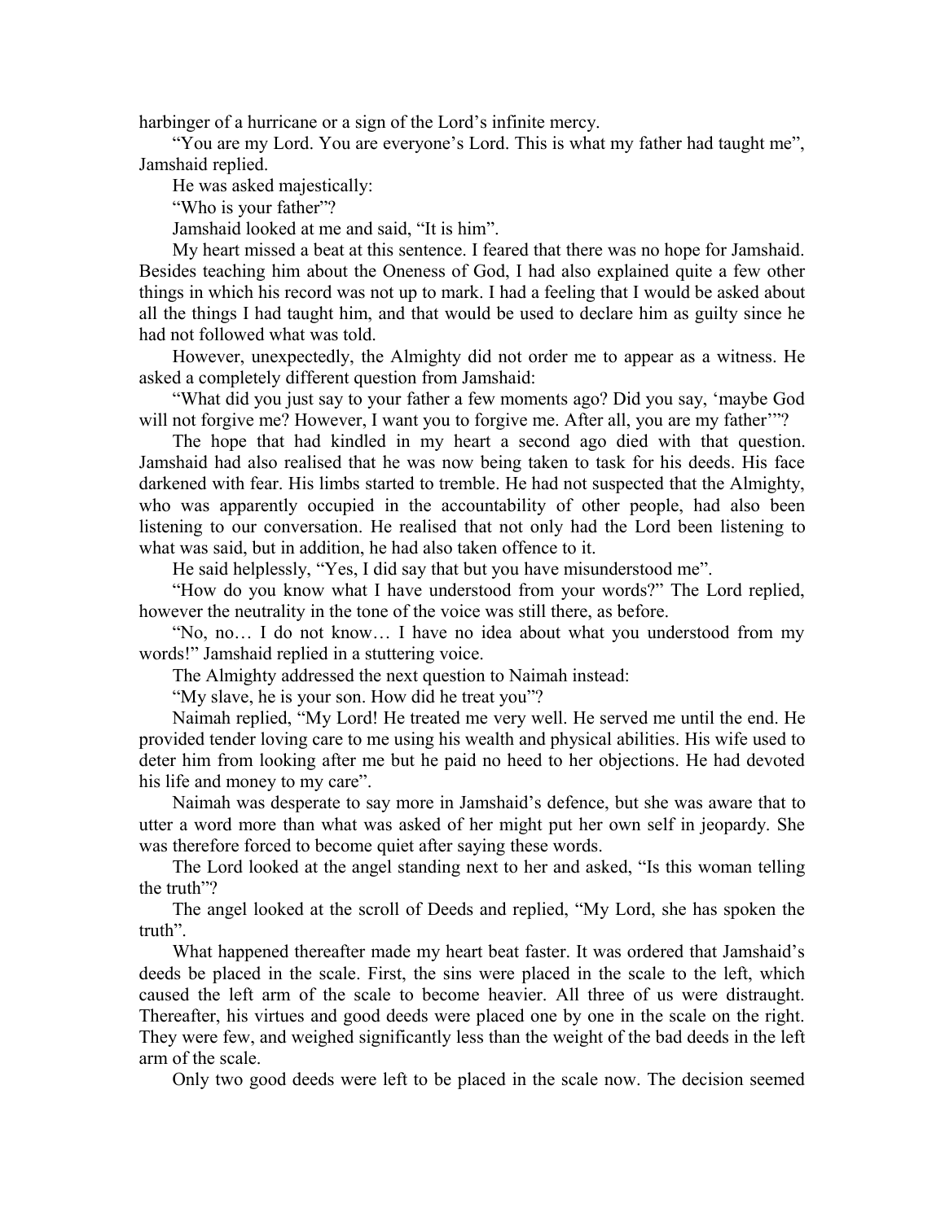harbinger of a hurricane or a sign of the Lord's infinite mercy.

"You are my Lord. You are everyone's Lord. This is what my father had taught me", Jamshaid replied.

He was asked majestically:

"Who is your father"?

Jamshaid looked at me and said, "It is him".

My heart missed a beat at this sentence. I feared that there was no hope for Jamshaid. Besides teaching him about the Oneness of God, I had also explained quite a few other things in which his record was not up to mark. I had a feeling that I would be asked about all the things I had taught him, and that would be used to declare him as guilty since he had not followed what was told.

However, unexpectedly, the Almighty did not order me to appear as a witness. He asked a completely different question from Jamshaid:

"What did you just say to your father a few moments ago? Did you say, 'maybe God will not forgive me? However, I want you to forgive me. After all, you are my father'"?

The hope that had kindled in my heart a second ago died with that question. Jamshaid had also realised that he was now being taken to task for his deeds. His face darkened with fear. His limbs started to tremble. He had not suspected that the Almighty, who was apparently occupied in the accountability of other people, had also been listening to our conversation. He realised that not only had the Lord been listening to what was said, but in addition, he had also taken offence to it.

He said helplessly, "Yes, I did say that but you have misunderstood me".

"How do you know what I have understood from your words?" The Lord replied, however the neutrality in the tone of the voice was still there, as before.

"No, no… I do not know… I have no idea about what you understood from my words!" Jamshaid replied in a stuttering voice.

The Almighty addressed the next question to Naimah instead:

"My slave, he is your son. How did he treat you"?

Naimah replied, "My Lord! He treated me very well. He served me until the end. He provided tender loving care to me using his wealth and physical abilities. His wife used to deter him from looking after me but he paid no heed to her objections. He had devoted his life and money to my care".

Naimah was desperate to say more in Jamshaid's defence, but she was aware that to utter a word more than what was asked of her might put her own self in jeopardy. She was therefore forced to become quiet after saying these words.

The Lord looked at the angel standing next to her and asked, "Is this woman telling the truth"?

The angel looked at the scroll of Deeds and replied, "My Lord, she has spoken the truth".

What happened thereafter made my heart beat faster. It was ordered that Jamshaid's deeds be placed in the scale. First, the sins were placed in the scale to the left, which caused the left arm of the scale to become heavier. All three of us were distraught. Thereafter, his virtues and good deeds were placed one by one in the scale on the right. They were few, and weighed significantly less than the weight of the bad deeds in the left arm of the scale.

Only two good deeds were left to be placed in the scale now. The decision seemed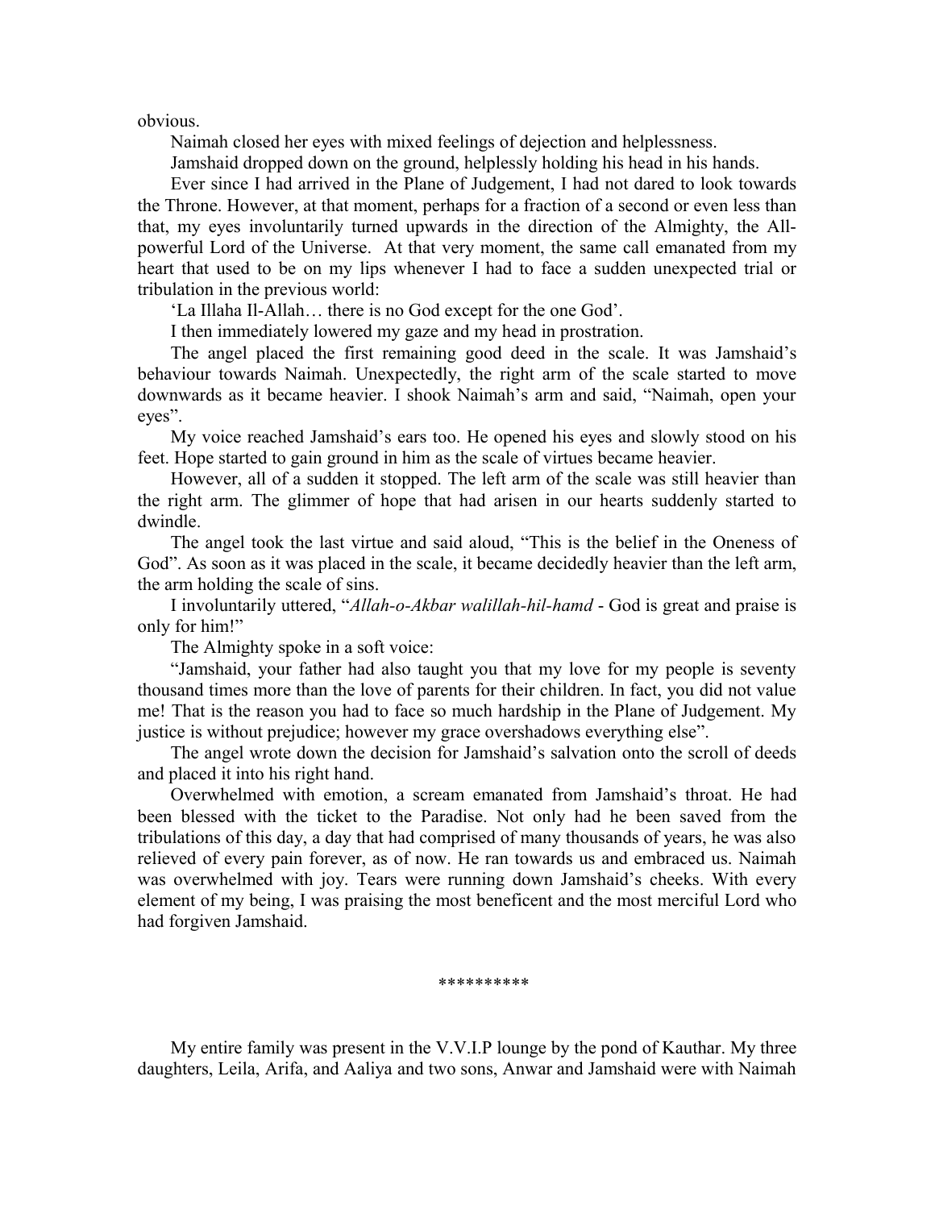obvious.

Naimah closed her eyes with mixed feelings of dejection and helplessness.

Jamshaid dropped down on the ground, helplessly holding his head in his hands.

Ever since I had arrived in the Plane of Judgement, I had not dared to look towards the Throne. However, at that moment, perhaps for a fraction of a second or even less than that, my eyes involuntarily turned upwards in the direction of the Almighty, the All-powerful Lord of the Universe. At that very moment, the same call emanated from my heart that used to be on my lips whenever I had to face a sudden unexpected trial or tribulation in the previous world:

'La Illaha Il-Allah… there is no God except for the one God'.

I then immediately lowered my gaze and my head in prostration.

The angel placed the first remaining good deed in the scale. It was Jamshaid's behaviour towards Naimah. Unexpectedly, the right arm of the scale started to move downwards as it became heavier. I shook Naimah's arm and said, "Naimah, open your eyes".

My voice reached Jamshaid's ears too. He opened his eyes and slowly stood on his feet. Hope started to gain ground in him as the scale of virtues became heavier.

However, all of a sudden it stopped. The left arm of the scale was still heavier than the right arm. The glimmer of hope that had arisen in our hearts suddenly started to dwindle.

The angel took the last virtue and said aloud, "This is the belief in the Oneness of God". As soon as it was placed in the scale, it became decidedly heavier than the left arm, the arm holding the scale of sins.

I involuntarily uttered, "*Allah-o-Akbar walillah-hil-hamd* - God is great and praise is only for him!"

The Almighty spoke in a soft voice:

"Jamshaid, your father had also taught you that my love for my people is seventy thousand times more than the love of parents for their children. In fact, you did not value me! That is the reason you had to face so much hardship in the Plane of Judgement. My justice is without prejudice; however my grace overshadows everything else".

The angel wrote down the decision for Jamshaid's salvation onto the scroll of deeds and placed it into his right hand.

Overwhelmed with emotion, a scream emanated from Jamshaid's throat. He had been blessed with the ticket to the Paradise. Not only had he been saved from the tribulations of this day, a day that had comprised of many thousands of years, he was also relieved of every pain forever, as of now. He ran towards us and embraced us. Naimah was overwhelmed with joy. Tears were running down Jamshaid's cheeks. With every element of my being, I was praising the most beneficent and the most merciful Lord who had forgiven Jamshaid.

**********

My entire family was present in the V.V.I.P lounge by the pond of Kauthar. My three daughters, Leila, Arifa, and Aaliya and two sons, Anwar and Jamshaid were with Naimah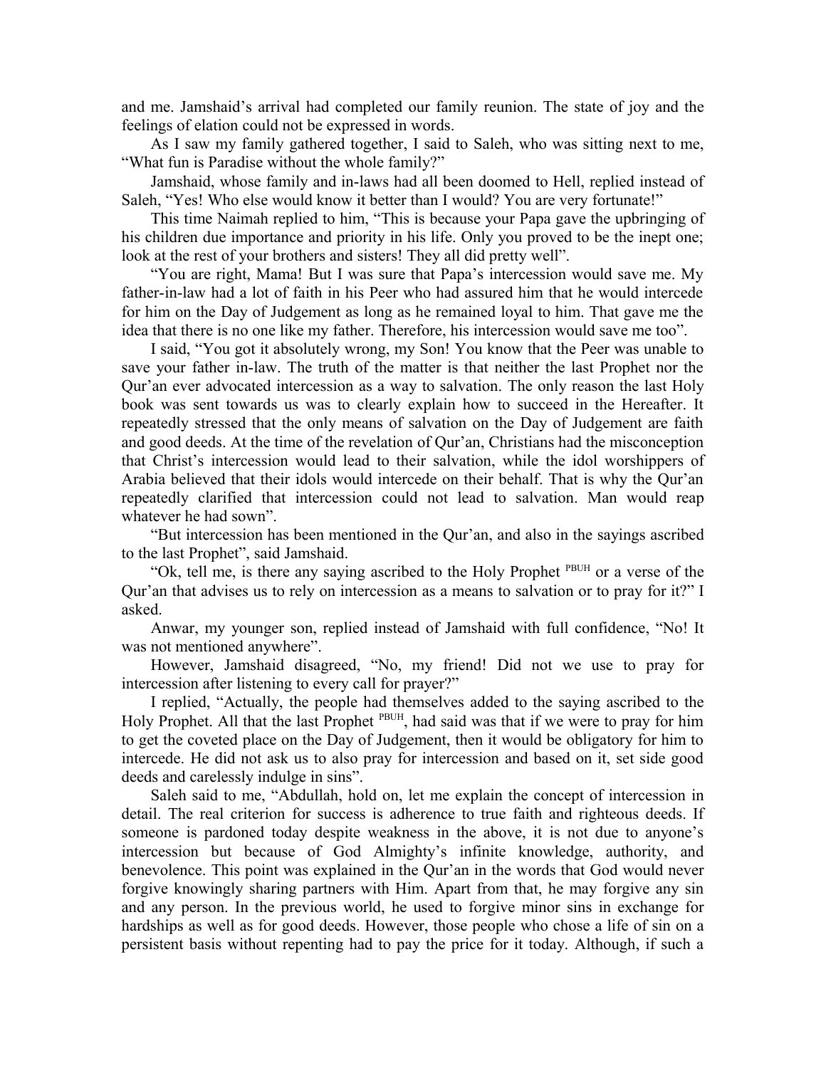and me. Jamshaid's arrival had completed our family reunion. The state of joy and the feelings of elation could not be expressed in words.

As I saw my family gathered together, I said to Saleh, who was sitting next to me, "What fun is Paradise without the whole family?"

Jamshaid, whose family and in-laws had all been doomed to Hell, replied instead of Saleh, "Yes! Who else would know it better than I would? You are very fortunate!"

This time Naimah replied to him, "This is because your Papa gave the upbringing of his children due importance and priority in his life. Only you proved to be the inept one; look at the rest of your brothers and sisters! They all did pretty well".

"You are right, Mama! But I was sure that Papa's intercession would save me. My father-in-law had a lot of faith in his Peer who had assured him that he would intercede for him on the Day of Judgement as long as he remained loyal to him. That gave me the idea that there is no one like my father. Therefore, his intercession would save me too".

I said, "You got it absolutely wrong, my Son! You know that the Peer was unable to save your father in-law. The truth of the matter is that neither the last Prophet nor the Qur'an ever advocated intercession as a way to salvation. The only reason the last Holy book was sent towards us was to clearly explain how to succeed in the Hereafter. It repeatedly stressed that the only means of salvation on the Day of Judgement are faith and good deeds. At the time of the revelation of Qur'an, Christians had the misconception that Christ's intercession would lead to their salvation, while the idol worshippers of Arabia believed that their idols would intercede on their behalf. That is why the Qur'an repeatedly clarified that intercession could not lead to salvation. Man would reap whatever he had sown".

"But intercession has been mentioned in the Qur'an, and also in the sayings ascribed to the last Prophet", said Jamshaid.

"Ok, tell me, is there any saying ascribed to the Holy Prophet PBUH or a verse of the Qur'an that advises us to rely on intercession as a means to salvation or to pray for it?" I asked.

Anwar, my younger son, replied instead of Jamshaid with full confidence, "No! It was not mentioned anywhere".

However, Jamshaid disagreed, "No, my friend! Did not we use to pray for intercession after listening to every call for prayer?"

I replied, "Actually, the people had themselves added to the saying ascribed to the Holy Prophet. All that the last Prophet PBUH, had said was that if we were to pray for him to get the coveted place on the Day of Judgement, then it would be obligatory for him to intercede. He did not ask us to also pray for intercession and based on it, set side good deeds and carelessly indulge in sins".

Saleh said to me, "Abdullah, hold on, let me explain the concept of intercession in detail. The real criterion for success is adherence to true faith and righteous deeds. If someone is pardoned today despite weakness in the above, it is not due to anyone's intercession but because of God Almighty's infinite knowledge, authority, and benevolence. This point was explained in the Qur'an in the words that God would never forgive knowingly sharing partners with Him. Apart from that, he may forgive any sin and any person. In the previous world, he used to forgive minor sins in exchange for hardships as well as for good deeds. However, those people who chose a life of sin on a persistent basis without repenting had to pay the price for it today. Although, if such a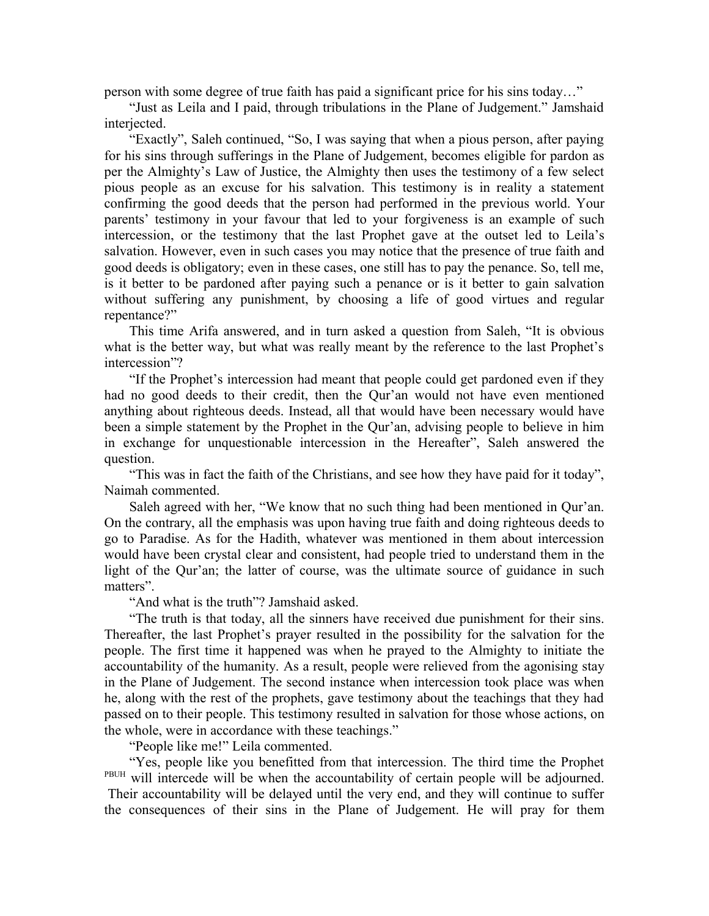person with some degree of true faith has paid a significant price for his sins today…"

"Just as Leila and I paid, through tribulations in the Plane of Judgement." Jamshaid interjected.

"Exactly", Saleh continued, "So, I was saying that when a pious person, after paying for his sins through sufferings in the Plane of Judgement, becomes eligible for pardon as per the Almighty's Law of Justice, the Almighty then uses the testimony of a few select pious people as an excuse for his salvation. This testimony is in reality a statement confirming the good deeds that the person had performed in the previous world. Your parents' testimony in your favour that led to your forgiveness is an example of such intercession, or the testimony that the last Prophet gave at the outset led to Leila's salvation. However, even in such cases you may notice that the presence of true faith and good deeds is obligatory; even in these cases, one still has to pay the penance. So, tell me, is it better to be pardoned after paying such a penance or is it better to gain salvation without suffering any punishment, by choosing a life of good virtues and regular repentance?"

This time Arifa answered, and in turn asked a question from Saleh, "It is obvious what is the better way, but what was really meant by the reference to the last Prophet's intercession"?

"If the Prophet's intercession had meant that people could get pardoned even if they had no good deeds to their credit, then the Qur'an would not have even mentioned anything about righteous deeds. Instead, all that would have been necessary would have been a simple statement by the Prophet in the Qur'an, advising people to believe in him in exchange for unquestionable intercession in the Hereafter", Saleh answered the question.

"This was in fact the faith of the Christians, and see how they have paid for it today", Naimah commented.

Saleh agreed with her, "We know that no such thing had been mentioned in Qur'an. On the contrary, all the emphasis was upon having true faith and doing righteous deeds to go to Paradise. As for the Hadith, whatever was mentioned in them about intercession would have been crystal clear and consistent, had people tried to understand them in the light of the Qur'an; the latter of course, was the ultimate source of guidance in such matters".

"And what is the truth"? Jamshaid asked.

"The truth is that today, all the sinners have received due punishment for their sins. Thereafter, the last Prophet's prayer resulted in the possibility for the salvation for the people. The first time it happened was when he prayed to the Almighty to initiate the accountability of the humanity. As a result, people were relieved from the agonising stay in the Plane of Judgement. The second instance when intercession took place was when he, along with the rest of the prophets, gave testimony about the teachings that they had passed on to their people. This testimony resulted in salvation for those whose actions, on the whole, were in accordance with these teachings."

"People like me!" Leila commented.

"Yes, people like you benefitted from that intercession. The third time the Prophet PBUH will intercede will be when the accountability of certain people will be adjourned. Their accountability will be delayed until the very end, and they will continue to suffer the consequences of their sins in the Plane of Judgement. He will pray for them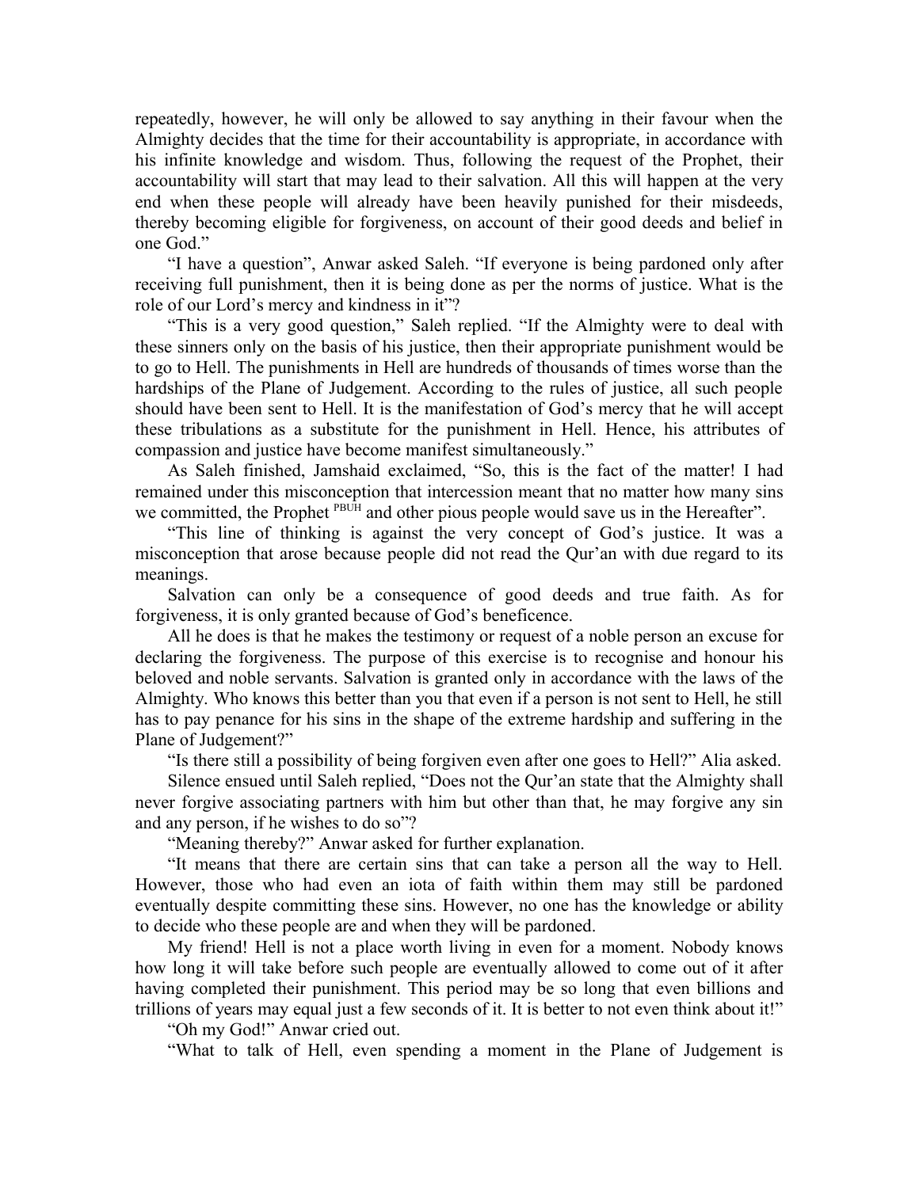repeatedly, however, he will only be allowed to say anything in their favour when the Almighty decides that the time for their accountability is appropriate, in accordance with his infinite knowledge and wisdom. Thus, following the request of the Prophet, their accountability will start that may lead to their salvation. All this will happen at the very end when these people will already have been heavily punished for their misdeeds, thereby becoming eligible for forgiveness, on account of their good deeds and belief in one God."

"I have a question", Anwar asked Saleh. "If everyone is being pardoned only after receiving full punishment, then it is being done as per the norms of justice. What is the role of our Lord's mercy and kindness in it"?

"This is a very good question," Saleh replied. "If the Almighty were to deal with these sinners only on the basis of his justice, then their appropriate punishment would be to go to Hell. The punishments in Hell are hundreds of thousands of times worse than the hardships of the Plane of Judgement. According to the rules of justice, all such people should have been sent to Hell. It is the manifestation of God's mercy that he will accept these tribulations as a substitute for the punishment in Hell. Hence, his attributes of compassion and justice have become manifest simultaneously."

As Saleh finished, Jamshaid exclaimed, "So, this is the fact of the matter! I had remained under this misconception that intercession meant that no matter how many sins we committed, the Prophet PBUH and other pious people would save us in the Hereafter".

"This line of thinking is against the very concept of God's justice. It was a misconception that arose because people did not read the Qur'an with due regard to its meanings.

Salvation can only be a consequence of good deeds and true faith. As for forgiveness, it is only granted because of God's beneficence.

All he does is that he makes the testimony or request of a noble person an excuse for declaring the forgiveness. The purpose of this exercise is to recognise and honour his beloved and noble servants. Salvation is granted only in accordance with the laws of the Almighty. Who knows this better than you that even if a person is not sent to Hell, he still has to pay penance for his sins in the shape of the extreme hardship and suffering in the Plane of Judgement?"

"Is there still a possibility of being forgiven even after one goes to Hell?" Alia asked.

Silence ensued until Saleh replied, "Does not the Qur'an state that the Almighty shall never forgive associating partners with him but other than that, he may forgive any sin and any person, if he wishes to do so"?

"Meaning thereby?" Anwar asked for further explanation.

"It means that there are certain sins that can take a person all the way to Hell. However, those who had even an iota of faith within them may still be pardoned eventually despite committing these sins. However, no one has the knowledge or ability to decide who these people are and when they will be pardoned.

My friend! Hell is not a place worth living in even for a moment. Nobody knows how long it will take before such people are eventually allowed to come out of it after having completed their punishment. This period may be so long that even billions and trillions of years may equal just a few seconds of it. It is better to not even think about it!"

"Oh my God!" Anwar cried out.

"What to talk of Hell, even spending a moment in the Plane of Judgement is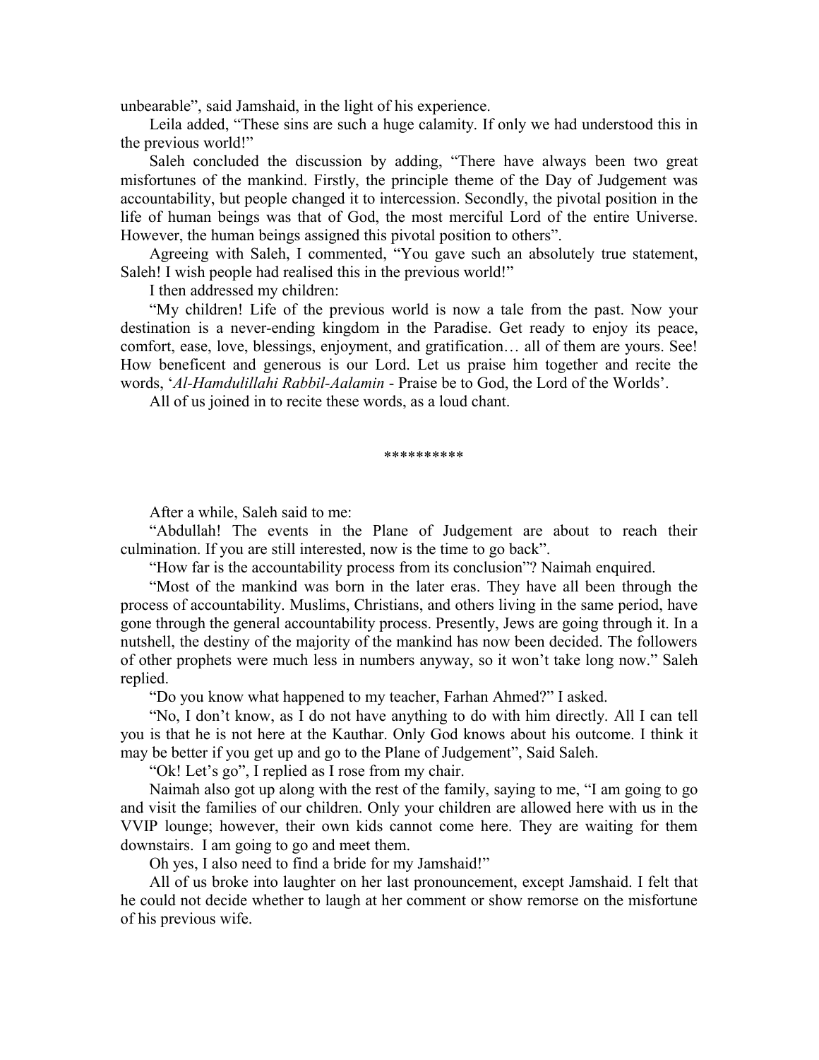unbearable", said Jamshaid, in the light of his experience.

Leila added, "These sins are such a huge calamity. If only we had understood this in the previous world!"

Saleh concluded the discussion by adding, "There have always been two great misfortunes of the mankind. Firstly, the principle theme of the Day of Judgement was accountability, but people changed it to intercession. Secondly, the pivotal position in the life of human beings was that of God, the most merciful Lord of the entire Universe. However, the human beings assigned this pivotal position to others".

Agreeing with Saleh, I commented, "You gave such an absolutely true statement, Saleh! I wish people had realised this in the previous world!"

I then addressed my children:

"My children! Life of the previous world is now a tale from the past. Now your destination is a never-ending kingdom in the Paradise. Get ready to enjoy its peace, comfort, ease, love, blessings, enjoyment, and gratification… all of them are yours. See! How beneficent and generous is our Lord. Let us praise him together and recite the words, '*Al-Hamdulillahi Rabbil-Aalamin* - Praise be to God, the Lord of the Worlds'.

All of us joined in to recite these words, as a loud chant.

**********

After a while, Saleh said to me:

"Abdullah! The events in the Plane of Judgement are about to reach their culmination. If you are still interested, now is the time to go back".

"How far is the accountability process from its conclusion"? Naimah enquired.

"Most of the mankind was born in the later eras. They have all been through the process of accountability. Muslims, Christians, and others living in the same period, have gone through the general accountability process. Presently, Jews are going through it. In a nutshell, the destiny of the majority of the mankind has now been decided. The followers of other prophets were much less in numbers anyway, so it won't take long now." Saleh replied.

"Do you know what happened to my teacher, Farhan Ahmed?" I asked.

"No, I don't know, as I do not have anything to do with him directly. All I can tell you is that he is not here at the Kauthar. Only God knows about his outcome. I think it may be better if you get up and go to the Plane of Judgement", Said Saleh.

"Ok! Let's go", I replied as I rose from my chair.

Naimah also got up along with the rest of the family, saying to me, "I am going to go and visit the families of our children. Only your children are allowed here with us in the VVIP lounge; however, their own kids cannot come here. They are waiting for them downstairs. I am going to go and meet them.

Oh yes, I also need to find a bride for my Jamshaid!"

All of us broke into laughter on her last pronouncement, except Jamshaid. I felt that he could not decide whether to laugh at her comment or show remorse on the misfortune of his previous wife.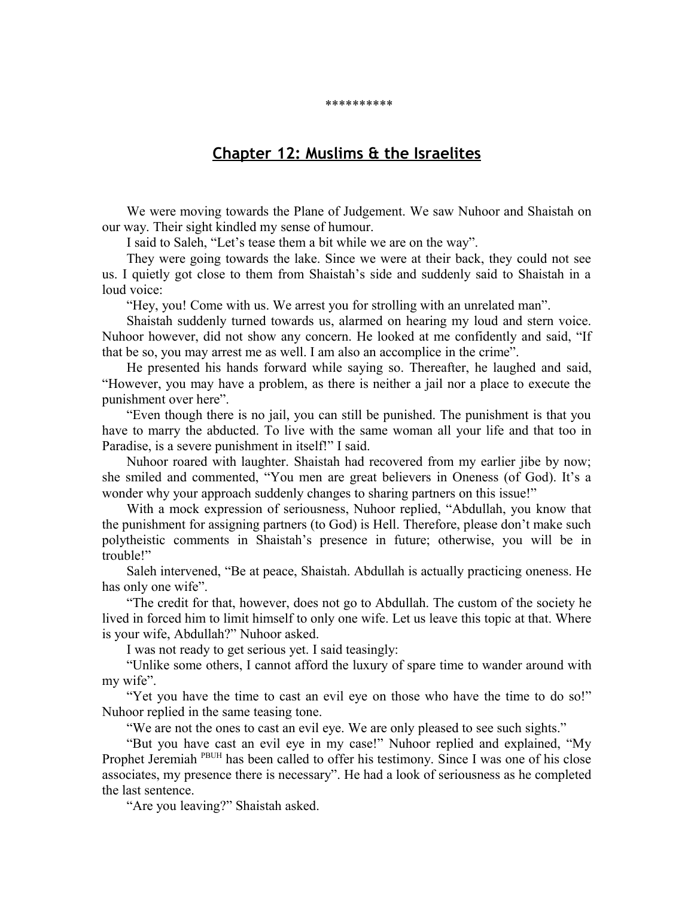\*\*\*\*\*\*\*\*\*\*

## **Chapter 12: Muslims & the Israelites**

We were moving towards the Plane of Judgement. We saw Nuhoor and Shaistah on our way. Their sight kindled my sense of humour.

I said to Saleh, "Let's tease them a bit while we are on the way".

They were going towards the lake. Since we were at their back, they could not see us. I quietly got close to them from Shaistah's side and suddenly said to Shaistah in a loud voice:

"Hey, you! Come with us. We arrest you for strolling with an unrelated man".

Shaistah suddenly turned towards us, alarmed on hearing my loud and stern voice. Nuhoor however, did not show any concern. He looked at me confidently and said, "If that be so, you may arrest me as well. I am also an accomplice in the crime".

He presented his hands forward while saying so. Thereafter, he laughed and said, "However, you may have a problem, as there is neither a jail nor a place to execute the punishment over here".

"Even though there is no jail, you can still be punished. The punishment is that you have to marry the abducted. To live with the same woman all your life and that too in Paradise, is a severe punishment in itself!" I said.

Nuhoor roared with laughter. Shaistah had recovered from my earlier jibe by now; she smiled and commented, "You men are great believers in Oneness (of God). It's a wonder why your approach suddenly changes to sharing partners on this issue!"

With a mock expression of seriousness, Nuhoor replied, "Abdullah, you know that the punishment for assigning partners (to God) is Hell. Therefore, please don't make such polytheistic comments in Shaistah's presence in future; otherwise, you will be in trouble!"

Saleh intervened, "Be at peace, Shaistah. Abdullah is actually practicing oneness. He has only one wife".

"The credit for that, however, does not go to Abdullah. The custom of the society he lived in forced him to limit himself to only one wife. Let us leave this topic at that. Where is your wife, Abdullah?" Nuhoor asked.

I was not ready to get serious yet. I said teasingly:

"Unlike some others, I cannot afford the luxury of spare time to wander around with my wife".

"Yet you have the time to cast an evil eye on those who have the time to do so!" Nuhoor replied in the same teasing tone.

"We are not the ones to cast an evil eye. We are only pleased to see such sights."

"But you have cast an evil eye in my case!" Nuhoor replied and explained, "My Prophet Jeremiah PBUH has been called to offer his testimony. Since I was one of his close associates, my presence there is necessary". He had a look of seriousness as he completed the last sentence.

"Are you leaving?" Shaistah asked.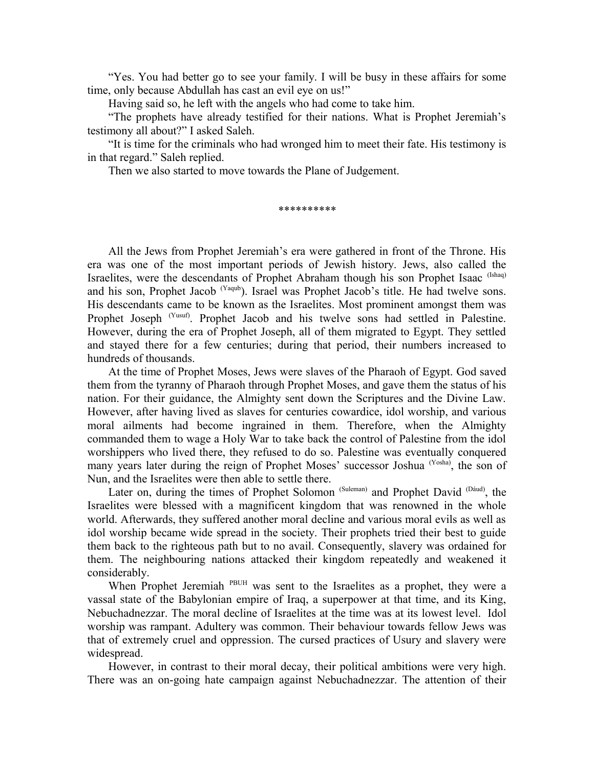"Yes. You had better go to see your family. I will be busy in these affairs for some time, only because Abdullah has cast an evil eye on us!"

Having said so, he left with the angels who had come to take him.

"The prophets have already testified for their nations. What is Prophet Jeremiah's testimony all about?" I asked Saleh.

"It is time for the criminals who had wronged him to meet their fate. His testimony is in that regard." Saleh replied.

Then we also started to move towards the Plane of Judgement.

**********

All the Jews from Prophet Jeremiah's era were gathered in front of the Throne. His era was one of the most important periods of Jewish history. Jews, also called the Israelites, were the descendants of Prophet Abraham though his son Prophet Isaac (Ishaq) and his son, Prophet Jacob (Yaqub)). Israel was Prophet Jacob's title. He had twelve sons. His descendants came to be known as the Israelites. Most prominent amongst them was Prophet Joseph (Yusuf). Prophet Jacob and his twelve sons had settled in Palestine. However, during the era of Prophet Joseph, all of them migrated to Egypt. They settled and stayed there for a few centuries; during that period, their numbers increased to hundreds of thousands.

At the time of Prophet Moses, Jews were slaves of the Pharaoh of Egypt. God saved them from the tyranny of Pharaoh through Prophet Moses, and gave them the status of his nation. For their guidance, the Almighty sent down the Scriptures and the Divine Law. However, after having lived as slaves for centuries cowardice, idol worship, and various moral ailments had become ingrained in them. Therefore, when the Almighty commanded them to wage a Holy War to take back the control of Palestine from the idol worshippers who lived there, they refused to do so. Palestine was eventually conquered many years later during the reign of Prophet Moses' successor Joshua (Yosha), the son of Nun, and the Israelites were then able to settle there.

Later on, during the times of Prophet Solomon (Suleman) and Prophet David (Dáud), the Israelites were blessed with a magnificent kingdom that was renowned in the whole world. Afterwards, they suffered another moral decline and various moral evils as well as idol worship became wide spread in the society. Their prophets tried their best to guide them back to the righteous path but to no avail. Consequently, slavery was ordained for them. The neighbouring nations attacked their kingdom repeatedly and weakened it considerably.

When Prophet Jeremiah PBUH was sent to the Israelites as a prophet, they were a vassal state of the Babylonian empire of Iraq, a superpower at that time, and its King, Nebuchadnezzar. The moral decline of Israelites at the time was at its lowest level. Idol worship was rampant. Adultery was common. Their behaviour towards fellow Jews was that of extremely cruel and oppression. The cursed practices of Usury and slavery were widespread.

However, in contrast to their moral decay, their political ambitions were very high. There was an on-going hate campaign against Nebuchadnezzar. The attention of their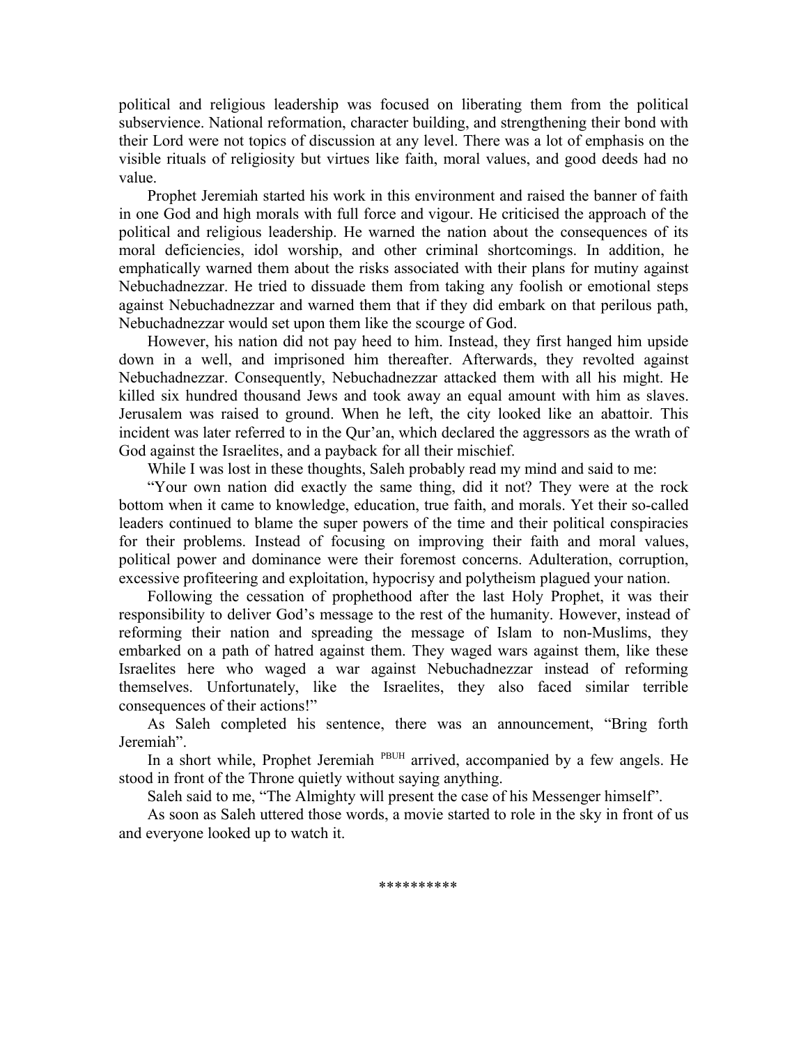political and religious leadership was focused on liberating them from the political subservience. National reformation, character building, and strengthening their bond with their Lord were not topics of discussion at any level. There was a lot of emphasis on the visible rituals of religiosity but virtues like faith, moral values, and good deeds had no value.

Prophet Jeremiah started his work in this environment and raised the banner of faith in one God and high morals with full force and vigour. He criticised the approach of the political and religious leadership. He warned the nation about the consequences of its moral deficiencies, idol worship, and other criminal shortcomings. In addition, he emphatically warned them about the risks associated with their plans for mutiny against Nebuchadnezzar. He tried to dissuade them from taking any foolish or emotional steps against Nebuchadnezzar and warned them that if they did embark on that perilous path, Nebuchadnezzar would set upon them like the scourge of God.

However, his nation did not pay heed to him. Instead, they first hanged him upside down in a well, and imprisoned him thereafter. Afterwards, they revolted against Nebuchadnezzar. Consequently, Nebuchadnezzar attacked them with all his might. He killed six hundred thousand Jews and took away an equal amount with him as slaves. Jerusalem was raised to ground. When he left, the city looked like an abattoir. This incident was later referred to in the Qur'an, which declared the aggressors as the wrath of God against the Israelites, and a payback for all their mischief.

While I was lost in these thoughts, Saleh probably read my mind and said to me:

"Your own nation did exactly the same thing, did it not? They were at the rock bottom when it came to knowledge, education, true faith, and morals. Yet their so-called leaders continued to blame the super powers of the time and their political conspiracies for their problems. Instead of focusing on improving their faith and moral values, political power and dominance were their foremost concerns. Adulteration, corruption, excessive profiteering and exploitation, hypocrisy and polytheism plagued your nation.

Following the cessation of prophethood after the last Holy Prophet, it was their responsibility to deliver God's message to the rest of the humanity. However, instead of reforming their nation and spreading the message of Islam to non-Muslims, they embarked on a path of hatred against them. They waged wars against them, like these Israelites here who waged a war against Nebuchadnezzar instead of reforming themselves. Unfortunately, like the Israelites, they also faced similar terrible consequences of their actions!"

As Saleh completed his sentence, there was an announcement, "Bring forth Jeremiah".

In a short while, Prophet Jeremiah PBUH arrived, accompanied by a few angels. He stood in front of the Throne quietly without saying anything.

Saleh said to me, "The Almighty will present the case of his Messenger himself".

As soon as Saleh uttered those words, a movie started to role in the sky in front of us and everyone looked up to watch it.

**********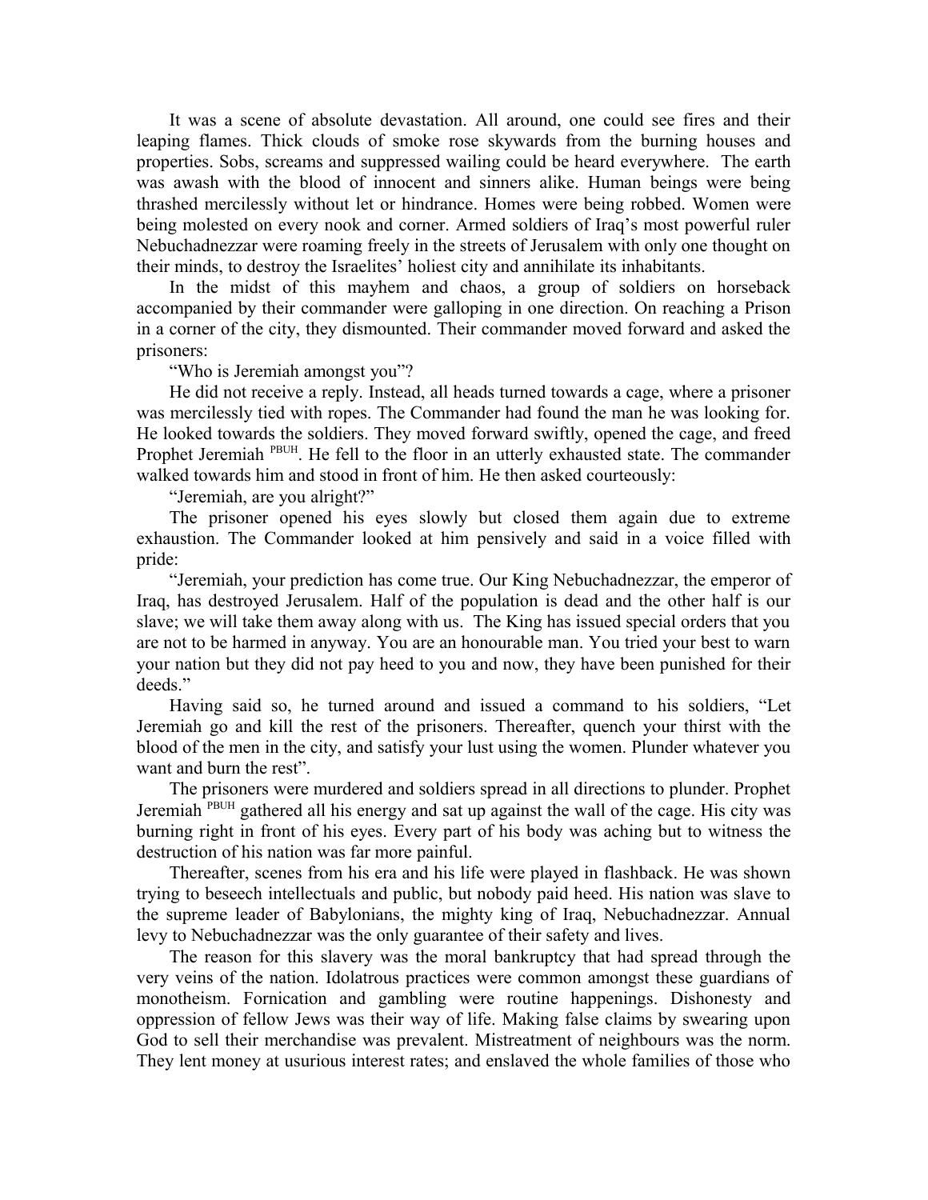It was a scene of absolute devastation. All around, one could see fires and their leaping flames. Thick clouds of smoke rose skywards from the burning houses and properties. Sobs, screams and suppressed wailing could be heard everywhere. The earth was awash with the blood of innocent and sinners alike. Human beings were being thrashed mercilessly without let or hindrance. Homes were being robbed. Women were being molested on every nook and corner. Armed soldiers of Iraq's most powerful ruler Nebuchadnezzar were roaming freely in the streets of Jerusalem with only one thought on their minds, to destroy the Israelites' holiest city and annihilate its inhabitants.

In the midst of this mayhem and chaos, a group of soldiers on horseback accompanied by their commander were galloping in one direction. On reaching a Prison in a corner of the city, they dismounted. Their commander moved forward and asked the prisoners:

"Who is Jeremiah amongst you"?

He did not receive a reply. Instead, all heads turned towards a cage, where a prisoner was mercilessly tied with ropes. The Commander had found the man he was looking for. He looked towards the soldiers. They moved forward swiftly, opened the cage, and freed Prophet Jeremiah [PBUH]. He fell to the floor in an utterly exhausted state. The commander walked towards him and stood in front of him. He then asked courteously:

"Jeremiah, are you alright?"

The prisoner opened his eyes slowly but closed them again due to extreme exhaustion. The Commander looked at him pensively and said in a voice filled with pride:

"Jeremiah, your prediction has come true. Our King Nebuchadnezzar, the emperor of Iraq, has destroyed Jerusalem. Half of the population is dead and the other half is our slave; we will take them away along with us. The King has issued special orders that you are not to be harmed in anyway. You are an honourable man. You tried your best to warn your nation but they did not pay heed to you and now, they have been punished for their deeds."

Having said so, he turned around and issued a command to his soldiers, "Let Jeremiah go and kill the rest of the prisoners. Thereafter, quench your thirst with the blood of the men in the city, and satisfy your lust using the women. Plunder whatever you want and burn the rest".

The prisoners were murdered and soldiers spread in all directions to plunder. Prophet Jeremiah [PBUH] gathered all his energy and sat up against the wall of the cage. His city was burning right in front of his eyes. Every part of his body was aching but to witness the destruction of his nation was far more painful.

Thereafter, scenes from his era and his life were played in flashback. He was shown trying to beseech intellectuals and public, but nobody paid heed. His nation was slave to the supreme leader of Babylonians, the mighty king of Iraq, Nebuchadnezzar. Annual levy to Nebuchadnezzar was the only guarantee of their safety and lives.

The reason for this slavery was the moral bankruptcy that had spread through the very veins of the nation. Idolatrous practices were common amongst these guardians of monotheism. Fornication and gambling were routine happenings. Dishonesty and oppression of fellow Jews was their way of life. Making false claims by swearing upon God to sell their merchandise was prevalent. Mistreatment of neighbours was the norm. They lent money at usurious interest rates; and enslaved the whole families of those who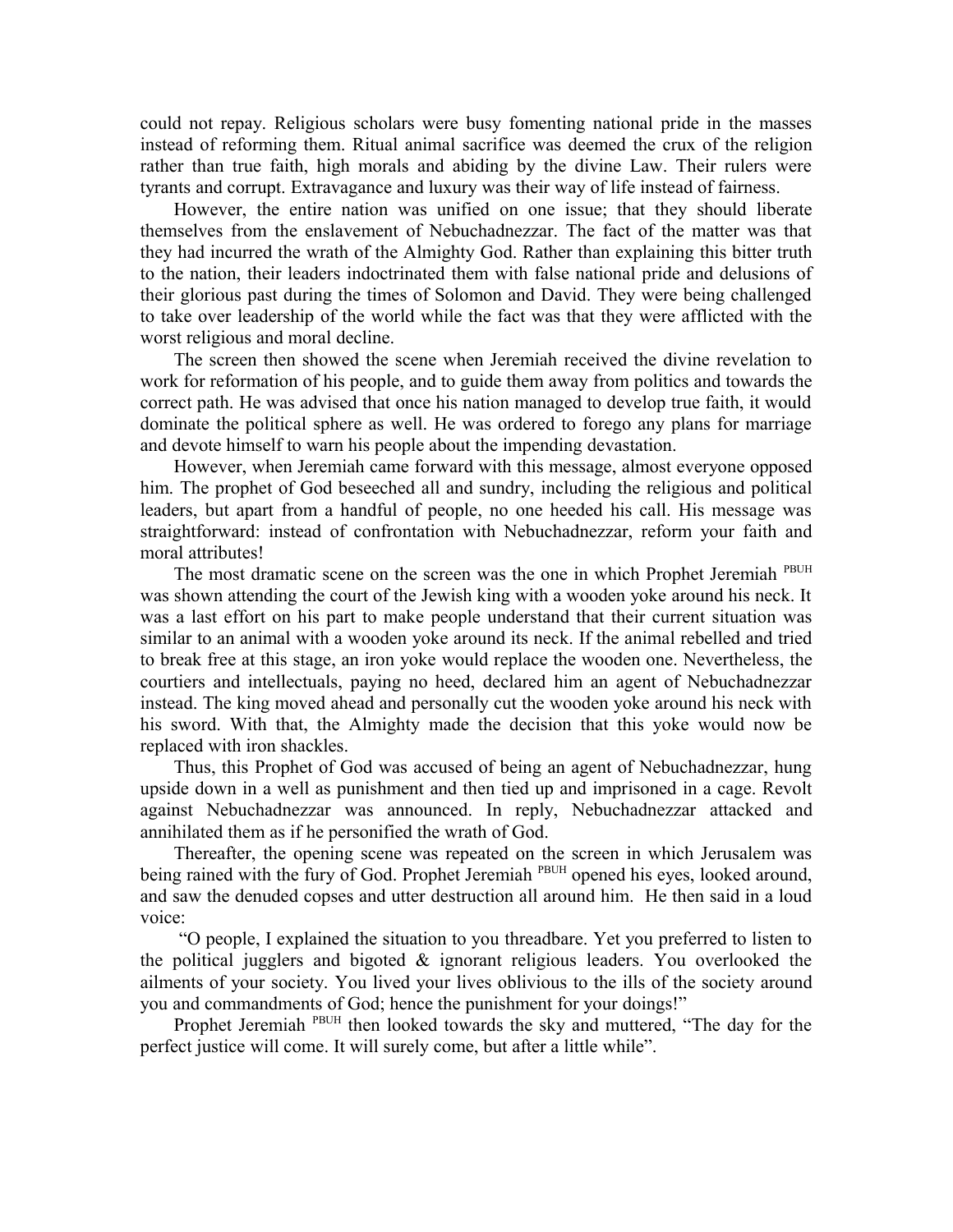could not repay. Religious scholars were busy fomenting national pride in the masses instead of reforming them. Ritual animal sacrifice was deemed the crux of the religion rather than true faith, high morals and abiding by the divine Law. Their rulers were tyrants and corrupt. Extravagance and luxury was their way of life instead of fairness.

However, the entire nation was unified on one issue; that they should liberate themselves from the enslavement of Nebuchadnezzar. The fact of the matter was that they had incurred the wrath of the Almighty God. Rather than explaining this bitter truth to the nation, their leaders indoctrinated them with false national pride and delusions of their glorious past during the times of Solomon and David. They were being challenged to take over leadership of the world while the fact was that they were afflicted with the worst religious and moral decline.

The screen then showed the scene when Jeremiah received the divine revelation to work for reformation of his people, and to guide them away from politics and towards the correct path. He was advised that once his nation managed to develop true faith, it would dominate the political sphere as well. He was ordered to forego any plans for marriage and devote himself to warn his people about the impending devastation.

However, when Jeremiah came forward with this message, almost everyone opposed him. The prophet of God beseeched all and sundry, including the religious and political leaders, but apart from a handful of people, no one heeded his call. His message was straightforward: instead of confrontation with Nebuchadnezzar, reform your faith and moral attributes!

The most dramatic scene on the screen was the one in which Prophet Jeremiah PBUH was shown attending the court of the Jewish king with a wooden yoke around his neck. It was a last effort on his part to make people understand that their current situation was similar to an animal with a wooden yoke around its neck. If the animal rebelled and tried to break free at this stage, an iron yoke would replace the wooden one. Nevertheless, the courtiers and intellectuals, paying no heed, declared him an agent of Nebuchadnezzar instead. The king moved ahead and personally cut the wooden yoke around his neck with his sword. With that, the Almighty made the decision that this yoke would now be replaced with iron shackles.

Thus, this Prophet of God was accused of being an agent of Nebuchadnezzar, hung upside down in a well as punishment and then tied up and imprisoned in a cage. Revolt against Nebuchadnezzar was announced. In reply, Nebuchadnezzar attacked and annihilated them as if he personified the wrath of God.

Thereafter, the opening scene was repeated on the screen in which Jerusalem was being rained with the fury of God. Prophet Jeremiah PBUH opened his eyes, looked around, and saw the denuded copses and utter destruction all around him. He then said in a loud voice:

"O people, I explained the situation to you threadbare. Yet you preferred to listen to the political jugglers and bigoted & ignorant religious leaders. You overlooked the ailments of your society. You lived your lives oblivious to the ills of the society around you and commandments of God; hence the punishment for your doings!"

Prophet Jeremiah PBUH then looked towards the sky and muttered, "The day for the perfect justice will come. It will surely come, but after a little while".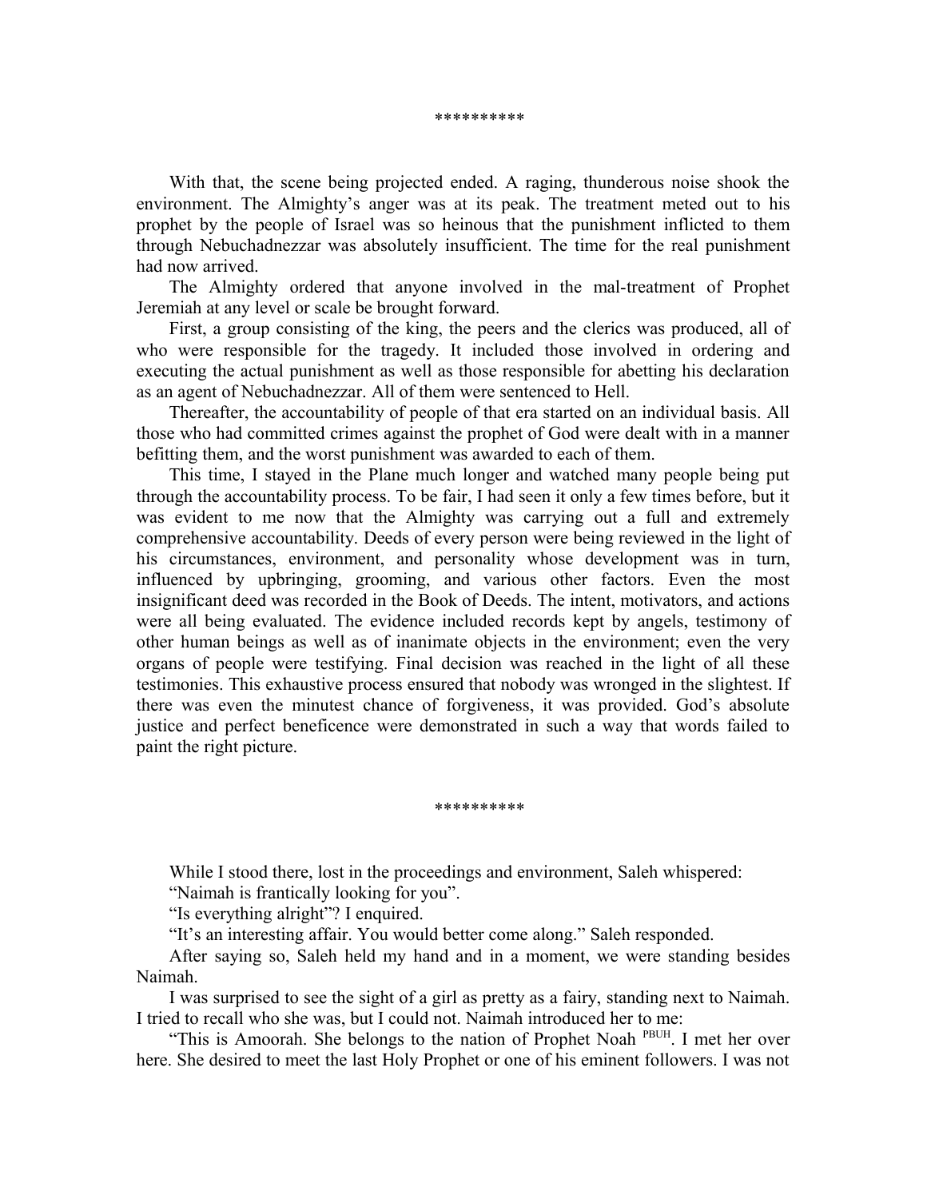\*\*\*\*\*\*\*\*\*\*

With that, the scene being projected ended. A raging, thunderous noise shook the environment. The Almighty's anger was at its peak. The treatment meted out to his prophet by the people of Israel was so heinous that the punishment inflicted to them through Nebuchadnezzar was absolutely insufficient. The time for the real punishment had now arrived.

The Almighty ordered that anyone involved in the mal-treatment of Prophet Jeremiah at any level or scale be brought forward.

First, a group consisting of the king, the peers and the clerics was produced, all of who were responsible for the tragedy. It included those involved in ordering and executing the actual punishment as well as those responsible for abetting his declaration as an agent of Nebuchadnezzar. All of them were sentenced to Hell.

Thereafter, the accountability of people of that era started on an individual basis. All those who had committed crimes against the prophet of God were dealt with in a manner befitting them, and the worst punishment was awarded to each of them.

This time, I stayed in the Plane much longer and watched many people being put through the accountability process. To be fair, I had seen it only a few times before, but it was evident to me now that the Almighty was carrying out a full and extremely comprehensive accountability. Deeds of every person were being reviewed in the light of his circumstances, environment, and personality whose development was in turn, influenced by upbringing, grooming, and various other factors. Even the most insignificant deed was recorded in the Book of Deeds. The intent, motivators, and actions were all being evaluated. The evidence included records kept by angels, testimony of other human beings as well as of inanimate objects in the environment; even the very organs of people were testifying. Final decision was reached in the light of all these testimonies. This exhaustive process ensured that nobody was wronged in the slightest. If there was even the minutest chance of forgiveness, it was provided. God's absolute justice and perfect beneficence were demonstrated in such a way that words failed to paint the right picture.

\*\*\*\*\*\*\*\*\*\*

While I stood there, lost in the proceedings and environment, Saleh whispered:

"Naimah is frantically looking for you".

"Is everything alright"? I enquired.

"It's an interesting affair. You would better come along." Saleh responded.

After saying so, Saleh held my hand and in a moment, we were standing besides Naimah.

I was surprised to see the sight of a girl as pretty as a fairy, standing next to Naimah. I tried to recall who she was, but I could not. Naimah introduced her to me:

"This is Amoorah. She belongs to the nation of Prophet Noah [PBUH]. I met her over here. She desired to meet the last Holy Prophet or one of his eminent followers. I was not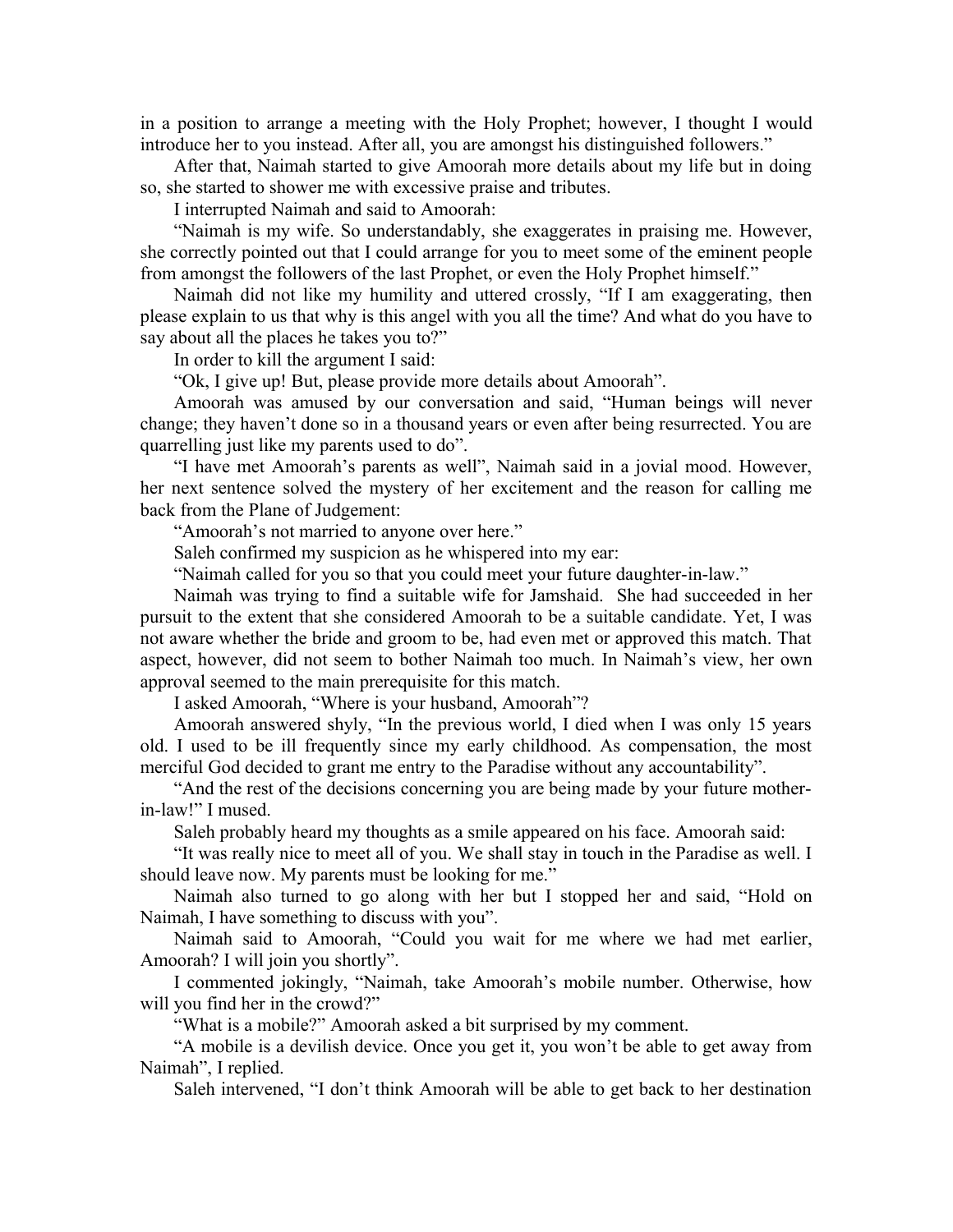in a position to arrange a meeting with the Holy Prophet; however, I thought I would introduce her to you instead. After all, you are amongst his distinguished followers."

After that, Naimah started to give Amoorah more details about my life but in doing so, she started to shower me with excessive praise and tributes.

I interrupted Naimah and said to Amoorah:

"Naimah is my wife. So understandably, she exaggerates in praising me. However, she correctly pointed out that I could arrange for you to meet some of the eminent people from amongst the followers of the last Prophet, or even the Holy Prophet himself."

Naimah did not like my humility and uttered crossly, "If I am exaggerating, then please explain to us that why is this angel with you all the time? And what do you have to say about all the places he takes you to?"

In order to kill the argument I said:

"Ok, I give up! But, please provide more details about Amoorah".

Amoorah was amused by our conversation and said, "Human beings will never change; they haven't done so in a thousand years or even after being resurrected. You are quarrelling just like my parents used to do".

"I have met Amoorah's parents as well", Naimah said in a jovial mood. However, her next sentence solved the mystery of her excitement and the reason for calling me back from the Plane of Judgement:

"Amoorah's not married to anyone over here."

Saleh confirmed my suspicion as he whispered into my ear:

"Naimah called for you so that you could meet your future daughter-in-law."

Naimah was trying to find a suitable wife for Jamshaid. She had succeeded in her pursuit to the extent that she considered Amoorah to be a suitable candidate. Yet, I was not aware whether the bride and groom to be, had even met or approved this match. That aspect, however, did not seem to bother Naimah too much. In Naimah's view, her own approval seemed to the main prerequisite for this match.

I asked Amoorah, "Where is your husband, Amoorah"?

Amoorah answered shyly, "In the previous world, I died when I was only 15 years old. I used to be ill frequently since my early childhood. As compensation, the most merciful God decided to grant me entry to the Paradise without any accountability".

"And the rest of the decisions concerning you are being made by your future mother-in-law!" I mused.

Saleh probably heard my thoughts as a smile appeared on his face. Amoorah said:

"It was really nice to meet all of you. We shall stay in touch in the Paradise as well. I should leave now. My parents must be looking for me."

Naimah also turned to go along with her but I stopped her and said, "Hold on Naimah, I have something to discuss with you".

Naimah said to Amoorah, "Could you wait for me where we had met earlier, Amoorah? I will join you shortly".

I commented jokingly, "Naimah, take Amoorah's mobile number. Otherwise, how will you find her in the crowd?"

"What is a mobile?" Amoorah asked a bit surprised by my comment.

"A mobile is a devilish device. Once you get it, you won't be able to get away from Naimah", I replied.

Saleh intervened, "I don't think Amoorah will be able to get back to her destination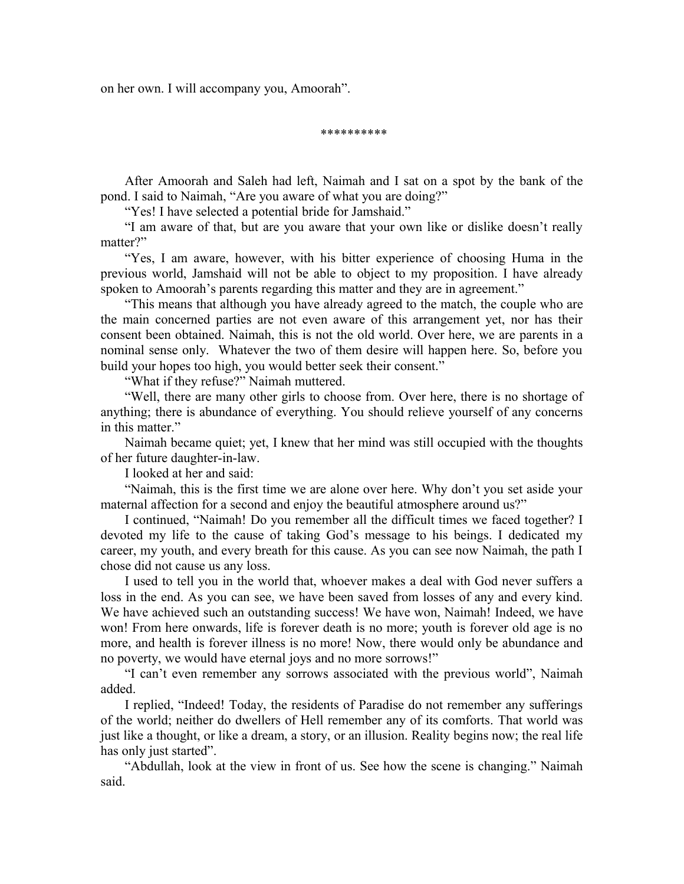on her own. I will accompany you, Amoorah".

**********

After Amoorah and Saleh had left, Naimah and I sat on a spot by the bank of the pond. I said to Naimah, "Are you aware of what you are doing?"

"Yes! I have selected a potential bride for Jamshaid."

"I am aware of that, but are you aware that your own like or dislike doesn't really matter?"

"Yes, I am aware, however, with his bitter experience of choosing Huma in the previous world, Jamshaid will not be able to object to my proposition. I have already spoken to Amoorah's parents regarding this matter and they are in agreement."

"This means that although you have already agreed to the match, the couple who are the main concerned parties are not even aware of this arrangement yet, nor has their consent been obtained. Naimah, this is not the old world. Over here, we are parents in a nominal sense only. Whatever the two of them desire will happen here. So, before you build your hopes too high, you would better seek their consent."

"What if they refuse?" Naimah muttered.

"Well, there are many other girls to choose from. Over here, there is no shortage of anything; there is abundance of everything. You should relieve yourself of any concerns in this matter."

Naimah became quiet; yet, I knew that her mind was still occupied with the thoughts of her future daughter-in-law.

I looked at her and said:

"Naimah, this is the first time we are alone over here. Why don't you set aside your maternal affection for a second and enjoy the beautiful atmosphere around us?"

I continued, "Naimah! Do you remember all the difficult times we faced together? I devoted my life to the cause of taking God's message to his beings. I dedicated my career, my youth, and every breath for this cause. As you can see now Naimah, the path I chose did not cause us any loss.

I used to tell you in the world that, whoever makes a deal with God never suffers a loss in the end. As you can see, we have been saved from losses of any and every kind. We have achieved such an outstanding success! We have won, Naimah! Indeed, we have won! From here onwards, life is forever death is no more; youth is forever old age is no more, and health is forever illness is no more! Now, there would only be abundance and no poverty, we would have eternal joys and no more sorrows!"

"I can't even remember any sorrows associated with the previous world", Naimah added.

I replied, "Indeed! Today, the residents of Paradise do not remember any sufferings of the world; neither do dwellers of Hell remember any of its comforts. That world was just like a thought, or like a dream, a story, or an illusion. Reality begins now; the real life has only just started".

"Abdullah, look at the view in front of us. See how the scene is changing." Naimah said.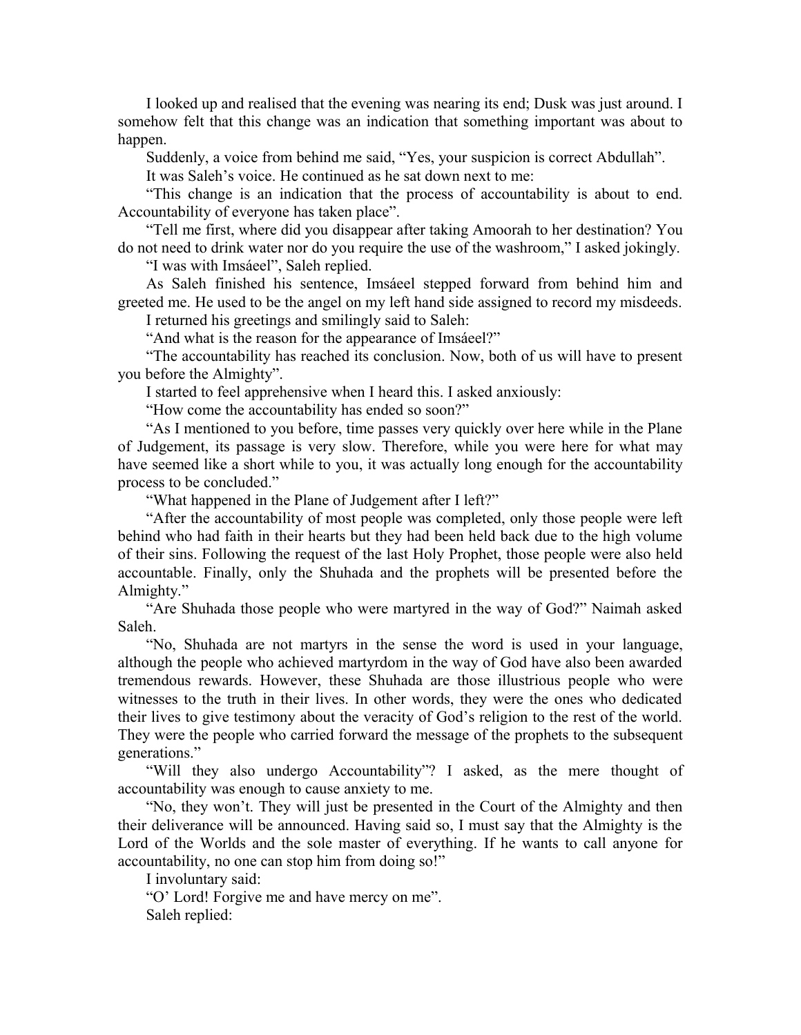I looked up and realised that the evening was nearing its end; Dusk was just around. I somehow felt that this change was an indication that something important was about to happen.

Suddenly, a voice from behind me said, “Yes, your suspicion is correct Abdullah”.

It was Saleh’s voice. He continued as he sat down next to me:

“This change is an indication that the process of accountability is about to end. Accountability of everyone has taken place”.

“Tell me first, where did you disappear after taking Amoorah to her destination? You do not need to drink water nor do you require the use of the washroom,” I asked jokingly.

“I was with Imsáeel”, Saleh replied.

As Saleh finished his sentence, Imsáeel stepped forward from behind him and greeted me. He used to be the angel on my left hand side assigned to record my misdeeds.

I returned his greetings and smilingly said to Saleh:

“And what is the reason for the appearance of Imsáeel?”

“The accountability has reached its conclusion. Now, both of us will have to present you before the Almighty”.

I started to feel apprehensive when I heard this. I asked anxiously:

“How come the accountability has ended so soon?”

“As I mentioned to you before, time passes very quickly over here while in the Plane of Judgement, its passage is very slow. Therefore, while you were here for what may have seemed like a short while to you, it was actually long enough for the accountability process to be concluded.”

“What happened in the Plane of Judgement after I left?”

“After the accountability of most people was completed, only those people were left behind who had faith in their hearts but they had been held back due to the high volume of their sins. Following the request of the last Holy Prophet, those people were also held accountable. Finally, only the Shuhada and the prophets will be presented before the Almighty.”

“Are Shuhada those people who were martyred in the way of God?” Naimah asked Saleh.

“No, Shuhada are not martyrs in the sense the word is used in your language, although the people who achieved martyrdom in the way of God have also been awarded tremendous rewards. However, these Shuhada are those illustrious people who were witnesses to the truth in their lives. In other words, they were the ones who dedicated their lives to give testimony about the veracity of God’s religion to the rest of the world. They were the people who carried forward the message of the prophets to the subsequent generations.”

“Will they also undergo Accountability”? I asked, as the mere thought of accountability was enough to cause anxiety to me.

“No, they won’t. They will just be presented in the Court of the Almighty and then their deliverance will be announced. Having said so, I must say that the Almighty is the Lord of the Worlds and the sole master of everything. If he wants to call anyone for accountability, no one can stop him from doing so!”

I involuntary said:

“O’ Lord! Forgive me and have mercy on me”.

Saleh replied: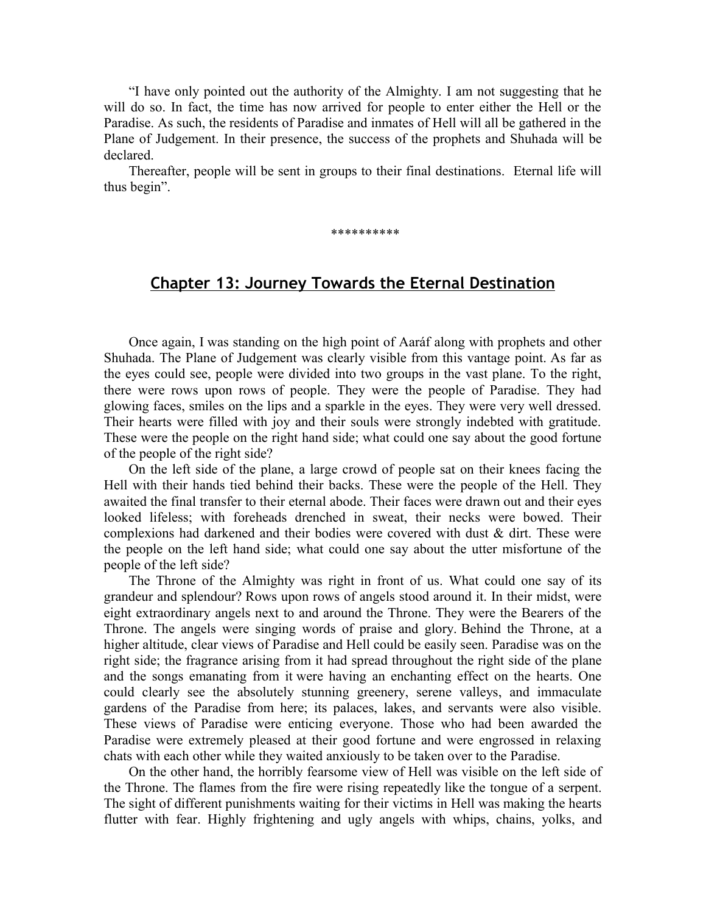"I have only pointed out the authority of the Almighty. I am not suggesting that he will do so. In fact, the time has now arrived for people to enter either the Hell or the Paradise. As such, the residents of Paradise and inmates of Hell will all be gathered in the Plane of Judgement. In their presence, the success of the prophets and Shuhada will be declared.

Thereafter, people will be sent in groups to their final destinations. Eternal life will thus begin".

**********

## Chapter 13: Journey Towards the Eternal Destination

Once again, I was standing on the high point of Aaráf along with prophets and other Shuhada. The Plane of Judgement was clearly visible from this vantage point. As far as the eyes could see, people were divided into two groups in the vast plane. To the right, there were rows upon rows of people. They were the people of Paradise. They had glowing faces, smiles on the lips and a sparkle in the eyes. They were very well dressed. Their hearts were filled with joy and their souls were strongly indebted with gratitude. These were the people on the right hand side; what could one say about the good fortune of the people of the right side?

On the left side of the plane, a large crowd of people sat on their knees facing the Hell with their hands tied behind their backs. These were the people of the Hell. They awaited the final transfer to their eternal abode. Their faces were drawn out and their eyes looked lifeless; with foreheads drenched in sweat, their necks were bowed. Their complexions had darkened and their bodies were covered with dust & dirt. These were the people on the left hand side; what could one say about the utter misfortune of the people of the left side?

The Throne of the Almighty was right in front of us. What could one say of its grandeur and splendour? Rows upon rows of angels stood around it. In their midst, were eight extraordinary angels next to and around the Throne. They were the Bearers of the Throne. The angels were singing words of praise and glory. Behind the Throne, at a higher altitude, clear views of Paradise and Hell could be easily seen. Paradise was on the right side; the fragrance arising from it had spread throughout the right side of the plane and the songs emanating from it were having an enchanting effect on the hearts. One could clearly see the absolutely stunning greenery, serene valleys, and immaculate gardens of the Paradise from here; its palaces, lakes, and servants were also visible. These views of Paradise were enticing everyone. Those who had been awarded the Paradise were extremely pleased at their good fortune and were engrossed in relaxing chats with each other while they waited anxiously to be taken over to the Paradise.

On the other hand, the horribly fearsome view of Hell was visible on the left side of the Throne. The flames from the fire were rising repeatedly like the tongue of a serpent. The sight of different punishments waiting for their victims in Hell was making the hearts flutter with fear. Highly frightening and ugly angels with whips, chains, yolks, and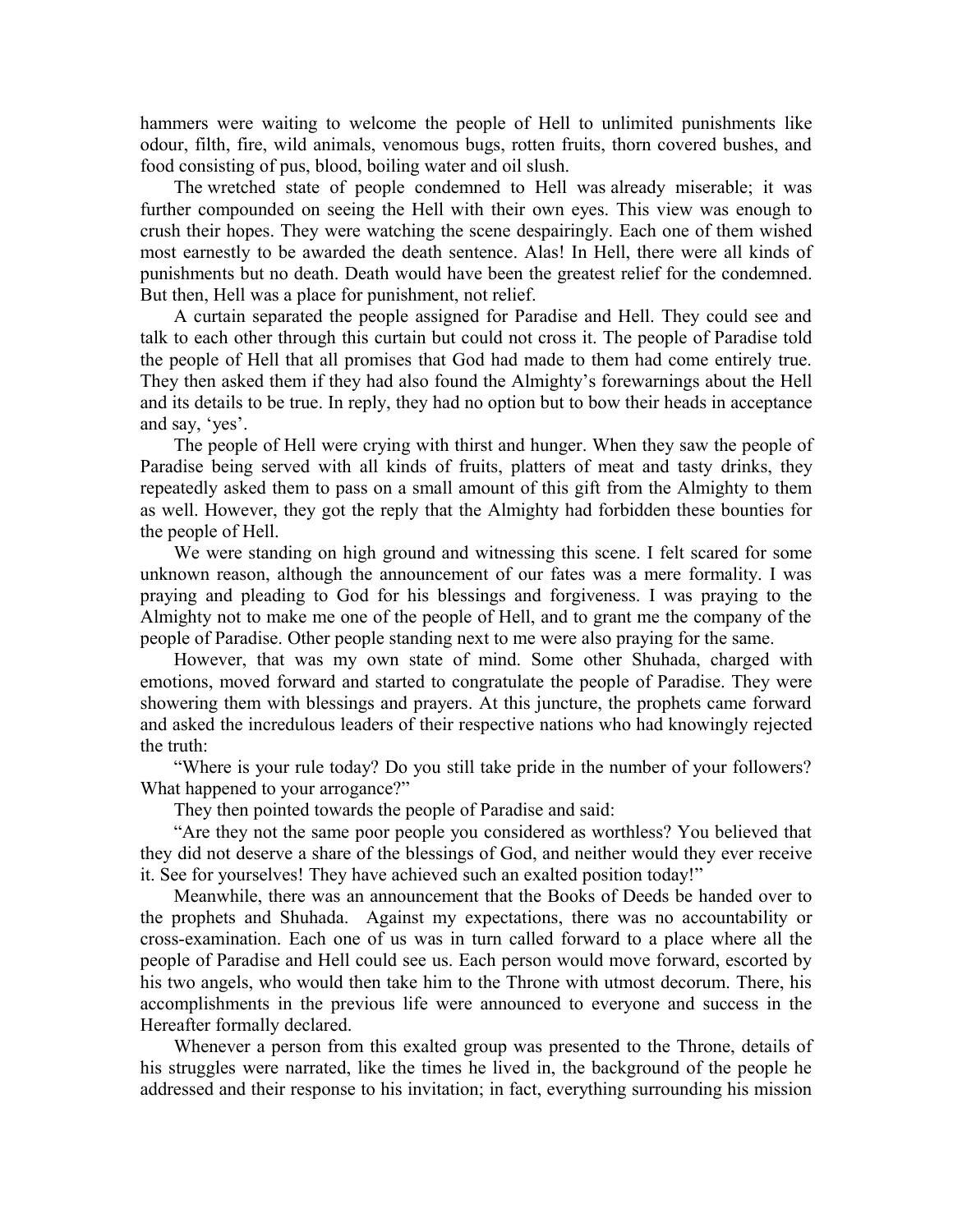hammers were waiting to welcome the people of Hell to unlimited punishments like odour, filth, fire, wild animals, venomous bugs, rotten fruits, thorn covered bushes, and food consisting of pus, blood, boiling water and oil slush.

The wretched state of people condemned to Hell was already miserable; it was further compounded on seeing the Hell with their own eyes. This view was enough to crush their hopes. They were watching the scene despairingly. Each one of them wished most earnestly to be awarded the death sentence. Alas! In Hell, there were all kinds of punishments but no death. Death would have been the greatest relief for the condemned. But then, Hell was a place for punishment, not relief.

A curtain separated the people assigned for Paradise and Hell. They could see and talk to each other through this curtain but could not cross it. The people of Paradise told the people of Hell that all promises that God had made to them had come entirely true. They then asked them if they had also found the Almighty's forewarnings about the Hell and its details to be true. In reply, they had no option but to bow their heads in acceptance and say, 'yes'.

The people of Hell were crying with thirst and hunger. When they saw the people of Paradise being served with all kinds of fruits, platters of meat and tasty drinks, they repeatedly asked them to pass on a small amount of this gift from the Almighty to them as well. However, they got the reply that the Almighty had forbidden these bounties for the people of Hell.

We were standing on high ground and witnessing this scene. I felt scared for some unknown reason, although the announcement of our fates was a mere formality. I was praying and pleading to God for his blessings and forgiveness. I was praying to the Almighty not to make me one of the people of Hell, and to grant me the company of the people of Paradise. Other people standing next to me were also praying for the same.

However, that was my own state of mind. Some other Shuhada, charged with emotions, moved forward and started to congratulate the people of Paradise. They were showering them with blessings and prayers. At this juncture, the prophets came forward and asked the incredulous leaders of their respective nations who had knowingly rejected the truth:

"Where is your rule today? Do you still take pride in the number of your followers? What happened to your arrogance?"

They then pointed towards the people of Paradise and said:

"Are they not the same poor people you considered as worthless? You believed that they did not deserve a share of the blessings of God, and neither would they ever receive it. See for yourselves! They have achieved such an exalted position today!"

Meanwhile, there was an announcement that the Books of Deeds be handed over to the prophets and Shuhada. Against my expectations, there was no accountability or cross-examination. Each one of us was in turn called forward to a place where all the people of Paradise and Hell could see us. Each person would move forward, escorted by his two angels, who would then take him to the Throne with utmost decorum. There, his accomplishments in the previous life were announced to everyone and success in the Hereafter formally declared.

Whenever a person from this exalted group was presented to the Throne, details of his struggles were narrated, like the times he lived in, the background of the people he addressed and their response to his invitation; in fact, everything surrounding his mission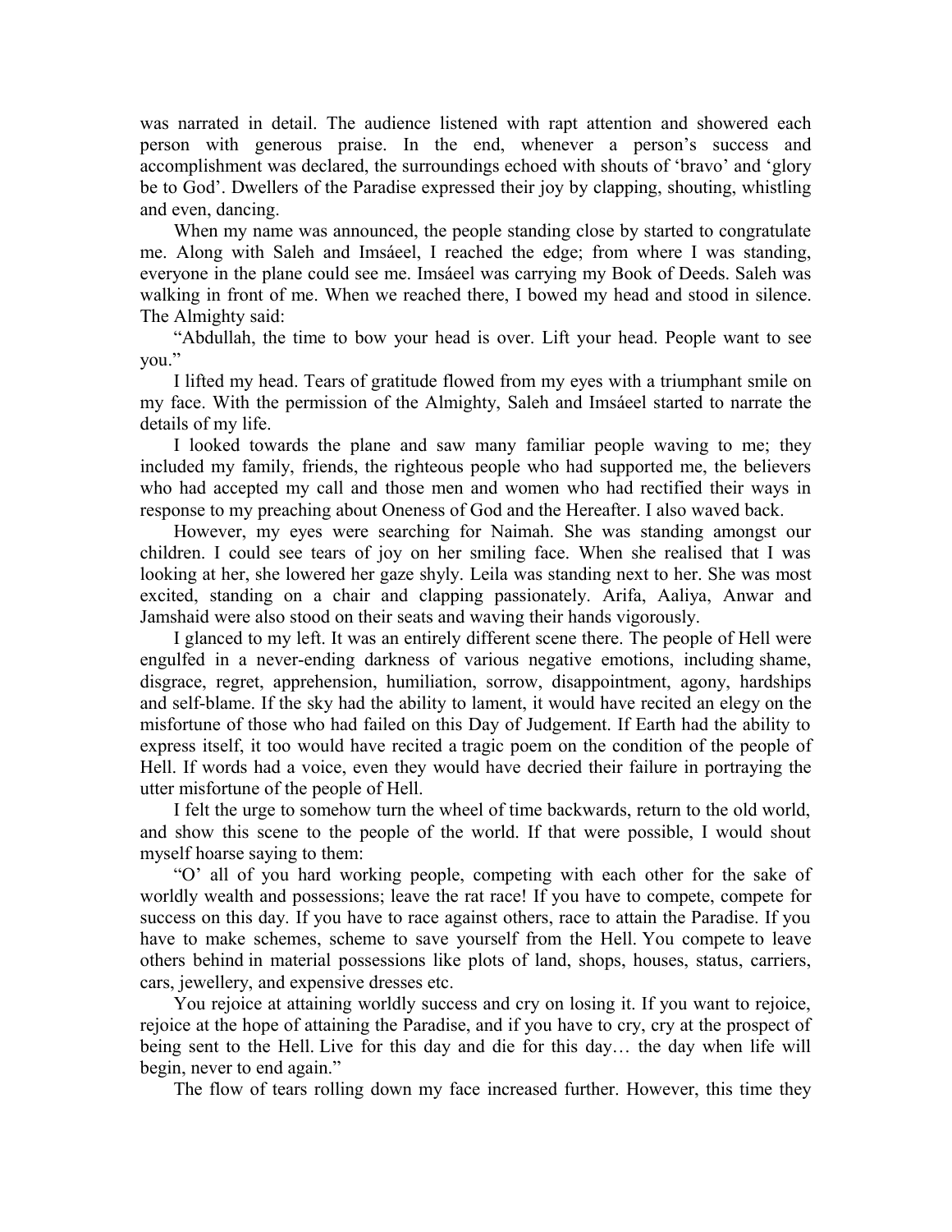was narrated in detail. The audience listened with rapt attention and showered each person with generous praise. In the end, whenever a person's success and accomplishment was declared, the surroundings echoed with shouts of 'bravo' and 'glory be to God'. Dwellers of the Paradise expressed their joy by clapping, shouting, whistling and even, dancing.

When my name was announced, the people standing close by started to congratulate me. Along with Saleh and Imsáeel, I reached the edge; from where I was standing, everyone in the plane could see me. Imsáeel was carrying my Book of Deeds. Saleh was walking in front of me. When we reached there, I bowed my head and stood in silence. The Almighty said:

"Abdullah, the time to bow your head is over. Lift your head. People want to see you."

I lifted my head. Tears of gratitude flowed from my eyes with a triumphant smile on my face. With the permission of the Almighty, Saleh and Imsáeel started to narrate the details of my life.

I looked towards the plane and saw many familiar people waving to me; they included my family, friends, the righteous people who had supported me, the believers who had accepted my call and those men and women who had rectified their ways in response to my preaching about Oneness of God and the Hereafter. I also waved back.

However, my eyes were searching for Naimah. She was standing amongst our children. I could see tears of joy on her smiling face. When she realised that I was looking at her, she lowered her gaze shyly. Leila was standing next to her. She was most excited, standing on a chair and clapping passionately. Arifa, Aaliya, Anwar and Jamshaid were also stood on their seats and waving their hands vigorously.

I glanced to my left. It was an entirely different scene there. The people of Hell were engulfed in a never-ending darkness of various negative emotions, including shame, disgrace, regret, apprehension, humiliation, sorrow, disappointment, agony, hardships and self-blame. If the sky had the ability to lament, it would have recited an elegy on the misfortune of those who had failed on this Day of Judgement. If Earth had the ability to express itself, it too would have recited a tragic poem on the condition of the people of Hell. If words had a voice, even they would have decried their failure in portraying the utter misfortune of the people of Hell.

I felt the urge to somehow turn the wheel of time backwards, return to the old world, and show this scene to the people of the world. If that were possible, I would shout myself hoarse saying to them:

"O' all of you hard working people, competing with each other for the sake of worldly wealth and possessions; leave the rat race! If you have to compete, compete for success on this day. If you have to race against others, race to attain the Paradise. If you have to make schemes, scheme to save yourself from the Hell. You compete to leave others behind in material possessions like plots of land, shops, houses, status, carriers, cars, jewellery, and expensive dresses etc.

You rejoice at attaining worldly success and cry on losing it. If you want to rejoice, rejoice at the hope of attaining the Paradise, and if you have to cry, cry at the prospect of being sent to the Hell. Live for this day and die for this day… the day when life will begin, never to end again."

The flow of tears rolling down my face increased further. However, this time they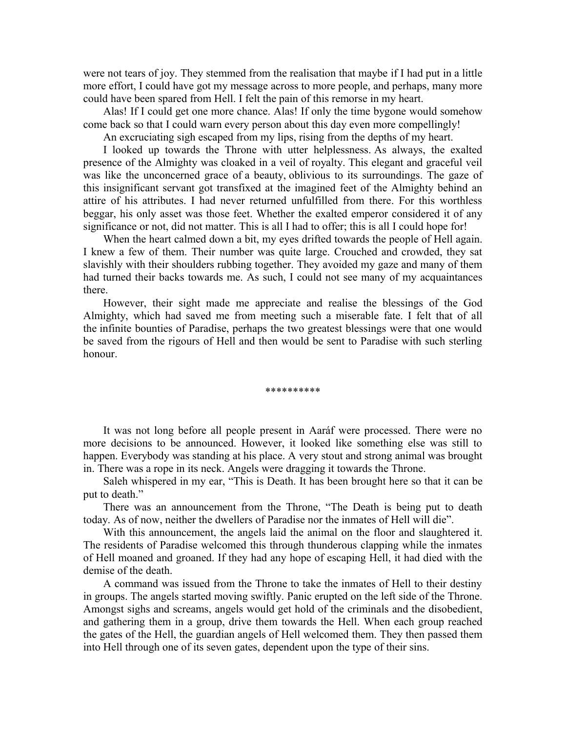were not tears of joy. They stemmed from the realisation that maybe if I had put in a little more effort, I could have got my message across to more people, and perhaps, many more could have been spared from Hell. I felt the pain of this remorse in my heart.

Alas! If I could get one more chance. Alas! If only the time bygone would somehow come back so that I could warn every person about this day even more compellingly!

An excruciating sigh escaped from my lips, rising from the depths of my heart.

I looked up towards the Throne with utter helplessness. As always, the exalted presence of the Almighty was cloaked in a veil of royalty. This elegant and graceful veil was like the unconcerned grace of a beauty, oblivious to its surroundings. The gaze of this insignificant servant got transfixed at the imagined feet of the Almighty behind an attire of his attributes. I had never returned unfulfilled from there. For this worthless beggar, his only asset was those feet. Whether the exalted emperor considered it of any significance or not, did not matter. This is all I had to offer; this is all I could hope for!

When the heart calmed down a bit, my eyes drifted towards the people of Hell again. I knew a few of them. Their number was quite large. Crouched and crowded, they sat slavishly with their shoulders rubbing together. They avoided my gaze and many of them had turned their backs towards me. As such, I could not see many of my acquaintances there.

However, their sight made me appreciate and realise the blessings of the God Almighty, which had saved me from meeting such a miserable fate. I felt that of all the infinite bounties of Paradise, perhaps the two greatest blessings were that one would be saved from the rigours of Hell and then would be sent to Paradise with such sterling honour.

**********

It was not long before all people present in Aaráf were processed. There were no more decisions to be announced. However, it looked like something else was still to happen. Everybody was standing at his place. A very stout and strong animal was brought in. There was a rope in its neck. Angels were dragging it towards the Throne.

Saleh whispered in my ear, "This is Death. It has been brought here so that it can be put to death."

There was an announcement from the Throne, "The Death is being put to death today. As of now, neither the dwellers of Paradise nor the inmates of Hell will die".

With this announcement, the angels laid the animal on the floor and slaughtered it. The residents of Paradise welcomed this through thunderous clapping while the inmates of Hell moaned and groaned. If they had any hope of escaping Hell, it had died with the demise of the death.

A command was issued from the Throne to take the inmates of Hell to their destiny in groups. The angels started moving swiftly. Panic erupted on the left side of the Throne. Amongst sighs and screams, angels would get hold of the criminals and the disobedient, and gathering them in a group, drive them towards the Hell. When each group reached the gates of the Hell, the guardian angels of Hell welcomed them. They then passed them into Hell through one of its seven gates, dependent upon the type of their sins.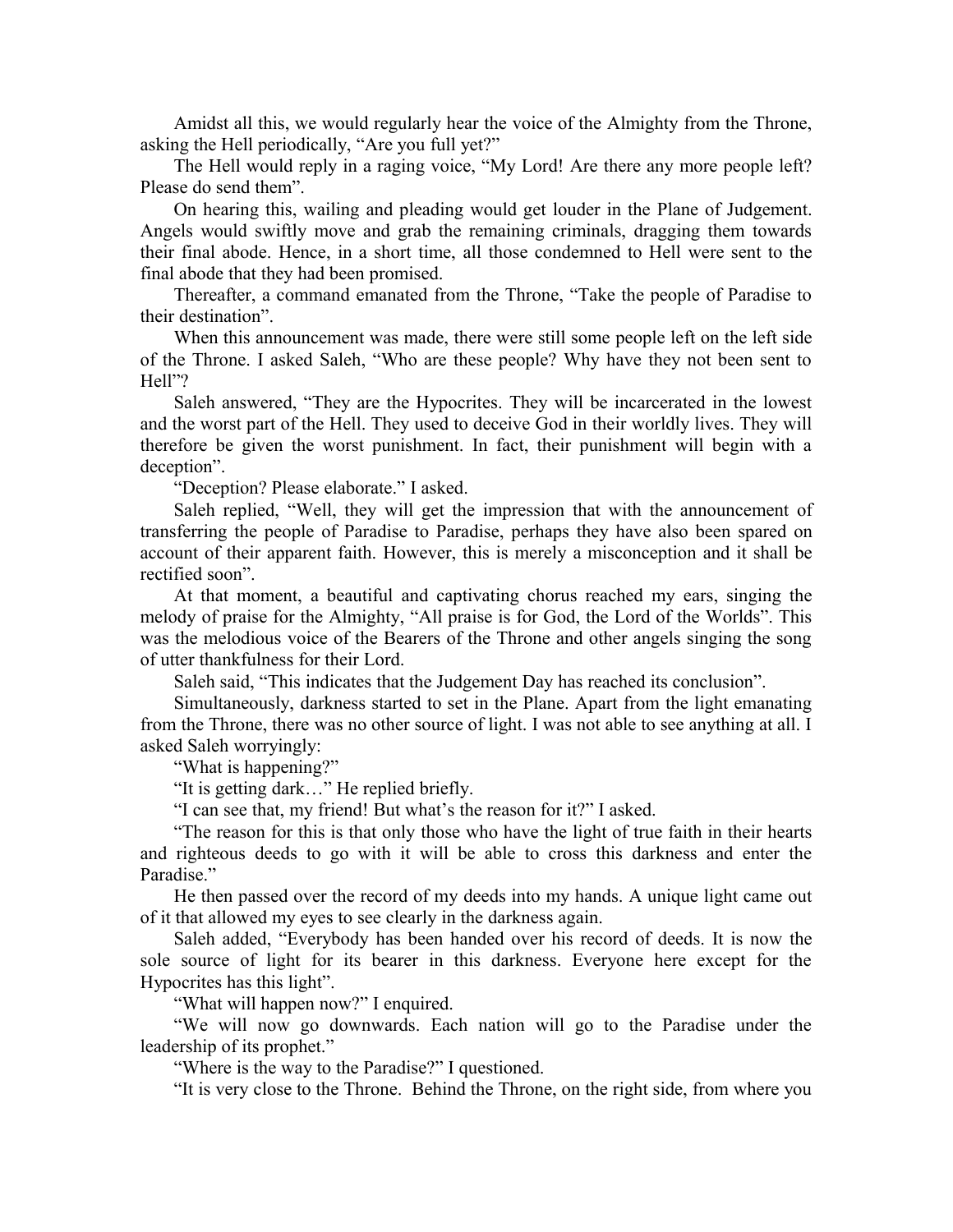Amidst all this, we would regularly hear the voice of the Almighty from the Throne, asking the Hell periodically, “Are you full yet?”

The Hell would reply in a raging voice, “My Lord! Are there any more people left? Please do send them”.

On hearing this, wailing and pleading would get louder in the Plane of Judgement. Angels would swiftly move and grab the remaining criminals, dragging them towards their final abode. Hence, in a short time, all those condemned to Hell were sent to the final abode that they had been promised.

Thereafter, a command emanated from the Throne, “Take the people of Paradise to their destination”.

When this announcement was made, there were still some people left on the left side of the Throne. I asked Saleh, “Who are these people? Why have they not been sent to Hell”?

Saleh answered, “They are the Hypocrites. They will be incarcerated in the lowest and the worst part of the Hell. They used to deceive God in their worldly lives. They will therefore be given the worst punishment. In fact, their punishment will begin with a deception”.

“Deception? Please elaborate.” I asked.

Saleh replied, “Well, they will get the impression that with the announcement of transferring the people of Paradise to Paradise, perhaps they have also been spared on account of their apparent faith. However, this is merely a misconception and it shall be rectified soon”.

At that moment, a beautiful and captivating chorus reached my ears, singing the melody of praise for the Almighty, “All praise is for God, the Lord of the Worlds”. This was the melodious voice of the Bearers of the Throne and other angels singing the song of utter thankfulness for their Lord.

Saleh said, “This indicates that the Judgement Day has reached its conclusion”.

Simultaneously, darkness started to set in the Plane. Apart from the light emanating from the Throne, there was no other source of light. I was not able to see anything at all. I asked Saleh worryingly:

“What is happening?”

“It is getting dark…” He replied briefly.

“I can see that, my friend! But what’s the reason for it?” I asked.

“The reason for this is that only those who have the light of true faith in their hearts and righteous deeds to go with it will be able to cross this darkness and enter the Paradise.”

He then passed over the record of my deeds into my hands. A unique light came out of it that allowed my eyes to see clearly in the darkness again.

Saleh added, “Everybody has been handed over his record of deeds. It is now the sole source of light for its bearer in this darkness. Everyone here except for the Hypocrites has this light”.

“What will happen now?” I enquired.

“We will now go downwards. Each nation will go to the Paradise under the leadership of its prophet.”

“Where is the way to the Paradise?” I questioned.

“It is very close to the Throne. Behind the Throne, on the right side, from where you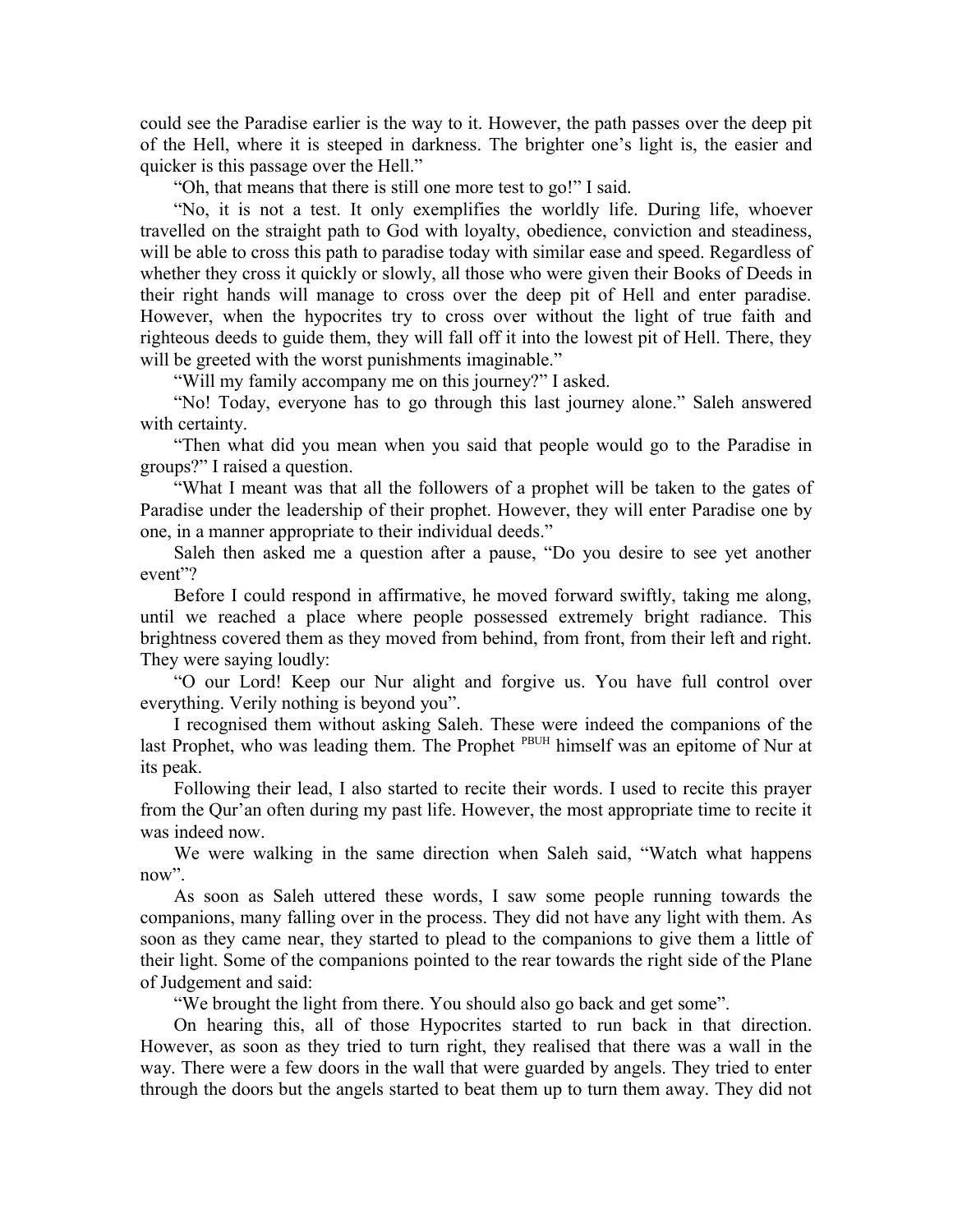could see the Paradise earlier is the way to it. However, the path passes over the deep pit of the Hell, where it is steeped in darkness. The brighter one's light is, the easier and quicker is this passage over the Hell."

"Oh, that means that there is still one more test to go!" I said.

"No, it is not a test. It only exemplifies the worldly life. During life, whoever travelled on the straight path to God with loyalty, obedience, conviction and steadiness, will be able to cross this path to paradise today with similar ease and speed. Regardless of whether they cross it quickly or slowly, all those who were given their Books of Deeds in their right hands will manage to cross over the deep pit of Hell and enter paradise. However, when the hypocrites try to cross over without the light of true faith and righteous deeds to guide them, they will fall off it into the lowest pit of Hell. There, they will be greeted with the worst punishments imaginable."

"Will my family accompany me on this journey?" I asked.

"No! Today, everyone has to go through this last journey alone." Saleh answered with certainty.

"Then what did you mean when you said that people would go to the Paradise in groups?" I raised a question.

"What I meant was that all the followers of a prophet will be taken to the gates of Paradise under the leadership of their prophet. However, they will enter Paradise one by one, in a manner appropriate to their individual deeds."

Saleh then asked me a question after a pause, "Do you desire to see yet another event"?

Before I could respond in affirmative, he moved forward swiftly, taking me along, until we reached a place where people possessed extremely bright radiance. This brightness covered them as they moved from behind, from front, from their left and right. They were saying loudly:

"O our Lord! Keep our Nur alight and forgive us. You have full control over everything. Verily nothing is beyond you".

I recognised them without asking Saleh. These were indeed the companions of the last Prophet, who was leading them. The Prophet PBUH himself was an epitome of Nur at its peak.

Following their lead, I also started to recite their words. I used to recite this prayer from the Qur'an often during my past life. However, the most appropriate time to recite it was indeed now.

We were walking in the same direction when Saleh said, "Watch what happens now".

As soon as Saleh uttered these words, I saw some people running towards the companions, many falling over in the process. They did not have any light with them. As soon as they came near, they started to plead to the companions to give them a little of their light. Some of the companions pointed to the rear towards the right side of the Plane of Judgement and said:

"We brought the light from there. You should also go back and get some".

On hearing this, all of those Hypocrites started to run back in that direction. However, as soon as they tried to turn right, they realised that there was a wall in the way. There were a few doors in the wall that were guarded by angels. They tried to enter through the doors but the angels started to beat them up to turn them away. They did not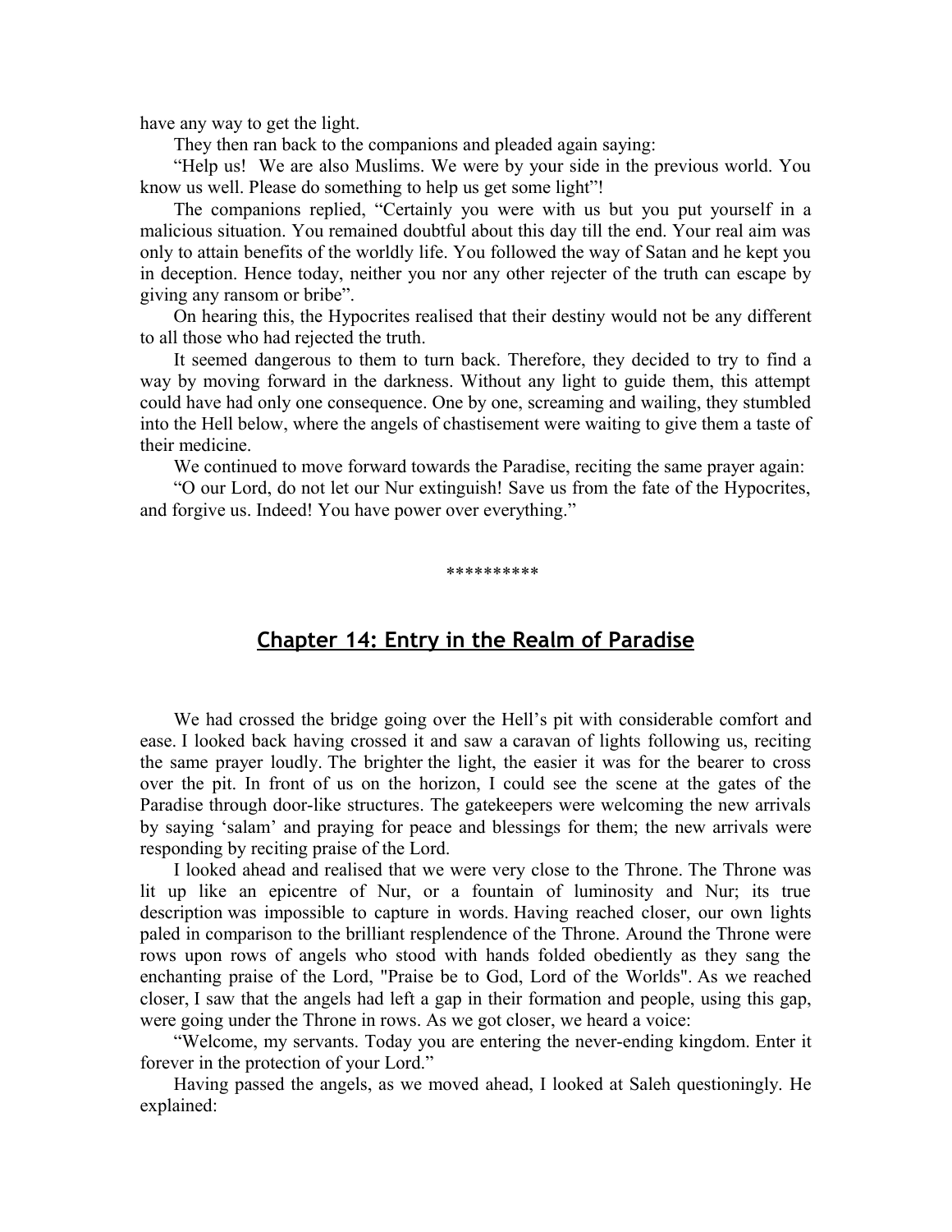have any way to get the light.

They then ran back to the companions and pleaded again saying:

“Help us! We are also Muslims. We were by your side in the previous world. You know us well. Please do something to help us get some light”!

The companions replied, “Certainly you were with us but you put yourself in a malicious situation. You remained doubtful about this day till the end. Your real aim was only to attain benefits of the worldly life. You followed the way of Satan and he kept you in deception. Hence today, neither you nor any other rejecter of the truth can escape by giving any ransom or bribe”.

On hearing this, the Hypocrites realised that their destiny would not be any different to all those who had rejected the truth.

It seemed dangerous to them to turn back. Therefore, they decided to try to find a way by moving forward in the darkness. Without any light to guide them, this attempt could have had only one consequence. One by one, screaming and wailing, they stumbled into the Hell below, where the angels of chastisement were waiting to give them a taste of their medicine.

We continued to move forward towards the Paradise, reciting the same prayer again:

“O our Lord, do not let our Nur extinguish! Save us from the fate of the Hypocrites, and forgive us. Indeed! You have power over everything.”

**********

## Chapter 14: Entry in the Realm of Paradise

We had crossed the bridge going over the Hell’s pit with considerable comfort and ease. I looked back having crossed it and saw a caravan of lights following us, reciting the same prayer loudly. The brighter the light, the easier it was for the bearer to cross over the pit. In front of us on the horizon, I could see the scene at the gates of the Paradise through door-like structures. The gatekeepers were welcoming the new arrivals by saying ‘salam’ and praying for peace and blessings for them; the new arrivals were responding by reciting praise of the Lord.

I looked ahead and realised that we were very close to the Throne. The Throne was lit up like an epicentre of Nur, or a fountain of luminosity and Nur; its true description was impossible to capture in words. Having reached closer, our own lights paled in comparison to the brilliant resplendence of the Throne. Around the Throne were rows upon rows of angels who stood with hands folded obediently as they sang the enchanting praise of the Lord, "Praise be to God, Lord of the Worlds". As we reached closer, I saw that the angels had left a gap in their formation and people, using this gap, were going under the Throne in rows. As we got closer, we heard a voice:

“Welcome, my servants. Today you are entering the never-ending kingdom. Enter it forever in the protection of your Lord.”

Having passed the angels, as we moved ahead, I looked at Saleh questioningly. He explained: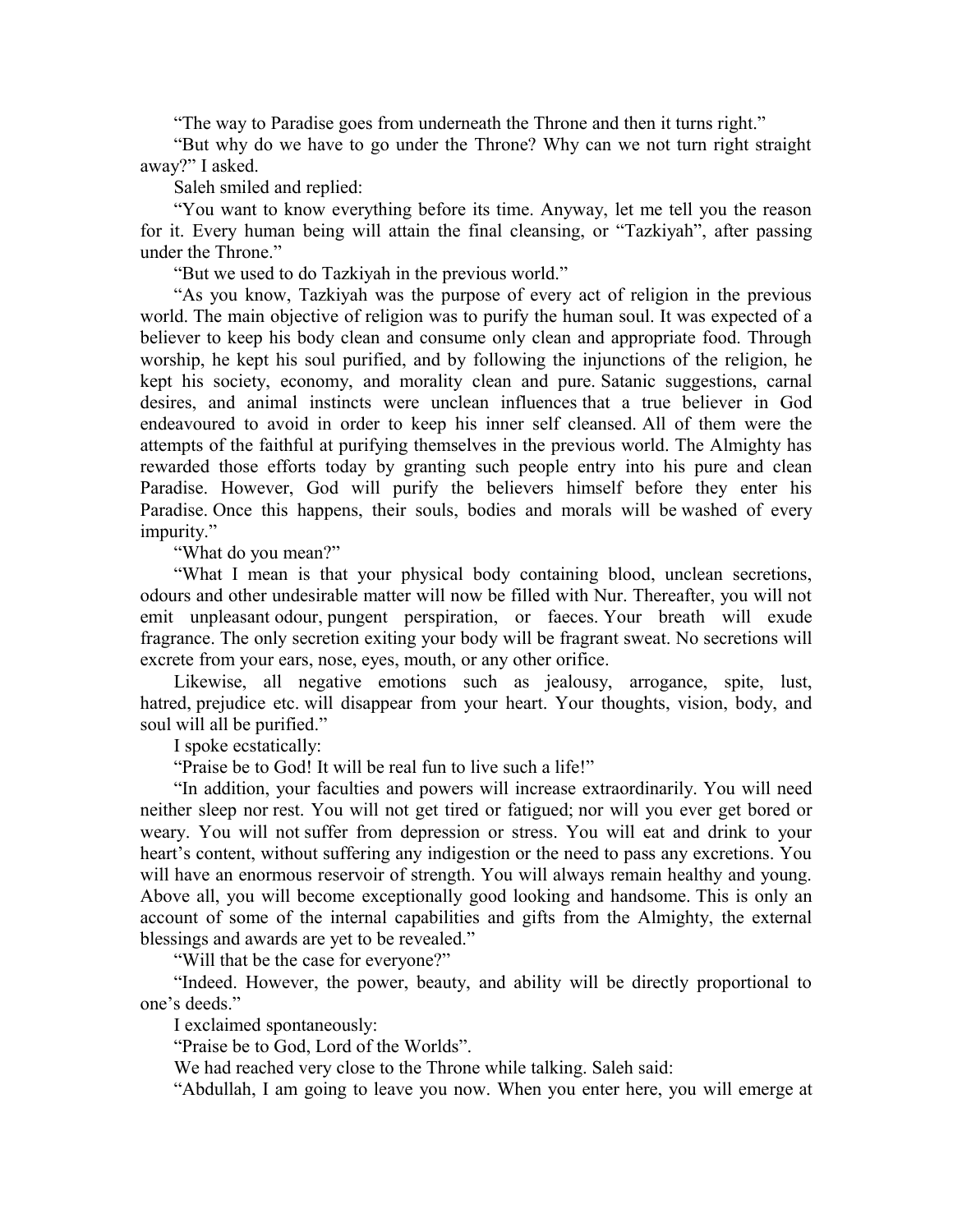"The way to Paradise goes from underneath the Throne and then it turns right."

"But why do we have to go under the Throne? Why can we not turn right straight away?" I asked.

Saleh smiled and replied:

"You want to know everything before its time. Anyway, let me tell you the reason for it. Every human being will attain the final cleansing, or "Tazkiyah", after passing under the Throne."

"But we used to do Tazkiyah in the previous world."

"As you know, Tazkiyah was the purpose of every act of religion in the previous world. The main objective of religion was to purify the human soul. It was expected of a believer to keep his body clean and consume only clean and appropriate food. Through worship, he kept his soul purified, and by following the injunctions of the religion, he kept his society, economy, and morality clean and pure. Satanic suggestions, carnal desires, and animal instincts were unclean influences that a true believer in God endeavoured to avoid in order to keep his inner self cleansed. All of them were the attempts of the faithful at purifying themselves in the previous world. The Almighty has rewarded those efforts today by granting such people entry into his pure and clean Paradise. However, God will purify the believers himself before they enter his Paradise. Once this happens, their souls, bodies and morals will be washed of every impurity."

"What do you mean?"

"What I mean is that your physical body containing blood, unclean secretions, odours and other undesirable matter will now be filled with Nur. Thereafter, you will not emit unpleasant odour, pungent perspiration, or faeces. Your breath will exude fragrance. The only secretion exiting your body will be fragrant sweat. No secretions will excrete from your ears, nose, eyes, mouth, or any other orifice.

Likewise, all negative emotions such as jealousy, arrogance, spite, lust, hatred, prejudice etc. will disappear from your heart. Your thoughts, vision, body, and soul will all be purified."

I spoke ecstatically:

"Praise be to God! It will be real fun to live such a life!"

"In addition, your faculties and powers will increase extraordinarily. You will need neither sleep nor rest. You will not get tired or fatigued; nor will you ever get bored or weary. You will not suffer from depression or stress. You will eat and drink to your heart's content, without suffering any indigestion or the need to pass any excretions. You will have an enormous reservoir of strength. You will always remain healthy and young. Above all, you will become exceptionally good looking and handsome. This is only an account of some of the internal capabilities and gifts from the Almighty, the external blessings and awards are yet to be revealed."

"Will that be the case for everyone?"

"Indeed. However, the power, beauty, and ability will be directly proportional to one's deeds."

I exclaimed spontaneously:

"Praise be to God, Lord of the Worlds".

We had reached very close to the Throne while talking. Saleh said:

"Abdullah, I am going to leave you now. When you enter here, you will emerge at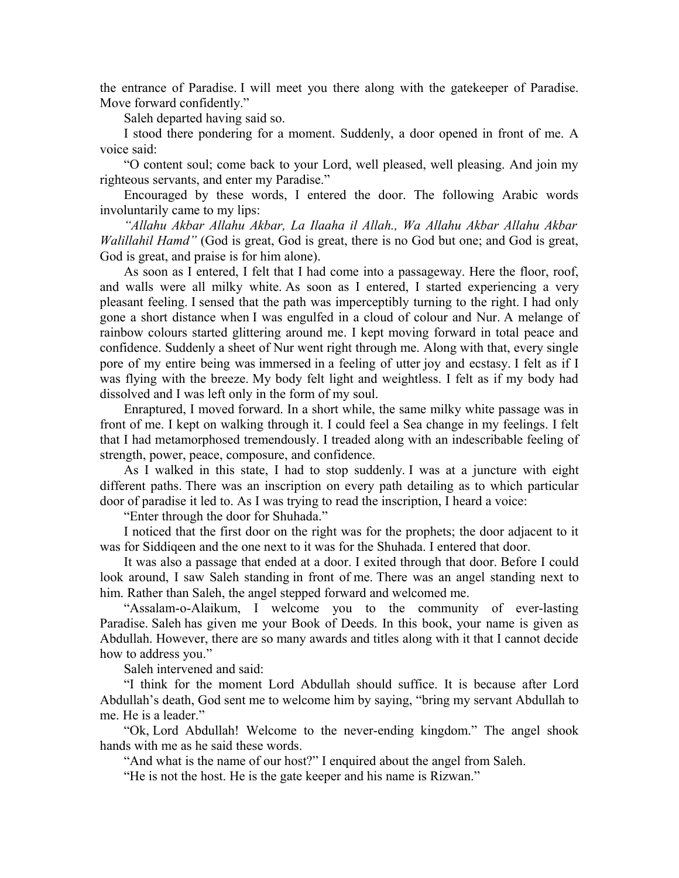the entrance of Paradise. I will meet you there along with the gatekeeper of Paradise. Move forward confidently."

Saleh departed having said so.

I stood there pondering for a moment. Suddenly, a door opened in front of me. A voice said:

"O content soul; come back to your Lord, well pleased, well pleasing. And join my righteous servants, and enter my Paradise."

Encouraged by these words, I entered the door. The following Arabic words involuntarily came to my lips:

*"Allahu Akbar Allahu Akbar, La Ilaaha il Allah., Wa Allahu Akbar Allahu Akbar Walillahil Hamd"* (God is great, God is great, there is no God but one; and God is great, God is great, and praise is for him alone).

As soon as I entered, I felt that I had come into a passageway. Here the floor, roof, and walls were all milky white. As soon as I entered, I started experiencing a very pleasant feeling. I sensed that the path was imperceptibly turning to the right. I had only gone a short distance when I was engulfed in a cloud of colour and Nur. A melange of rainbow colours started glittering around me. I kept moving forward in total peace and confidence. Suddenly a sheet of Nur went right through me. Along with that, every single pore of my entire being was immersed in a feeling of utter joy and ecstasy. I felt as if I was flying with the breeze. My body felt light and weightless. I felt as if my body had dissolved and I was left only in the form of my soul.

Enraptured, I moved forward. In a short while, the same milky white passage was in front of me. I kept on walking through it. I could feel a Sea change in my feelings. I felt that I had metamorphosed tremendously. I treaded along with an indescribable feeling of strength, power, peace, composure, and confidence.

As I walked in this state, I had to stop suddenly. I was at a juncture with eight different paths. There was an inscription on every path detailing as to which particular door of paradise it led to. As I was trying to read the inscription, I heard a voice:

"Enter through the door for Shuhada."

I noticed that the first door on the right was for the prophets; the door adjacent to it was for Siddiqeen and the one next to it was for the Shuhada. I entered that door.

It was also a passage that ended at a door. I exited through that door. Before I could look around, I saw Saleh standing in front of me. There was an angel standing next to him. Rather than Saleh, the angel stepped forward and welcomed me.

"Assalam-o-Alaikum, I welcome you to the community of ever-lasting Paradise. Saleh has given me your Book of Deeds. In this book, your name is given as Abdullah. However, there are so many awards and titles along with it that I cannot decide how to address you."

Saleh intervened and said:

"I think for the moment Lord Abdullah should suffice. It is because after Lord Abdullah's death, God sent me to welcome him by saying, "bring my servant Abdullah to me. He is a leader."

"Ok, Lord Abdullah! Welcome to the never-ending kingdom." The angel shook hands with me as he said these words.

"And what is the name of our host?" I enquired about the angel from Saleh.

"He is not the host. He is the gate keeper and his name is Rizwan."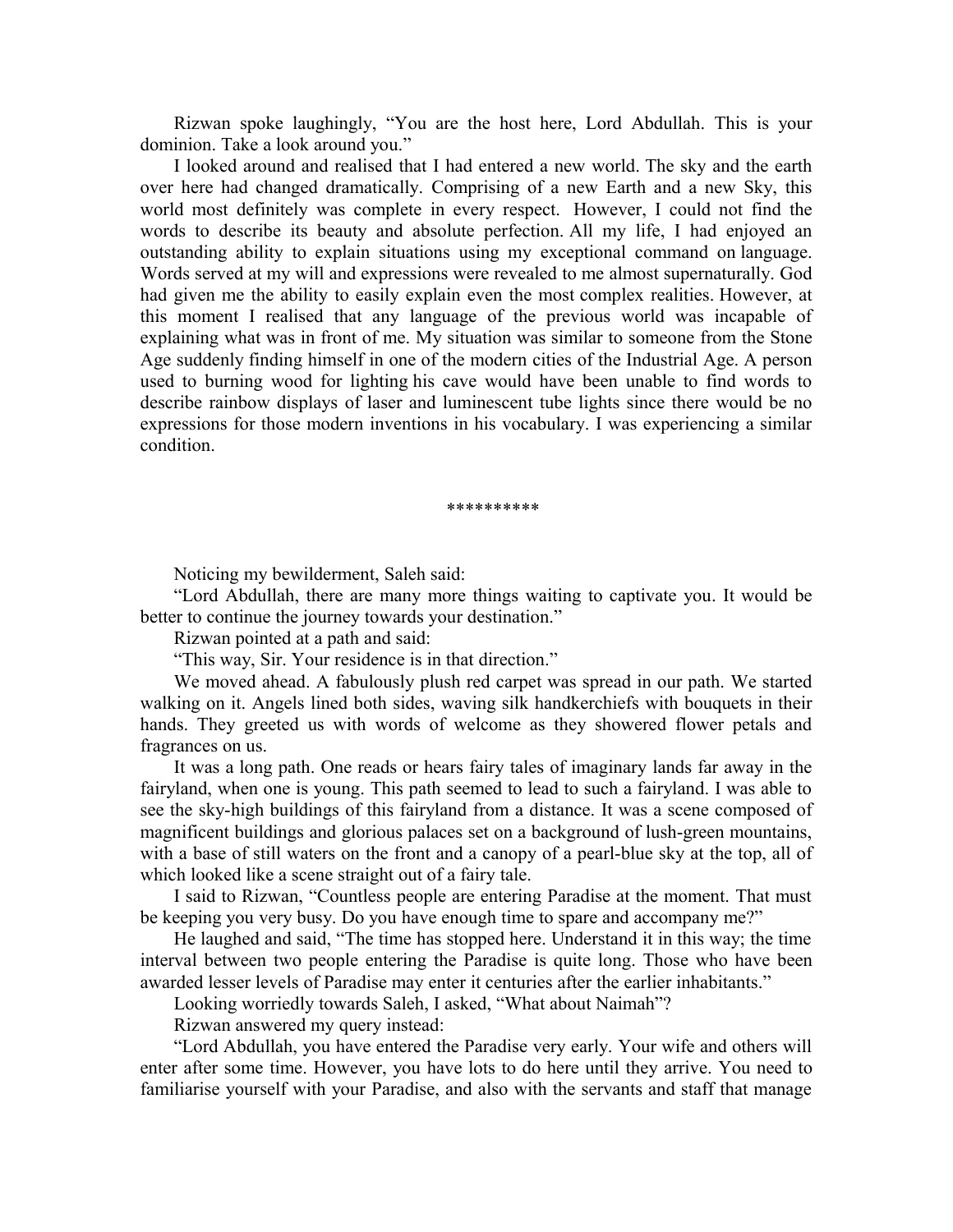Rizwan spoke laughingly, “You are the host here, Lord Abdullah. This is your dominion. Take a look around you.”

I looked around and realised that I had entered a new world. The sky and the earth over here had changed dramatically. Comprising of a new Earth and a new Sky, this world most definitely was complete in every respect. However, I could not find the words to describe its beauty and absolute perfection. All my life, I had enjoyed an outstanding ability to explain situations using my exceptional command on language. Words served at my will and expressions were revealed to me almost supernaturally. God had given me the ability to easily explain even the most complex realities. However, at this moment I realised that any language of the previous world was incapable of explaining what was in front of me. My situation was similar to someone from the Stone Age suddenly finding himself in one of the modern cities of the Industrial Age. A person used to burning wood for lighting his cave would have been unable to find words to describe rainbow displays of laser and luminescent tube lights since there would be no expressions for those modern inventions in his vocabulary. I was experiencing a similar condition.

**********

Noticing my bewilderment, Saleh said:

“Lord Abdullah, there are many more things waiting to captivate you. It would be better to continue the journey towards your destination.”

Rizwan pointed at a path and said:

“This way, Sir. Your residence is in that direction.”

We moved ahead. A fabulously plush red carpet was spread in our path. We started walking on it. Angels lined both sides, waving silk handkerchiefs with bouquets in their hands. They greeted us with words of welcome as they showered flower petals and fragrances on us.

It was a long path. One reads or hears fairy tales of imaginary lands far away in the fairyland, when one is young. This path seemed to lead to such a fairyland. I was able to see the sky-high buildings of this fairyland from a distance. It was a scene composed of magnificent buildings and glorious palaces set on a background of lush-green mountains, with a base of still waters on the front and a canopy of a pearl-blue sky at the top, all of which looked like a scene straight out of a fairy tale.

I said to Rizwan, “Countless people are entering Paradise at the moment. That must be keeping you very busy. Do you have enough time to spare and accompany me?”

He laughed and said, “The time has stopped here. Understand it in this way; the time interval between two people entering the Paradise is quite long. Those who have been awarded lesser levels of Paradise may enter it centuries after the earlier inhabitants.”

Looking worriedly towards Saleh, I asked, “What about Naimah”?

Rizwan answered my query instead:

“Lord Abdullah, you have entered the Paradise very early. Your wife and others will enter after some time. However, you have lots to do here until they arrive. You need to familiarise yourself with your Paradise, and also with the servants and staff that manage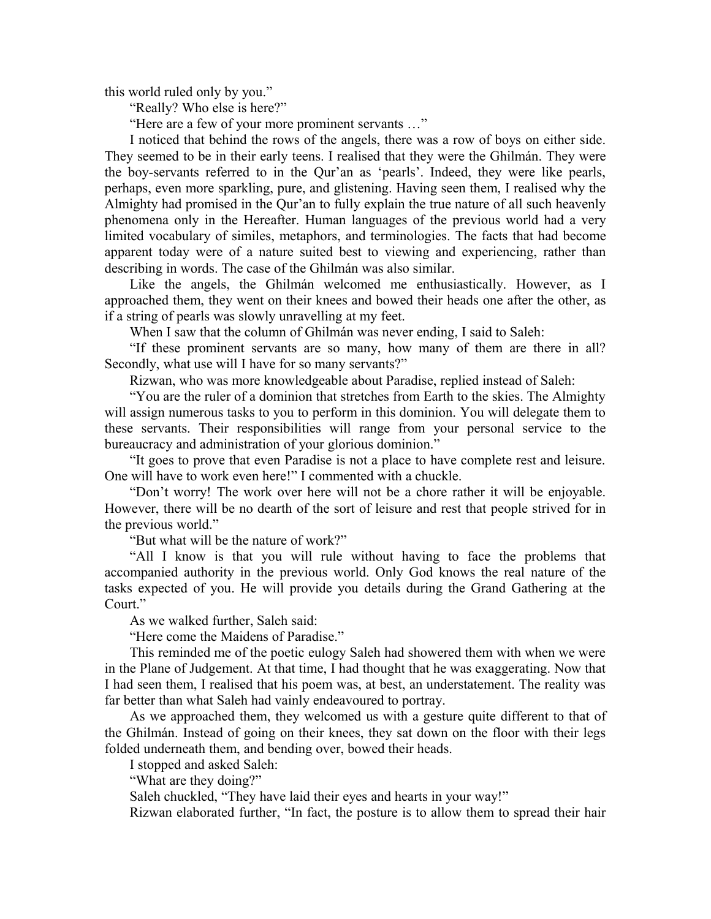this world ruled only by you."

"Really? Who else is here?"

"Here are a few of your more prominent servants …"

I noticed that behind the rows of the angels, there was a row of boys on either side. They seemed to be in their early teens. I realised that they were the Ghilmán. They were the boy-servants referred to in the Qur'an as 'pearls'. Indeed, they were like pearls, perhaps, even more sparkling, pure, and glistening. Having seen them, I realised why the Almighty had promised in the Qur'an to fully explain the true nature of all such heavenly phenomena only in the Hereafter. Human languages of the previous world had a very limited vocabulary of similes, metaphors, and terminologies. The facts that had become apparent today were of a nature suited best to viewing and experiencing, rather than describing in words. The case of the Ghilmán was also similar.

Like the angels, the Ghilmán welcomed me enthusiastically. However, as I approached them, they went on their knees and bowed their heads one after the other, as if a string of pearls was slowly unravelling at my feet.

When I saw that the column of Ghilmán was never ending, I said to Saleh:

"If these prominent servants are so many, how many of them are there in all? Secondly, what use will I have for so many servants?"

Rizwan, who was more knowledgeable about Paradise, replied instead of Saleh:

"You are the ruler of a dominion that stretches from Earth to the skies. The Almighty will assign numerous tasks to you to perform in this dominion. You will delegate them to these servants. Their responsibilities will range from your personal service to the bureaucracy and administration of your glorious dominion."

"It goes to prove that even Paradise is not a place to have complete rest and leisure. One will have to work even here!" I commented with a chuckle.

"Don't worry! The work over here will not be a chore rather it will be enjoyable. However, there will be no dearth of the sort of leisure and rest that people strived for in the previous world."

"But what will be the nature of work?"

"All I know is that you will rule without having to face the problems that accompanied authority in the previous world. Only God knows the real nature of the tasks expected of you. He will provide you details during the Grand Gathering at the Court."

As we walked further, Saleh said:

"Here come the Maidens of Paradise."

This reminded me of the poetic eulogy Saleh had showered them with when we were in the Plane of Judgement. At that time, I had thought that he was exaggerating. Now that I had seen them, I realised that his poem was, at best, an understatement. The reality was far better than what Saleh had vainly endeavoured to portray.

As we approached them, they welcomed us with a gesture quite different to that of the Ghilmán. Instead of going on their knees, they sat down on the floor with their legs folded underneath them, and bending over, bowed their heads.

I stopped and asked Saleh:

"What are they doing?"

Saleh chuckled, "They have laid their eyes and hearts in your way!"

Rizwan elaborated further, "In fact, the posture is to allow them to spread their hair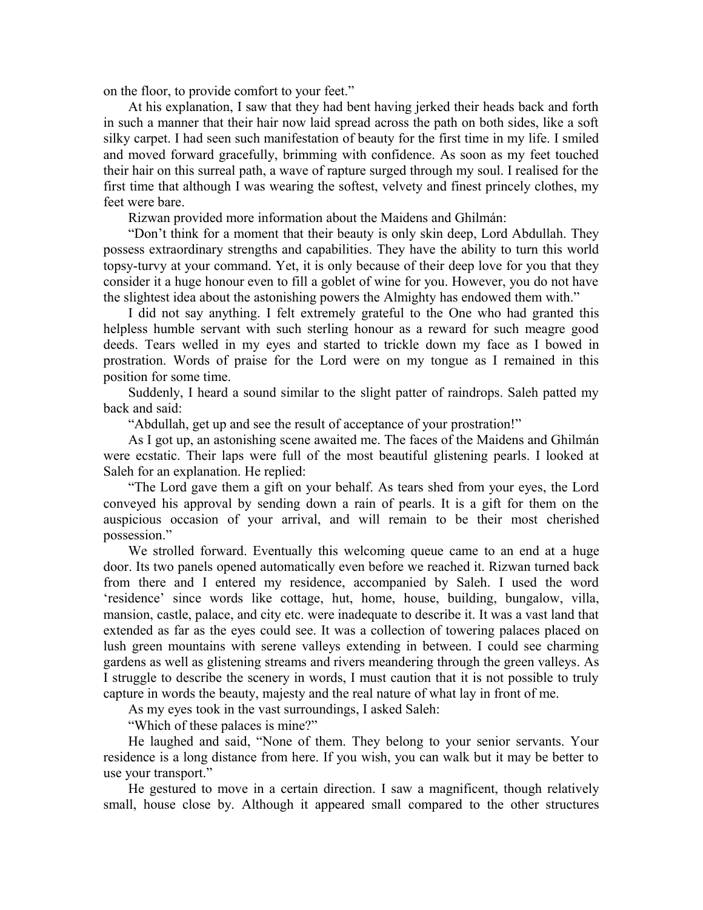on the floor, to provide comfort to your feet."

At his explanation, I saw that they had bent having jerked their heads back and forth in such a manner that their hair now laid spread across the path on both sides, like a soft silky carpet. I had seen such manifestation of beauty for the first time in my life. I smiled and moved forward gracefully, brimming with confidence. As soon as my feet touched their hair on this surreal path, a wave of rapture surged through my soul. I realised for the first time that although I was wearing the softest, velvety and finest princely clothes, my feet were bare.

Rizwan provided more information about the Maidens and Ghilmán:

"Don't think for a moment that their beauty is only skin deep, Lord Abdullah. They possess extraordinary strengths and capabilities. They have the ability to turn this world topsy-turvy at your command. Yet, it is only because of their deep love for you that they consider it a huge honour even to fill a goblet of wine for you. However, you do not have the slightest idea about the astonishing powers the Almighty has endowed them with."

I did not say anything. I felt extremely grateful to the One who had granted this helpless humble servant with such sterling honour as a reward for such meagre good deeds. Tears welled in my eyes and started to trickle down my face as I bowed in prostration. Words of praise for the Lord were on my tongue as I remained in this position for some time.

Suddenly, I heard a sound similar to the slight patter of raindrops. Saleh patted my back and said:

"Abdullah, get up and see the result of acceptance of your prostration!"

As I got up, an astonishing scene awaited me. The faces of the Maidens and Ghilmán were ecstatic. Their laps were full of the most beautiful glistening pearls. I looked at Saleh for an explanation. He replied:

"The Lord gave them a gift on your behalf. As tears shed from your eyes, the Lord conveyed his approval by sending down a rain of pearls. It is a gift for them on the auspicious occasion of your arrival, and will remain to be their most cherished possession."

We strolled forward. Eventually this welcoming queue came to an end at a huge door. Its two panels opened automatically even before we reached it. Rizwan turned back from there and I entered my residence, accompanied by Saleh. I used the word 'residence' since words like cottage, hut, home, house, building, bungalow, villa, mansion, castle, palace, and city etc. were inadequate to describe it. It was a vast land that extended as far as the eyes could see. It was a collection of towering palaces placed on lush green mountains with serene valleys extending in between. I could see charming gardens as well as glistening streams and rivers meandering through the green valleys. As I struggle to describe the scenery in words, I must caution that it is not possible to truly capture in words the beauty, majesty and the real nature of what lay in front of me.

As my eyes took in the vast surroundings, I asked Saleh:

"Which of these palaces is mine?"

He laughed and said, "None of them. They belong to your senior servants. Your residence is a long distance from here. If you wish, you can walk but it may be better to use your transport."

He gestured to move in a certain direction. I saw a magnificent, though relatively small, house close by. Although it appeared small compared to the other structures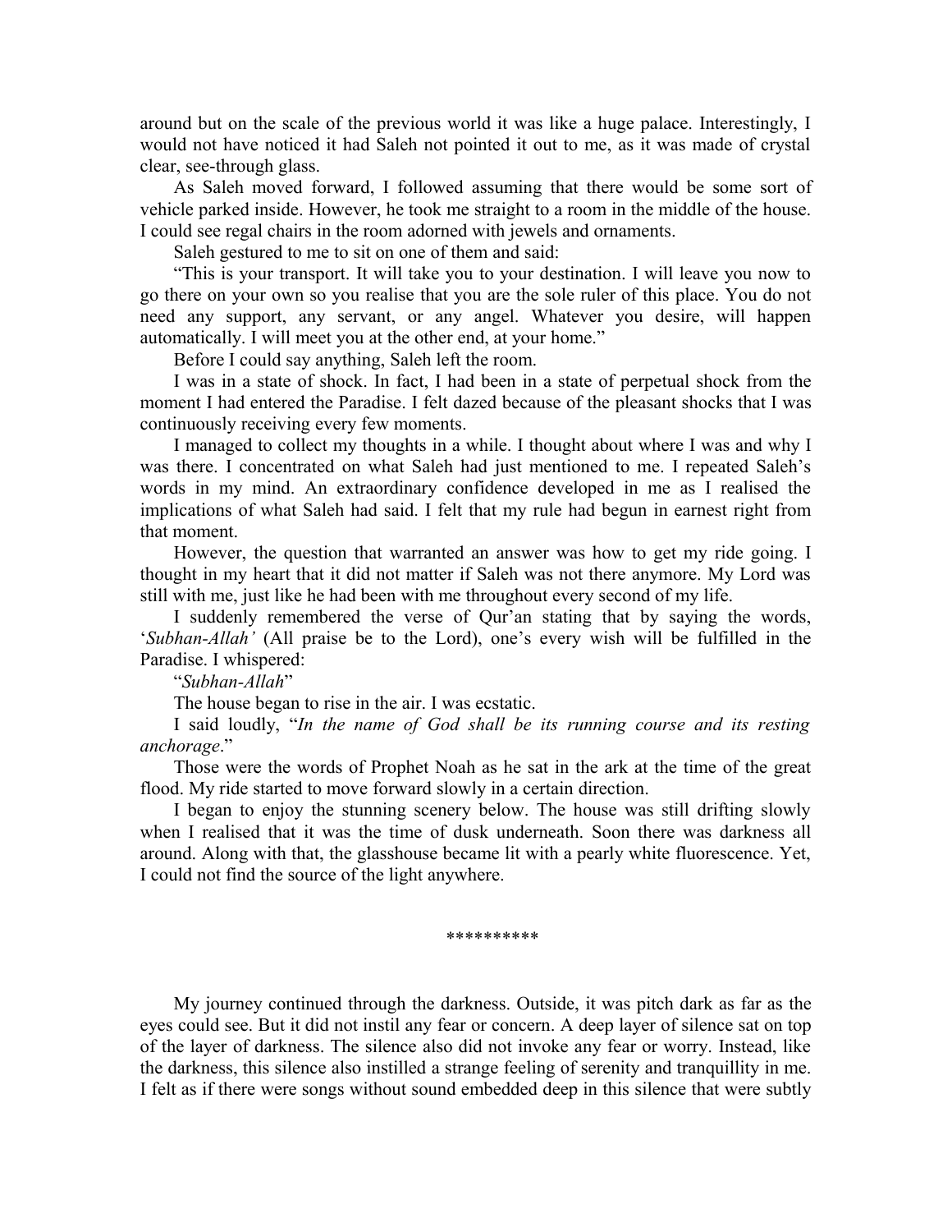around but on the scale of the previous world it was like a huge palace. Interestingly, I would not have noticed it had Saleh not pointed it out to me, as it was made of crystal clear, see-through glass.

As Saleh moved forward, I followed assuming that there would be some sort of vehicle parked inside. However, he took me straight to a room in the middle of the house. I could see regal chairs in the room adorned with jewels and ornaments.

Saleh gestured to me to sit on one of them and said:

"This is your transport. It will take you to your destination. I will leave you now to go there on your own so you realise that you are the sole ruler of this place. You do not need any support, any servant, or any angel. Whatever you desire, will happen automatically. I will meet you at the other end, at your home."

Before I could say anything, Saleh left the room.

I was in a state of shock. In fact, I had been in a state of perpetual shock from the moment I had entered the Paradise. I felt dazed because of the pleasant shocks that I was continuously receiving every few moments.

I managed to collect my thoughts in a while. I thought about where I was and why I was there. I concentrated on what Saleh had just mentioned to me. I repeated Saleh's words in my mind. An extraordinary confidence developed in me as I realised the implications of what Saleh had said. I felt that my rule had begun in earnest right from that moment.

However, the question that warranted an answer was how to get my ride going. I thought in my heart that it did not matter if Saleh was not there anymore. My Lord was still with me, just like he had been with me throughout every second of my life.

I suddenly remembered the verse of Qur'an stating that by saying the words, '*Subhan-Allah'* (All praise be to the Lord), one's every wish will be fulfilled in the Paradise. I whispered:

"*Subhan-Allah*"

The house began to rise in the air. I was ecstatic.

I said loudly, "*In the name of God shall be its running course and its resting anchorage*."

Those were the words of Prophet Noah as he sat in the ark at the time of the great flood. My ride started to move forward slowly in a certain direction.

I began to enjoy the stunning scenery below. The house was still drifting slowly when I realised that it was the time of dusk underneath. Soon there was darkness all around. Along with that, the glasshouse became lit with a pearly white fluorescence. Yet, I could not find the source of the light anywhere.

**********

My journey continued through the darkness. Outside, it was pitch dark as far as the eyes could see. But it did not instil any fear or concern. A deep layer of silence sat on top of the layer of darkness. The silence also did not invoke any fear or worry. Instead, like the darkness, this silence also instilled a strange feeling of serenity and tranquillity in me. I felt as if there were songs without sound embedded deep in this silence that were subtly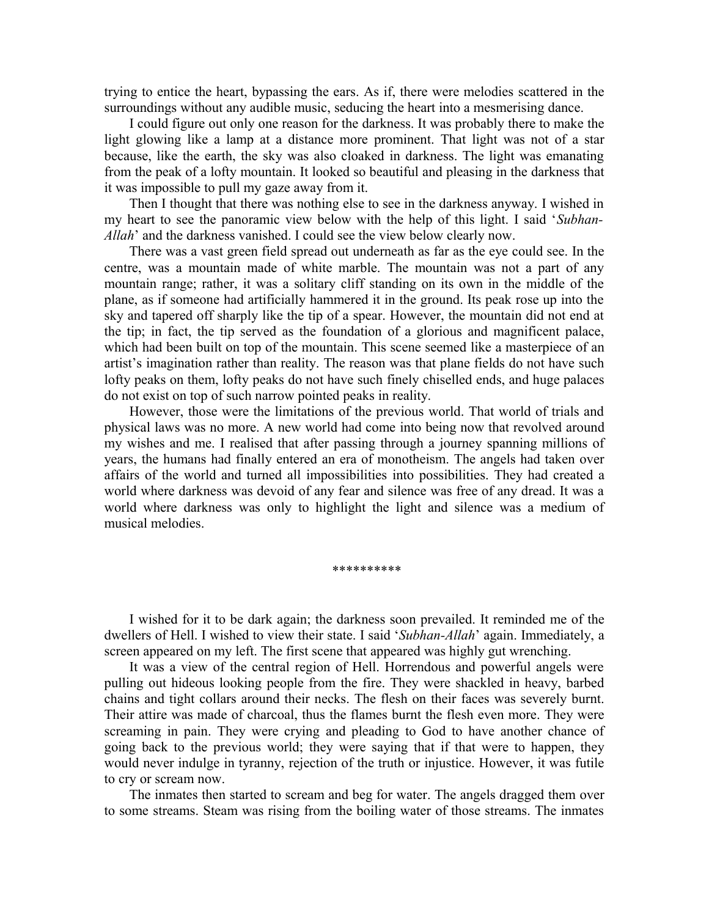trying to entice the heart, bypassing the ears. As if, there were melodies scattered in the surroundings without any audible music, seducing the heart into a mesmerising dance.

I could figure out only one reason for the darkness. It was probably there to make the light glowing like a lamp at a distance more prominent. That light was not of a star because, like the earth, the sky was also cloaked in darkness. The light was emanating from the peak of a lofty mountain. It looked so beautiful and pleasing in the darkness that it was impossible to pull my gaze away from it.

Then I thought that there was nothing else to see in the darkness anyway. I wished in my heart to see the panoramic view below with the help of this light. I said '*Subhan-Allah*' and the darkness vanished. I could see the view below clearly now.

There was a vast green field spread out underneath as far as the eye could see. In the centre, was a mountain made of white marble. The mountain was not a part of any mountain range; rather, it was a solitary cliff standing on its own in the middle of the plane, as if someone had artificially hammered it in the ground. Its peak rose up into the sky and tapered off sharply like the tip of a spear. However, the mountain did not end at the tip; in fact, the tip served as the foundation of a glorious and magnificent palace, which had been built on top of the mountain. This scene seemed like a masterpiece of an artist's imagination rather than reality. The reason was that plane fields do not have such lofty peaks on them, lofty peaks do not have such finely chiselled ends, and huge palaces do not exist on top of such narrow pointed peaks in reality.

However, those were the limitations of the previous world. That world of trials and physical laws was no more. A new world had come into being now that revolved around my wishes and me. I realised that after passing through a journey spanning millions of years, the humans had finally entered an era of monotheism. The angels had taken over affairs of the world and turned all impossibilities into possibilities. They had created a world where darkness was devoid of any fear and silence was free of any dread. It was a world where darkness was only to highlight the light and silence was a medium of musical melodies.

**********

I wished for it to be dark again; the darkness soon prevailed. It reminded me of the dwellers of Hell. I wished to view their state. I said '*Subhan-Allah*' again. Immediately, a screen appeared on my left. The first scene that appeared was highly gut wrenching.

It was a view of the central region of Hell. Horrendous and powerful angels were pulling out hideous looking people from the fire. They were shackled in heavy, barbed chains and tight collars around their necks. The flesh on their faces was severely burnt. Their attire was made of charcoal, thus the flames burnt the flesh even more. They were screaming in pain. They were crying and pleading to God to have another chance of going back to the previous world; they were saying that if that were to happen, they would never indulge in tyranny, rejection of the truth or injustice. However, it was futile to cry or scream now.

The inmates then started to scream and beg for water. The angels dragged them over to some streams. Steam was rising from the boiling water of those streams. The inmates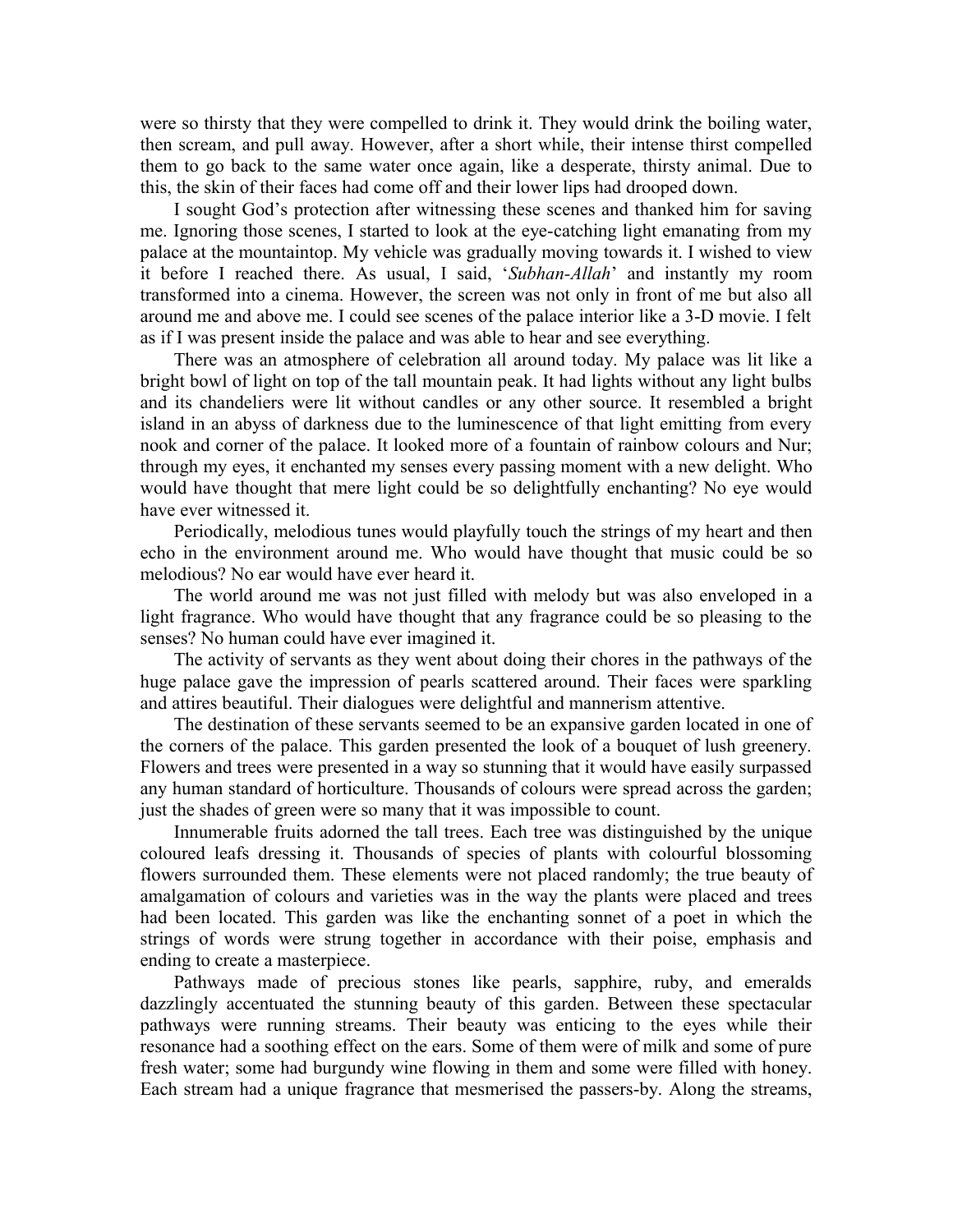were so thirsty that they were compelled to drink it. They would drink the boiling water, then scream, and pull away. However, after a short while, their intense thirst compelled them to go back to the same water once again, like a desperate, thirsty animal. Due to this, the skin of their faces had come off and their lower lips had drooped down.

I sought God's protection after witnessing these scenes and thanked him for saving me. Ignoring those scenes, I started to look at the eye-catching light emanating from my palace at the mountaintop. My vehicle was gradually moving towards it. I wished to view it before I reached there. As usual, I said, '*Subhan-Allah*' and instantly my room transformed into a cinema. However, the screen was not only in front of me but also all around me and above me. I could see scenes of the palace interior like a 3-D movie. I felt as if I was present inside the palace and was able to hear and see everything.

There was an atmosphere of celebration all around today. My palace was lit like a bright bowl of light on top of the tall mountain peak. It had lights without any light bulbs and its chandeliers were lit without candles or any other source. It resembled a bright island in an abyss of darkness due to the luminescence of that light emitting from every nook and corner of the palace. It looked more of a fountain of rainbow colours and Nur; through my eyes, it enchanted my senses every passing moment with a new delight. Who would have thought that mere light could be so delightfully enchanting? No eye would have ever witnessed it.

Periodically, melodious tunes would playfully touch the strings of my heart and then echo in the environment around me. Who would have thought that music could be so melodious? No ear would have ever heard it.

The world around me was not just filled with melody but was also enveloped in a light fragrance. Who would have thought that any fragrance could be so pleasing to the senses? No human could have ever imagined it.

The activity of servants as they went about doing their chores in the pathways of the huge palace gave the impression of pearls scattered around. Their faces were sparkling and attires beautiful. Their dialogues were delightful and mannerism attentive.

The destination of these servants seemed to be an expansive garden located in one of the corners of the palace. This garden presented the look of a bouquet of lush greenery. Flowers and trees were presented in a way so stunning that it would have easily surpassed any human standard of horticulture. Thousands of colours were spread across the garden; just the shades of green were so many that it was impossible to count.

Innumerable fruits adorned the tall trees. Each tree was distinguished by the unique coloured leafs dressing it. Thousands of species of plants with colourful blossoming flowers surrounded them. These elements were not placed randomly; the true beauty of amalgamation of colours and varieties was in the way the plants were placed and trees had been located. This garden was like the enchanting sonnet of a poet in which the strings of words were strung together in accordance with their poise, emphasis and ending to create a masterpiece.

Pathways made of precious stones like pearls, sapphire, ruby, and emeralds dazzlingly accentuated the stunning beauty of this garden. Between these spectacular pathways were running streams. Their beauty was enticing to the eyes while their resonance had a soothing effect on the ears. Some of them were of milk and some of pure fresh water; some had burgundy wine flowing in them and some were filled with honey. Each stream had a unique fragrance that mesmerised the passers-by. Along the streams,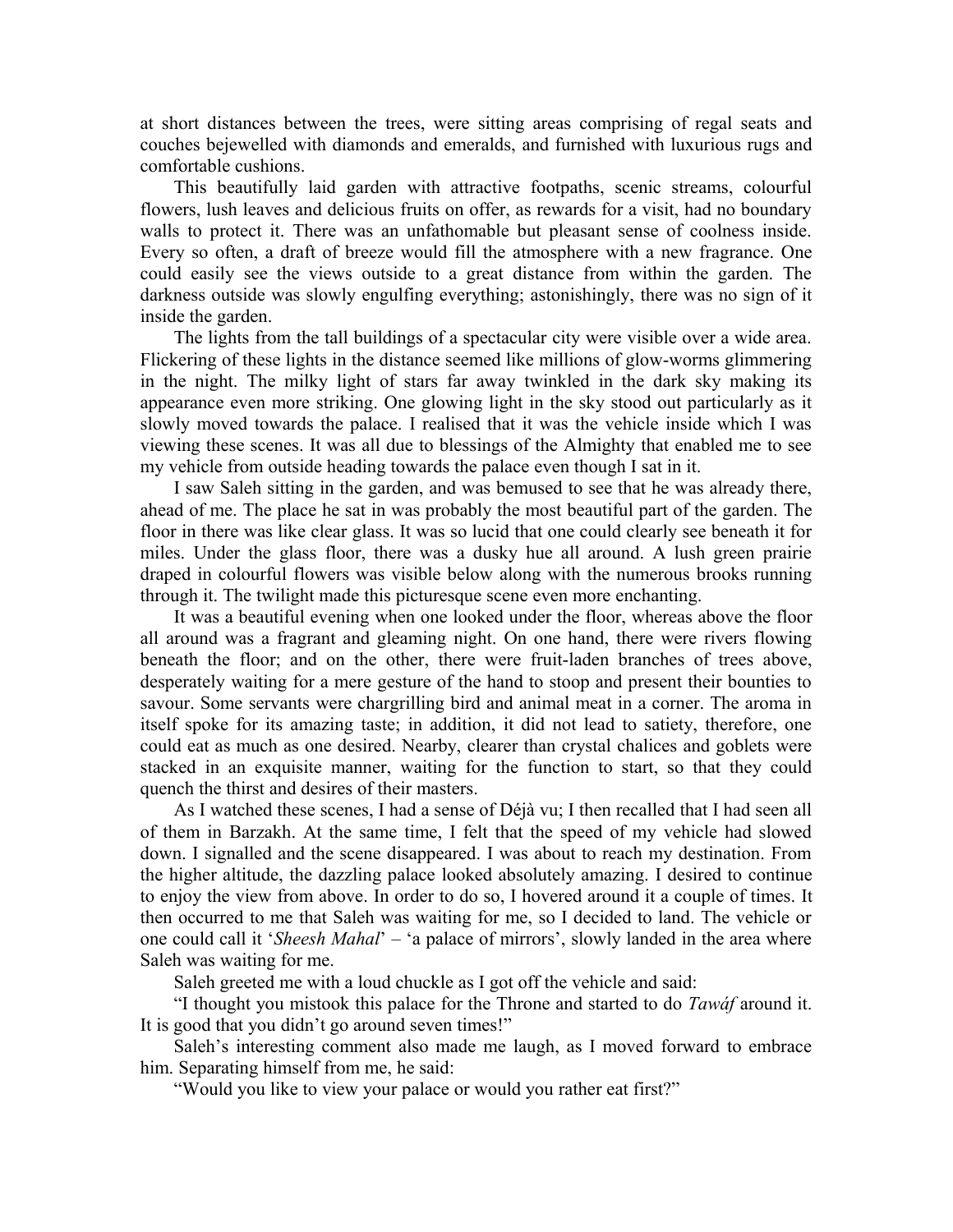at short distances between the trees, were sitting areas comprising of regal seats and couches bejewelled with diamonds and emeralds, and furnished with luxurious rugs and comfortable cushions.

This beautifully laid garden with attractive footpaths, scenic streams, colourful flowers, lush leaves and delicious fruits on offer, as rewards for a visit, had no boundary walls to protect it. There was an unfathomable but pleasant sense of coolness inside. Every so often, a draft of breeze would fill the atmosphere with a new fragrance. One could easily see the views outside to a great distance from within the garden. The darkness outside was slowly engulfing everything; astonishingly, there was no sign of it inside the garden.

The lights from the tall buildings of a spectacular city were visible over a wide area. Flickering of these lights in the distance seemed like millions of glow-worms glimmering in the night. The milky light of stars far away twinkled in the dark sky making its appearance even more striking. One glowing light in the sky stood out particularly as it slowly moved towards the palace. I realised that it was the vehicle inside which I was viewing these scenes. It was all due to blessings of the Almighty that enabled me to see my vehicle from outside heading towards the palace even though I sat in it.

I saw Saleh sitting in the garden, and was bemused to see that he was already there, ahead of me. The place he sat in was probably the most beautiful part of the garden. The floor in there was like clear glass. It was so lucid that one could clearly see beneath it for miles. Under the glass floor, there was a dusky hue all around. A lush green prairie draped in colourful flowers was visible below along with the numerous brooks running through it. The twilight made this picturesque scene even more enchanting.

It was a beautiful evening when one looked under the floor, whereas above the floor all around was a fragrant and gleaming night. On one hand, there were rivers flowing beneath the floor; and on the other, there were fruit-laden branches of trees above, desperately waiting for a mere gesture of the hand to stoop and present their bounties to savour. Some servants were chargrilling bird and animal meat in a corner. The aroma in itself spoke for its amazing taste; in addition, it did not lead to satiety, therefore, one could eat as much as one desired. Nearby, clearer than crystal chalices and goblets were stacked in an exquisite manner, waiting for the function to start, so that they could quench the thirst and desires of their masters.

As I watched these scenes, I had a sense of Déjà vu; I then recalled that I had seen all of them in Barzakh. At the same time, I felt that the speed of my vehicle had slowed down. I signalled and the scene disappeared. I was about to reach my destination. From the higher altitude, the dazzling palace looked absolutely amazing. I desired to continue to enjoy the view from above. In order to do so, I hovered around it a couple of times. It then occurred to me that Saleh was waiting for me, so I decided to land. The vehicle or one could call it '*Sheesh Mahal*' – 'a palace of mirrors', slowly landed in the area where Saleh was waiting for me.

Saleh greeted me with a loud chuckle as I got off the vehicle and said:

"I thought you mistook this palace for the Throne and started to do *Tawáf* around it. It is good that you didn't go around seven times!"

Saleh's interesting comment also made me laugh, as I moved forward to embrace him. Separating himself from me, he said:

"Would you like to view your palace or would you rather eat first?"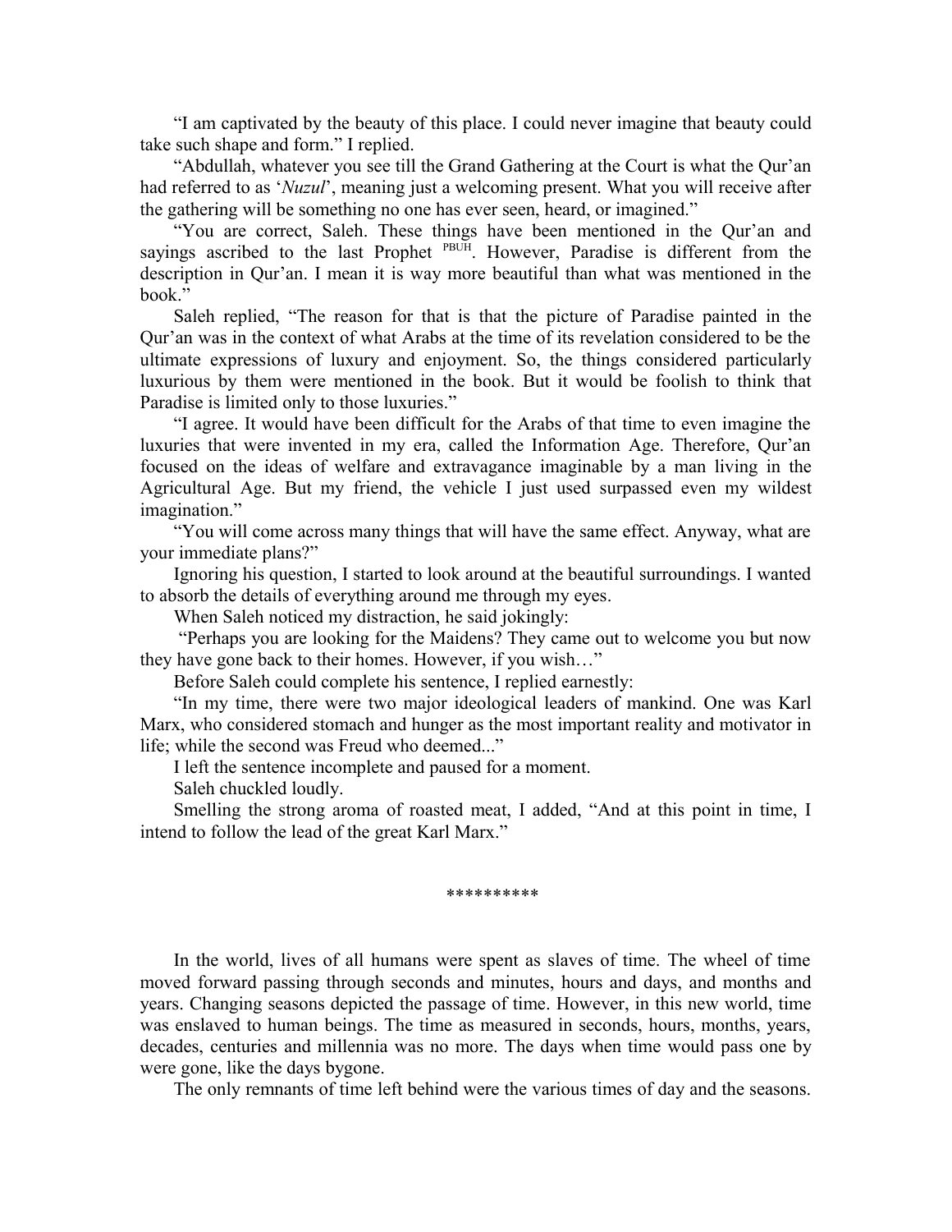"I am captivated by the beauty of this place. I could never imagine that beauty could take such shape and form." I replied.

"Abdullah, whatever you see till the Grand Gathering at the Court is what the Qur'an had referred to as '*Nuzul*', meaning just a welcoming present. What you will receive after the gathering will be something no one has ever seen, heard, or imagined."

"You are correct, Saleh. These things have been mentioned in the Qur'an and sayings ascribed to the last Prophet PBUH. However, Paradise is different from the description in Qur'an. I mean it is way more beautiful than what was mentioned in the book."

Saleh replied, "The reason for that is that the picture of Paradise painted in the Qur'an was in the context of what Arabs at the time of its revelation considered to be the ultimate expressions of luxury and enjoyment. So, the things considered particularly luxurious by them were mentioned in the book. But it would be foolish to think that Paradise is limited only to those luxuries."

"I agree. It would have been difficult for the Arabs of that time to even imagine the luxuries that were invented in my era, called the Information Age. Therefore, Qur'an focused on the ideas of welfare and extravagance imaginable by a man living in the Agricultural Age. But my friend, the vehicle I just used surpassed even my wildest imagination."

"You will come across many things that will have the same effect. Anyway, what are your immediate plans?"

Ignoring his question, I started to look around at the beautiful surroundings. I wanted to absorb the details of everything around me through my eyes.

When Saleh noticed my distraction, he said jokingly:

"Perhaps you are looking for the Maidens? They came out to welcome you but now they have gone back to their homes. However, if you wish…"

Before Saleh could complete his sentence, I replied earnestly:

"In my time, there were two major ideological leaders of mankind. One was Karl Marx, who considered stomach and hunger as the most important reality and motivator in life; while the second was Freud who deemed..."

I left the sentence incomplete and paused for a moment.

Saleh chuckled loudly.

Smelling the strong aroma of roasted meat, I added, "And at this point in time, I intend to follow the lead of the great Karl Marx."

**********

In the world, lives of all humans were spent as slaves of time. The wheel of time moved forward passing through seconds and minutes, hours and days, and months and years. Changing seasons depicted the passage of time. However, in this new world, time was enslaved to human beings. The time as measured in seconds, hours, months, years, decades, centuries and millennia was no more. The days when time would pass one by were gone, like the days bygone.

The only remnants of time left behind were the various times of day and the seasons.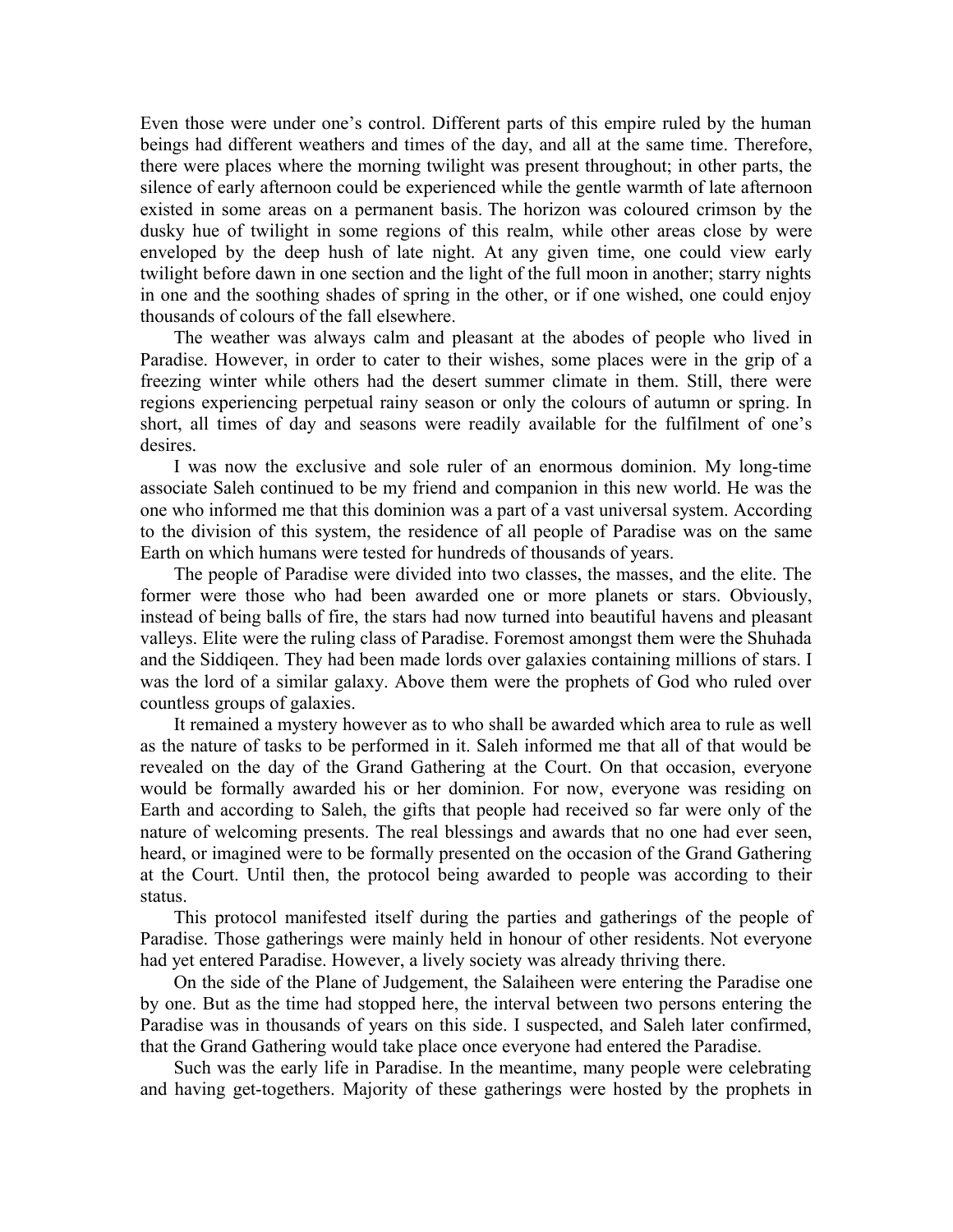Even those were under one's control. Different parts of this empire ruled by the human beings had different weathers and times of the day, and all at the same time. Therefore, there were places where the morning twilight was present throughout; in other parts, the silence of early afternoon could be experienced while the gentle warmth of late afternoon existed in some areas on a permanent basis. The horizon was coloured crimson by the dusky hue of twilight in some regions of this realm, while other areas close by were enveloped by the deep hush of late night. At any given time, one could view early twilight before dawn in one section and the light of the full moon in another; starry nights in one and the soothing shades of spring in the other, or if one wished, one could enjoy thousands of colours of the fall elsewhere.

The weather was always calm and pleasant at the abodes of people who lived in Paradise. However, in order to cater to their wishes, some places were in the grip of a freezing winter while others had the desert summer climate in them. Still, there were regions experiencing perpetual rainy season or only the colours of autumn or spring. In short, all times of day and seasons were readily available for the fulfilment of one's desires.

I was now the exclusive and sole ruler of an enormous dominion. My long-time associate Saleh continued to be my friend and companion in this new world. He was the one who informed me that this dominion was a part of a vast universal system. According to the division of this system, the residence of all people of Paradise was on the same Earth on which humans were tested for hundreds of thousands of years.

The people of Paradise were divided into two classes, the masses, and the elite. The former were those who had been awarded one or more planets or stars. Obviously, instead of being balls of fire, the stars had now turned into beautiful havens and pleasant valleys. Elite were the ruling class of Paradise. Foremost amongst them were the Shuhada and the Siddiqeen. They had been made lords over galaxies containing millions of stars. I was the lord of a similar galaxy. Above them were the prophets of God who ruled over countless groups of galaxies.

It remained a mystery however as to who shall be awarded which area to rule as well as the nature of tasks to be performed in it. Saleh informed me that all of that would be revealed on the day of the Grand Gathering at the Court. On that occasion, everyone would be formally awarded his or her dominion. For now, everyone was residing on Earth and according to Saleh, the gifts that people had received so far were only of the nature of welcoming presents. The real blessings and awards that no one had ever seen, heard, or imagined were to be formally presented on the occasion of the Grand Gathering at the Court. Until then, the protocol being awarded to people was according to their status.

This protocol manifested itself during the parties and gatherings of the people of Paradise. Those gatherings were mainly held in honour of other residents. Not everyone had yet entered Paradise. However, a lively society was already thriving there.

On the side of the Plane of Judgement, the Salaiheen were entering the Paradise one by one. But as the time had stopped here, the interval between two persons entering the Paradise was in thousands of years on this side. I suspected, and Saleh later confirmed, that the Grand Gathering would take place once everyone had entered the Paradise.

Such was the early life in Paradise. In the meantime, many people were celebrating and having get-togethers. Majority of these gatherings were hosted by the prophets in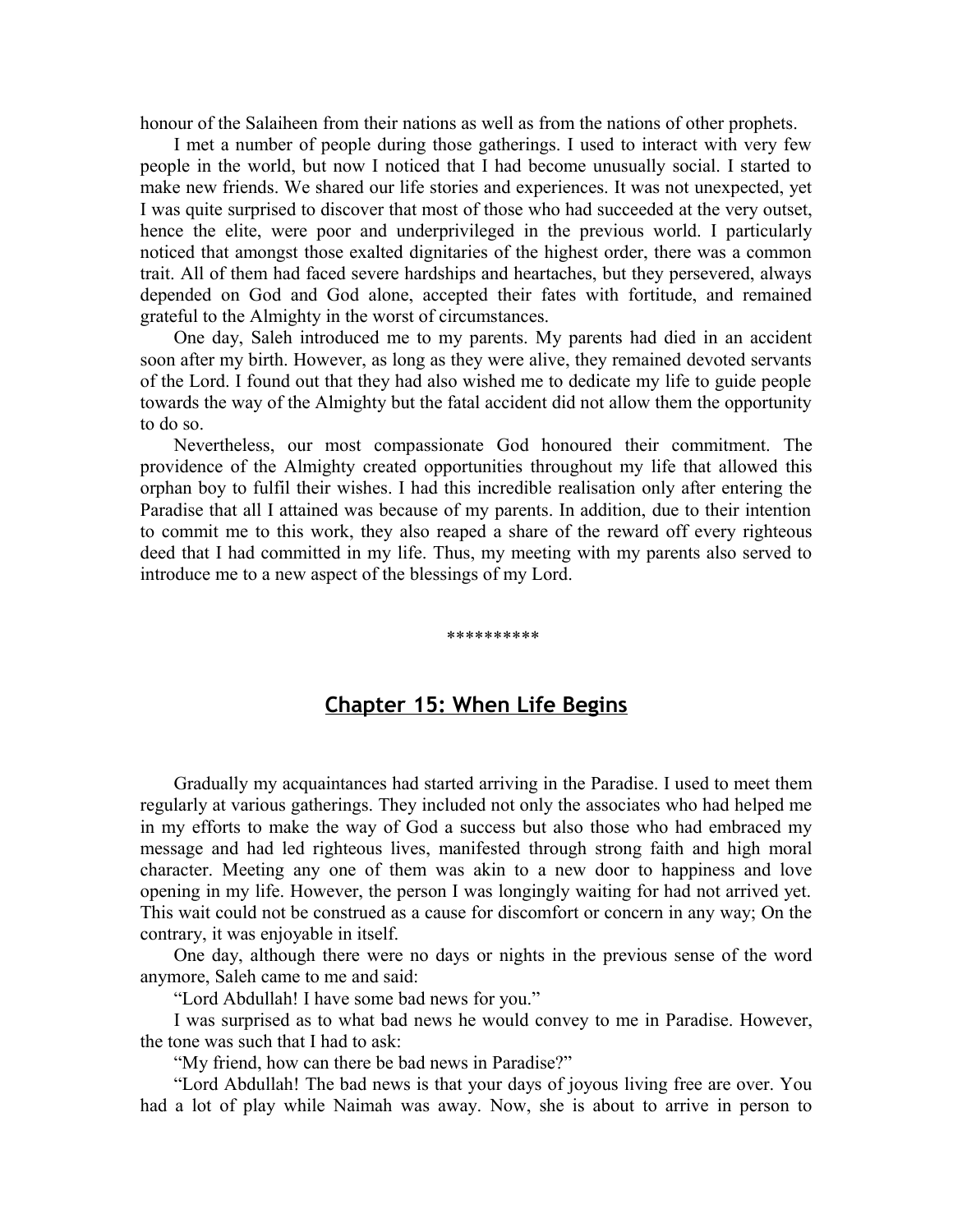honour of the Salaiheen from their nations as well as from the nations of other prophets.

I met a number of people during those gatherings. I used to interact with very few people in the world, but now I noticed that I had become unusually social. I started to make new friends. We shared our life stories and experiences. It was not unexpected, yet I was quite surprised to discover that most of those who had succeeded at the very outset, hence the elite, were poor and underprivileged in the previous world. I particularly noticed that amongst those exalted dignitaries of the highest order, there was a common trait. All of them had faced severe hardships and heartaches, but they persevered, always depended on God and God alone, accepted their fates with fortitude, and remained grateful to the Almighty in the worst of circumstances.

One day, Saleh introduced me to my parents. My parents had died in an accident soon after my birth. However, as long as they were alive, they remained devoted servants of the Lord. I found out that they had also wished me to dedicate my life to guide people towards the way of the Almighty but the fatal accident did not allow them the opportunity to do so.

Nevertheless, our most compassionate God honoured their commitment. The providence of the Almighty created opportunities throughout my life that allowed this orphan boy to fulfil their wishes. I had this incredible realisation only after entering the Paradise that all I attained was because of my parents. In addition, due to their intention to commit me to this work, they also reaped a share of the reward off every righteous deed that I had committed in my life. Thus, my meeting with my parents also served to introduce me to a new aspect of the blessings of my Lord.

**********

## Chapter 15: When Life Begins

Gradually my acquaintances had started arriving in the Paradise. I used to meet them regularly at various gatherings. They included not only the associates who had helped me in my efforts to make the way of God a success but also those who had embraced my message and had led righteous lives, manifested through strong faith and high moral character. Meeting any one of them was akin to a new door to happiness and love opening in my life. However, the person I was longingly waiting for had not arrived yet. This wait could not be construed as a cause for discomfort or concern in any way; On the contrary, it was enjoyable in itself.

One day, although there were no days or nights in the previous sense of the word anymore, Saleh came to me and said:

"Lord Abdullah! I have some bad news for you."

I was surprised as to what bad news he would convey to me in Paradise. However, the tone was such that I had to ask:

"My friend, how can there be bad news in Paradise?"

"Lord Abdullah! The bad news is that your days of joyous living free are over. You had a lot of play while Naimah was away. Now, she is about to arrive in person to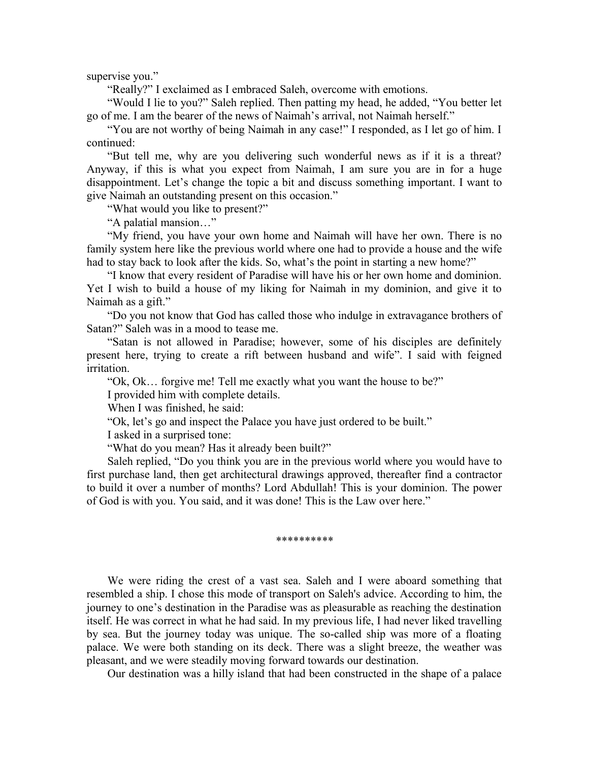supervise you."

"Really?" I exclaimed as I embraced Saleh, overcome with emotions.

"Would I lie to you?" Saleh replied. Then patting my head, he added, "You better let go of me. I am the bearer of the news of Naimah's arrival, not Naimah herself."

"You are not worthy of being Naimah in any case!" I responded, as I let go of him. I continued:

"But tell me, why are you delivering such wonderful news as if it is a threat? Anyway, if this is what you expect from Naimah, I am sure you are in for a huge disappointment. Let's change the topic a bit and discuss something important. I want to give Naimah an outstanding present on this occasion."

"What would you like to present?"

"A palatial mansion…"

"My friend, you have your own home and Naimah will have her own. There is no family system here like the previous world where one had to provide a house and the wife had to stay back to look after the kids. So, what's the point in starting a new home?"

"I know that every resident of Paradise will have his or her own home and dominion. Yet I wish to build a house of my liking for Naimah in my dominion, and give it to Naimah as a gift."

"Do you not know that God has called those who indulge in extravagance brothers of Satan?" Saleh was in a mood to tease me.

"Satan is not allowed in Paradise; however, some of his disciples are definitely present here, trying to create a rift between husband and wife". I said with feigned irritation.

"Ok, Ok… forgive me! Tell me exactly what you want the house to be?"

I provided him with complete details.

When I was finished, he said:

"Ok, let's go and inspect the Palace you have just ordered to be built."

I asked in a surprised tone:

"What do you mean? Has it already been built?"

Saleh replied, "Do you think you are in the previous world where you would have to first purchase land, then get architectural drawings approved, thereafter find a contractor to build it over a number of months? Lord Abdullah! This is your dominion. The power of God is with you. You said, and it was done! This is the Law over here."

**********

We were riding the crest of a vast sea. Saleh and I were aboard something that resembled a ship. I chose this mode of transport on Saleh's advice. According to him, the journey to one's destination in the Paradise was as pleasurable as reaching the destination itself. He was correct in what he had said. In my previous life, I had never liked travelling by sea. But the journey today was unique. The so-called ship was more of a floating palace. We were both standing on its deck. There was a slight breeze, the weather was pleasant, and we were steadily moving forward towards our destination.

Our destination was a hilly island that had been constructed in the shape of a palace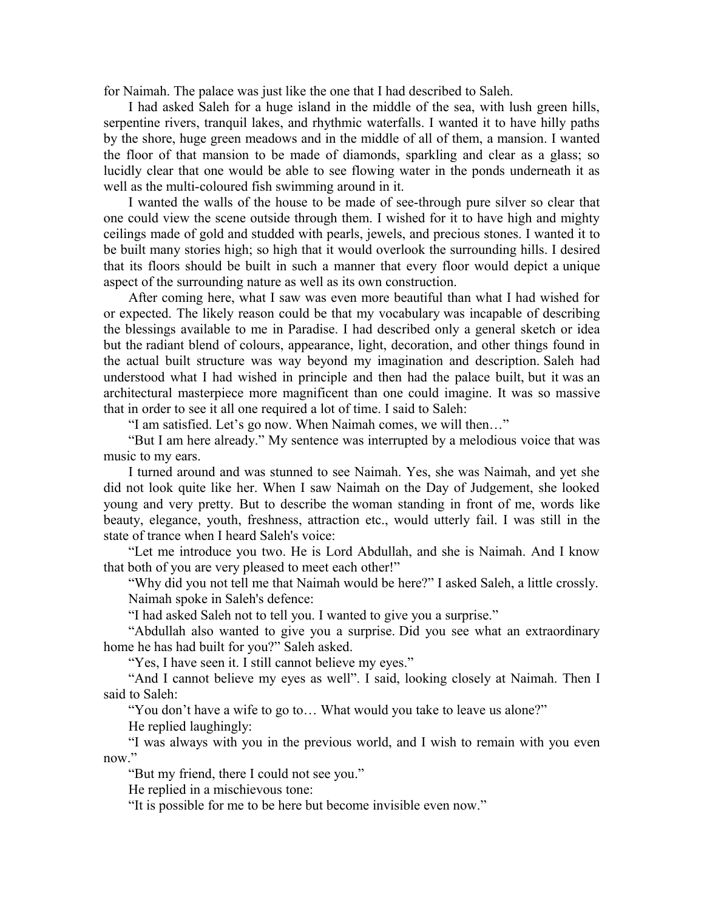for Naimah. The palace was just like the one that I had described to Saleh.

I had asked Saleh for a huge island in the middle of the sea, with lush green hills, serpentine rivers, tranquil lakes, and rhythmic waterfalls. I wanted it to have hilly paths by the shore, huge green meadows and in the middle of all of them, a mansion. I wanted the floor of that mansion to be made of diamonds, sparkling and clear as a glass; so lucidly clear that one would be able to see flowing water in the ponds underneath it as well as the multi-coloured fish swimming around in it.

I wanted the walls of the house to be made of see-through pure silver so clear that one could view the scene outside through them. I wished for it to have high and mighty ceilings made of gold and studded with pearls, jewels, and precious stones. I wanted it to be built many stories high; so high that it would overlook the surrounding hills. I desired that its floors should be built in such a manner that every floor would depict a unique aspect of the surrounding nature as well as its own construction.

After coming here, what I saw was even more beautiful than what I had wished for or expected. The likely reason could be that my vocabulary was incapable of describing the blessings available to me in Paradise. I had described only a general sketch or idea but the radiant blend of colours, appearance, light, decoration, and other things found in the actual built structure was way beyond my imagination and description. Saleh had understood what I had wished in principle and then had the palace built, but it was an architectural masterpiece more magnificent than one could imagine. It was so massive that in order to see it all one required a lot of time. I said to Saleh:

"I am satisfied. Let's go now. When Naimah comes, we will then…"

"But I am here already." My sentence was interrupted by a melodious voice that was music to my ears.

I turned around and was stunned to see Naimah. Yes, she was Naimah, and yet she did not look quite like her. When I saw Naimah on the Day of Judgement, she looked young and very pretty. But to describe the woman standing in front of me, words like beauty, elegance, youth, freshness, attraction etc., would utterly fail. I was still in the state of trance when I heard Saleh's voice:

"Let me introduce you two. He is Lord Abdullah, and she is Naimah. And I know that both of you are very pleased to meet each other!"

"Why did you not tell me that Naimah would be here?" I asked Saleh, a little crossly.

Naimah spoke in Saleh's defence:

"I had asked Saleh not to tell you. I wanted to give you a surprise."

"Abdullah also wanted to give you a surprise. Did you see what an extraordinary home he has had built for you?" Saleh asked.

"Yes, I have seen it. I still cannot believe my eyes."

"And I cannot believe my eyes as well". I said, looking closely at Naimah. Then I said to Saleh:

"You don't have a wife to go to… What would you take to leave us alone?"

He replied laughingly:

"I was always with you in the previous world, and I wish to remain with you even now."

"But my friend, there I could not see you."

He replied in a mischievous tone:

"It is possible for me to be here but become invisible even now."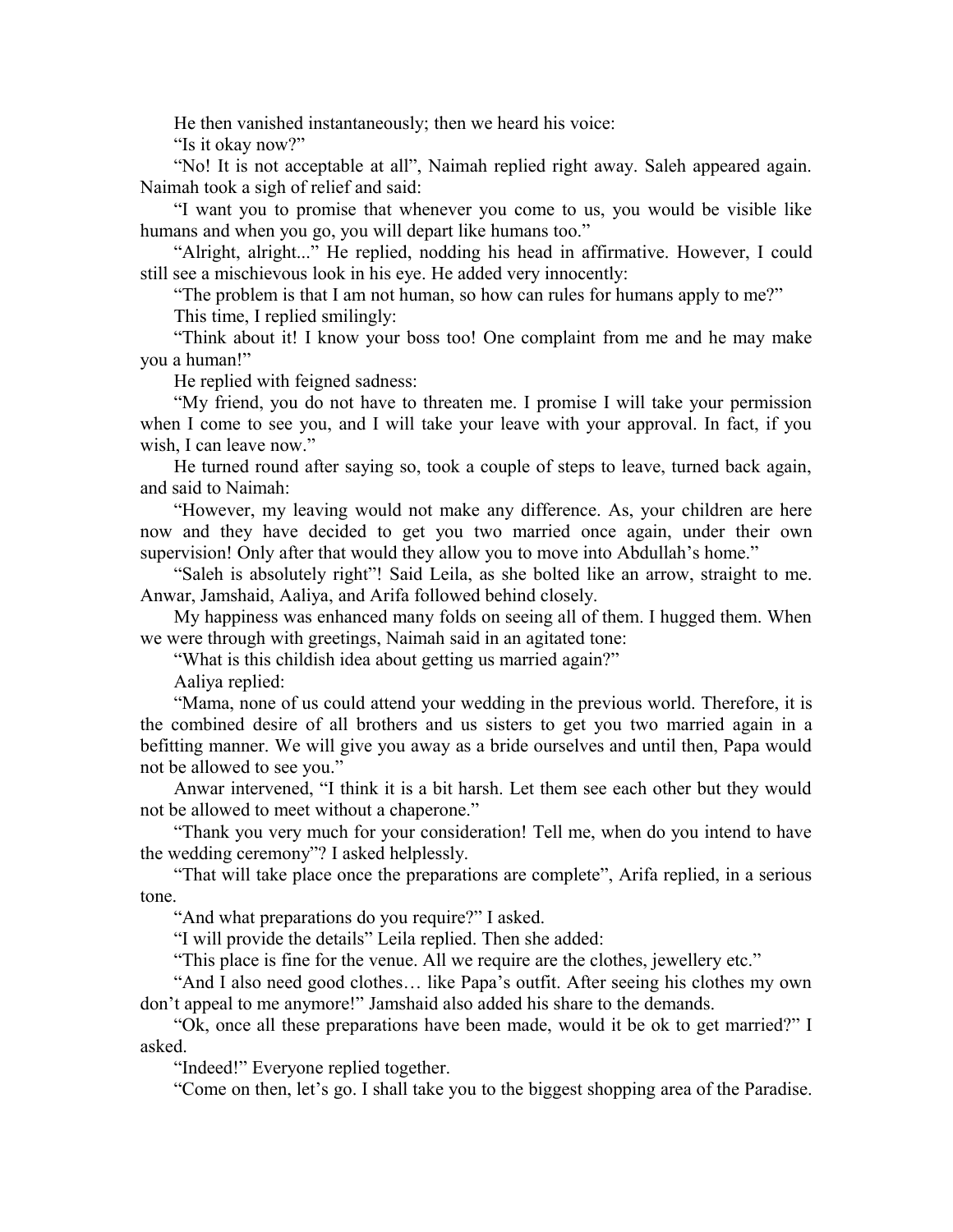He then vanished instantaneously; then we heard his voice:

"Is it okay now?"

"No! It is not acceptable at all", Naimah replied right away. Saleh appeared again. Naimah took a sigh of relief and said:

"I want you to promise that whenever you come to us, you would be visible like humans and when you go, you will depart like humans too."

"Alright, alright..." He replied, nodding his head in affirmative. However, I could still see a mischievous look in his eye. He added very innocently:

"The problem is that I am not human, so how can rules for humans apply to me?"

This time, I replied smilingly:

"Think about it! I know your boss too! One complaint from me and he may make you a human!"

He replied with feigned sadness:

"My friend, you do not have to threaten me. I promise I will take your permission when I come to see you, and I will take your leave with your approval. In fact, if you wish, I can leave now."

He turned round after saying so, took a couple of steps to leave, turned back again, and said to Naimah:

"However, my leaving would not make any difference. As, your children are here now and they have decided to get you two married once again, under their own supervision! Only after that would they allow you to move into Abdullah's home."

"Saleh is absolutely right"! Said Leila, as she bolted like an arrow, straight to me. Anwar, Jamshaid, Aaliya, and Arifa followed behind closely.

My happiness was enhanced many folds on seeing all of them. I hugged them. When we were through with greetings, Naimah said in an agitated tone:

"What is this childish idea about getting us married again?"

Aaliya replied:

"Mama, none of us could attend your wedding in the previous world. Therefore, it is the combined desire of all brothers and us sisters to get you two married again in a befitting manner. We will give you away as a bride ourselves and until then, Papa would not be allowed to see you."

Anwar intervened, "I think it is a bit harsh. Let them see each other but they would not be allowed to meet without a chaperone."

"Thank you very much for your consideration! Tell me, when do you intend to have the wedding ceremony"? I asked helplessly.

"That will take place once the preparations are complete", Arifa replied, in a serious tone.

"And what preparations do you require?" I asked.

"I will provide the details" Leila replied. Then she added:

"This place is fine for the venue. All we require are the clothes, jewellery etc."

"And I also need good clothes… like Papa's outfit. After seeing his clothes my own don't appeal to me anymore!" Jamshaid also added his share to the demands.

"Ok, once all these preparations have been made, would it be ok to get married?" I asked.

"Indeed!" Everyone replied together.

"Come on then, let's go. I shall take you to the biggest shopping area of the Paradise.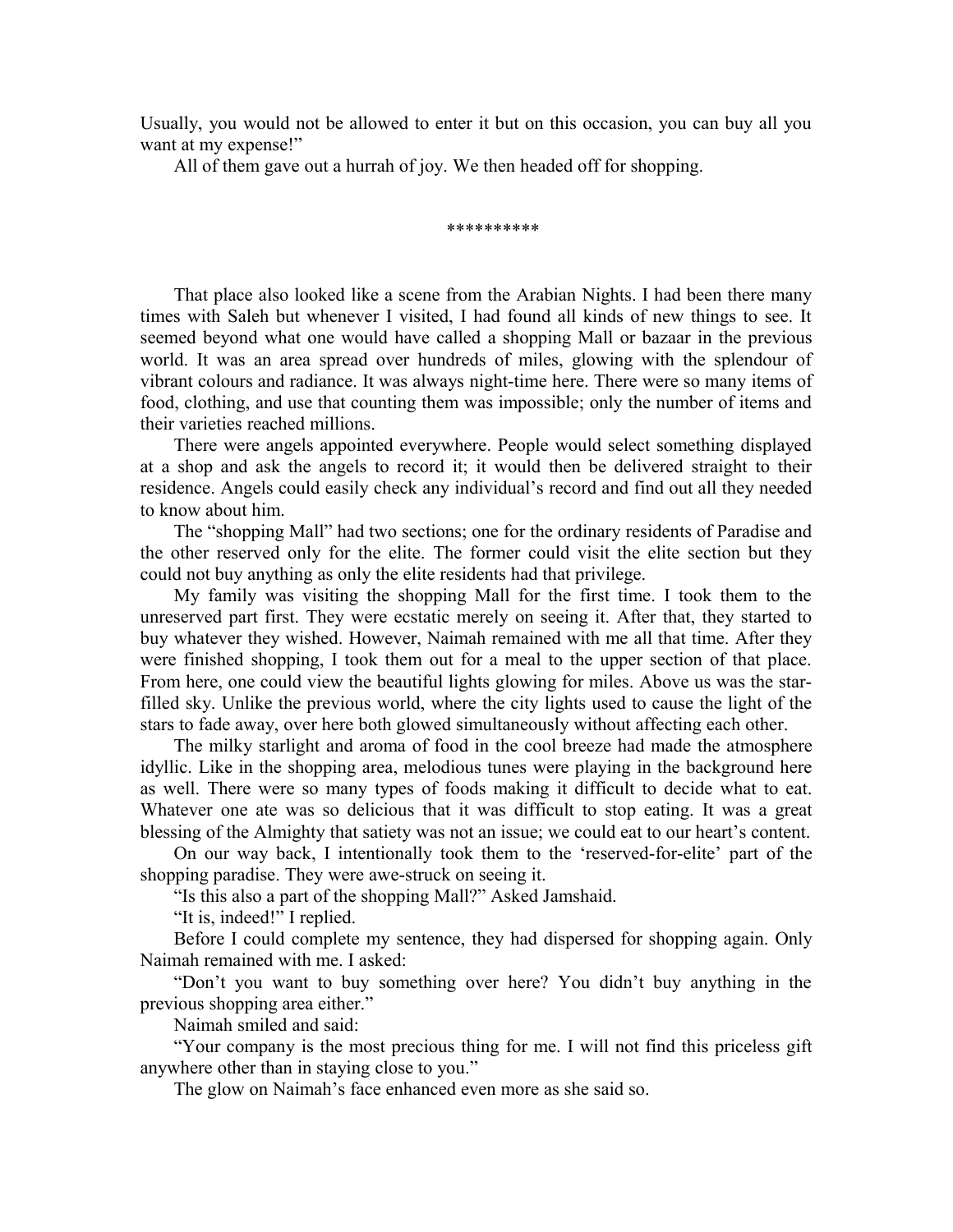Usually, you would not be allowed to enter it but on this occasion, you can buy all you want at my expense!"

All of them gave out a hurrah of joy. We then headed off for shopping.

**********

That place also looked like a scene from the Arabian Nights. I had been there many times with Saleh but whenever I visited, I had found all kinds of new things to see. It seemed beyond what one would have called a shopping Mall or bazaar in the previous world. It was an area spread over hundreds of miles, glowing with the splendour of vibrant colours and radiance. It was always night-time here. There were so many items of food, clothing, and use that counting them was impossible; only the number of items and their varieties reached millions.

There were angels appointed everywhere. People would select something displayed at a shop and ask the angels to record it; it would then be delivered straight to their residence. Angels could easily check any individual's record and find out all they needed to know about him.

The "shopping Mall" had two sections; one for the ordinary residents of Paradise and the other reserved only for the elite. The former could visit the elite section but they could not buy anything as only the elite residents had that privilege.

My family was visiting the shopping Mall for the first time. I took them to the unreserved part first. They were ecstatic merely on seeing it. After that, they started to buy whatever they wished. However, Naimah remained with me all that time. After they were finished shopping, I took them out for a meal to the upper section of that place. From here, one could view the beautiful lights glowing for miles. Above us was the star-filled sky. Unlike the previous world, where the city lights used to cause the light of the stars to fade away, over here both glowed simultaneously without affecting each other.

The milky starlight and aroma of food in the cool breeze had made the atmosphere idyllic. Like in the shopping area, melodious tunes were playing in the background here as well. There were so many types of foods making it difficult to decide what to eat. Whatever one ate was so delicious that it was difficult to stop eating. It was a great blessing of the Almighty that satiety was not an issue; we could eat to our heart's content.

On our way back, I intentionally took them to the 'reserved-for-elite' part of the shopping paradise. They were awe-struck on seeing it.

"Is this also a part of the shopping Mall?" Asked Jamshaid.

"It is, indeed!" I replied.

Before I could complete my sentence, they had dispersed for shopping again. Only Naimah remained with me. I asked:

"Don't you want to buy something over here? You didn't buy anything in the previous shopping area either."

Naimah smiled and said:

"Your company is the most precious thing for me. I will not find this priceless gift anywhere other than in staying close to you."

The glow on Naimah's face enhanced even more as she said so.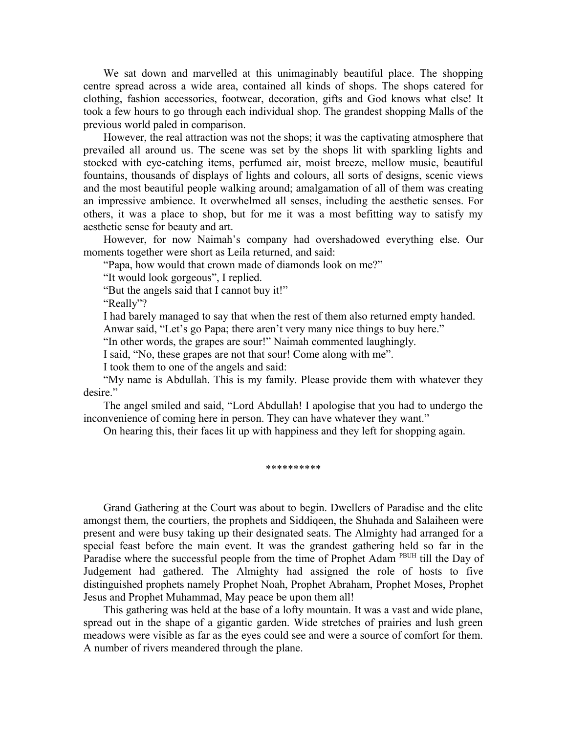We sat down and marvelled at this unimaginably beautiful place. The shopping centre spread across a wide area, contained all kinds of shops. The shops catered for clothing, fashion accessories, footwear, decoration, gifts and God knows what else! It took a few hours to go through each individual shop. The grandest shopping Malls of the previous world paled in comparison.

However, the real attraction was not the shops; it was the captivating atmosphere that prevailed all around us. The scene was set by the shops lit with sparkling lights and stocked with eye-catching items, perfumed air, moist breeze, mellow music, beautiful fountains, thousands of displays of lights and colours, all sorts of designs, scenic views and the most beautiful people walking around; amalgamation of all of them was creating an impressive ambience. It overwhelmed all senses, including the aesthetic senses. For others, it was a place to shop, but for me it was a most befitting way to satisfy my aesthetic sense for beauty and art.

However, for now Naimah's company had overshadowed everything else. Our moments together were short as Leila returned, and said:

"Papa, how would that crown made of diamonds look on me?"

"It would look gorgeous", I replied.

"But the angels said that I cannot buy it!"

"Really"?

I had barely managed to say that when the rest of them also returned empty handed.

Anwar said, "Let's go Papa; there aren't very many nice things to buy here."

"In other words, the grapes are sour!" Naimah commented laughingly.

I said, "No, these grapes are not that sour! Come along with me".

I took them to one of the angels and said:

"My name is Abdullah. This is my family. Please provide them with whatever they desire."

The angel smiled and said, "Lord Abdullah! I apologise that you had to undergo the inconvenience of coming here in person. They can have whatever they want."

On hearing this, their faces lit up with happiness and they left for shopping again.

**********

Grand Gathering at the Court was about to begin. Dwellers of Paradise and the elite amongst them, the courtiers, the prophets and Siddiqeen, the Shuhada and Salaiheen were present and were busy taking up their designated seats. The Almighty had arranged for a special feast before the main event. It was the grandest gathering held so far in the Paradise where the successful people from the time of Prophet Adam PBUH till the Day of Judgement had gathered. The Almighty had assigned the role of hosts to five distinguished prophets namely Prophet Noah, Prophet Abraham, Prophet Moses, Prophet Jesus and Prophet Muhammad, May peace be upon them all!

This gathering was held at the base of a lofty mountain. It was a vast and wide plane, spread out in the shape of a gigantic garden. Wide stretches of prairies and lush green meadows were visible as far as the eyes could see and were a source of comfort for them. A number of rivers meandered through the plane.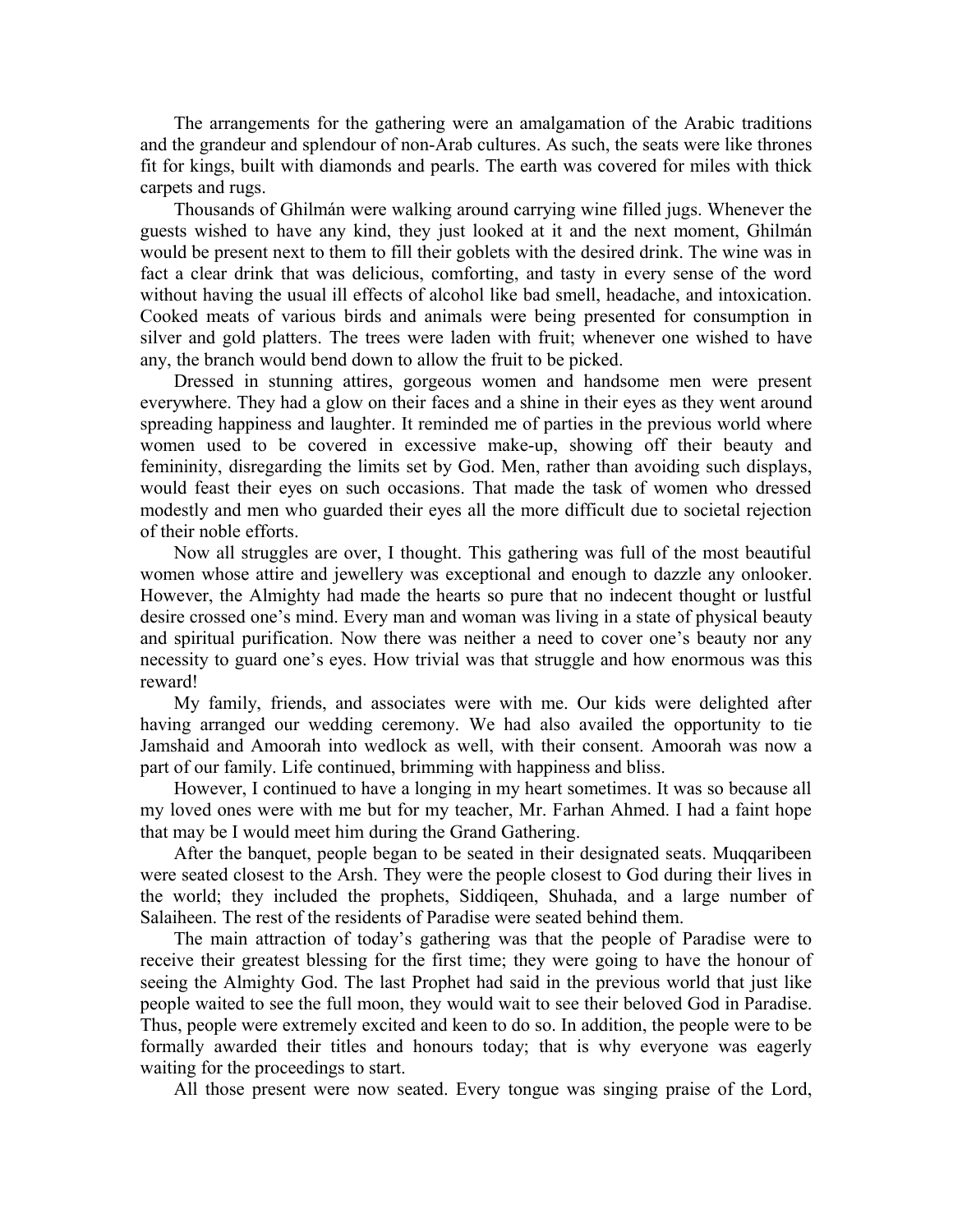The arrangements for the gathering were an amalgamation of the Arabic traditions and the grandeur and splendour of non-Arab cultures. As such, the seats were like thrones fit for kings, built with diamonds and pearls. The earth was covered for miles with thick carpets and rugs.

Thousands of Ghilmán were walking around carrying wine filled jugs. Whenever the guests wished to have any kind, they just looked at it and the next moment, Ghilmán would be present next to them to fill their goblets with the desired drink. The wine was in fact a clear drink that was delicious, comforting, and tasty in every sense of the word without having the usual ill effects of alcohol like bad smell, headache, and intoxication. Cooked meats of various birds and animals were being presented for consumption in silver and gold platters. The trees were laden with fruit; whenever one wished to have any, the branch would bend down to allow the fruit to be picked.

Dressed in stunning attires, gorgeous women and handsome men were present everywhere. They had a glow on their faces and a shine in their eyes as they went around spreading happiness and laughter. It reminded me of parties in the previous world where women used to be covered in excessive make-up, showing off their beauty and femininity, disregarding the limits set by God. Men, rather than avoiding such displays, would feast their eyes on such occasions. That made the task of women who dressed modestly and men who guarded their eyes all the more difficult due to societal rejection of their noble efforts.

Now all struggles are over, I thought. This gathering was full of the most beautiful women whose attire and jewellery was exceptional and enough to dazzle any onlooker. However, the Almighty had made the hearts so pure that no indecent thought or lustful desire crossed one's mind. Every man and woman was living in a state of physical beauty and spiritual purification. Now there was neither a need to cover one's beauty nor any necessity to guard one's eyes. How trivial was that struggle and how enormous was this reward!

My family, friends, and associates were with me. Our kids were delighted after having arranged our wedding ceremony. We had also availed the opportunity to tie Jamshaid and Amoorah into wedlock as well, with their consent. Amoorah was now a part of our family. Life continued, brimming with happiness and bliss.

However, I continued to have a longing in my heart sometimes. It was so because all my loved ones were with me but for my teacher, Mr. Farhan Ahmed. I had a faint hope that may be I would meet him during the Grand Gathering.

After the banquet, people began to be seated in their designated seats. Muqqaribeen were seated closest to the Arsh. They were the people closest to God during their lives in the world; they included the prophets, Siddiqeen, Shuhada, and a large number of Salaiheen. The rest of the residents of Paradise were seated behind them.

The main attraction of today's gathering was that the people of Paradise were to receive their greatest blessing for the first time; they were going to have the honour of seeing the Almighty God. The last Prophet had said in the previous world that just like people waited to see the full moon, they would wait to see their beloved God in Paradise. Thus, people were extremely excited and keen to do so. In addition, the people were to be formally awarded their titles and honours today; that is why everyone was eagerly waiting for the proceedings to start.

All those present were now seated. Every tongue was singing praise of the Lord,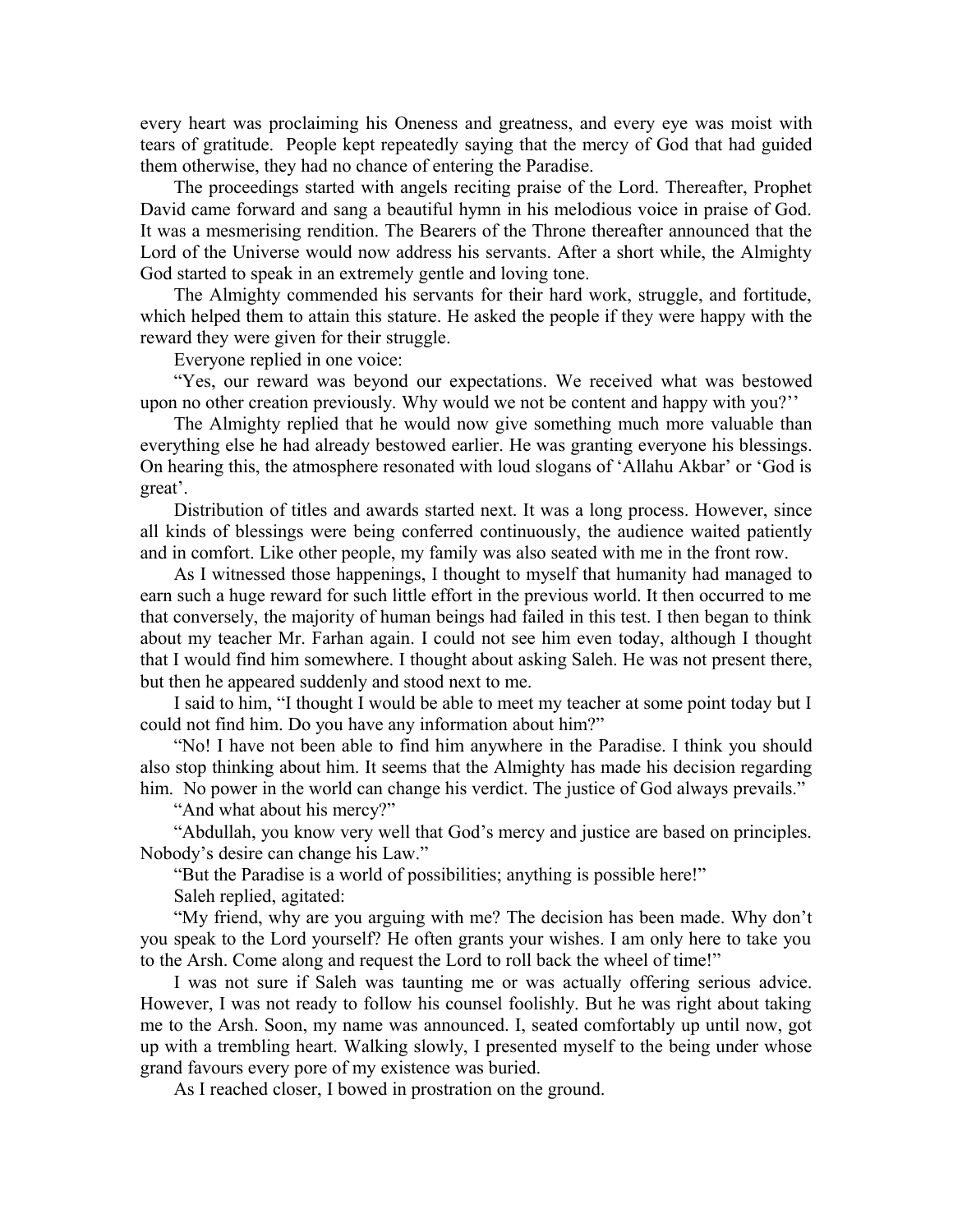every heart was proclaiming his Oneness and greatness, and every eye was moist with tears of gratitude. People kept repeatedly saying that the mercy of God that had guided them otherwise, they had no chance of entering the Paradise.

The proceedings started with angels reciting praise of the Lord. Thereafter, Prophet David came forward and sang a beautiful hymn in his melodious voice in praise of God. It was a mesmerising rendition. The Bearers of the Throne thereafter announced that the Lord of the Universe would now address his servants. After a short while, the Almighty God started to speak in an extremely gentle and loving tone.

The Almighty commended his servants for their hard work, struggle, and fortitude, which helped them to attain this stature. He asked the people if they were happy with the reward they were given for their struggle.

Everyone replied in one voice:

"Yes, our reward was beyond our expectations. We received what was bestowed upon no other creation previously. Why would we not be content and happy with you?''

The Almighty replied that he would now give something much more valuable than everything else he had already bestowed earlier. He was granting everyone his blessings. On hearing this, the atmosphere resonated with loud slogans of 'Allahu Akbar' or 'God is great'.

Distribution of titles and awards started next. It was a long process. However, since all kinds of blessings were being conferred continuously, the audience waited patiently and in comfort. Like other people, my family was also seated with me in the front row.

As I witnessed those happenings, I thought to myself that humanity had managed to earn such a huge reward for such little effort in the previous world. It then occurred to me that conversely, the majority of human beings had failed in this test. I then began to think about my teacher Mr. Farhan again. I could not see him even today, although I thought that I would find him somewhere. I thought about asking Saleh. He was not present there, but then he appeared suddenly and stood next to me.

I said to him, "I thought I would be able to meet my teacher at some point today but I could not find him. Do you have any information about him?"

"No! I have not been able to find him anywhere in the Paradise. I think you should also stop thinking about him. It seems that the Almighty has made his decision regarding him. No power in the world can change his verdict. The justice of God always prevails."

"And what about his mercy?"

"Abdullah, you know very well that God's mercy and justice are based on principles. Nobody's desire can change his Law."

"But the Paradise is a world of possibilities; anything is possible here!"

Saleh replied, agitated:

"My friend, why are you arguing with me? The decision has been made. Why don't you speak to the Lord yourself? He often grants your wishes. I am only here to take you to the Arsh. Come along and request the Lord to roll back the wheel of time!"

I was not sure if Saleh was taunting me or was actually offering serious advice. However, I was not ready to follow his counsel foolishly. But he was right about taking me to the Arsh. Soon, my name was announced. I, seated comfortably up until now, got up with a trembling heart. Walking slowly, I presented myself to the being under whose grand favours every pore of my existence was buried.

As I reached closer, I bowed in prostration on the ground.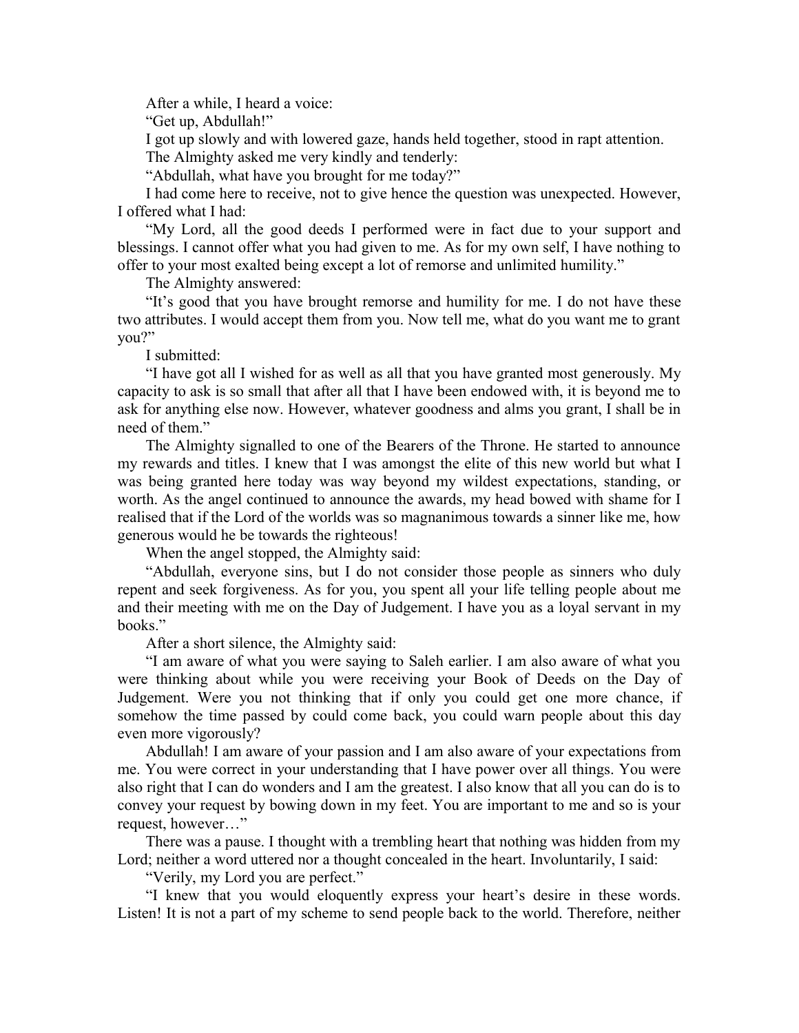After a while, I heard a voice:

"Get up, Abdullah!"

I got up slowly and with lowered gaze, hands held together, stood in rapt attention.

The Almighty asked me very kindly and tenderly:

"Abdullah, what have you brought for me today?"

I had come here to receive, not to give hence the question was unexpected. However, I offered what I had:

"My Lord, all the good deeds I performed were in fact due to your support and blessings. I cannot offer what you had given to me. As for my own self, I have nothing to offer to your most exalted being except a lot of remorse and unlimited humility."

The Almighty answered:

"It's good that you have brought remorse and humility for me. I do not have these two attributes. I would accept them from you. Now tell me, what do you want me to grant you?"

I submitted:

"I have got all I wished for as well as all that you have granted most generously. My capacity to ask is so small that after all that I have been endowed with, it is beyond me to ask for anything else now. However, whatever goodness and alms you grant, I shall be in need of them."

The Almighty signalled to one of the Bearers of the Throne. He started to announce my rewards and titles. I knew that I was amongst the elite of this new world but what I was being granted here today was way beyond my wildest expectations, standing, or worth. As the angel continued to announce the awards, my head bowed with shame for I realised that if the Lord of the worlds was so magnanimous towards a sinner like me, how generous would he be towards the righteous!

When the angel stopped, the Almighty said:

"Abdullah, everyone sins, but I do not consider those people as sinners who duly repent and seek forgiveness. As for you, you spent all your life telling people about me and their meeting with me on the Day of Judgement. I have you as a loyal servant in my books."

After a short silence, the Almighty said:

"I am aware of what you were saying to Saleh earlier. I am also aware of what you were thinking about while you were receiving your Book of Deeds on the Day of Judgement. Were you not thinking that if only you could get one more chance, if somehow the time passed by could come back, you could warn people about this day even more vigorously?

Abdullah! I am aware of your passion and I am also aware of your expectations from me. You were correct in your understanding that I have power over all things. You were also right that I can do wonders and I am the greatest. I also know that all you can do is to convey your request by bowing down in my feet. You are important to me and so is your request, however…"

There was a pause. I thought with a trembling heart that nothing was hidden from my Lord; neither a word uttered nor a thought concealed in the heart. Involuntarily, I said:

"Verily, my Lord you are perfect."

"I knew that you would eloquently express your heart's desire in these words. Listen! It is not a part of my scheme to send people back to the world. Therefore, neither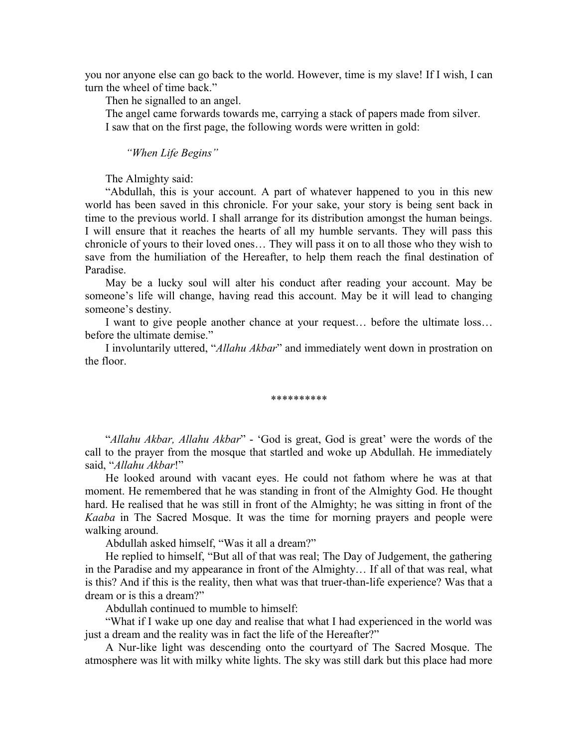you nor anyone else can go back to the world. However, time is my slave! If I wish, I can turn the wheel of time back."

Then he signalled to an angel.

The angel came forwards towards me, carrying a stack of papers made from silver.

I saw that on the first page, the following words were written in gold:

*"When Life Begins"*

The Almighty said:

"Abdullah, this is your account. A part of whatever happened to you in this new world has been saved in this chronicle. For your sake, your story is being sent back in time to the previous world. I shall arrange for its distribution amongst the human beings. I will ensure that it reaches the hearts of all my humble servants. They will pass this chronicle of yours to their loved ones… They will pass it on to all those who they wish to save from the humiliation of the Hereafter, to help them reach the final destination of Paradise.

May be a lucky soul will alter his conduct after reading your account. May be someone's life will change, having read this account. May be it will lead to changing someone's destiny.

I want to give people another chance at your request… before the ultimate loss… before the ultimate demise."

I involuntarily uttered, "*Allahu Akbar*" and immediately went down in prostration on the floor.

**********

"*Allahu Akbar, Allahu Akbar*" - 'God is great, God is great' were the words of the call to the prayer from the mosque that startled and woke up Abdullah. He immediately said, "*Allahu Akbar*!"

He looked around with vacant eyes. He could not fathom where he was at that moment. He remembered that he was standing in front of the Almighty God. He thought hard. He realised that he was still in front of the Almighty; he was sitting in front of the *Kaaba* in The Sacred Mosque. It was the time for morning prayers and people were walking around.

Abdullah asked himself, "Was it all a dream?"

He replied to himself, "But all of that was real; The Day of Judgement, the gathering in the Paradise and my appearance in front of the Almighty… If all of that was real, what is this? And if this is the reality, then what was that truer-than-life experience? Was that a dream or is this a dream?"

Abdullah continued to mumble to himself:

"What if I wake up one day and realise that what I had experienced in the world was just a dream and the reality was in fact the life of the Hereafter?"

A Nur-like light was descending onto the courtyard of The Sacred Mosque. The atmosphere was lit with milky white lights. The sky was still dark but this place had more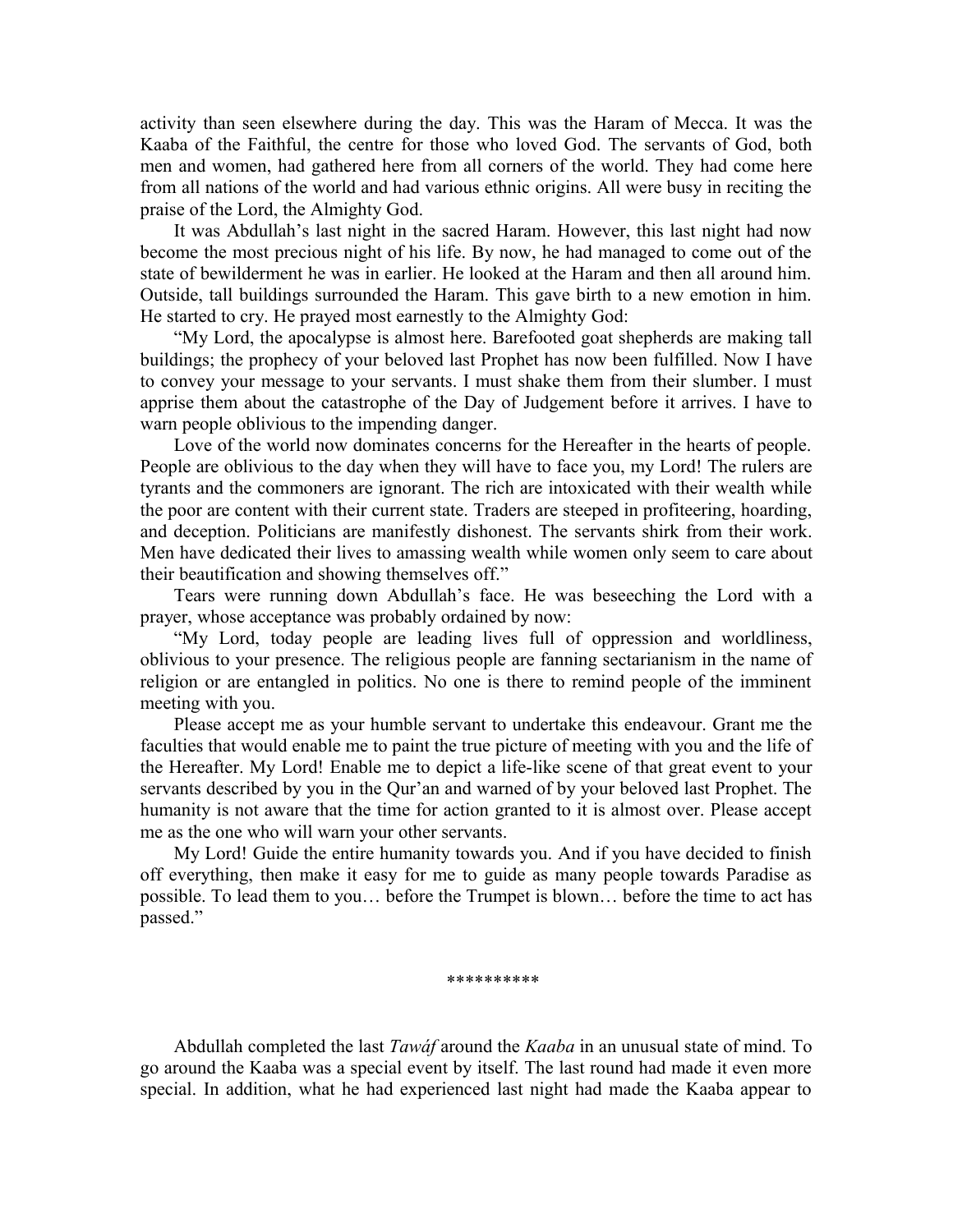activity than seen elsewhere during the day. This was the Haram of Mecca. It was the Kaaba of the Faithful, the centre for those who loved God. The servants of God, both men and women, had gathered here from all corners of the world. They had come here from all nations of the world and had various ethnic origins. All were busy in reciting the praise of the Lord, the Almighty God.

It was Abdullah's last night in the sacred Haram. However, this last night had now become the most precious night of his life. By now, he had managed to come out of the state of bewilderment he was in earlier. He looked at the Haram and then all around him. Outside, tall buildings surrounded the Haram. This gave birth to a new emotion in him. He started to cry. He prayed most earnestly to the Almighty God:

"My Lord, the apocalypse is almost here. Barefooted goat shepherds are making tall buildings; the prophecy of your beloved last Prophet has now been fulfilled. Now I have to convey your message to your servants. I must shake them from their slumber. I must apprise them about the catastrophe of the Day of Judgement before it arrives. I have to warn people oblivious to the impending danger.

Love of the world now dominates concerns for the Hereafter in the hearts of people. People are oblivious to the day when they will have to face you, my Lord! The rulers are tyrants and the commoners are ignorant. The rich are intoxicated with their wealth while the poor are content with their current state. Traders are steeped in profiteering, hoarding, and deception. Politicians are manifestly dishonest. The servants shirk from their work. Men have dedicated their lives to amassing wealth while women only seem to care about their beautification and showing themselves off."

Tears were running down Abdullah's face. He was beseeching the Lord with a prayer, whose acceptance was probably ordained by now:

"My Lord, today people are leading lives full of oppression and worldliness, oblivious to your presence. The religious people are fanning sectarianism in the name of religion or are entangled in politics. No one is there to remind people of the imminent meeting with you.

Please accept me as your humble servant to undertake this endeavour. Grant me the faculties that would enable me to paint the true picture of meeting with you and the life of the Hereafter. My Lord! Enable me to depict a life-like scene of that great event to your servants described by you in the Qur'an and warned of by your beloved last Prophet. The humanity is not aware that the time for action granted to it is almost over. Please accept me as the one who will warn your other servants.

My Lord! Guide the entire humanity towards you. And if you have decided to finish off everything, then make it easy for me to guide as many people towards Paradise as possible. To lead them to you… before the Trumpet is blown… before the time to act has passed."

**********

Abdullah completed the last *Tawáf* around the *Kaaba* in an unusual state of mind. To go around the Kaaba was a special event by itself. The last round had made it even more special. In addition, what he had experienced last night had made the Kaaba appear to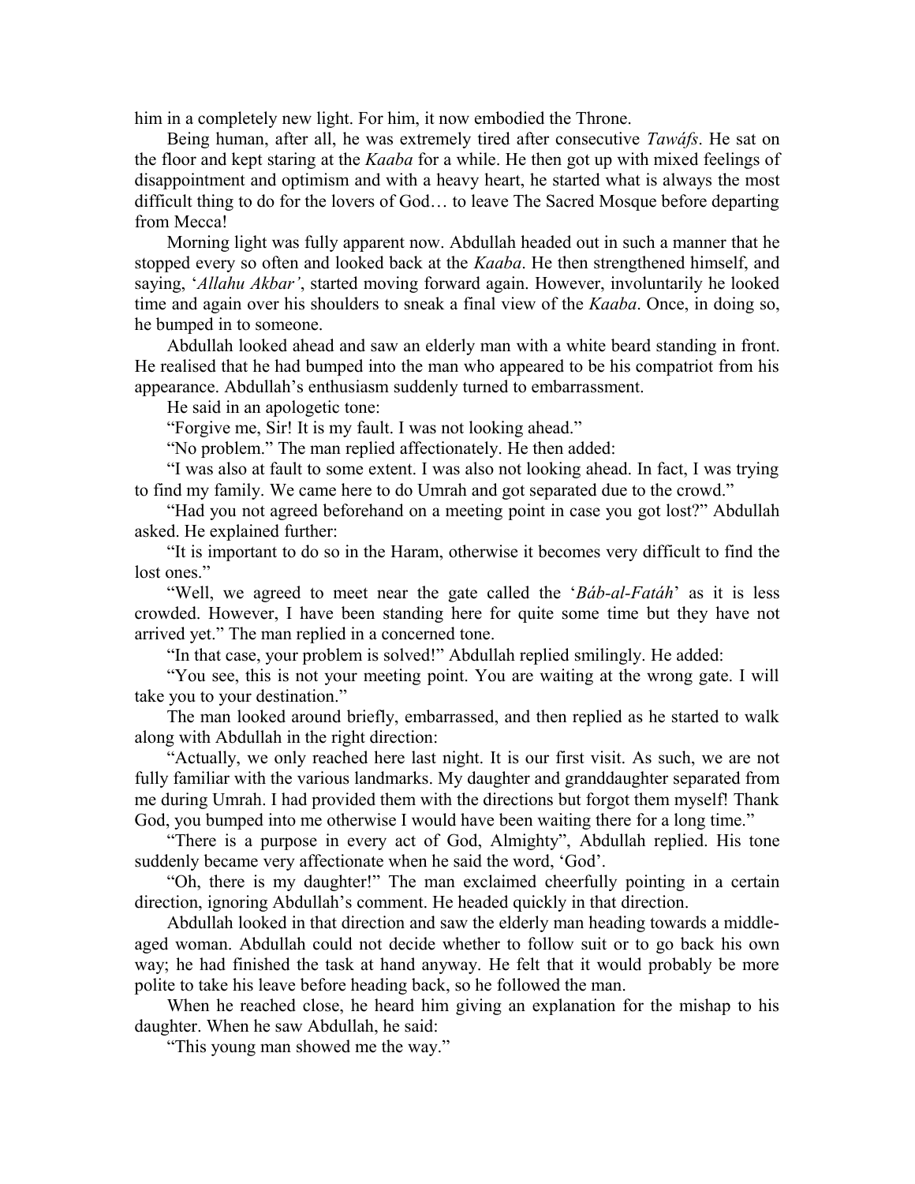him in a completely new light. For him, it now embodied the Throne.

Being human, after all, he was extremely tired after consecutive *Tawáfs*. He sat on the floor and kept staring at the *Kaaba* for a while. He then got up with mixed feelings of disappointment and optimism and with a heavy heart, he started what is always the most difficult thing to do for the lovers of God… to leave The Sacred Mosque before departing from Mecca!

Morning light was fully apparent now. Abdullah headed out in such a manner that he stopped every so often and looked back at the *Kaaba*. He then strengthened himself, and saying, '*Allahu Akbar'*, started moving forward again. However, involuntarily he looked time and again over his shoulders to sneak a final view of the *Kaaba*. Once, in doing so, he bumped in to someone.

Abdullah looked ahead and saw an elderly man with a white beard standing in front. He realised that he had bumped into the man who appeared to be his compatriot from his appearance. Abdullah's enthusiasm suddenly turned to embarrassment.

He said in an apologetic tone:

"Forgive me, Sir! It is my fault. I was not looking ahead."

"No problem." The man replied affectionately. He then added:

"I was also at fault to some extent. I was also not looking ahead. In fact, I was trying to find my family. We came here to do Umrah and got separated due to the crowd."

"Had you not agreed beforehand on a meeting point in case you got lost?" Abdullah asked. He explained further:

"It is important to do so in the Haram, otherwise it becomes very difficult to find the lost ones."

"Well, we agreed to meet near the gate called the '*Báb-al-Fatáh*' as it is less crowded. However, I have been standing here for quite some time but they have not arrived yet." The man replied in a concerned tone.

"In that case, your problem is solved!" Abdullah replied smilingly. He added:

"You see, this is not your meeting point. You are waiting at the wrong gate. I will take you to your destination."

The man looked around briefly, embarrassed, and then replied as he started to walk along with Abdullah in the right direction:

"Actually, we only reached here last night. It is our first visit. As such, we are not fully familiar with the various landmarks. My daughter and granddaughter separated from me during Umrah. I had provided them with the directions but forgot them myself! Thank God, you bumped into me otherwise I would have been waiting there for a long time."

"There is a purpose in every act of God, Almighty", Abdullah replied. His tone suddenly became very affectionate when he said the word, 'God'.

"Oh, there is my daughter!" The man exclaimed cheerfully pointing in a certain direction, ignoring Abdullah's comment. He headed quickly in that direction.

Abdullah looked in that direction and saw the elderly man heading towards a middle-aged woman. Abdullah could not decide whether to follow suit or to go back his own way; he had finished the task at hand anyway. He felt that it would probably be more polite to take his leave before heading back, so he followed the man.

When he reached close, he heard him giving an explanation for the mishap to his daughter. When he saw Abdullah, he said:

"This young man showed me the way."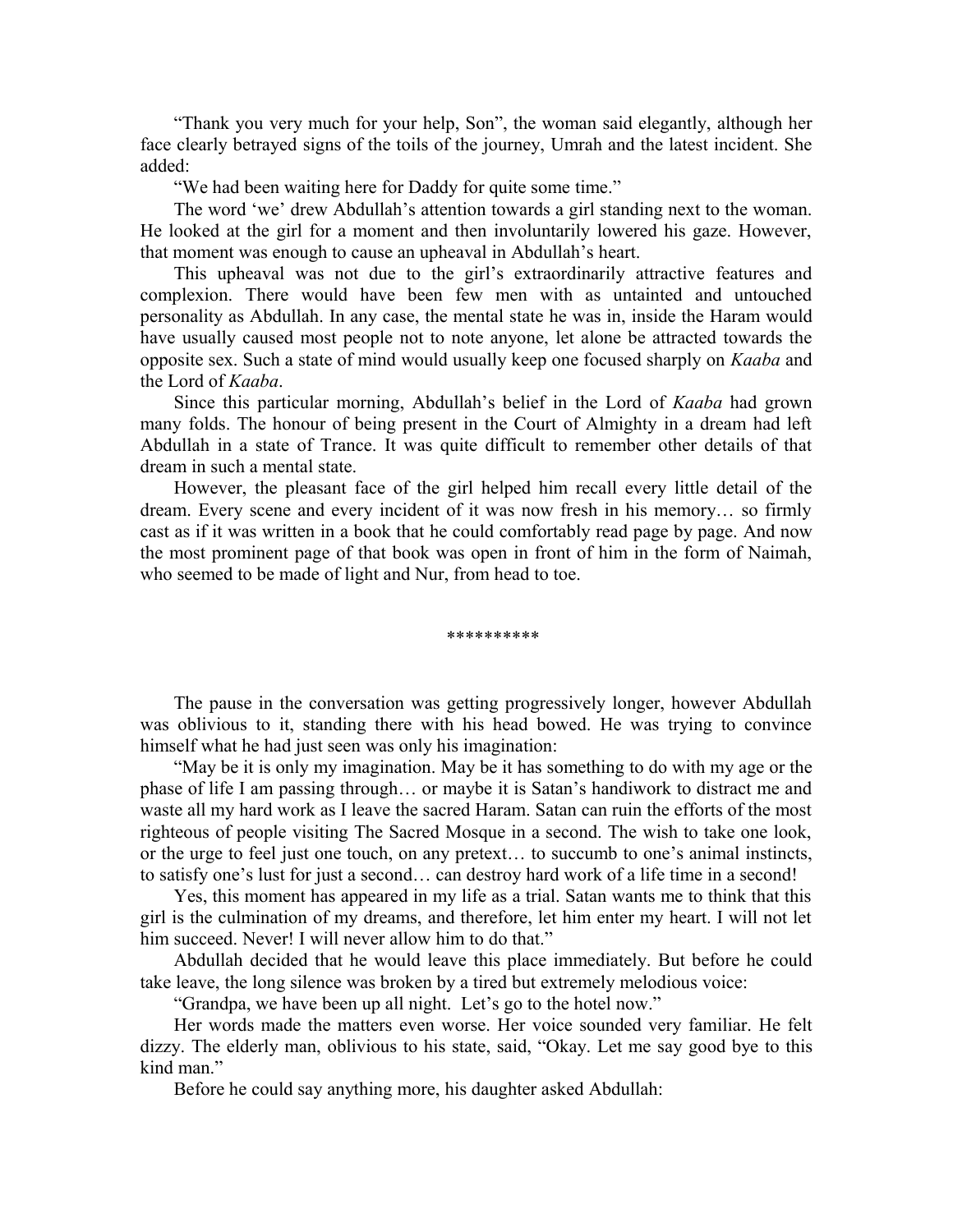"Thank you very much for your help, Son", the woman said elegantly, although her face clearly betrayed signs of the toils of the journey, Umrah and the latest incident. She added:

"We had been waiting here for Daddy for quite some time."

The word 'we' drew Abdullah's attention towards a girl standing next to the woman. He looked at the girl for a moment and then involuntarily lowered his gaze. However, that moment was enough to cause an upheaval in Abdullah's heart.

This upheaval was not due to the girl's extraordinarily attractive features and complexion. There would have been few men with as untainted and untouched personality as Abdullah. In any case, the mental state he was in, inside the Haram would have usually caused most people not to note anyone, let alone be attracted towards the opposite sex. Such a state of mind would usually keep one focused sharply on *Kaaba* and the Lord of *Kaaba*.

Since this particular morning, Abdullah's belief in the Lord of *Kaaba* had grown many folds. The honour of being present in the Court of Almighty in a dream had left Abdullah in a state of Trance. It was quite difficult to remember other details of that dream in such a mental state.

However, the pleasant face of the girl helped him recall every little detail of the dream. Every scene and every incident of it was now fresh in his memory… so firmly cast as if it was written in a book that he could comfortably read page by page. And now the most prominent page of that book was open in front of him in the form of Naimah, who seemed to be made of light and Nur, from head to toe.

**********

The pause in the conversation was getting progressively longer, however Abdullah was oblivious to it, standing there with his head bowed. He was trying to convince himself what he had just seen was only his imagination:

"May be it is only my imagination. May be it has something to do with my age or the phase of life I am passing through… or maybe it is Satan's handiwork to distract me and waste all my hard work as I leave the sacred Haram. Satan can ruin the efforts of the most righteous of people visiting The Sacred Mosque in a second. The wish to take one look, or the urge to feel just one touch, on any pretext… to succumb to one's animal instincts, to satisfy one's lust for just a second… can destroy hard work of a life time in a second!

Yes, this moment has appeared in my life as a trial. Satan wants me to think that this girl is the culmination of my dreams, and therefore, let him enter my heart. I will not let him succeed. Never! I will never allow him to do that."

Abdullah decided that he would leave this place immediately. But before he could take leave, the long silence was broken by a tired but extremely melodious voice:

"Grandpa, we have been up all night. Let's go to the hotel now."

Her words made the matters even worse. Her voice sounded very familiar. He felt dizzy. The elderly man, oblivious to his state, said, "Okay. Let me say good bye to this kind man."

Before he could say anything more, his daughter asked Abdullah: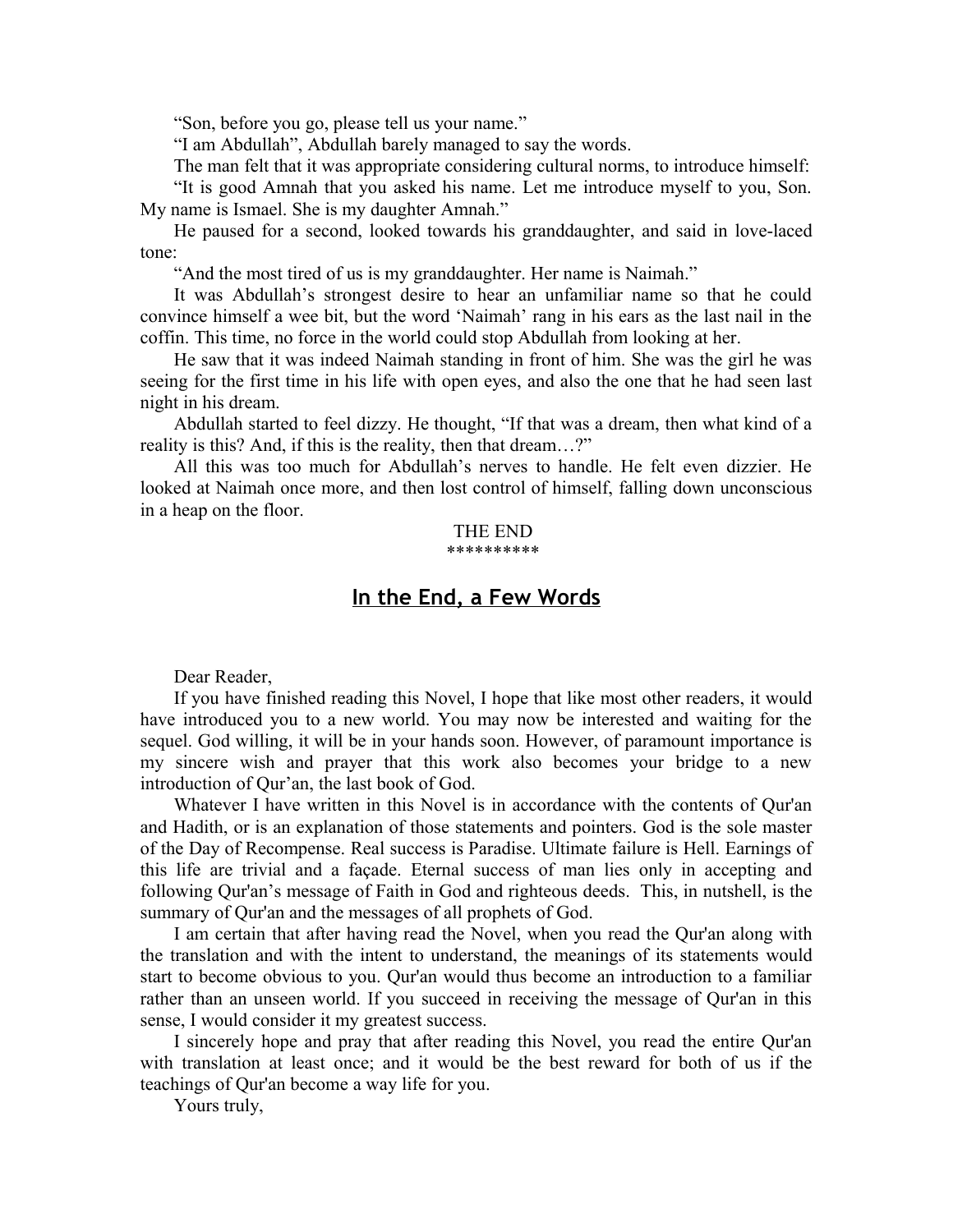"Son, before you go, please tell us your name."

"I am Abdullah", Abdullah barely managed to say the words.

The man felt that it was appropriate considering cultural norms, to introduce himself:

"It is good Amnah that you asked his name. Let me introduce myself to you, Son. My name is Ismael. She is my daughter Amnah."

He paused for a second, looked towards his granddaughter, and said in love-laced tone:

"And the most tired of us is my granddaughter. Her name is Naimah."

It was Abdullah's strongest desire to hear an unfamiliar name so that he could convince himself a wee bit, but the word 'Naimah' rang in his ears as the last nail in the coffin. This time, no force in the world could stop Abdullah from looking at her.

He saw that it was indeed Naimah standing in front of him. She was the girl he was seeing for the first time in his life with open eyes, and also the one that he had seen last night in his dream.

Abdullah started to feel dizzy. He thought, "If that was a dream, then what kind of a reality is this? And, if this is the reality, then that dream…?"

All this was too much for Abdullah's nerves to handle. He felt even dizzier. He looked at Naimah once more, and then lost control of himself, falling down unconscious in a heap on the floor.

THE END

**********

## In the End, a Few Words

Dear Reader,

If you have finished reading this Novel, I hope that like most other readers, it would have introduced you to a new world. You may now be interested and waiting for the sequel. God willing, it will be in your hands soon. However, of paramount importance is my sincere wish and prayer that this work also becomes your bridge to a new introduction of Qur'an, the last book of God.

Whatever I have written in this Novel is in accordance with the contents of Qur'an and Hadith, or is an explanation of those statements and pointers. God is the sole master of the Day of Recompense. Real success is Paradise. Ultimate failure is Hell. Earnings of this life are trivial and a façade. Eternal success of man lies only in accepting and following Qur'an's message of Faith in God and righteous deeds. This, in nutshell, is the summary of Qur'an and the messages of all prophets of God.

I am certain that after having read the Novel, when you read the Qur'an along with the translation and with the intent to understand, the meanings of its statements would start to become obvious to you. Qur'an would thus become an introduction to a familiar rather than an unseen world. If you succeed in receiving the message of Qur'an in this sense, I would consider it my greatest success.

I sincerely hope and pray that after reading this Novel, you read the entire Qur'an with translation at least once; and it would be the best reward for both of us if the teachings of Qur'an become a way life for you.

Yours truly,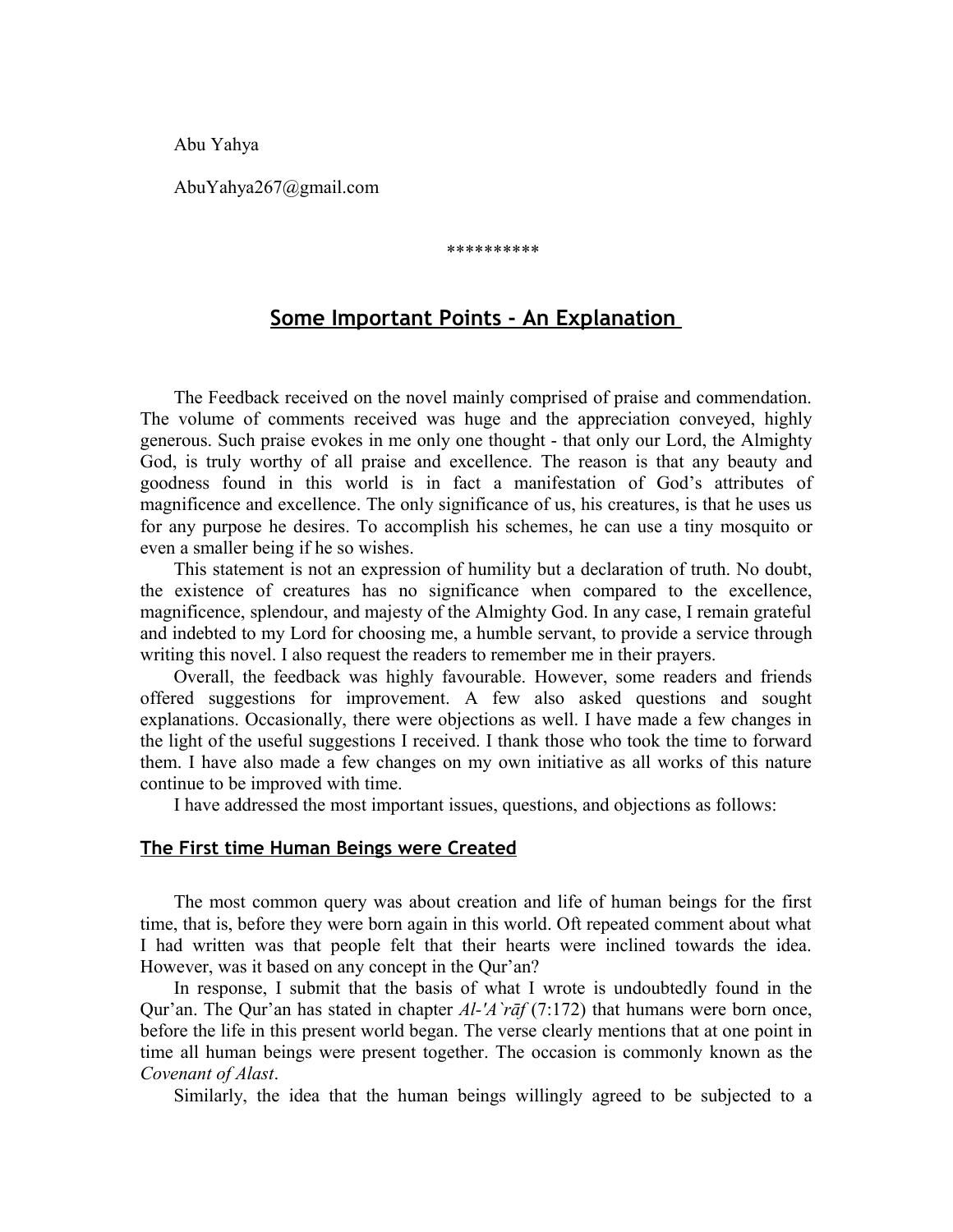Abu Yahya

AbuYahya267@gmail.com

\*\*\*\*\*\*\*\*\*\*

## Some Important Points - An Explanation

The Feedback received on the novel mainly comprised of praise and commendation. The volume of comments received was huge and the appreciation conveyed, highly generous. Such praise evokes in me only one thought - that only our Lord, the Almighty God, is truly worthy of all praise and excellence. The reason is that any beauty and goodness found in this world is in fact a manifestation of God's attributes of magnificence and excellence. The only significance of us, his creatures, is that he uses us for any purpose he desires. To accomplish his schemes, he can use a tiny mosquito or even a smaller being if he so wishes.

This statement is not an expression of humility but a declaration of truth. No doubt, the existence of creatures has no significance when compared to the excellence, magnificence, splendour, and majesty of the Almighty God. In any case, I remain grateful and indebted to my Lord for choosing me, a humble servant, to provide a service through writing this novel. I also request the readers to remember me in their prayers.

Overall, the feedback was highly favourable. However, some readers and friends offered suggestions for improvement. A few also asked questions and sought explanations. Occasionally, there were objections as well. I have made a few changes in the light of the useful suggestions I received. I thank those who took the time to forward them. I have also made a few changes on my own initiative as all works of this nature continue to be improved with time.

I have addressed the most important issues, questions, and objections as follows:

### The First time Human Beings were Created

The most common query was about creation and life of human beings for the first time, that is, before they were born again in this world. Oft repeated comment about what I had written was that people felt that their hearts were inclined towards the idea. However, was it based on any concept in the Qur'an?

In response, I submit that the basis of what I wrote is undoubtedly found in the Qur'an. The Qur'an has stated in chapter *Al-'A`rāf* (7:172) that humans were born once, before the life in this present world began. The verse clearly mentions that at one point in time all human beings were present together. The occasion is commonly known as the *Covenant of Alast*.

Similarly, the idea that the human beings willingly agreed to be subjected to a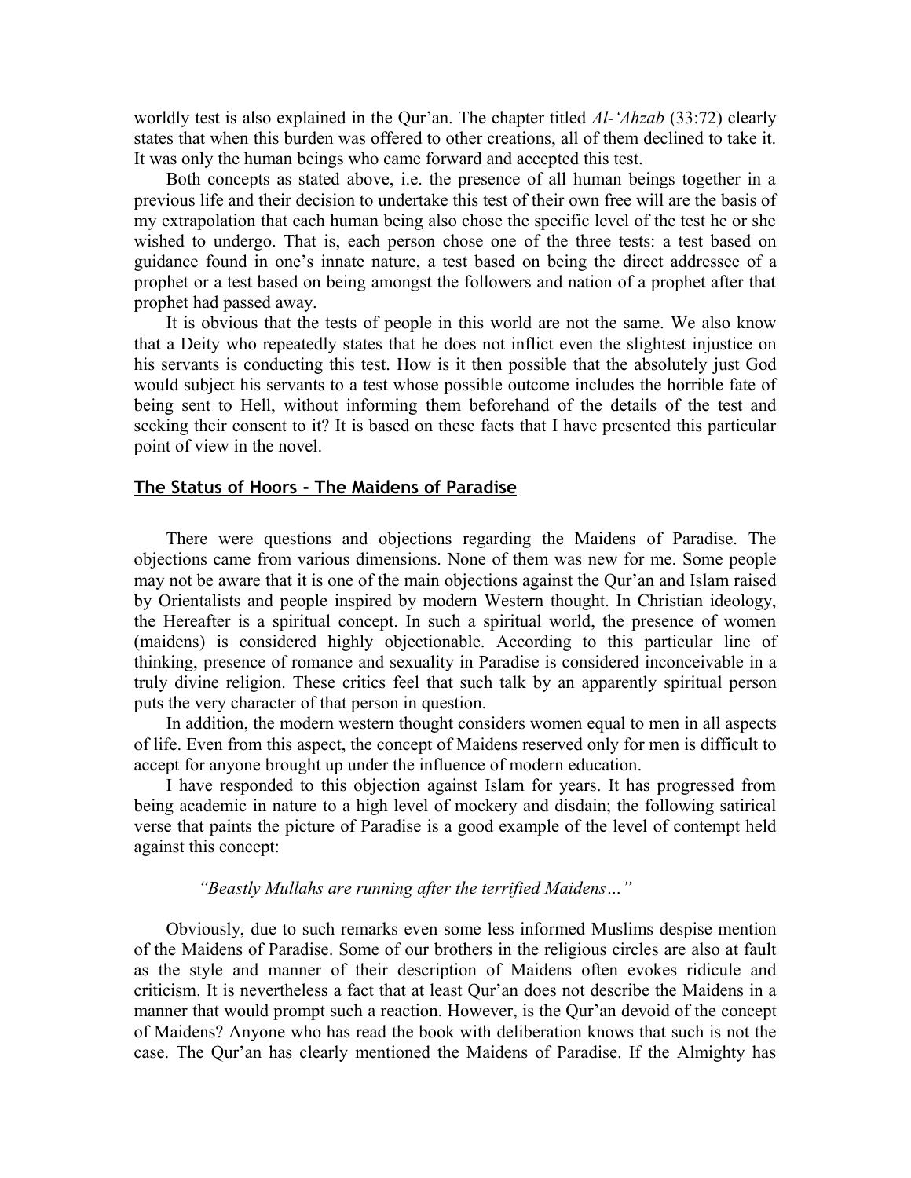worldly test is also explained in the Qur'an. The chapter titled *Al-'Ahzab* (33:72) clearly states that when this burden was offered to other creations, all of them declined to take it. It was only the human beings who came forward and accepted this test.

Both concepts as stated above, i.e. the presence of all human beings together in a previous life and their decision to undertake this test of their own free will are the basis of my extrapolation that each human being also chose the specific level of the test he or she wished to undergo. That is, each person chose one of the three tests: a test based on guidance found in one's innate nature, a test based on being the direct addressee of a prophet or a test based on being amongst the followers and nation of a prophet after that prophet had passed away.

It is obvious that the tests of people in this world are not the same. We also know that a Deity who repeatedly states that he does not inflict even the slightest injustice on his servants is conducting this test. How is it then possible that the absolutely just God would subject his servants to a test whose possible outcome includes the horrible fate of being sent to Hell, without informing them beforehand of the details of the test and seeking their consent to it? It is based on these facts that I have presented this particular point of view in the novel.

## The Status of Hoors - The Maidens of Paradise

There were questions and objections regarding the Maidens of Paradise. The objections came from various dimensions. None of them was new for me. Some people may not be aware that it is one of the main objections against the Qur'an and Islam raised by Orientalists and people inspired by modern Western thought. In Christian ideology, the Hereafter is a spiritual concept. In such a spiritual world, the presence of women (maidens) is considered highly objectionable. According to this particular line of thinking, presence of romance and sexuality in Paradise is considered inconceivable in a truly divine religion. These critics feel that such talk by an apparently spiritual person puts the very character of that person in question.

In addition, the modern western thought considers women equal to men in all aspects of life. Even from this aspect, the concept of Maidens reserved only for men is difficult to accept for anyone brought up under the influence of modern education.

I have responded to this objection against Islam for years. It has progressed from being academic in nature to a high level of mockery and disdain; the following satirical verse that paints the picture of Paradise is a good example of the level of contempt held against this concept:

> *"Beastly Mullahs are running after the terrified Maidens…"*

Obviously, due to such remarks even some less informed Muslims despise mention of the Maidens of Paradise. Some of our brothers in the religious circles are also at fault as the style and manner of their description of Maidens often evokes ridicule and criticism. It is nevertheless a fact that at least Qur'an does not describe the Maidens in a manner that would prompt such a reaction. However, is the Qur'an devoid of the concept of Maidens? Anyone who has read the book with deliberation knows that such is not the case. The Qur'an has clearly mentioned the Maidens of Paradise. If the Almighty has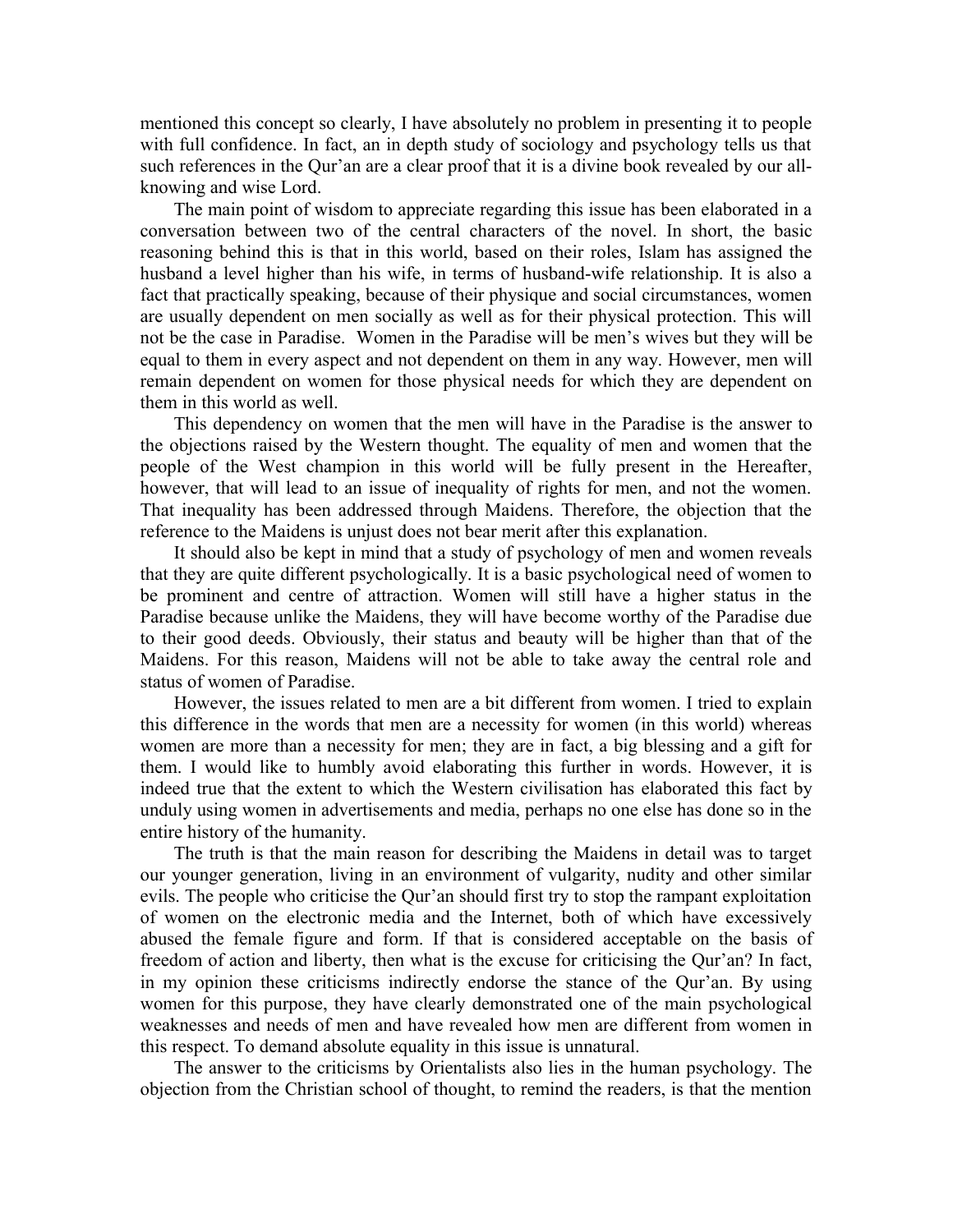mentioned this concept so clearly, I have absolutely no problem in presenting it to people with full confidence. In fact, an in depth study of sociology and psychology tells us that such references in the Qur'an are a clear proof that it is a divine book revealed by our all-knowing and wise Lord.

The main point of wisdom to appreciate regarding this issue has been elaborated in a conversation between two of the central characters of the novel. In short, the basic reasoning behind this is that in this world, based on their roles, Islam has assigned the husband a level higher than his wife, in terms of husband-wife relationship. It is also a fact that practically speaking, because of their physique and social circumstances, women are usually dependent on men socially as well as for their physical protection. This will not be the case in Paradise. Women in the Paradise will be men's wives but they will be equal to them in every aspect and not dependent on them in any way. However, men will remain dependent on women for those physical needs for which they are dependent on them in this world as well.

This dependency on women that the men will have in the Paradise is the answer to the objections raised by the Western thought. The equality of men and women that the people of the West champion in this world will be fully present in the Hereafter, however, that will lead to an issue of inequality of rights for men, and not the women. That inequality has been addressed through Maidens. Therefore, the objection that the reference to the Maidens is unjust does not bear merit after this explanation.

It should also be kept in mind that a study of psychology of men and women reveals that they are quite different psychologically. It is a basic psychological need of women to be prominent and centre of attraction. Women will still have a higher status in the Paradise because unlike the Maidens, they will have become worthy of the Paradise due to their good deeds. Obviously, their status and beauty will be higher than that of the Maidens. For this reason, Maidens will not be able to take away the central role and status of women of Paradise.

However, the issues related to men are a bit different from women. I tried to explain this difference in the words that men are a necessity for women (in this world) whereas women are more than a necessity for men; they are in fact, a big blessing and a gift for them. I would like to humbly avoid elaborating this further in words. However, it is indeed true that the extent to which the Western civilisation has elaborated this fact by unduly using women in advertisements and media, perhaps no one else has done so in the entire history of the humanity.

The truth is that the main reason for describing the Maidens in detail was to target our younger generation, living in an environment of vulgarity, nudity and other similar evils. The people who criticise the Qur'an should first try to stop the rampant exploitation of women on the electronic media and the Internet, both of which have excessively abused the female figure and form. If that is considered acceptable on the basis of freedom of action and liberty, then what is the excuse for criticising the Qur'an? In fact, in my opinion these criticisms indirectly endorse the stance of the Qur'an. By using women for this purpose, they have clearly demonstrated one of the main psychological weaknesses and needs of men and have revealed how men are different from women in this respect. To demand absolute equality in this issue is unnatural.

The answer to the criticisms by Orientalists also lies in the human psychology. The objection from the Christian school of thought, to remind the readers, is that the mention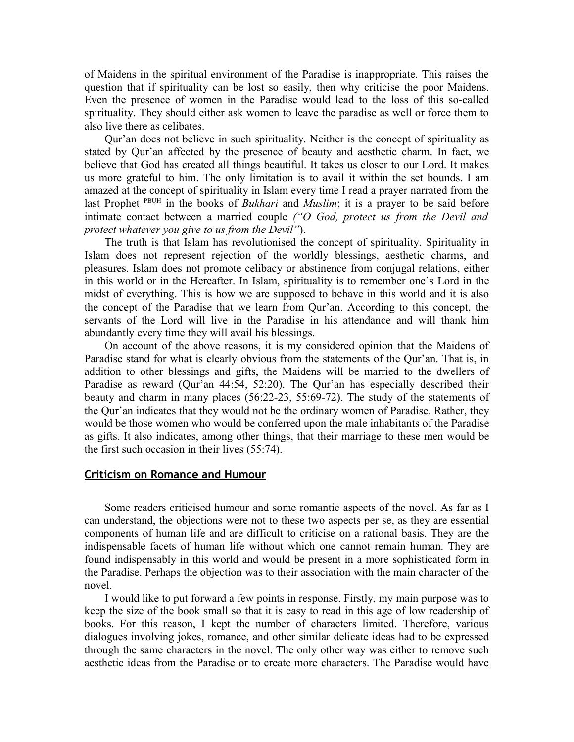of Maidens in the spiritual environment of the Paradise is inappropriate. This raises the question that if spirituality can be lost so easily, then why criticise the poor Maidens. Even the presence of women in the Paradise would lead to the loss of this so-called spirituality. They should either ask women to leave the paradise as well or force them to also live there as celibates.

Qur'an does not believe in such spirituality. Neither is the concept of spirituality as stated by Qur'an affected by the presence of beauty and aesthetic charm. In fact, we believe that God has created all things beautiful. It takes us closer to our Lord. It makes us more grateful to him. The only limitation is to avail it within the set bounds. I am amazed at the concept of spirituality in Islam every time I read a prayer narrated from the last Prophet PBUH in the books of *Bukhari* and *Muslim*; it is a prayer to be said before intimate contact between a married couple *("O God, protect us from the Devil and protect whatever you give to us from the Devil"*).

The truth is that Islam has revolutionised the concept of spirituality. Spirituality in Islam does not represent rejection of the worldly blessings, aesthetic charms, and pleasures. Islam does not promote celibacy or abstinence from conjugal relations, either in this world or in the Hereafter. In Islam, spirituality is to remember one's Lord in the midst of everything. This is how we are supposed to behave in this world and it is also the concept of the Paradise that we learn from Qur'an. According to this concept, the servants of the Lord will live in the Paradise in his attendance and will thank him abundantly every time they will avail his blessings.

On account of the above reasons, it is my considered opinion that the Maidens of Paradise stand for what is clearly obvious from the statements of the Qur'an. That is, in addition to other blessings and gifts, the Maidens will be married to the dwellers of Paradise as reward (Qur'an 44:54, 52:20). The Qur'an has especially described their beauty and charm in many places (56:22-23, 55:69-72). The study of the statements of the Qur'an indicates that they would not be the ordinary women of Paradise. Rather, they would be those women who would be conferred upon the male inhabitants of the Paradise as gifts. It also indicates, among other things, that their marriage to these men would be the first such occasion in their lives (55:74).

## Criticism on Romance and Humour

Some readers criticised humour and some romantic aspects of the novel. As far as I can understand, the objections were not to these two aspects per se, as they are essential components of human life and are difficult to criticise on a rational basis. They are the indispensable facets of human life without which one cannot remain human. They are found indispensably in this world and would be present in a more sophisticated form in the Paradise. Perhaps the objection was to their association with the main character of the novel.

I would like to put forward a few points in response. Firstly, my main purpose was to keep the size of the book small so that it is easy to read in this age of low readership of books. For this reason, I kept the number of characters limited. Therefore, various dialogues involving jokes, romance, and other similar delicate ideas had to be expressed through the same characters in the novel. The only other way was either to remove such aesthetic ideas from the Paradise or to create more characters. The Paradise would have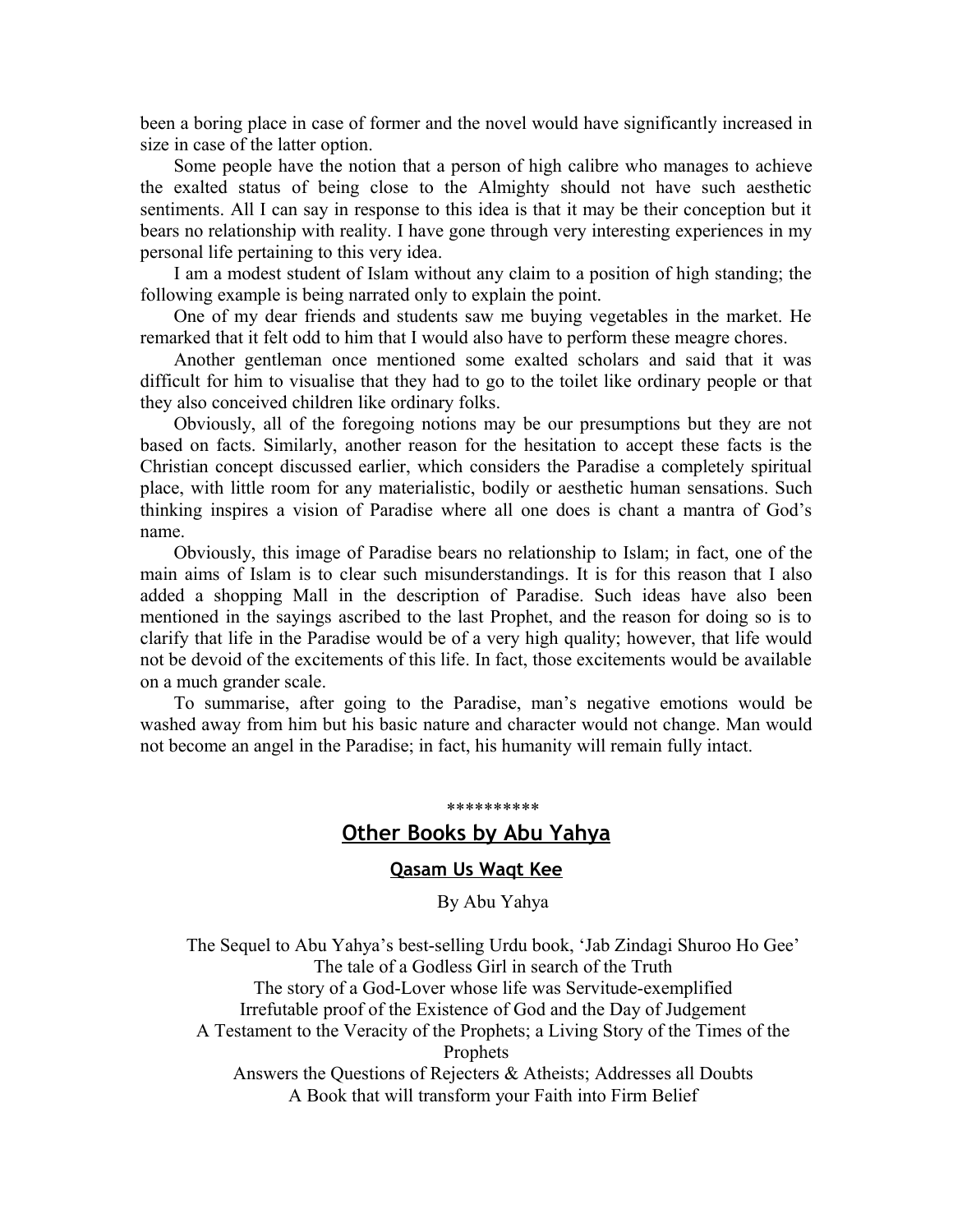been a boring place in case of former and the novel would have significantly increased in size in case of the latter option.

Some people have the notion that a person of high calibre who manages to achieve the exalted status of being close to the Almighty should not have such aesthetic sentiments. All I can say in response to this idea is that it may be their conception but it bears no relationship with reality. I have gone through very interesting experiences in my personal life pertaining to this very idea.

I am a modest student of Islam without any claim to a position of high standing; the following example is being narrated only to explain the point.

One of my dear friends and students saw me buying vegetables in the market. He remarked that it felt odd to him that I would also have to perform these meagre chores.

Another gentleman once mentioned some exalted scholars and said that it was difficult for him to visualise that they had to go to the toilet like ordinary people or that they also conceived children like ordinary folks.

Obviously, all of the foregoing notions may be our presumptions but they are not based on facts. Similarly, another reason for the hesitation to accept these facts is the Christian concept discussed earlier, which considers the Paradise a completely spiritual place, with little room for any materialistic, bodily or aesthetic human sensations. Such thinking inspires a vision of Paradise where all one does is chant a mantra of God's name.

Obviously, this image of Paradise bears no relationship to Islam; in fact, one of the main aims of Islam is to clear such misunderstandings. It is for this reason that I also added a shopping Mall in the description of Paradise. Such ideas have also been mentioned in the sayings ascribed to the last Prophet, and the reason for doing so is to clarify that life in the Paradise would be of a very high quality; however, that life would not be devoid of the excitements of this life. In fact, those excitements would be available on a much grander scale.

To summarise, after going to the Paradise, man's negative emotions would be washed away from him but his basic nature and character would not change. Man would not become an angel in the Paradise; in fact, his humanity will remain fully intact.

**********

## Other Books by Abu Yahya

### Qasam Us Waqt Kee

By Abu Yahya

The Sequel to Abu Yahya's best-selling Urdu book, 'Jab Zindagi Shuroo Ho Gee'
The tale of a Godless Girl in search of the Truth
The story of a God-Lover whose life was Servitude-exemplified
Irrefutable proof of the Existence of God and the Day of Judgement
A Testament to the Veracity of the Prophets; a Living Story of the Times of the Prophets
Answers the Questions of Rejecters & Atheists; Addresses all Doubts
A Book that will transform your Faith into Firm Belief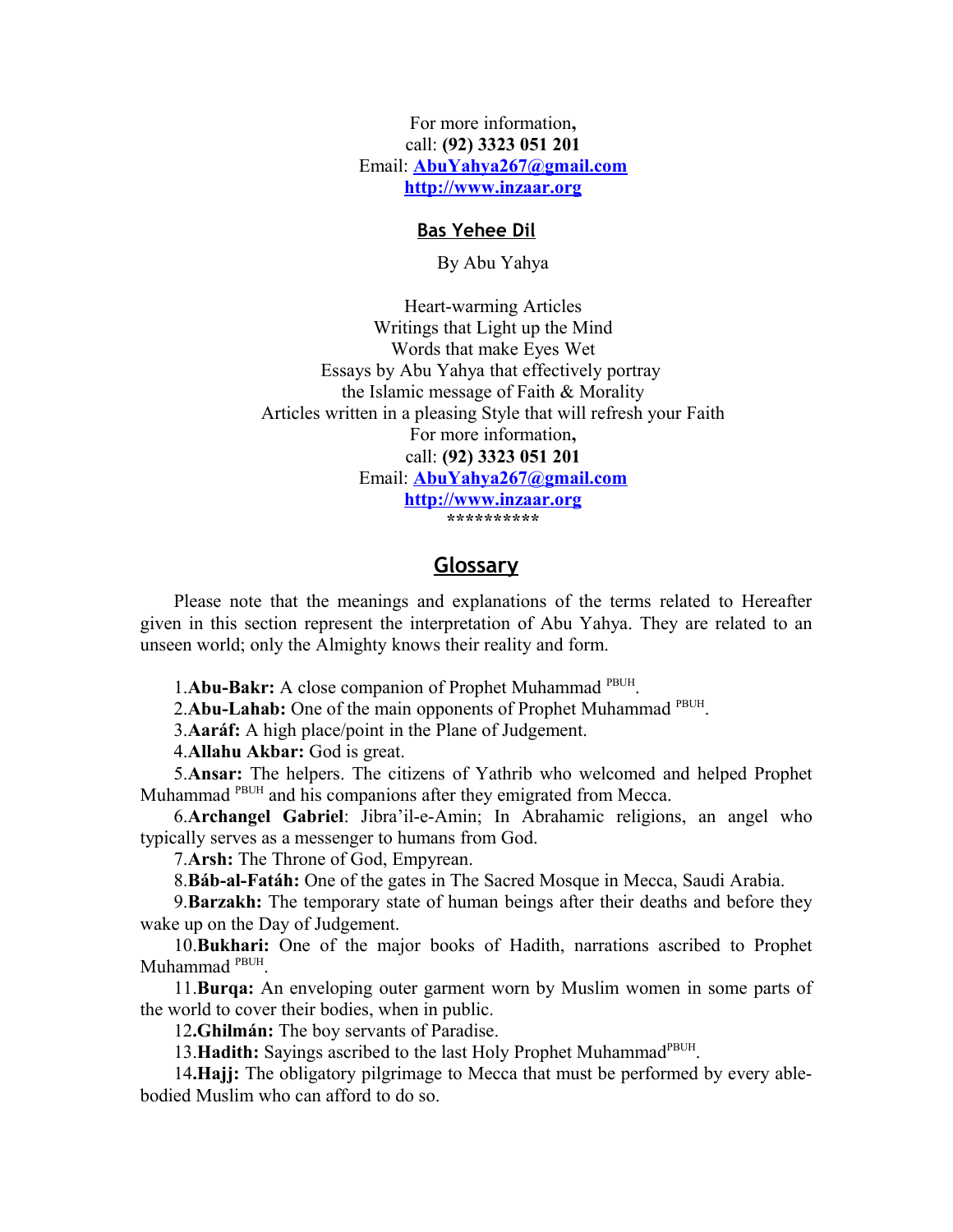For more information**,**  
call: **(92) 3323 051 201**  
Email: **[AbuYahya267@gmail.com](mailto:AbuYahya267@gmail.com)**  
**[http://www.inzaar.org](http://www.inzaar.org)**

## Bas Yehee Dil

By Abu Yahya

Heart-warming Articles  
Writings that Light up the Mind  
Words that make Eyes Wet  
Essays by Abu Yahya that effectively portray  
the Islamic message of Faith & Morality  
Articles written in a pleasing Style that will refresh your Faith  
For more information**,**  
call: **(92) 3323 051 201**  
Email: **[AbuYahya267@gmail.com](mailto:AbuYahya267@gmail.com)**  
**[http://www.inzaar.org](http://www.inzaar.org)**  
**\*\*\*\*\*\*\*\*\*\***

## Glossary

Please note that the meanings and explanations of the terms related to Hereafter given in this section represent the interpretation of Abu Yahya. They are related to an unseen world; only the Almighty knows their reality and form.

1. **Abu-Bakr:** A close companion of Prophet Muhammad PBUH.
2. **Abu-Lahab:** One of the main opponents of Prophet Muhammad PBUH.
3. **Aaráf:** A high place/point in the Plane of Judgement.
4. **Allahu Akbar:** God is great.
5. **Ansar:** The helpers. The citizens of Yathrib who welcomed and helped Prophet Muhammad PBUH and his companions after they emigrated from Mecca.
6. **Archangel Gabriel**: Jibra'il-e-Amin; In Abrahamic religions, an angel who typically serves as a messenger to humans from God.
7. **Arsh:** The Throne of God, Empyrean.
8. **Báb-al-Fatáh:** One of the gates in The Sacred Mosque in Mecca, Saudi Arabia.
9. **Barzakh:** The temporary state of human beings after their deaths and before they wake up on the Day of Judgement.
10. **Bukhari:** One of the major books of Hadith, narrations ascribed to Prophet Muhammad PBUH.
11. **Burqa:** An enveloping outer garment worn by Muslim women in some parts of the world to cover their bodies, when in public.
12. **Ghilmán:** The boy servants of Paradise.
13. **Hadith:** Sayings ascribed to the last Holy Prophet Muhammad PBUH.
14. **Hajj:** The obligatory pilgrimage to Mecca that must be performed by every able-bodied Muslim who can afford to do so.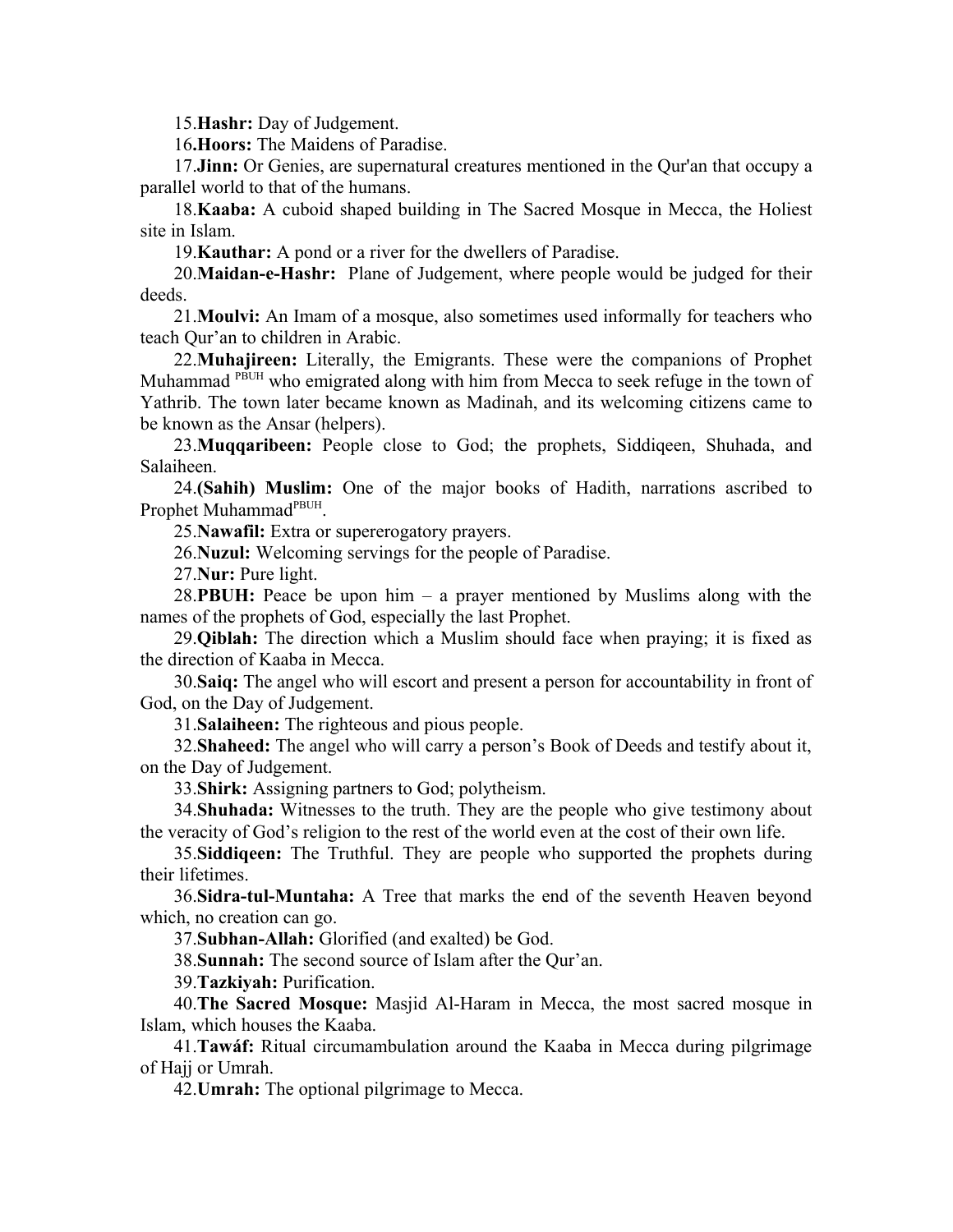15.**Hashr:** Day of Judgement.

16**.Hoors:** The Maidens of Paradise.

17.**Jinn:** Or Genies, are supernatural creatures mentioned in the Qur'an that occupy a parallel world to that of the humans.

18.**Kaaba:** A cuboid shaped building in The Sacred Mosque in Mecca, the Holiest site in Islam.

19.**Kauthar:** A pond or a river for the dwellers of Paradise.

20.**Maidan-e-Hashr:** Plane of Judgement, where people would be judged for their deeds.

21.**Moulvi:** An Imam of a mosque, also sometimes used informally for teachers who teach Qur'an to children in Arabic.

22.**Muhajireen:** Literally, the Emigrants. These were the companions of Prophet Muhammad PBUH who emigrated along with him from Mecca to seek refuge in the town of Yathrib. The town later became known as Madinah, and its welcoming citizens came to be known as the Ansar (helpers).

23.**Muqqaribeen:** People close to God; the prophets, Siddiqeen, Shuhada, and Salaiheen.

24.**(Sahih) Muslim:** One of the major books of Hadith, narrations ascribed to Prophet MuhammadPBUH.

25.**Nawafil:** Extra or supererogatory prayers.

26.**Nuzul:** Welcoming servings for the people of Paradise.

27.**Nur:** Pure light.

28.**PBUH:** Peace be upon him – a prayer mentioned by Muslims along with the names of the prophets of God, especially the last Prophet.

29.**Qiblah:** The direction which a Muslim should face when praying; it is fixed as the direction of Kaaba in Mecca.

30.**Saiq:** The angel who will escort and present a person for accountability in front of God, on the Day of Judgement.

31.**Salaiheen:** The righteous and pious people.

32.**Shaheed:** The angel who will carry a person's Book of Deeds and testify about it, on the Day of Judgement.

33.**Shirk:** Assigning partners to God; polytheism.

34.**Shuhada:** Witnesses to the truth. They are the people who give testimony about the veracity of God's religion to the rest of the world even at the cost of their own life.

35.**Siddiqeen:** The Truthful. They are people who supported the prophets during their lifetimes.

36.**Sidra-tul-Muntaha:** A Tree that marks the end of the seventh Heaven beyond which, no creation can go.

37.**Subhan-Allah:** Glorified (and exalted) be God.

38.**Sunnah:** The second source of Islam after the Qur'an.

39.**Tazkiyah:** Purification.

40.**The Sacred Mosque:** Masjid Al-Haram in Mecca, the most sacred mosque in Islam, which houses the Kaaba.

41.**Tawáf:** Ritual circumambulation around the Kaaba in Mecca during pilgrimage of Hajj or Umrah.

42.**Umrah:** The optional pilgrimage to Mecca.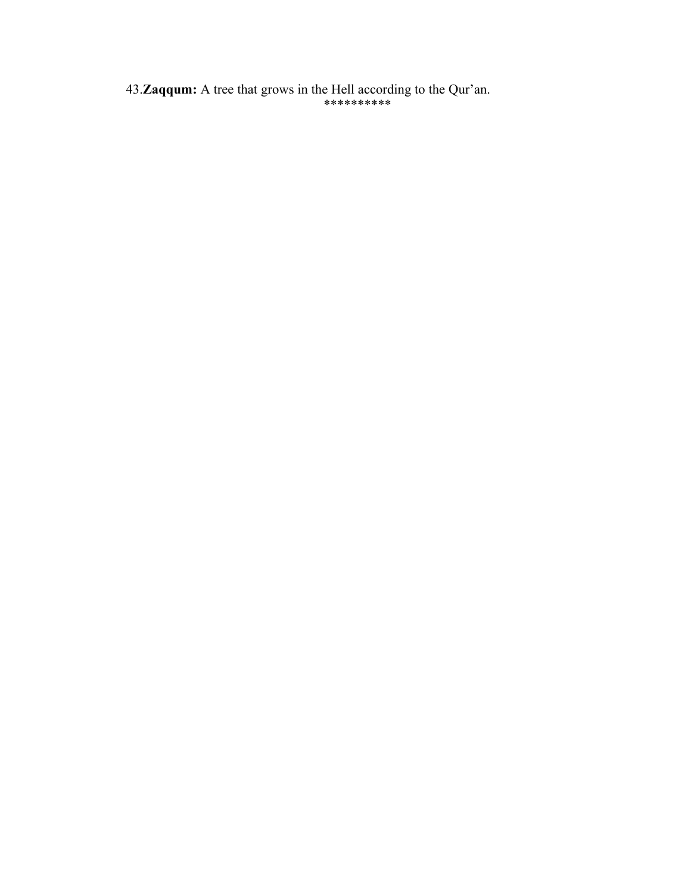43.**Zaqqum:** A tree that grows in the Hell according to the Qur'an.

**********